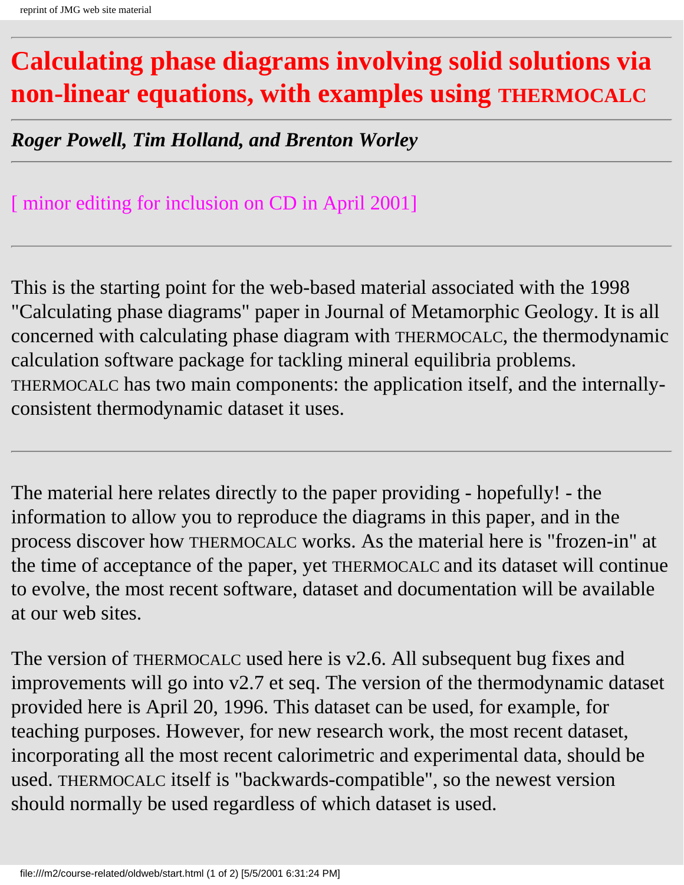# Calculating phase diagrams involving solid solutions via non-linear equations, with examples using THERMOCALC

***Roger Powell, Tim Holland, and Brenton Worley***

[ minor editing for inclusion on CD in April 2001]

---

This is the starting point for the web-based material associated with the 1998 "Calculating phase diagrams" paper in Journal of Metamorphic Geology. It is all concerned with calculating phase diagram with THERMOCALC, the thermodynamic calculation software package for tackling mineral equilibria problems. THERMOCALC has two main components: the application itself, and the internally-consistent thermodynamic dataset it uses.

---

The material here relates directly to the paper providing - hopefully! - the information to allow you to reproduce the diagrams in this paper, and in the process discover how THERMOCALC works. As the material here is "frozen-in" at the time of acceptance of the paper, yet THERMOCALC and its dataset will continue to evolve, the most recent software, dataset and documentation will be available at our web sites.

The version of THERMOCALC used here is v2.6. All subsequent bug fixes and improvements will go into v2.7 et seq. The version of the thermodynamic dataset provided here is April 20, 1996. This dataset can be used, for example, for teaching purposes. However, for new research work, the most recent dataset, incorporating all the most recent calorimetric and experimental data, should be used. THERMOCALC itself is "backwards-compatible", so the newest version should normally be used regardless of which dataset is used.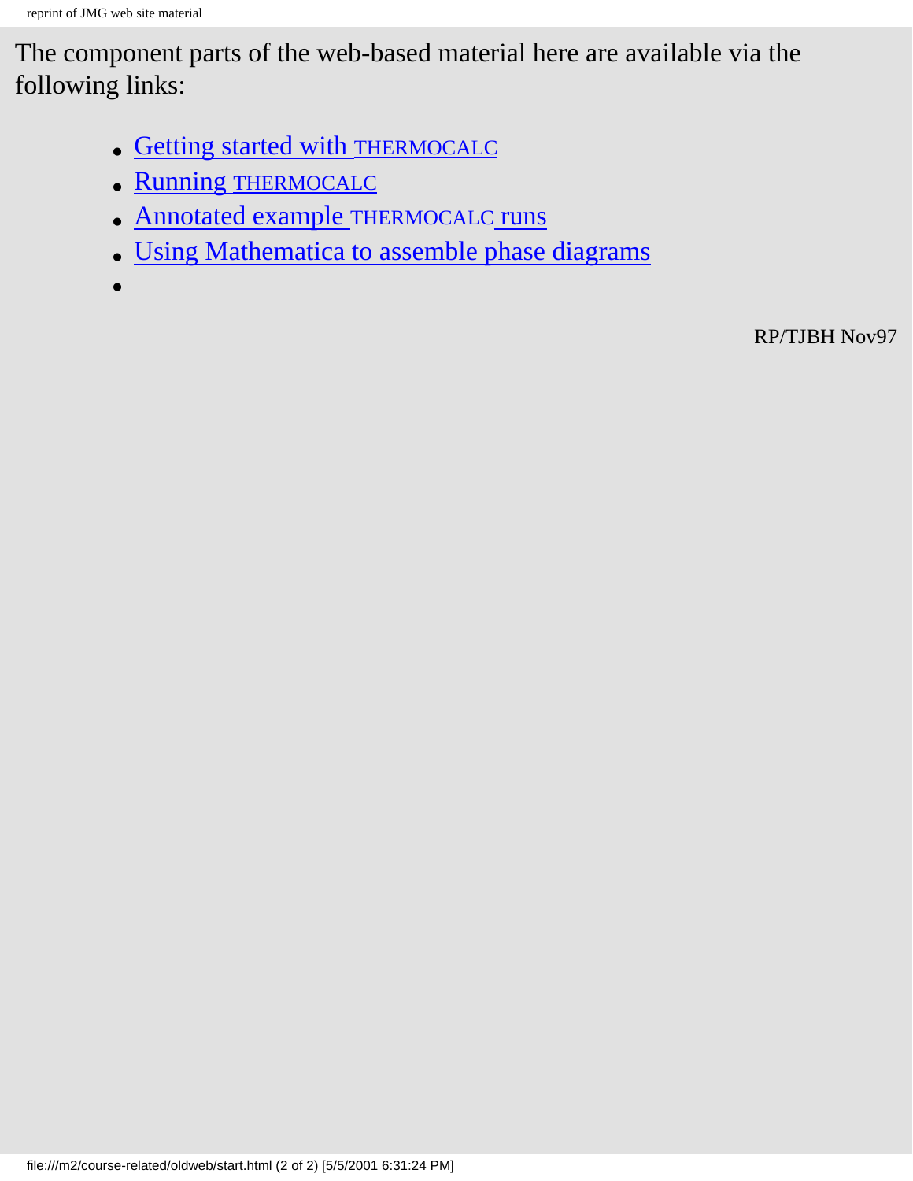The component parts of the web-based material here are available via the following links:

- Getting started with THERMOCALC
- Running THERMOCALC
- Annotated example THERMOCALC runs
- Using Mathematica to assemble phase diagrams
-

RP/TJBH Nov97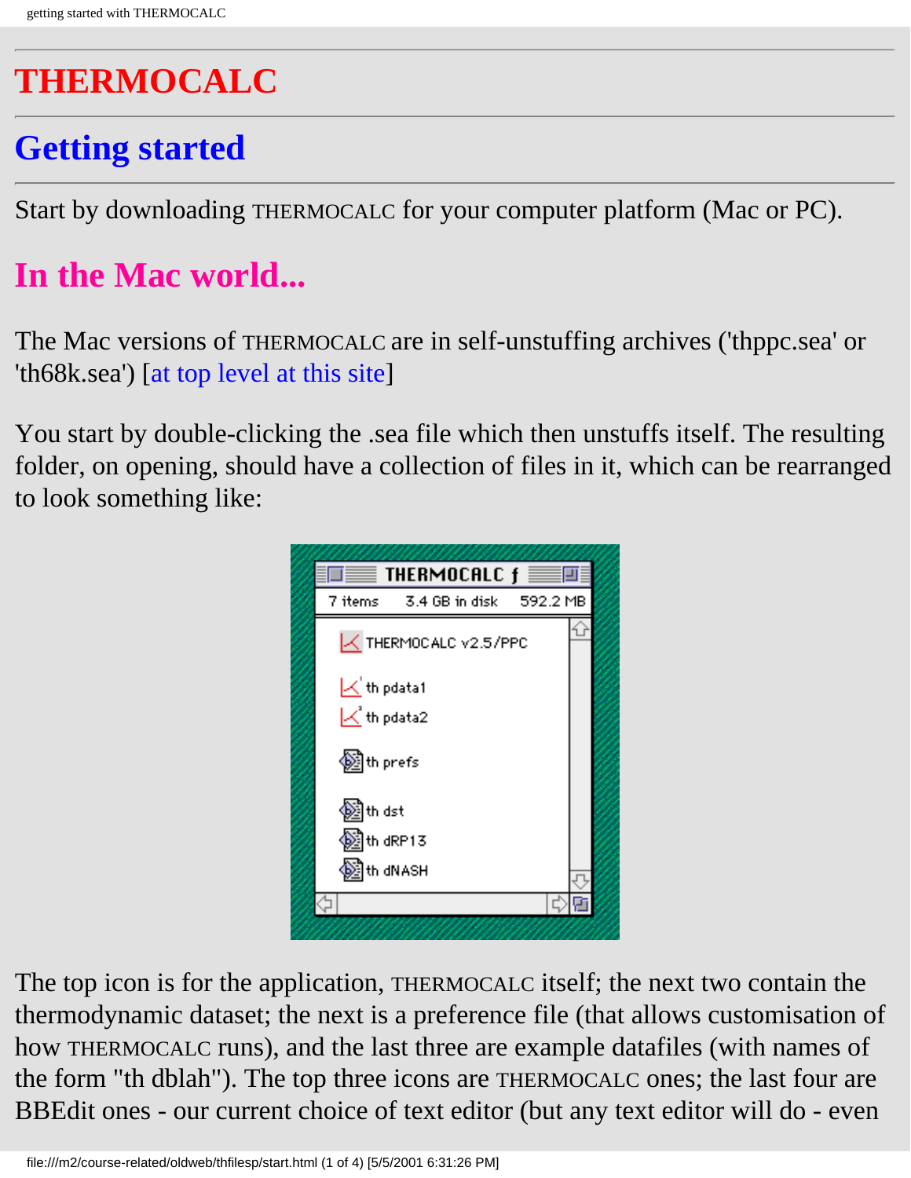# THERMOCALC

## Getting started

Start by downloading THERMOCALC for your computer platform (Mac or PC).

## In the Mac world...

The Mac versions of THERMOCALC are in self-unstuffing archives ('thppc.sea' or 'th68k.sea') [at top level at this site]

You start by double-clicking the .sea file which then unstuffs itself. The resulting folder, on opening, should have a collection of files in it, which can be rearranged to look something like:

The top icon is for the application, THERMOCALC itself; the next two contain the thermodynamic dataset; the next is a preference file (that allows customisation of how THERMOCALC runs), and the last three are example datafiles (with names of the form "th dblah"). The top three icons are THERMOCALC ones; the last four are BBEdit ones - our current choice of text editor (but any text editor will do - even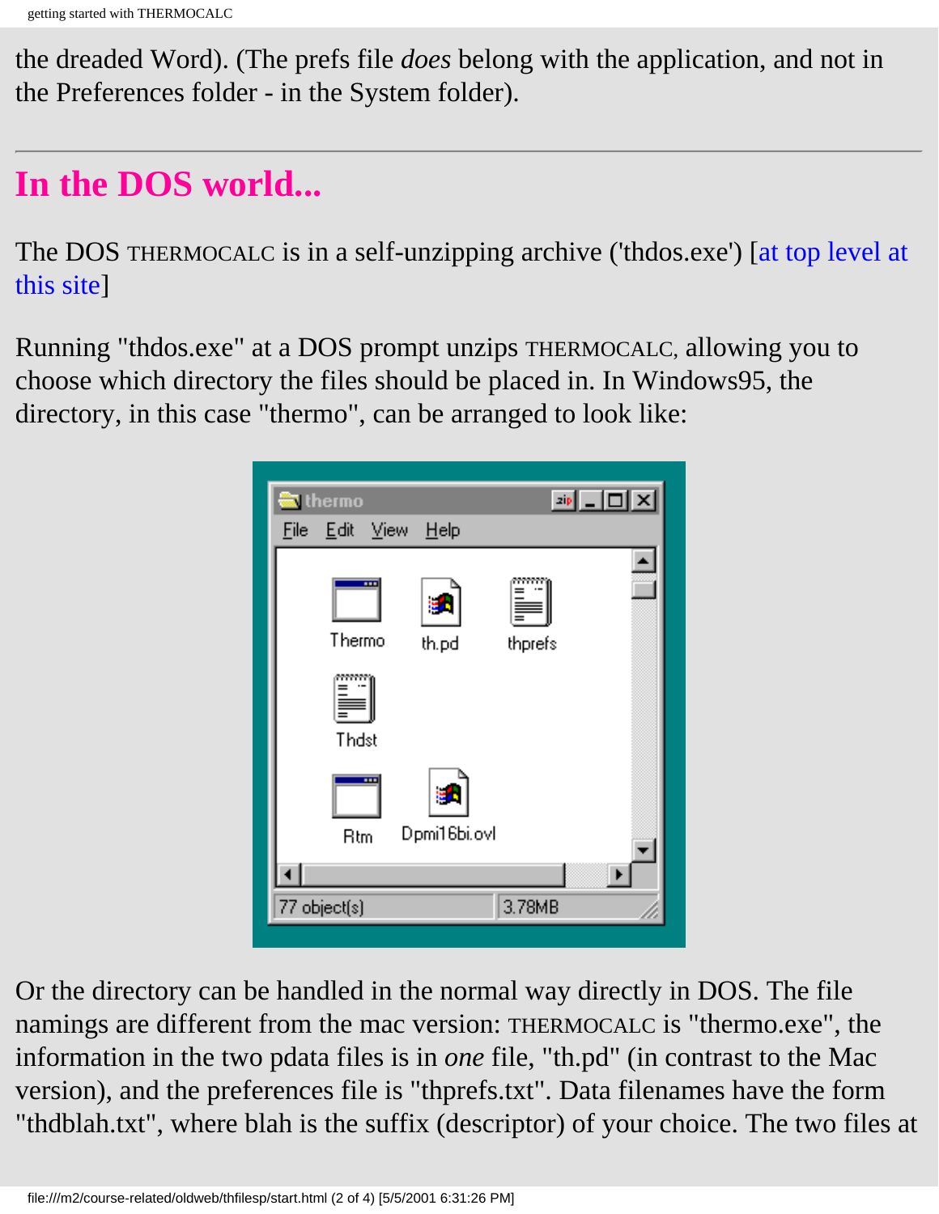the dreaded Word). (The prefs file *does* belong with the application, and not in the Preferences folder - in the System folder).

---

## In the DOS world...

The DOS THERMOCALC is in a self-unzipping archive ('thdos.exe') [at top level at this site]

Running "thdos.exe" at a DOS prompt unzips THERMOCALC, allowing you to choose which directory the files should be placed in. In Windows95, the directory, in this case "thermo", can be arranged to look like:

Or the directory can be handled in the normal way directly in DOS. The file namings are different from the mac version: THERMOCALC is "thermo.exe", the information in the two pdata files is in *one* file, "th.pd" (in contrast to the Mac version), and the preferences file is "thprefs.txt". Data filenames have the form "thdblah.txt", where blah is the suffix (descriptor) of your choice. The two files at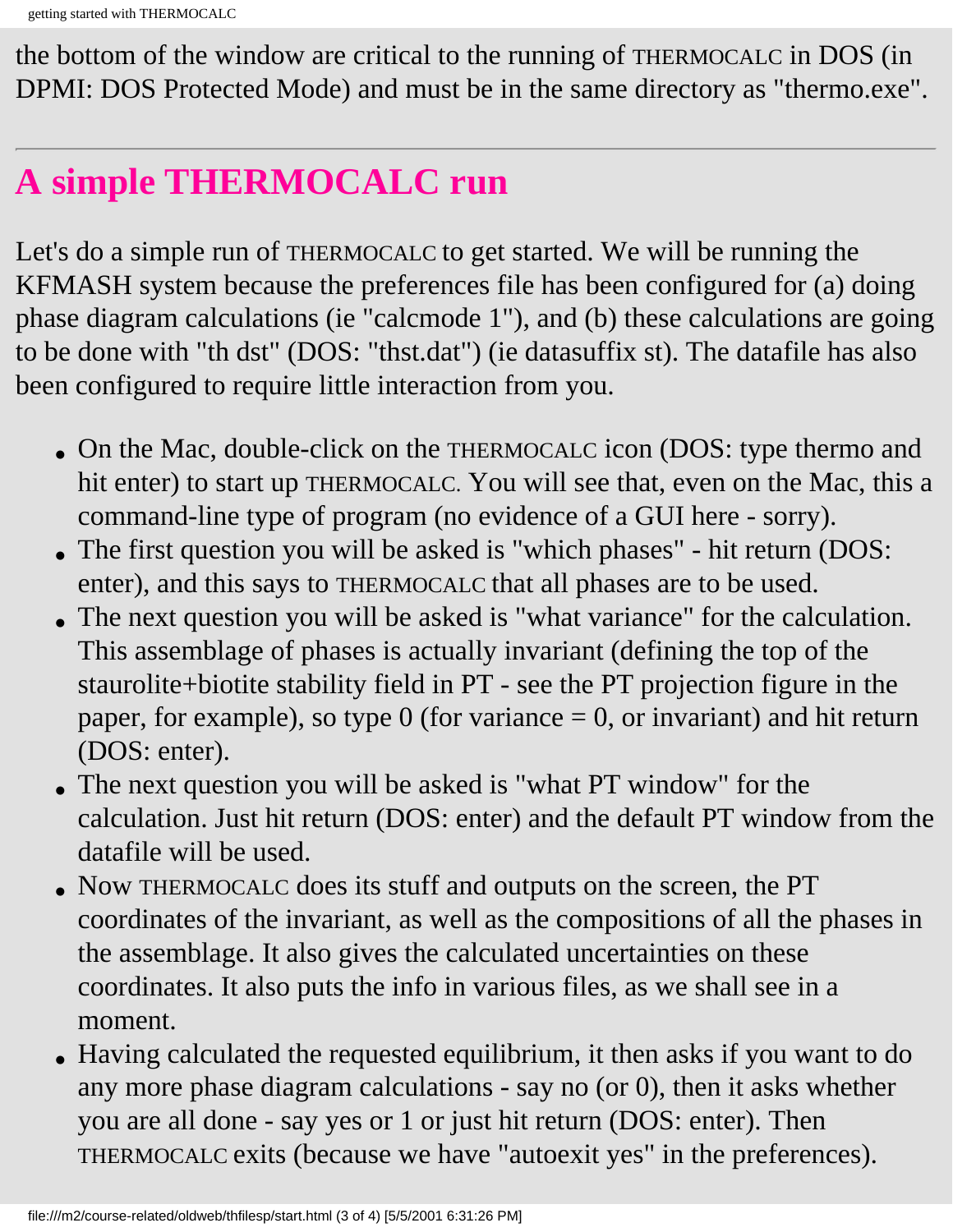the bottom of the window are critical to the running of THERMOCALC in DOS (in DPMI: DOS Protected Mode) and must be in the same directory as "thermo.exe".

---

# A simple THERMOCALC run

Let's do a simple run of THERMOCALC to get started. We will be running the KFMASH system because the preferences file has been configured for (a) doing phase diagram calculations (ie "calcmode 1"), and (b) these calculations are going to be done with "th dst" (DOS: "thst.dat") (ie datasuffix st). The datafile has also been configured to require little interaction from you.

- On the Mac, double-click on the THERMOCALC icon (DOS: type thermo and hit enter) to start up THERMOCALC. You will see that, even on the Mac, this a command-line type of program (no evidence of a GUI here - sorry).
- The first question you will be asked is "which phases" - hit return (DOS: enter), and this says to THERMOCALC that all phases are to be used.
- The next question you will be asked is "what variance" for the calculation. This assemblage of phases is actually invariant (defining the top of the staurolite+biotite stability field in PT - see the PT projection figure in the paper, for example), so type 0 (for variance = 0, or invariant) and hit return (DOS: enter).
- The next question you will be asked is "what PT window" for the calculation. Just hit return (DOS: enter) and the default PT window from the datafile will be used.
- Now THERMOCALC does its stuff and outputs on the screen, the PT coordinates of the invariant, as well as the compositions of all the phases in the assemblage. It also gives the calculated uncertainties on these coordinates. It also puts the info in various files, as we shall see in a moment.
- Having calculated the requested equilibrium, it then asks if you want to do any more phase diagram calculations - say no (or 0), then it asks whether you are all done - say yes or 1 or just hit return (DOS: enter). Then THERMOCALC exits (because we have "autoexit yes" in the preferences).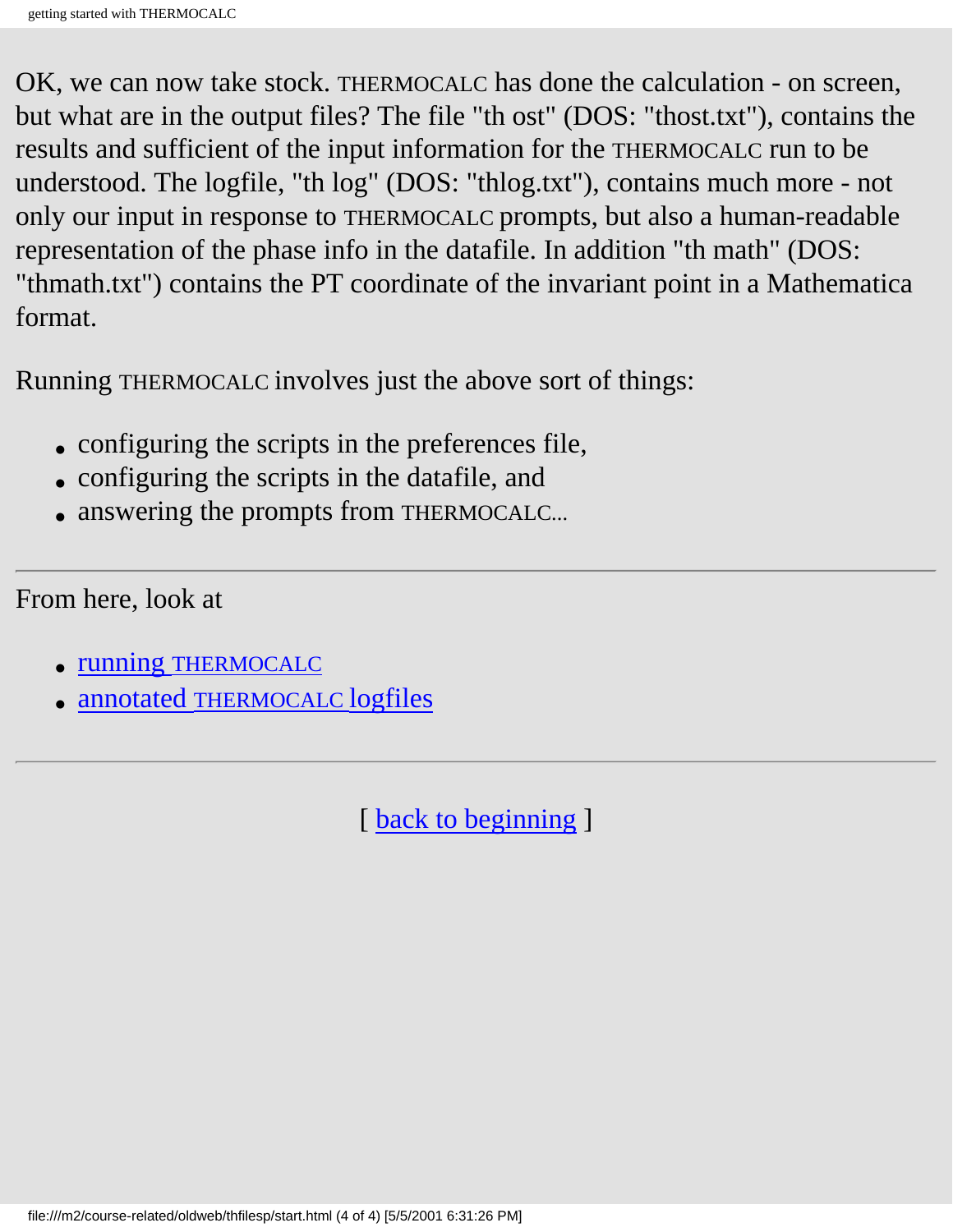OK, we can now take stock. THERMOCALC has done the calculation - on screen, but what are in the output files? The file "th ost" (DOS: "thost.txt"), contains the results and sufficient of the input information for the THERMOCALC run to be understood. The logfile, "th log" (DOS: "thlog.txt"), contains much more - not only our input in response to THERMOCALC prompts, but also a human-readable representation of the phase info in the datafile. In addition "th math" (DOS: "thmath.txt") contains the PT coordinate of the invariant point in a Mathematica format.

Running THERMOCALC involves just the above sort of things:

- configuring the scripts in the preferences file,
- configuring the scripts in the datafile, and
- answering the prompts from THERMOCALC...

---

From here, look at

- running THERMOCALC
- annotated THERMOCALC logfiles

---

[ back to beginning ]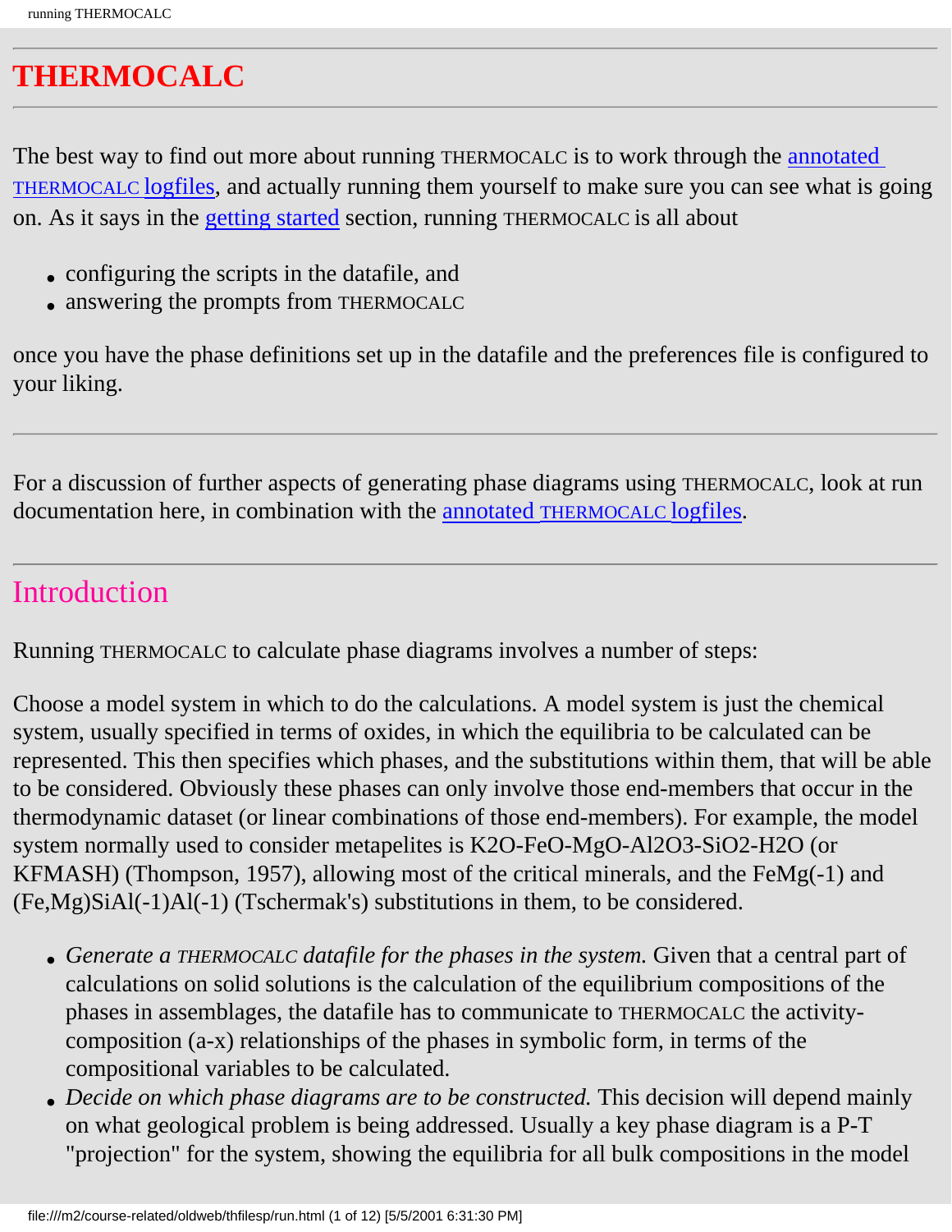# THERMOCALC

The best way to find out more about running THERMOCALC is to work through the annotated THERMOCALC logfiles, and actually running them yourself to make sure you can see what is going on. As it says in the getting started section, running THERMOCALC is all about

- configuring the scripts in the datafile, and
- answering the prompts from THERMOCALC

once you have the phase definitions set up in the datafile and the preferences file is configured to your liking.

---

For a discussion of further aspects of generating phase diagrams using THERMOCALC, look at run documentation here, in combination with the annotated THERMOCALC logfiles.

---

## Introduction

Running THERMOCALC to calculate phase diagrams involves a number of steps:

Choose a model system in which to do the calculations. A model system is just the chemical system, usually specified in terms of oxides, in which the equilibria to be calculated can be represented. This then specifies which phases, and the substitutions within them, that will be able to be considered. Obviously these phases can only involve those end-members that occur in the thermodynamic dataset (or linear combinations of those end-members). For example, the model system normally used to consider metapelites is $K_2O$-FeO-MgO-$Al_2O_3$-$SiO_2$-$H_2O$ (or KFMASH) (Thompson, 1957), allowing most of the critical minerals, and the FeMg(-1) and (Fe,Mg)SiAl(-1)Al(-1) (Tschermak's) substitutions in them, to be considered.

- *Generate a THERMOCALC datafile for the phases in the system.* Given that a central part of calculations on solid solutions is the calculation of the equilibrium compositions of the phases in assemblages, the datafile has to communicate to THERMOCALC the activity-composition (a-x) relationships of the phases in symbolic form, in terms of the compositional variables to be calculated.
- *Decide on which phase diagrams are to be constructed.* This decision will depend mainly on what geological problem is being addressed. Usually a key phase diagram is a P-T "projection" for the system, showing the equilibria for all bulk compositions in the model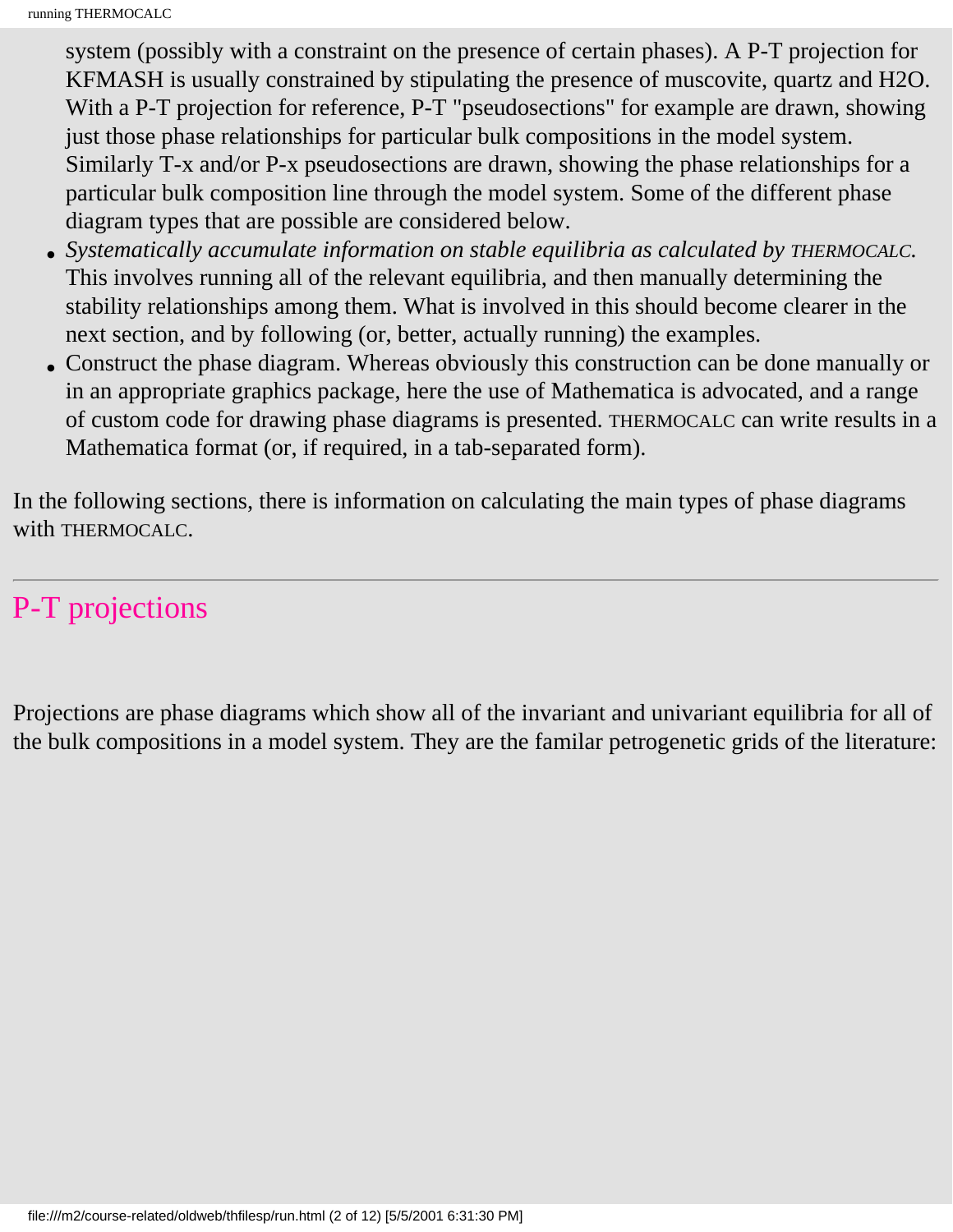system (possibly with a constraint on the presence of certain phases). A P-T projection for KFMASH is usually constrained by stipulating the presence of muscovite, quartz and $H_2O$. With a P-T projection for reference, P-T "pseudosections" for example are drawn, showing just those phase relationships for particular bulk compositions in the model system. Similarly T-x and/or P-x pseudosections are drawn, showing the phase relationships for a particular bulk composition line through the model system. Some of the different phase diagram types that are possible are considered below.

- *Systematically accumulate information on stable equilibria as calculated by THERMOCALC.* This involves running all of the relevant equilibria, and then manually determining the stability relationships among them. What is involved in this should become clearer in the next section, and by following (or, better, actually running) the examples.
- Construct the phase diagram. Whereas obviously this construction can be done manually or in an appropriate graphics package, here the use of Mathematica is advocated, and a range of custom code for drawing phase diagrams is presented. THERMOCALC can write results in a Mathematica format (or, if required, in a tab-separated form).

In the following sections, there is information on calculating the main types of phase diagrams with THERMOCALC.

## P-T projections

Projections are phase diagrams which show all of the invariant and univariant equilibria for all of the bulk compositions in a model system. They are the familar petrogenetic grids of the literature: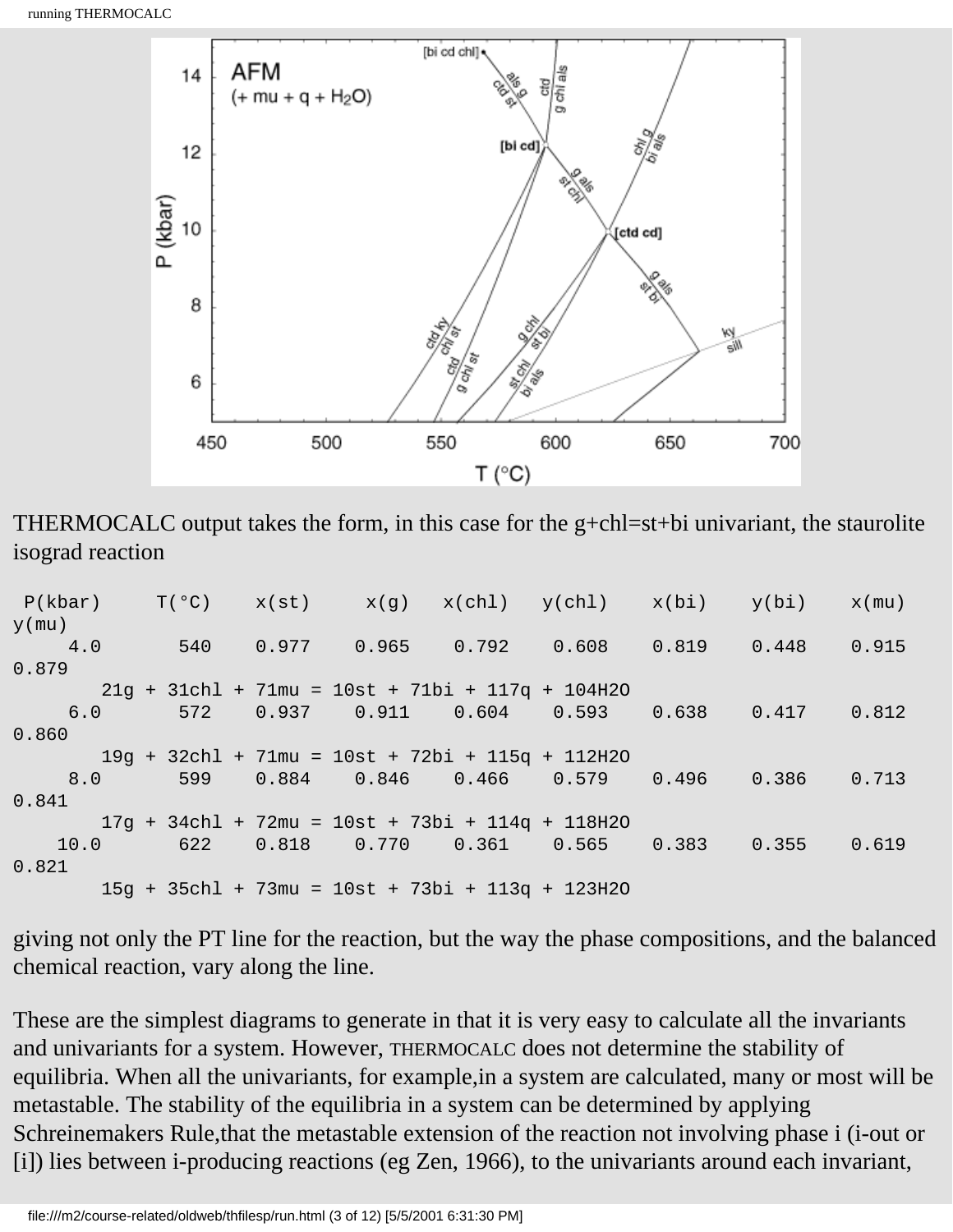THERMOCALC output takes the form, in this case for the g+chl=st+bi univariant, the staurolite isograd reaction

```
 P(kbar)     T(°C)    x(st)     x(g)   x(chl)   y(chl)    x(bi)    y(bi)    x(mu)    y(mu)
     4.0       540    0.977    0.965    0.792    0.608    0.819    0.448    0.915    0.879
        21g + 31chl + 71mu = 10st + 71bi + 117q + 104H2O
     6.0       572    0.937    0.911    0.604    0.593    0.638    0.417    0.812    0.860
        19g + 32chl + 71mu = 10st + 72bi + 115q + 112H2O
     8.0       599    0.884    0.846    0.466    0.579    0.496    0.386    0.713    0.841
        17g + 34chl + 72mu = 10st + 73bi + 114q + 118H2O
    10.0       622    0.818    0.770    0.361    0.565    0.383    0.355    0.619    0.821
        15g + 35chl + 73mu = 10st + 73bi + 113q + 123H2O
```

giving not only the PT line for the reaction, but the way the phase compositions, and the balanced chemical reaction, vary along the line.

These are the simplest diagrams to generate in that it is very easy to calculate all the invariants and univariants for a system. However, THERMOCALC does not determine the stability of equilibria. When all the univariants, for example,in a system are calculated, many or most will be metastable. The stability of the equilibria in a system can be determined by applying Schreinemakers Rule,that the metastable extension of the reaction not involving phase i (i-out or [i]) lies between i-producing reactions (eg Zen, 1966), to the univariants around each invariant,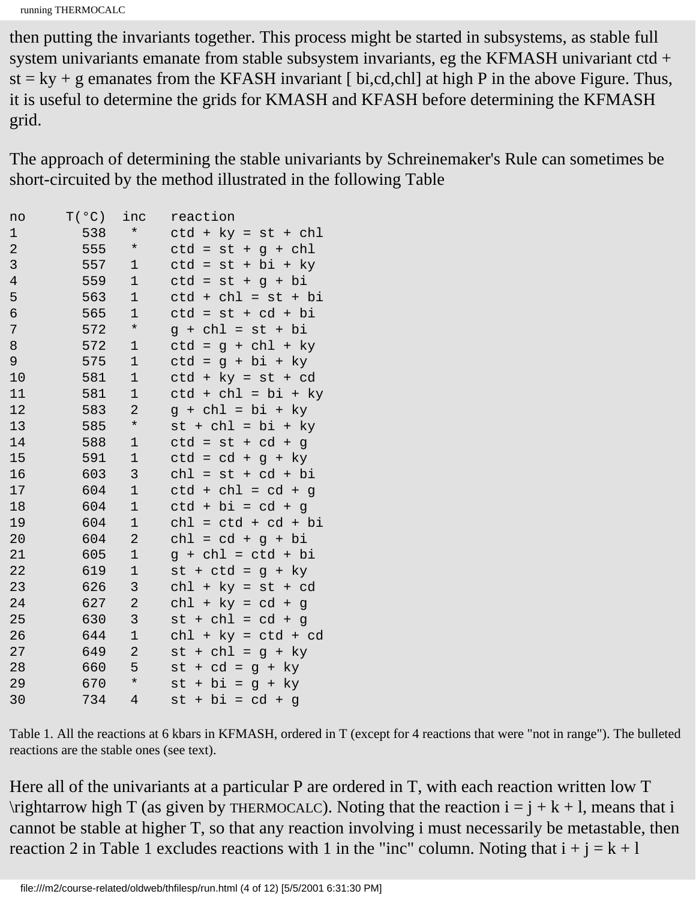then putting the invariants together. This process might be started in subsystems, as stable full system univariants emanate from stable subsystem invariants, eg the KFMASH univariant ctd + st = ky + g emanates from the KFASH invariant [ bi,cd,chl] at high P in the above Figure. Thus, it is useful to determine the grids for KMASH and KFASH before determining the KFMASH grid.

The approach of determining the stable univariants by Schreinemaker's Rule can sometimes be short-circuited by the method illustrated in the following Table

| no | T(°C) | inc | reaction |
|---|---|---|---|
| 1 | 538 | * | ctd + ky = st + chl |
| 2 | 555 | * | ctd = st + g + chl |
| 3 | 557 | 1 | ctd = st + bi + ky |
| 4 | 559 | 1 | ctd = st + g + bi |
| 5 | 563 | 1 | ctd + chl = st + bi |
| 6 | 565 | 1 | ctd = st + cd + bi |
| 7 | 572 | * | g + chl = st + bi |
| 8 | 572 | 1 | ctd = g + chl + ky |
| 9 | 575 | 1 | ctd = g + bi + ky |
| 10 | 581 | 1 | ctd + ky = st + cd |
| 11 | 581 | 1 | ctd + chl = bi + ky |
| 12 | 583 | 2 | g + chl = bi + ky |
| 13 | 585 | * | st + chl = bi + ky |
| 14 | 588 | 1 | ctd = st + cd + g |
| 15 | 591 | 1 | ctd = cd + g + ky |
| 16 | 603 | 3 | chl = st + cd + bi |
| 17 | 604 | 1 | ctd + chl = cd + g |
| 18 | 604 | 1 | ctd + bi = cd + g |
| 19 | 604 | 1 | chl = ctd + cd + bi |
| 20 | 604 | 2 | chl = cd + g + bi |
| 21 | 605 | 1 | g + chl = ctd + bi |
| 22 | 619 | 1 | st + ctd = g + ky |
| 23 | 626 | 3 | chl + ky = st + cd |
| 24 | 627 | 2 | chl + ky = cd + g |
| 25 | 630 | 3 | st + chl = cd + g |
| 26 | 644 | 1 | chl + ky = ctd + cd |
| 27 | 649 | 2 | st + chl = g + ky |
| 28 | 660 | 5 | st + cd = g + ky |
| 29 | 670 | * | st + bi = g + ky |
| 30 | 734 | 4 | st + bi = cd + g |

Table 1. All the reactions at 6 kbars in KFMASH, ordered in T (except for 4 reactions that were "not in range"). The bulleted reactions are the stable ones (see text).

Here all of the univariants at a particular P are ordered in T, with each reaction written low T \rightarrow high T (as given by THERMOCALC). Noting that the reaction i = j + k + l, means that i cannot be stable at higher T, so that any reaction involving i must necessarily be metastable, then reaction 2 in Table 1 excludes reactions with 1 in the "inc" column. Noting that i + j = k + l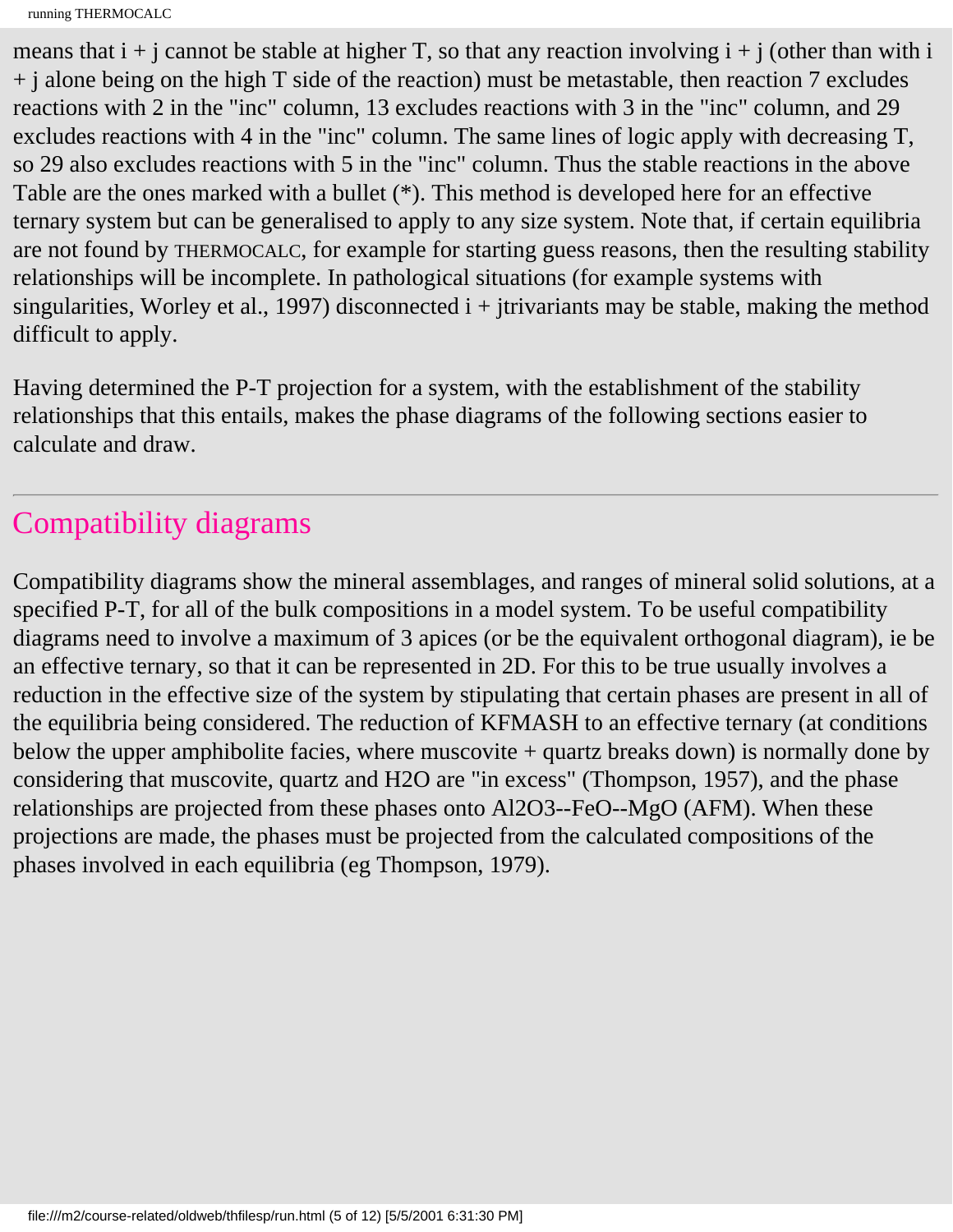means that i + j cannot be stable at higher T, so that any reaction involving i + j (other than with i + j alone being on the high T side of the reaction) must be metastable, then reaction 7 excludes reactions with 2 in the "inc" column, 13 excludes reactions with 3 in the "inc" column, and 29 excludes reactions with 4 in the "inc" column. The same lines of logic apply with decreasing T, so 29 also excludes reactions with 5 in the "inc" column. Thus the stable reactions in the above Table are the ones marked with a bullet (*). This method is developed here for an effective ternary system but can be generalised to apply to any size system. Note that, if certain equilibria are not found by THERMOCALC, for example for starting guess reasons, then the resulting stability relationships will be incomplete. In pathological situations (for example systems with singularities, Worley et al., 1997) disconnected i + jtrivariants may be stable, making the method difficult to apply.

Having determined the P-T projection for a system, with the establishment of the stability relationships that this entails, makes the phase diagrams of the following sections easier to calculate and draw.

---

## Compatibility diagrams

Compatibility diagrams show the mineral assemblages, and ranges of mineral solid solutions, at a specified P-T, for all of the bulk compositions in a model system. To be useful compatibility diagrams need to involve a maximum of 3 apices (or be the equivalent orthogonal diagram), ie be an effective ternary, so that it can be represented in 2D. For this to be true usually involves a reduction in the effective size of the system by stipulating that certain phases are present in all of the equilibria being considered. The reduction of KFMASH to an effective ternary (at conditions below the upper amphibolite facies, where muscovite + quartz breaks down) is normally done by considering that muscovite, quartz and $H_2O$ are "in excess" (Thompson, 1957), and the phase relationships are projected from these phases onto $Al_2O_3$--FeO--MgO (AFM). When these projections are made, the phases must be projected from the calculated compositions of the phases involved in each equilibria (eg Thompson, 1979).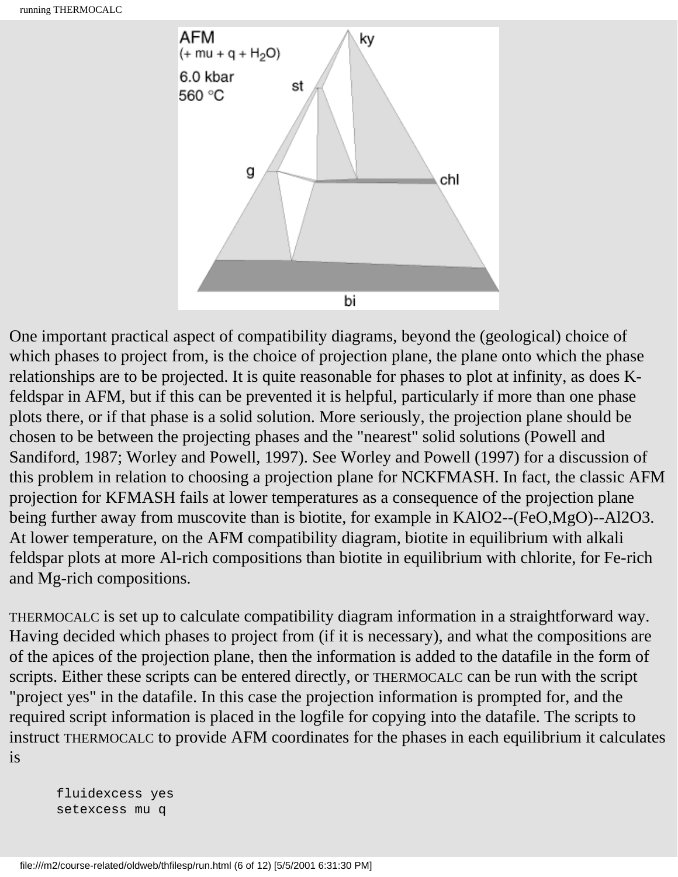One important practical aspect of compatibility diagrams, beyond the (geological) choice of which phases to project from, is the choice of projection plane, the plane onto which the phase relationships are to be projected. It is quite reasonable for phases to plot at infinity, as does K-feldspar in AFM, but if this can be prevented it is helpful, particularly if more than one phase plots there, or if that phase is a solid solution. More seriously, the projection plane should be chosen to be between the projecting phases and the "nearest" solid solutions (Powell and Sandiford, 1987; Worley and Powell, 1997). See Worley and Powell (1997) for a discussion of this problem in relation to choosing a projection plane for NCKFMASH. In fact, the classic AFM projection for KFMASH fails at lower temperatures as a consequence of the projection plane being further away from muscovite than is biotite, for example in $KAlO_2$--(FeO,MgO)--$Al_2O_3$. At lower temperature, on the AFM compatibility diagram, biotite in equilibrium with alkali feldspar plots at more Al-rich compositions than biotite in equilibrium with chlorite, for Fe-rich and Mg-rich compositions.

THERMOCALC is set up to calculate compatibility diagram information in a straightforward way. Having decided which phases to project from (if it is necessary), and what the compositions are of the apices of the projection plane, then the information is added to the datafile in the form of scripts. Either these scripts can be entered directly, or THERMOCALC can be run with the script "project yes" in the datafile. In this case the projection information is prompted for, and the required script information is placed in the logfile for copying into the datafile. The scripts to instruct THERMOCALC to provide AFM coordinates for the phases in each equilibrium it calculates is

```
fluidexcess yes
setexcess mu q
```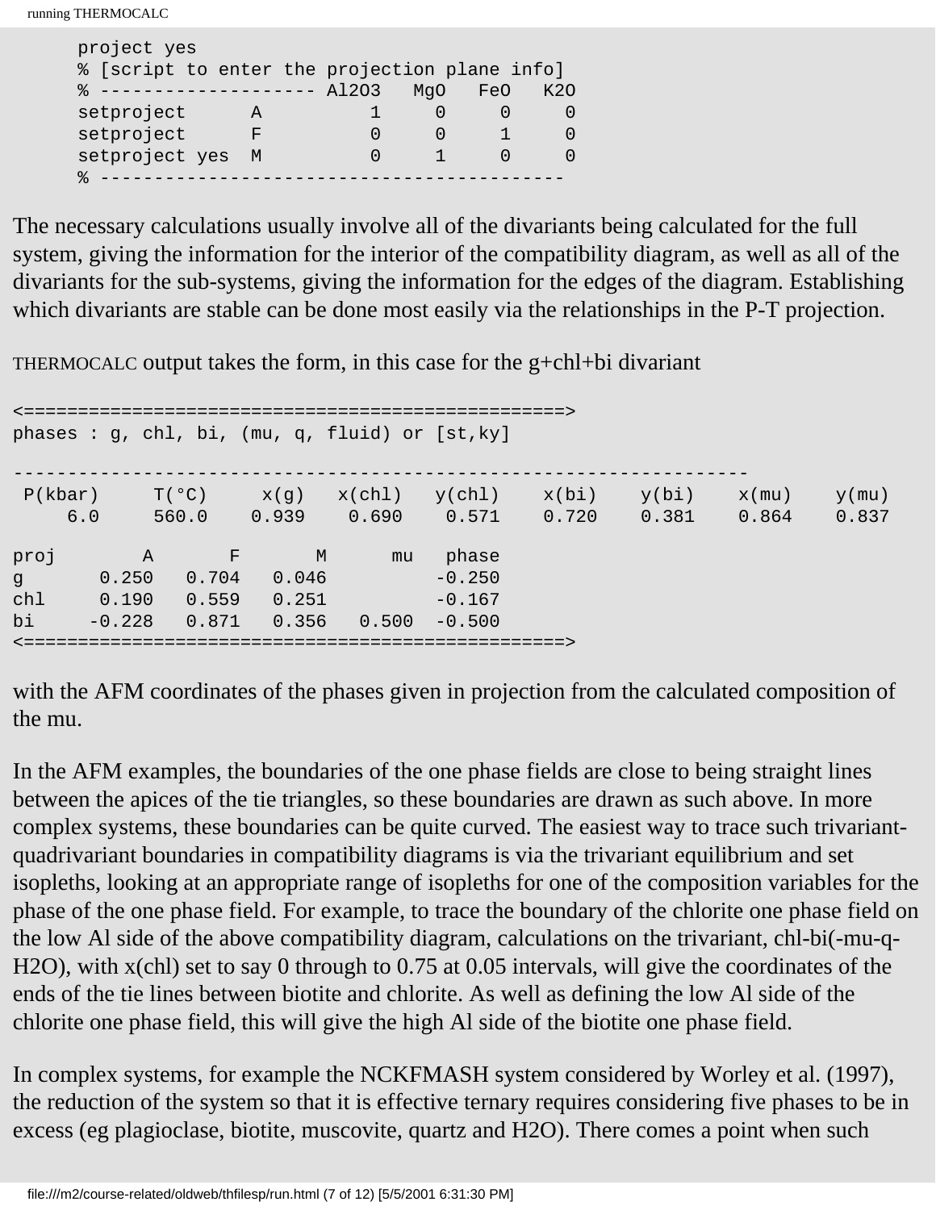```
project yes
% [script to enter the projection plane info]
% -------------------- Al2O3   MgO   FeO   K2O
setproject      A          1     0     0     0
setproject      F          0     0     1     0
setproject yes  M          0     1     0     0
% -----------------------------------------
```

The necessary calculations usually involve all of the divariants being calculated for the full system, giving the information for the interior of the compatibility diagram, as well as all of the divariants for the sub-systems, giving the information for the edges of the diagram. Establishing which divariants are stable can be done most easily via the relationships in the P-T projection.

THERMOCALC output takes the form, in this case for the g+chl+bi divariant

```
<==================================================>
phases : g, chl, bi, (mu, q, fluid) or [st,ky]

-----------------------------------------------------------------
 P(kbar)     T(°C)     x(g)   x(chl)   y(chl)    x(bi)    y(bi)    x(mu)    y(mu)
     6.0     560.0    0.939    0.690    0.571    0.720    0.381    0.864    0.837

proj        A       F       M      mu   phase
g       0.250   0.704   0.046          -0.250
chl     0.190   0.559   0.251          -0.167
bi     -0.228   0.871   0.356   0.500  -0.500
<==================================================>
```

with the AFM coordinates of the phases given in projection from the calculated composition of the mu.

In the AFM examples, the boundaries of the one phase fields are close to being straight lines between the apices of the tie triangles, so these boundaries are drawn as such above. In more complex systems, these boundaries can be quite curved. The easiest way to trace such trivariant-quadrivariant boundaries in compatibility diagrams is via the trivariant equilibrium and set isopleths, looking at an appropriate range of isopleths for one of the composition variables for the phase of the one phase field. For example, to trace the boundary of the chlorite one phase field on the low Al side of the above compatibility diagram, calculations on the trivariant, chl-bi(-mu-q-$H_2O$), with x(chl) set to say 0 through to 0.75 at 0.05 intervals, will give the coordinates of the ends of the tie lines between biotite and chlorite. As well as defining the low Al side of the chlorite one phase field, this will give the high Al side of the biotite one phase field.

In complex systems, for example the NCKFMASH system considered by Worley et al. (1997), the reduction of the system so that it is effective ternary requires considering five phases to be in excess (eg plagioclase, biotite, muscovite, quartz and $H_2O$). There comes a point when such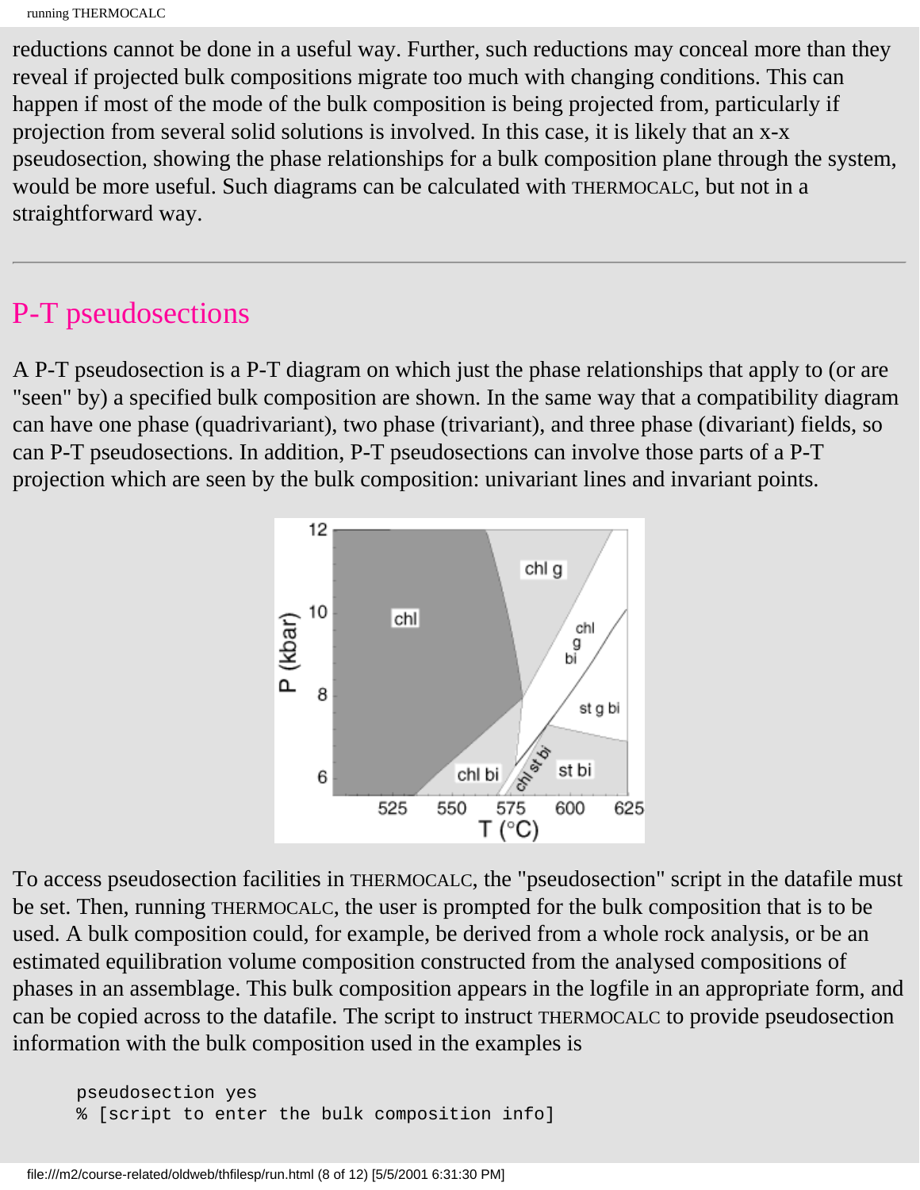reductions cannot be done in a useful way. Further, such reductions may conceal more than they reveal if projected bulk compositions migrate too much with changing conditions. This can happen if most of the mode of the bulk composition is being projected from, particularly if projection from several solid solutions is involved. In this case, it is likely that an x-x pseudosection, showing the phase relationships for a bulk composition plane through the system, would be more useful. Such diagrams can be calculated with THERMOCALC, but not in a straightforward way.

---

## P-T pseudosections

A P-T pseudosection is a P-T diagram on which just the phase relationships that apply to (or are "seen" by) a specified bulk composition are shown. In the same way that a compatibility diagram can have one phase (quadrivariant), two phase (trivariant), and three phase (divariant) fields, so can P-T pseudosections. In addition, P-T pseudosections can involve those parts of a P-T projection which are seen by the bulk composition: univariant lines and invariant points.

To access pseudosection facilities in THERMOCALC, the "pseudosection" script in the datafile must be set. Then, running THERMOCALC, the user is prompted for the bulk composition that is to be used. A bulk composition could, for example, be derived from a whole rock analysis, or be an estimated equilibration volume composition constructed from the analysed compositions of phases in an assemblage. This bulk composition appears in the logfile in an appropriate form, and can be copied across to the datafile. The script to instruct THERMOCALC to provide pseudosection information with the bulk composition used in the examples is

```
pseudosection yes
% [script to enter the bulk composition info]
```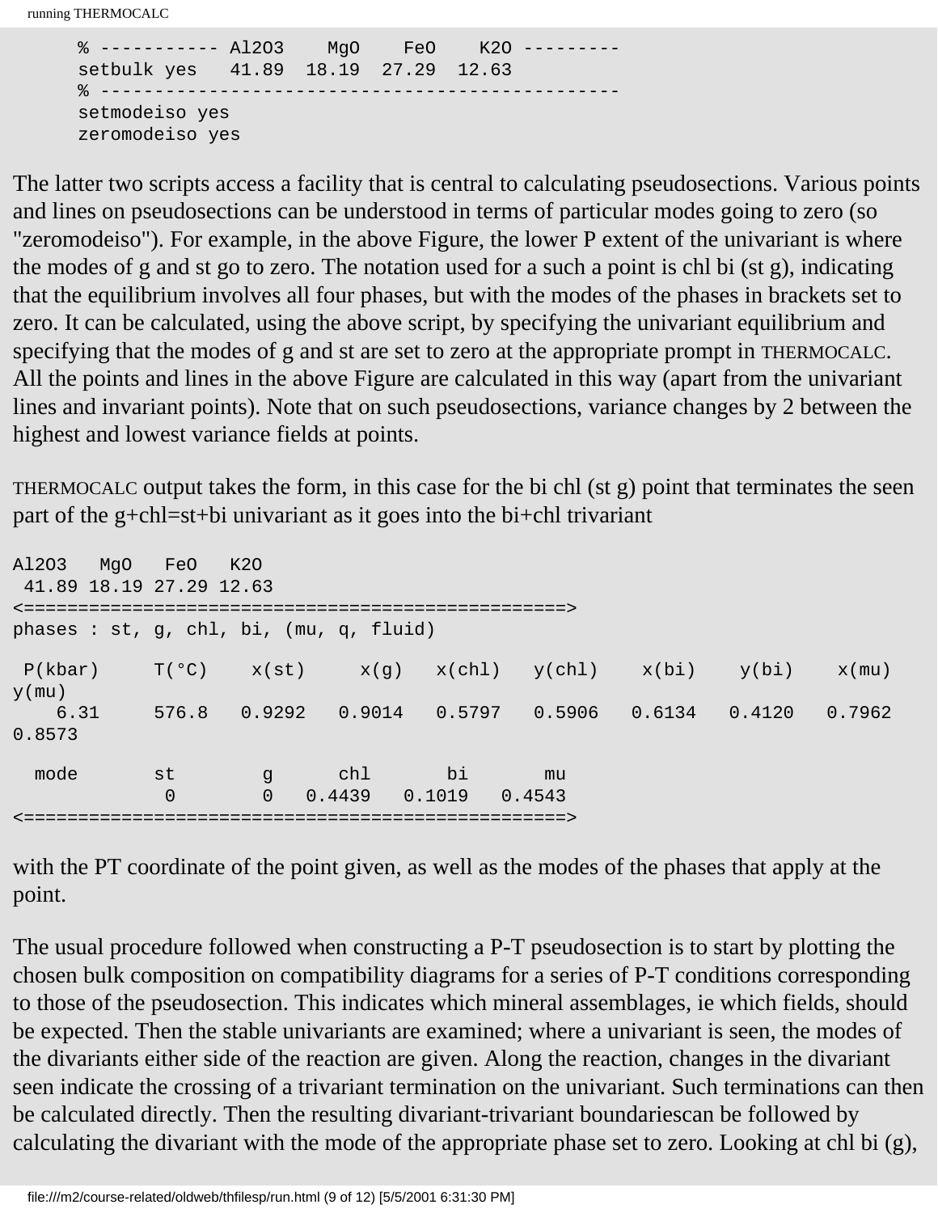```
% ----------- Al2O3    MgO    FeO    K2O ---------
setbulk yes   41.89  18.19  27.29  12.63
% ---------------------------------------------
setmodeiso yes
zeromodeiso yes
```

The latter two scripts access a facility that is central to calculating pseudosections. Various points and lines on pseudosections can be understood in terms of particular modes going to zero (so "zeromodeiso"). For example, in the above Figure, the lower P extent of the univariant is where the modes of g and st go to zero. The notation used for a such a point is chl bi (st g), indicating that the equilibrium involves all four phases, but with the modes of the phases in brackets set to zero. It can be calculated, using the above script, by specifying the univariant equilibrium and specifying that the modes of g and st are set to zero at the appropriate prompt in THERMOCALC. All the points and lines in the above Figure are calculated in this way (apart from the univariant lines and invariant points). Note that on such pseudosections, variance changes by 2 between the highest and lowest variance fields at points.

THERMOCALC output takes the form, in this case for the bi chl (st g) point that terminates the seen part of the g+chl=st+bi univariant as it goes into the bi+chl trivariant

```
Al2O3   MgO   FeO   K2O
 41.89 18.19 27.29 12.63
<==================================================>
phases : st, g, chl, bi, (mu, q, fluid)

 P(kbar)     T(°C)    x(st)     x(g)   x(chl)   y(chl)    x(bi)    y(bi)    x(mu)
y(mu)
    6.31     576.8   0.9292   0.9014   0.5797   0.5906   0.6134   0.4120   0.7962
0.8573

  mode       st        g      chl       bi       mu
              0        0   0.4439   0.1019   0.4543
<==================================================>
```

with the PT coordinate of the point given, as well as the modes of the phases that apply at the point.

The usual procedure followed when constructing a P-T pseudosection is to start by plotting the chosen bulk composition on compatibility diagrams for a series of P-T conditions corresponding to those of the pseudosection. This indicates which mineral assemblages, ie which fields, should be expected. Then the stable univariants are examined; where a univariant is seen, the modes of the divariants either side of the reaction are given. Along the reaction, changes in the divariant seen indicate the crossing of a trivariant termination on the univariant. Such terminations can then be calculated directly. Then the resulting divariant-trivariant boundariescan be followed by calculating the divariant with the mode of the appropriate phase set to zero. Looking at chl bi (g),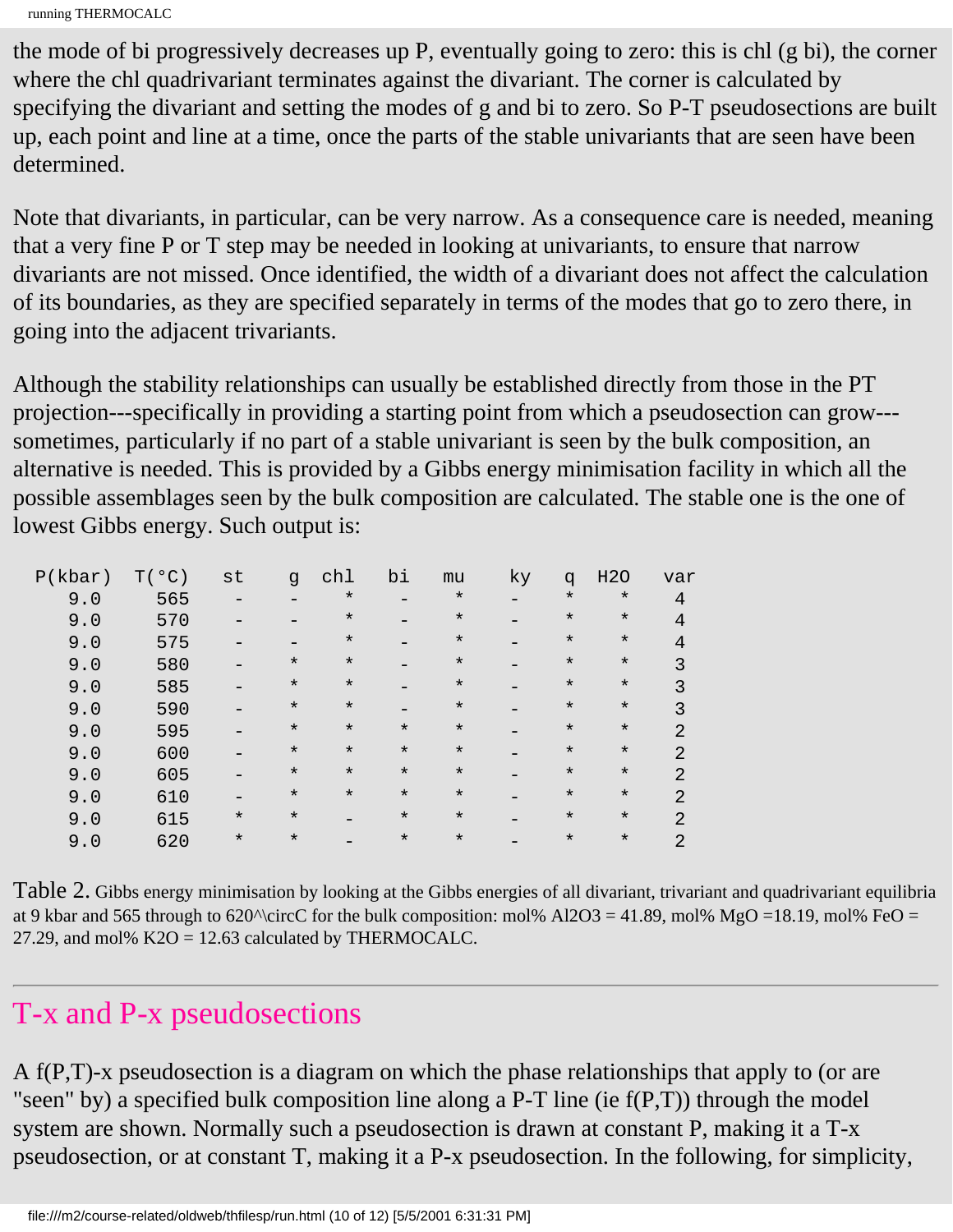the mode of bi progressively decreases up P, eventually going to zero: this is chl (g bi), the corner where the chl quadrivariant terminates against the divariant. The corner is calculated by specifying the divariant and setting the modes of g and bi to zero. So P-T pseudosections are built up, each point and line at a time, once the parts of the stable univariants that are seen have been determined.

Note that divariants, in particular, can be very narrow. As a consequence care is needed, meaning that a very fine P or T step may be needed in looking at univariants, to ensure that narrow divariants are not missed. Once identified, the width of a divariant does not affect the calculation of its boundaries, as they are specified separately in terms of the modes that go to zero there, in going into the adjacent trivariants.

Although the stability relationships can usually be established directly from those in the PT projection---specifically in providing a starting point from which a pseudosection can grow---sometimes, particularly if no part of a stable univariant is seen by the bulk composition, an alternative is needed. This is provided by a Gibbs energy minimisation facility in which all the possible assemblages seen by the bulk composition are calculated. The stable one is the one of lowest Gibbs energy. Such output is:

| P(kbar) | T(°C) | st | g | chl | bi | mu | ky | q | H2O | var |
|---|---|---|---|---|---|---|---|---|---|---|
| 9.0 | 565 | - | - | * | - | * | - | * | * | 4 |
| 9.0 | 570 | - | - | * | - | * | - | * | * | 4 |
| 9.0 | 575 | - | - | * | - | * | - | * | * | 4 |
| 9.0 | 580 | - | * | * | - | * | - | * | * | 3 |
| 9.0 | 585 | - | * | * | - | * | - | * | * | 3 |
| 9.0 | 590 | - | * | * | - | * | - | * | * | 3 |
| 9.0 | 595 | - | * | * | * | * | - | * | * | 2 |
| 9.0 | 600 | - | * | * | * | * | - | * | * | 2 |
| 9.0 | 605 | - | * | * | * | * | - | * | * | 2 |
| 9.0 | 610 | - | * | * | * | * | - | * | * | 2 |
| 9.0 | 615 | * | * | - | * | * | - | * | * | 2 |
| 9.0 | 620 | * | * | - | * | * | - | * | * | 2 |

Table 2. Gibbs energy minimisation by looking at the Gibbs energies of all divariant, trivariant and quadrivariant equilibria at 9 kbar and 565 through to 620^\circC for the bulk composition: mol% Al2O3 = 41.89, mol% MgO =18.19, mol% FeO = 27.29, and mol% K2O = 12.63 calculated by THERMOCALC.

---

## T-x and P-x pseudosections

A f(P,T)-x pseudosection is a diagram on which the phase relationships that apply to (or are "seen" by) a specified bulk composition line along a P-T line (ie f(P,T)) through the model system are shown. Normally such a pseudosection is drawn at constant P, making it a T-x pseudosection, or at constant T, making it a P-x pseudosection. In the following, for simplicity,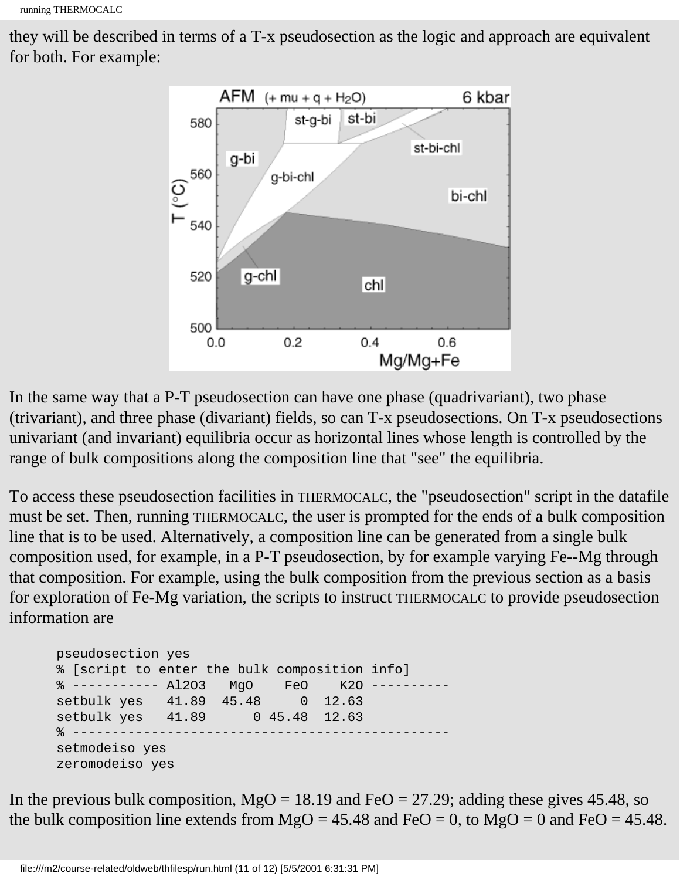they will be described in terms of a T-x pseudosection as the logic and approach are equivalent for both. For example:

In the same way that a P-T pseudosection can have one phase (quadrivariant), two phase (trivariant), and three phase (divariant) fields, so can T-x pseudosections. On T-x pseudosections univariant (and invariant) equilibria occur as horizontal lines whose length is controlled by the range of bulk compositions along the composition line that "see" the equilibria.

To access these pseudosection facilities in THERMOCALC, the "pseudosection" script in the datafile must be set. Then, running THERMOCALC, the user is prompted for the ends of a bulk composition line that is to be used. Alternatively, a composition line can be generated from a single bulk composition used, for example, in a P-T pseudosection, by for example varying Fe--Mg through that composition. For example, using the bulk composition from the previous section as a basis for exploration of Fe-Mg variation, the scripts to instruct THERMOCALC to provide pseudosection information are

```
pseudosection yes
% [script to enter the bulk composition info]
% ----------- Al2O3   MgO    FeO    K2O ----------
setbulk yes   41.89  45.48     0  12.63
setbulk yes   41.89      0 45.48  12.63
% ------------------------------------------------
setmodeiso yes
zeromodeiso yes
```

In the previous bulk composition, MgO = 18.19 and FeO = 27.29; adding these gives 45.48, so the bulk composition line extends from MgO = 45.48 and FeO = 0, to MgO = 0 and FeO = 45.48.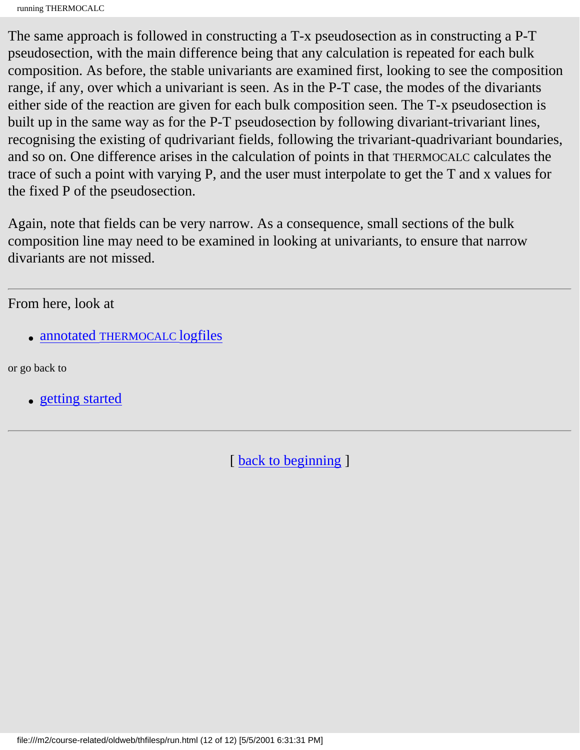The same approach is followed in constructing a T-x pseudosection as in constructing a P-T pseudosection, with the main difference being that any calculation is repeated for each bulk composition. As before, the stable univariants are examined first, looking to see the composition range, if any, over which a univariant is seen. As in the P-T case, the modes of the divariants either side of the reaction are given for each bulk composition seen. The T-x pseudosection is built up in the same way as for the P-T pseudosection by following divariant-trivariant lines, recognising the existing of qudrivariant fields, following the trivariant-quadrivariant boundaries, and so on. One difference arises in the calculation of points in that THERMOCALC calculates the trace of such a point with varying P, and the user must interpolate to get the T and x values for the fixed P of the pseudosection.

Again, note that fields can be very narrow. As a consequence, small sections of the bulk composition line may need to be examined in looking at univariants, to ensure that narrow divariants are not missed.

---

From here, look at

- annotated THERMOCALC logfiles

or go back to

- getting started

---

[ back to beginning ]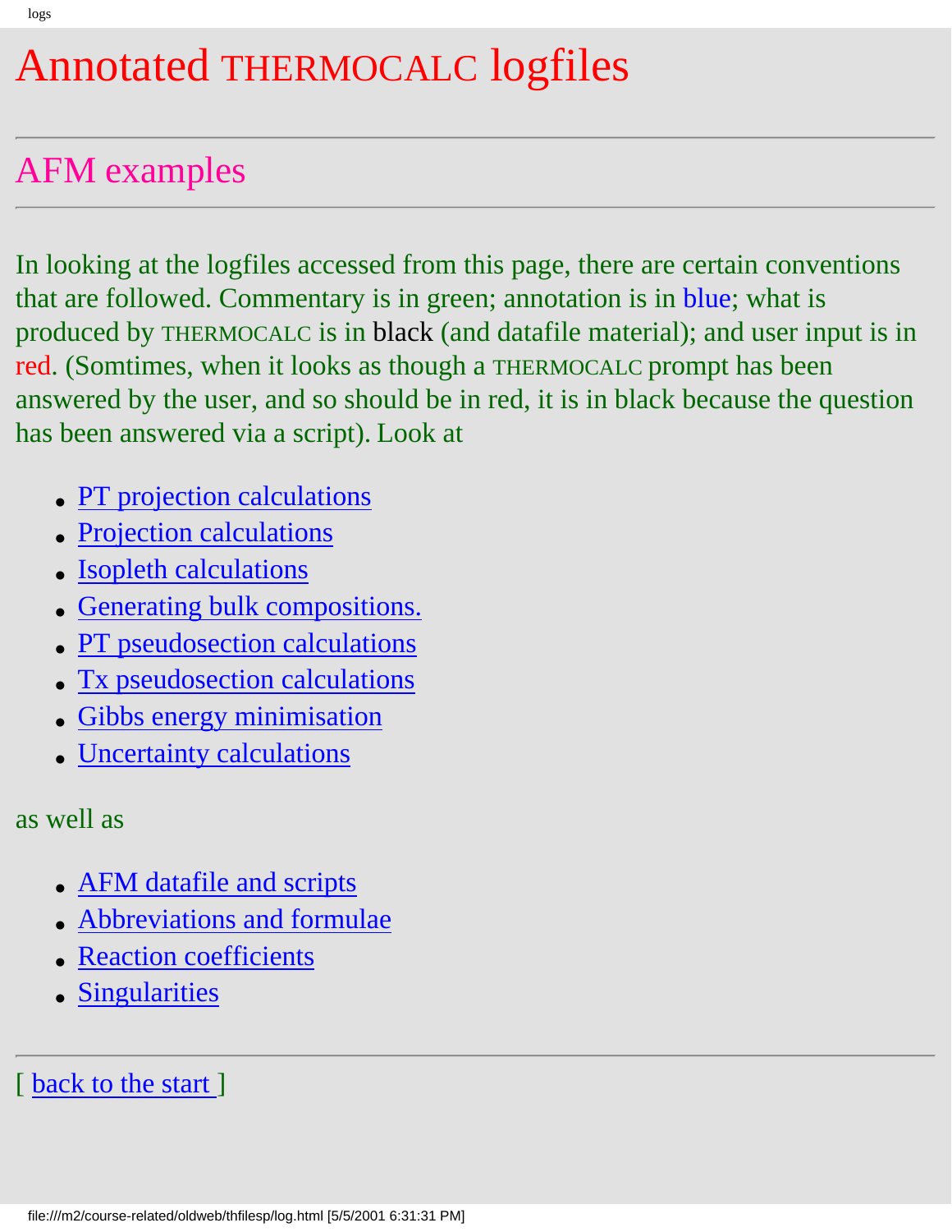# Annotated THERMOCALC logfiles

## AFM examples

In looking at the logfiles accessed from this page, there are certain conventions that are followed. Commentary is in green; annotation is in blue; what is produced by THERMOCALC is in black (and datafile material); and user input is in red. (Somtimes, when it looks as though a THERMOCALC prompt has been answered by the user, and so should be in red, it is in black because the question has been answered via a script). Look at

- PT projection calculations
- Projection calculations
- Isopleth calculations
- Generating bulk compositions.
- PT pseudosection calculations
- Tx pseudosection calculations
- Gibbs energy minimisation
- Uncertainty calculations

as well as

- AFM datafile and scripts
- Abbreviations and formulae
- Reaction coefficients
- Singularities

[ back to the start ]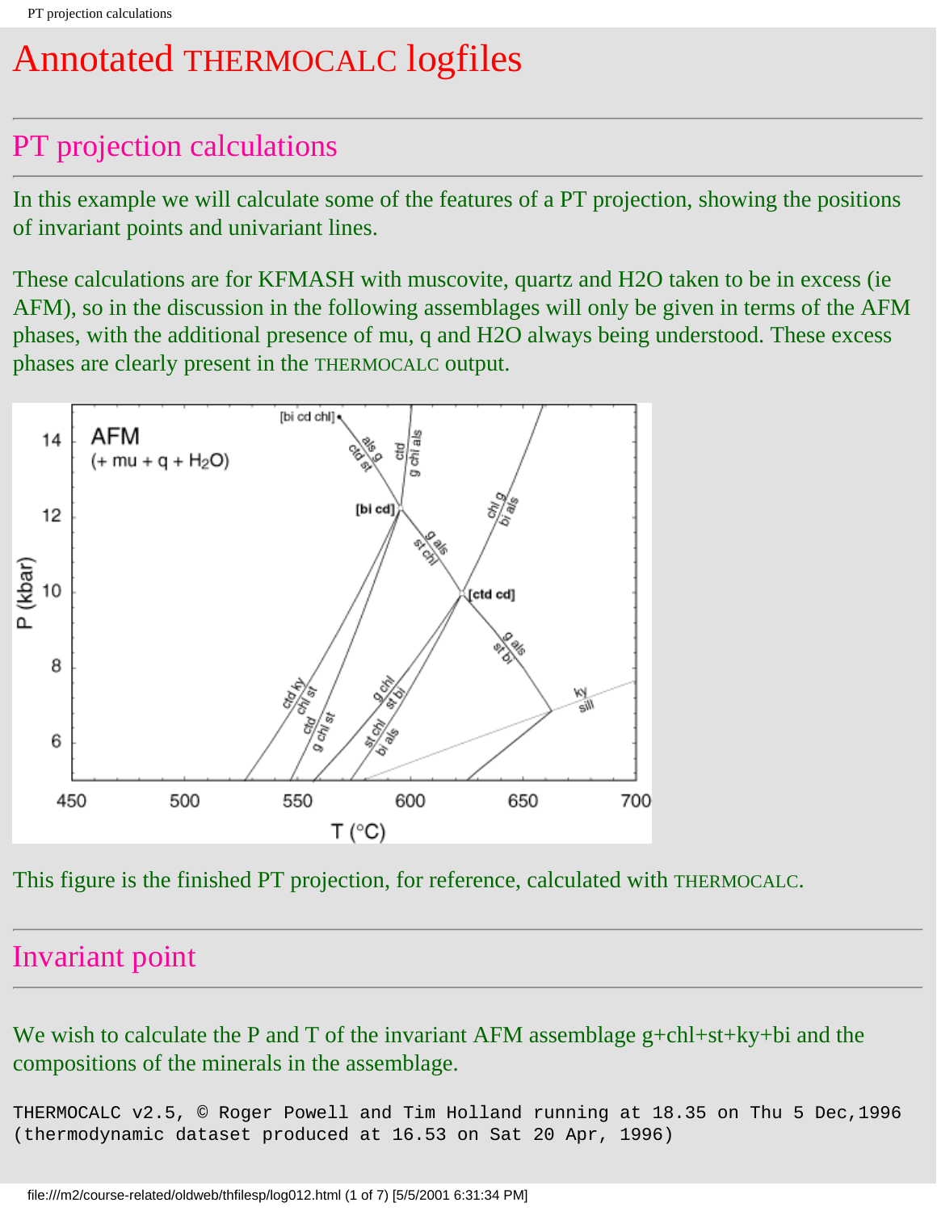# Annotated THERMOCALC logfiles

## PT projection calculations

In this example we will calculate some of the features of a PT projection, showing the positions of invariant points and univariant lines.

These calculations are for KFMASH with muscovite, quartz and H2O taken to be in excess (ie AFM), so in the discussion in the following assemblages will only be given in terms of the AFM phases, with the additional presence of mu, q and H2O always being understood. These excess phases are clearly present in the THERMOCALC output.

This figure is the finished PT projection, for reference, calculated with THERMOCALC.

## Invariant point

We wish to calculate the P and T of the invariant AFM assemblage g+chl+st+ky+bi and the compositions of the minerals in the assemblage.

```
THERMOCALC v2.5, © Roger Powell and Tim Holland running at 18.35 on Thu 5 Dec,1996
(thermodynamic dataset produced at 16.53 on Sat 20 Apr, 1996)
```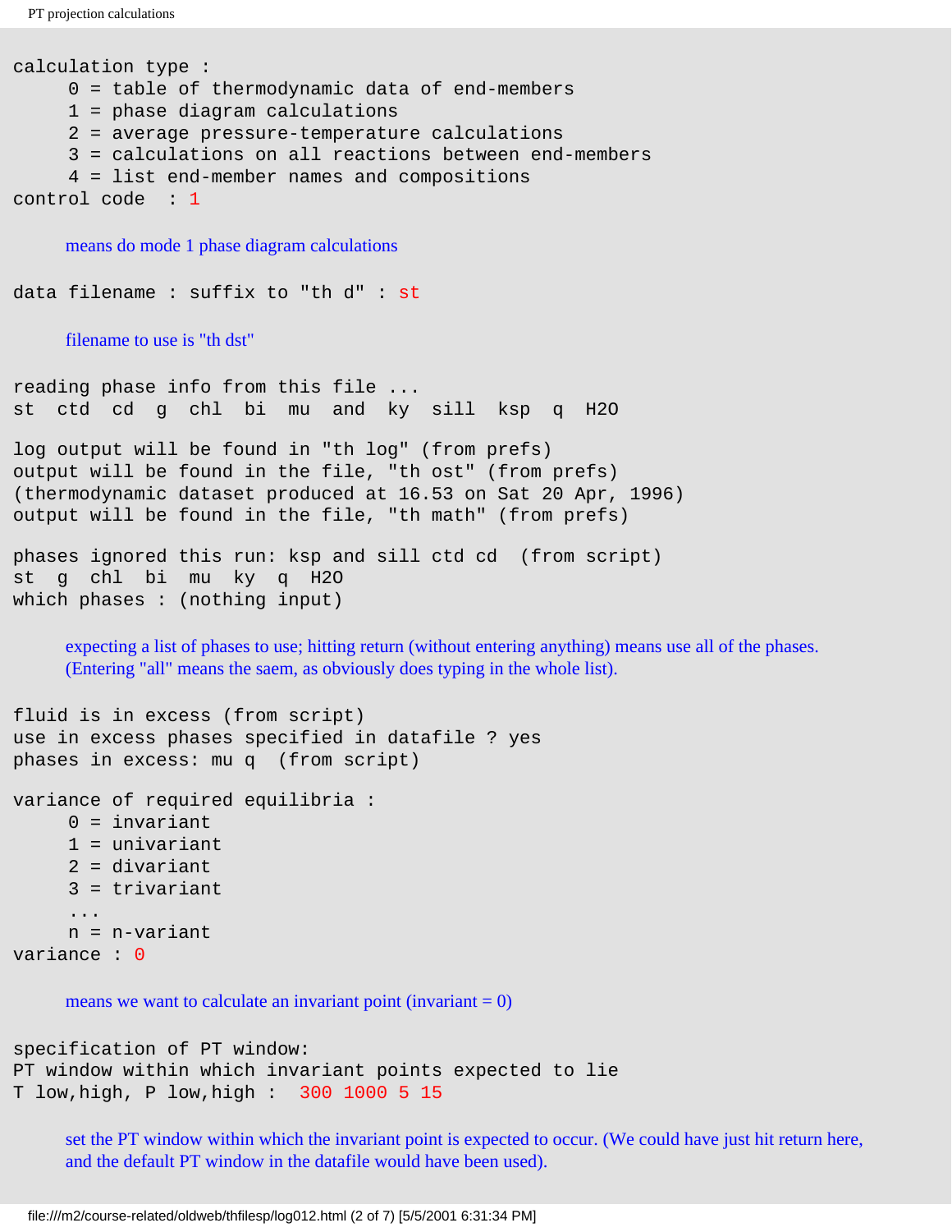```
calculation type :
     0 = table of thermodynamic data of end-members
     1 = phase diagram calculations
     2 = average pressure-temperature calculations
     3 = calculations on all reactions between end-members
     4 = list end-member names and compositions
control code  : 1
```

means do mode 1 phase diagram calculations

```
data filename : suffix to "th d" : st
```

filename to use is "th dst"

```
reading phase info from this file ...
st  ctd  cd  g  chl  bi  mu  and  ky  sill  ksp  q  H2O

log output will be found in "th log" (from prefs)
output will be found in the file, "th ost" (from prefs)
(thermodynamic dataset produced at 16.53 on Sat 20 Apr, 1996)
output will be found in the file, "th math" (from prefs)

phases ignored this run: ksp and sill ctd cd  (from script)
st  g  chl  bi  mu  ky  q  H2O
which phases : (nothing input)
```

expecting a list of phases to use; hitting return (without entering anything) means use all of the phases. (Entering "all" means the saem, as obviously does typing in the whole list).

```
fluid is in excess (from script)
use in excess phases specified in datafile ? yes
phases in excess: mu q  (from script)

variance of required equilibria :
     0 = invariant
     1 = univariant
     2 = divariant
     3 = trivariant
     ...
     n = n-variant
variance : 0
```

means we want to calculate an invariant point (invariant = 0)

```
specification of PT window:
PT window within which invariant points expected to lie
T low,high, P low,high :  300 1000 5 15
```

set the PT window within which the invariant point is expected to occur. (We could have just hit return here, and the default PT window in the datafile would have been used).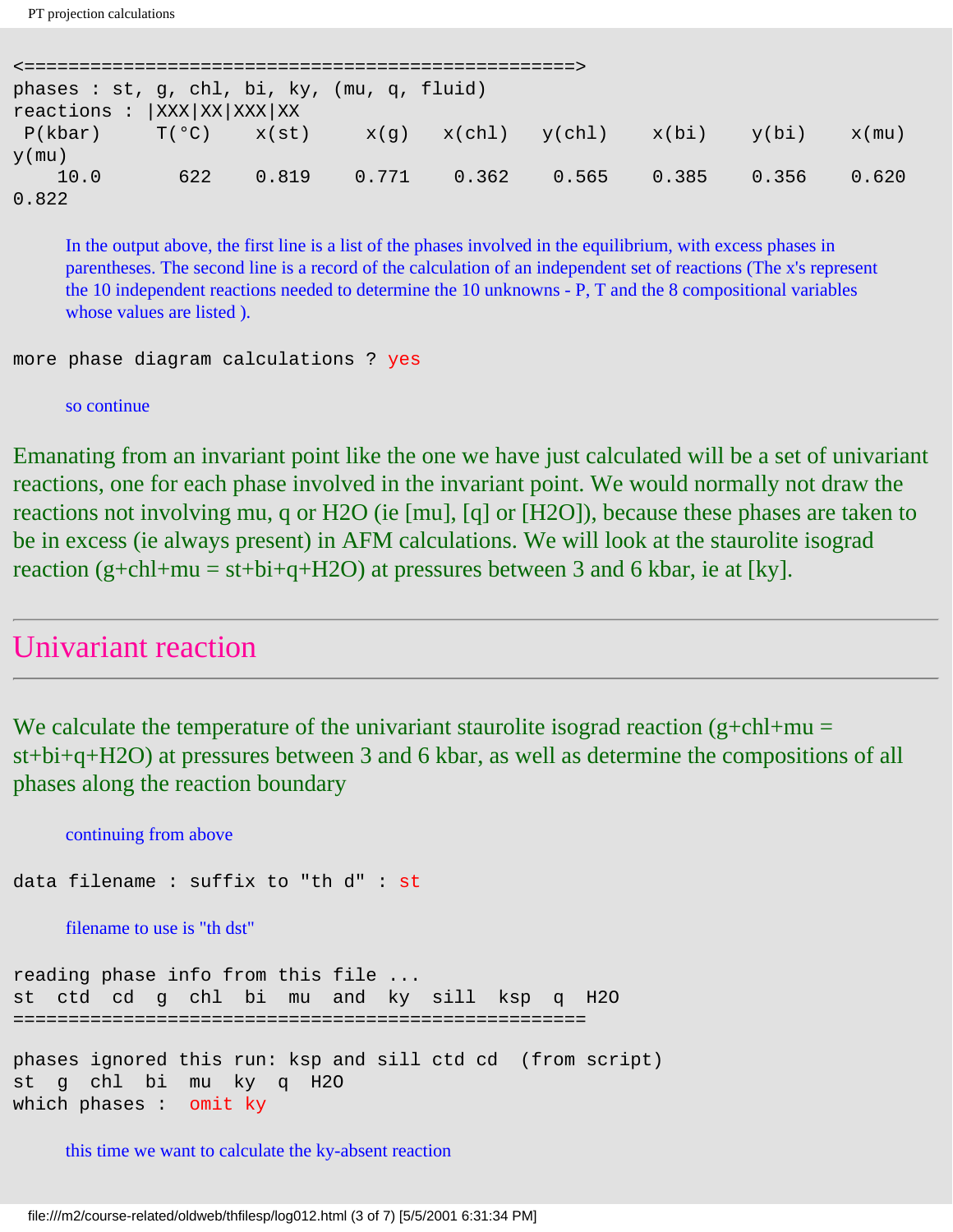```
<==================================================>
phases : st, g, chl, bi, ky, (mu, q, fluid)
reactions : |XXX|XX|XXX|XX
 P(kbar)     T(°C)    x(st)     x(g)    x(chl)   y(chl)    x(bi)    y(bi)    x(mu)
y(mu)
    10.0       622    0.819    0.771    0.362    0.565    0.385    0.356    0.620
0.822
```

In the output above, the first line is a list of the phases involved in the equilibrium, with excess phases in parentheses. The second line is a record of the calculation of an independent set of reactions (The x's represent the 10 independent reactions needed to determine the 10 unknowns - P, T and the 8 compositional variables whose values are listed ).

```
more phase diagram calculations ? yes
```

so continue

Emanating from an invariant point like the one we have just calculated will be a set of univariant reactions, one for each phase involved in the invariant point. We would normally not draw the reactions not involving mu, q or H2O (ie [mu], [q] or [H2O]), because these phases are taken to be in excess (ie always present) in AFM calculations. We will look at the staurolite isograd reaction (g+chl+mu = st+bi+q+H2O) at pressures between 3 and 6 kbar, ie at [ky].

## Univariant reaction

We calculate the temperature of the univariant staurolite isograd reaction (g+chl+mu = st+bi+q+H2O) at pressures between 3 and 6 kbar, as well as determine the compositions of all phases along the reaction boundary

continuing from above

```
data filename : suffix to "th d" : st
```

filename to use is "th dst"

```
reading phase info from this file ...
st  ctd  cd  g  chl  bi  mu  and  ky  sill  ksp  q  H2O
====================================================

phases ignored this run: ksp and sill ctd cd  (from script)
st  g  chl  bi  mu  ky  q  H2O
which phases :  omit ky
```

this time we want to calculate the ky-absent reaction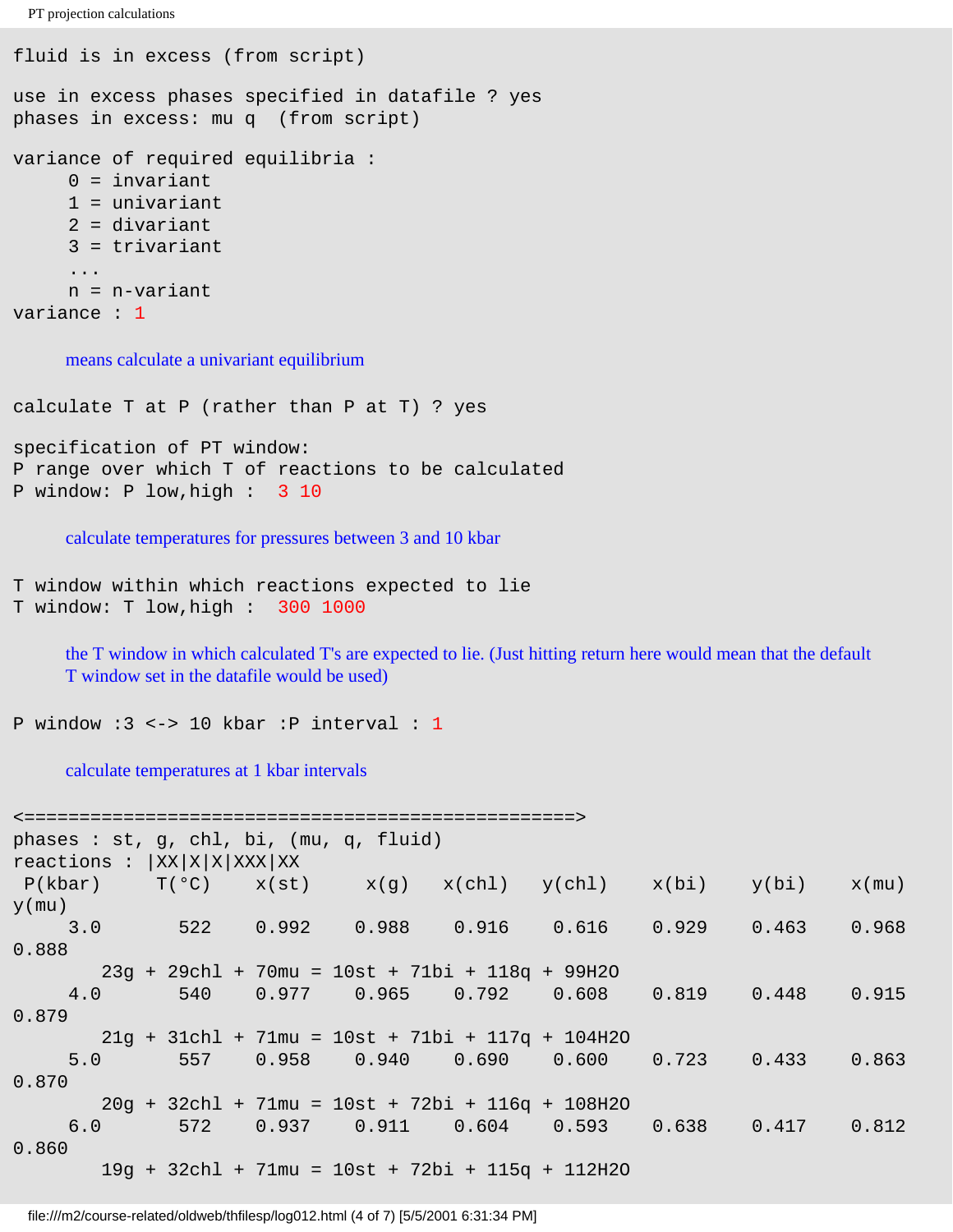```
fluid is in excess (from script)

use in excess phases specified in datafile ? yes
phases in excess: mu q  (from script)

variance of required equilibria :
     0 = invariant
     1 = univariant
     2 = divariant
     3 = trivariant
     ...
     n = n-variant
variance : 1
```

means calculate a univariant equilibrium

```
calculate T at P (rather than P at T) ? yes

specification of PT window:
P range over which T of reactions to be calculated
P window: P low,high :  3 10
```

calculate temperatures for pressures between 3 and 10 kbar

```
T window within which reactions expected to lie
T window: T low,high :  300 1000
```

the T window in which calculated T's are expected to lie. (Just hitting return here would mean that the default T window set in the datafile would be used)

```
P window :3 <-> 10 kbar :P interval : 1
```

calculate temperatures at 1 kbar intervals

```
<==================================================>
phases : st, g, chl, bi, (mu, q, fluid)
reactions : |XX|X|X|XXX|XX
 P(kbar)     T(°C)    x(st)     x(g)   x(chl)   y(chl)    x(bi)    y(bi)    x(mu)
y(mu)
     3.0       522    0.992    0.988    0.916    0.616    0.929    0.463    0.968
0.888
       23g + 29chl + 70mu = 10st + 71bi + 118q + 99H2O
     4.0       540    0.977    0.965    0.792    0.608    0.819    0.448    0.915
0.879
       21g + 31chl + 71mu = 10st + 71bi + 117q + 104H2O
     5.0       557    0.958    0.940    0.690    0.600    0.723    0.433    0.863
0.870
       20g + 32chl + 71mu = 10st + 72bi + 116q + 108H2O
     6.0       572    0.937    0.911    0.604    0.593    0.638    0.417    0.812
0.860
       19g + 32chl + 71mu = 10st + 72bi + 115q + 112H2O
```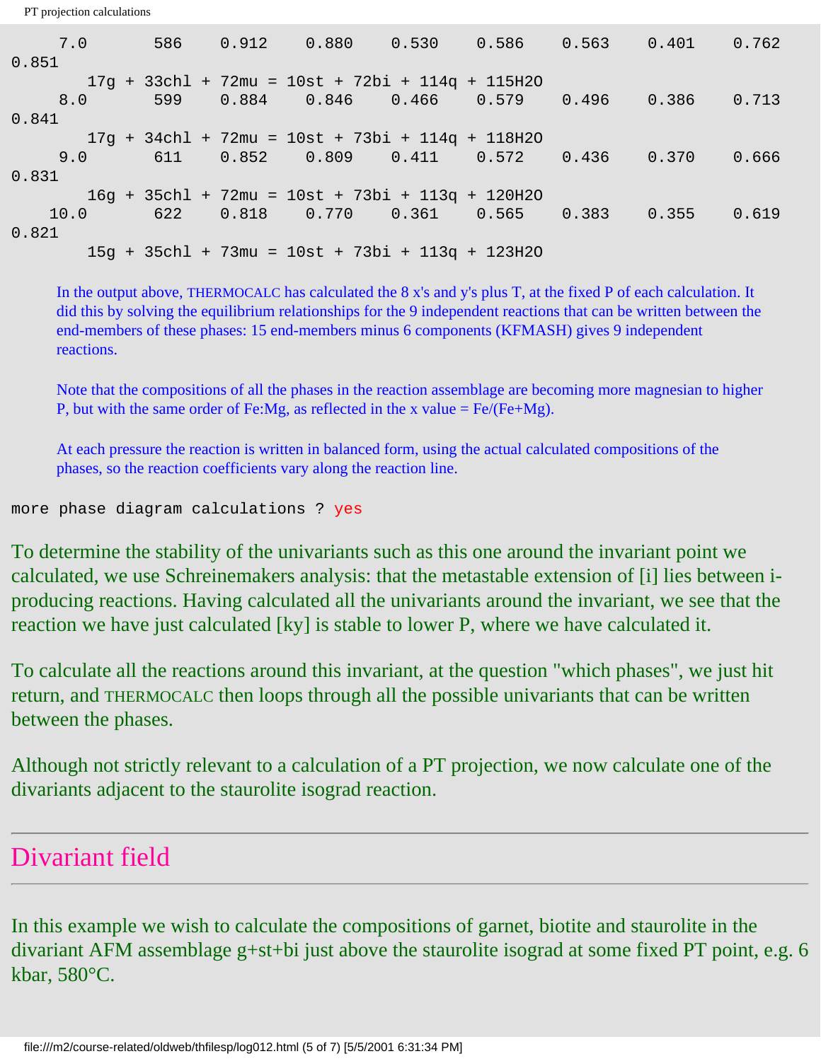```
     7.0       586    0.912    0.880    0.530    0.586    0.563    0.401    0.762
0.851
        17g + 33chl + 72mu = 10st + 72bi + 114q + 115H2O
     8.0       599    0.884    0.846    0.466    0.579    0.496    0.386    0.713
0.841
        17g + 34chl + 72mu = 10st + 73bi + 114q + 118H2O
     9.0       611    0.852    0.809    0.411    0.572    0.436    0.370    0.666
0.831
        16g + 35chl + 72mu = 10st + 73bi + 113q + 120H2O
    10.0       622    0.818    0.770    0.361    0.565    0.383    0.355    0.619
0.821
        15g + 35chl + 73mu = 10st + 73bi + 113q + 123H2O
```

In the output above, THERMOCALC has calculated the 8 x's and y's plus T, at the fixed P of each calculation. It did this by solving the equilibrium relationships for the 9 independent reactions that can be written between the end-members of these phases: 15 end-members minus 6 components (KFMASH) gives 9 independent reactions.

Note that the compositions of all the phases in the reaction assemblage are becoming more magnesian to higher P, but with the same order of Fe:Mg, as reflected in the x value = Fe/(Fe+Mg).

At each pressure the reaction is written in balanced form, using the actual calculated compositions of the phases, so the reaction coefficients vary along the reaction line.

```
more phase diagram calculations ? yes
```

To determine the stability of the univariants such as this one around the invariant point we calculated, we use Schreinemakers analysis: that the metastable extension of [i] lies between i-producing reactions. Having calculated all the univariants around the invariant, we see that the reaction we have just calculated [ky] is stable to lower P, where we have calculated it.

To calculate all the reactions around this invariant, at the question "which phases", we just hit return, and THERMOCALC then loops through all the possible univariants that can be written between the phases.

Although not strictly relevant to a calculation of a PT projection, we now calculate one of the divariants adjacent to the staurolite isograd reaction.

## Divariant field

In this example we wish to calculate the compositions of garnet, biotite and staurolite in the divariant AFM assemblage g+st+bi just above the staurolite isograd at some fixed PT point, e.g. 6 kbar, 580°C.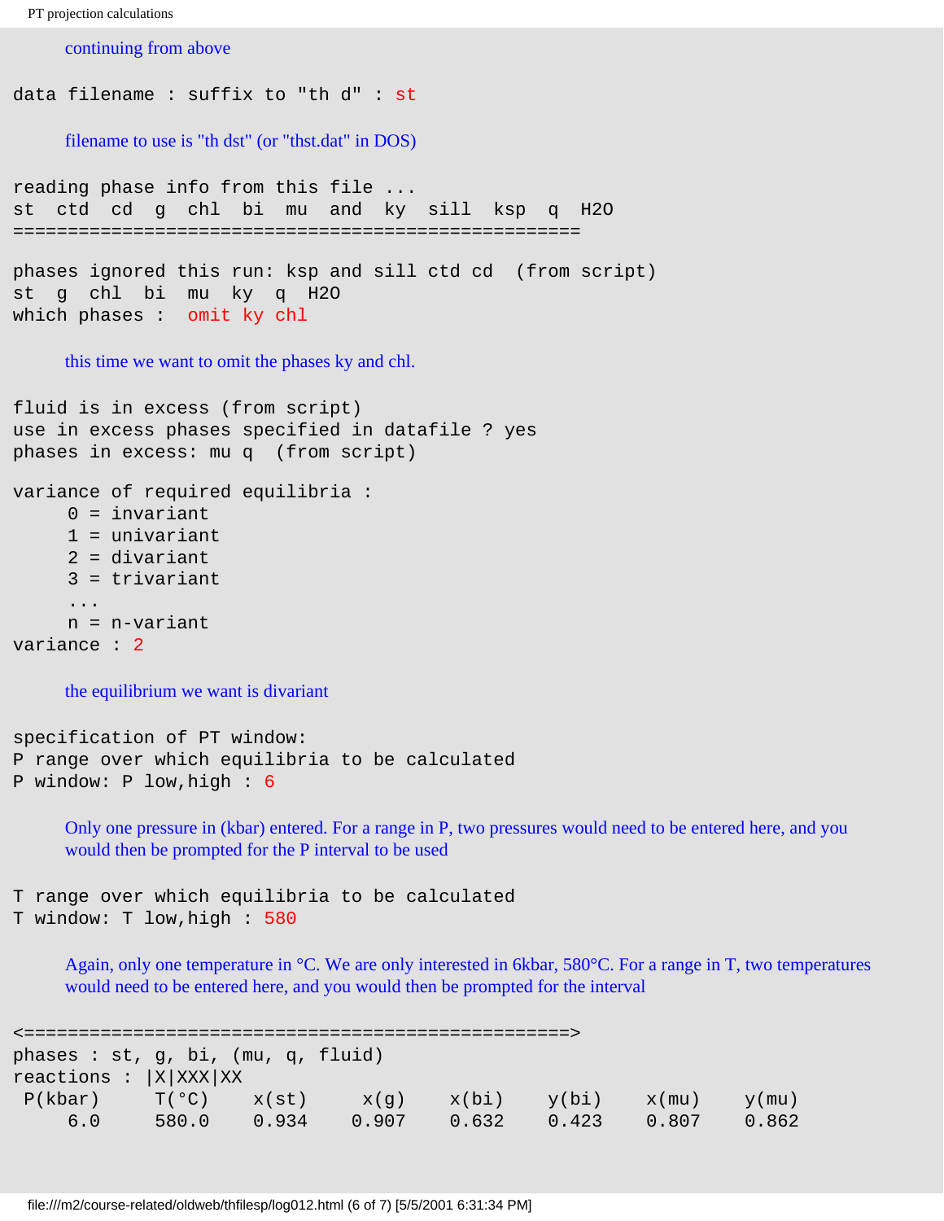continuing from above

```
data filename : suffix to "th d" : st
```

filename to use is "th dst" (or "thst.dat" in DOS)

```
reading phase info from this file ...
st  ctd  cd  g  chl  bi  mu  and  ky  sill  ksp  q  H2O
====================================================

phases ignored this run: ksp and sill ctd cd  (from script)
st  g  chl  bi  mu  ky  q  H2O
which phases :  omit ky chl
```

this time we want to omit the phases ky and chl.

```
fluid is in excess (from script)
use in excess phases specified in datafile ? yes
phases in excess: mu q  (from script)

variance of required equilibria :
     0 = invariant
     1 = univariant
     2 = divariant
     3 = trivariant
     ...
     n = n-variant
variance : 2
```

the equilibrium we want is divariant

```
specification of PT window:
P range over which equilibria to be calculated
P window: P low,high : 6
```

Only one pressure in (kbar) entered. For a range in P, two pressures would need to be entered here, and you would then be prompted for the P interval to be used

```
T range over which equilibria to be calculated
T window: T low,high : 580
```

Again, only one temperature in °C. We are only interested in 6kbar, 580°C. For a range in T, two temperatures would need to be entered here, and you would then be prompted for the interval

```
<==================================================>
phases : st, g, bi, (mu, q, fluid)
reactions : |X|XXX|XX
 P(kbar)     T(°C)    x(st)     x(g)     x(bi)     y(bi)     x(mu)     y(mu)
     6.0     580.0    0.934     0.907    0.632     0.423     0.807     0.862
```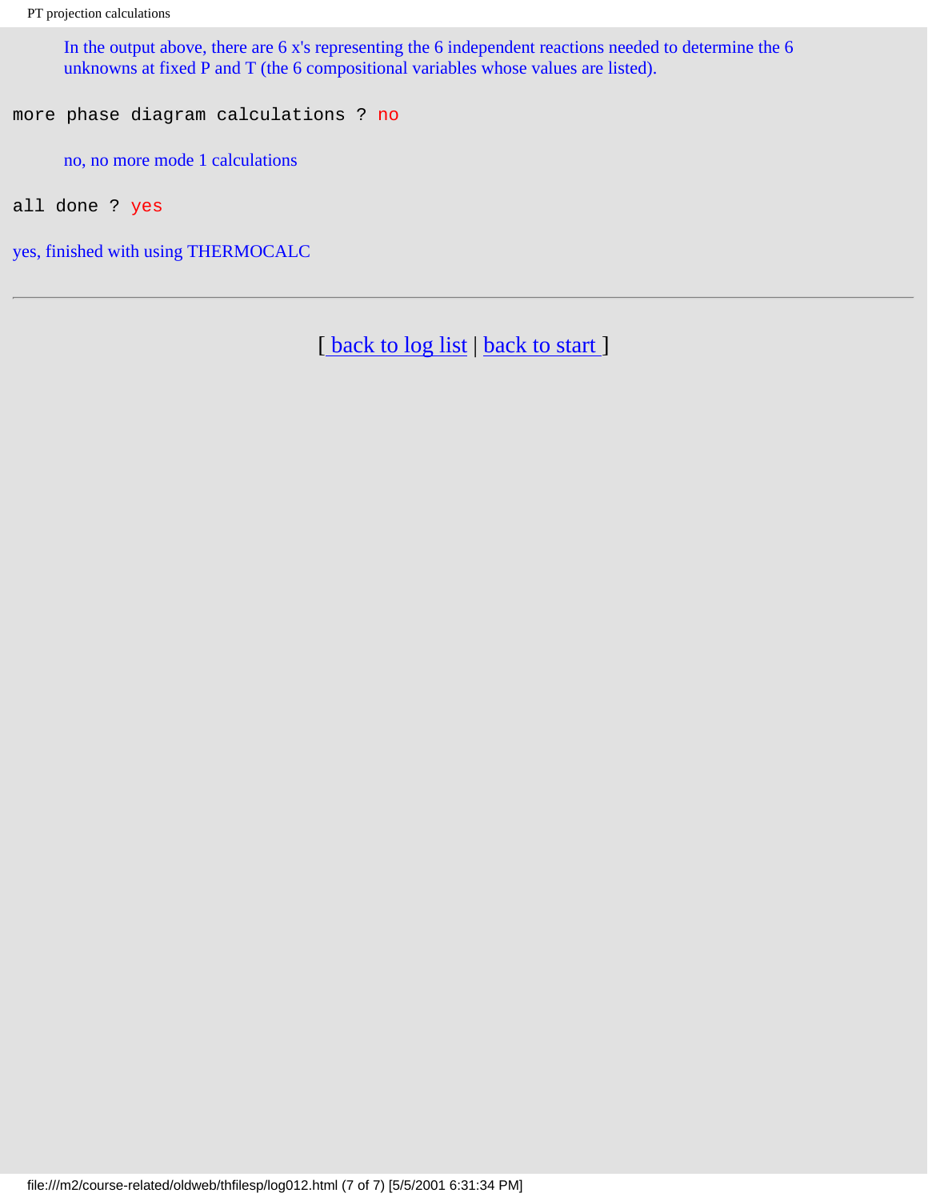In the output above, there are 6 x's representing the 6 independent reactions needed to determine the 6 unknowns at fixed P and T (the 6 compositional variables whose values are listed).

```
more phase diagram calculations ? no
```

no, no more mode 1 calculations

```
all done ? yes
```

yes, finished with using THERMOCALC

---

[ back to log list | back to start ]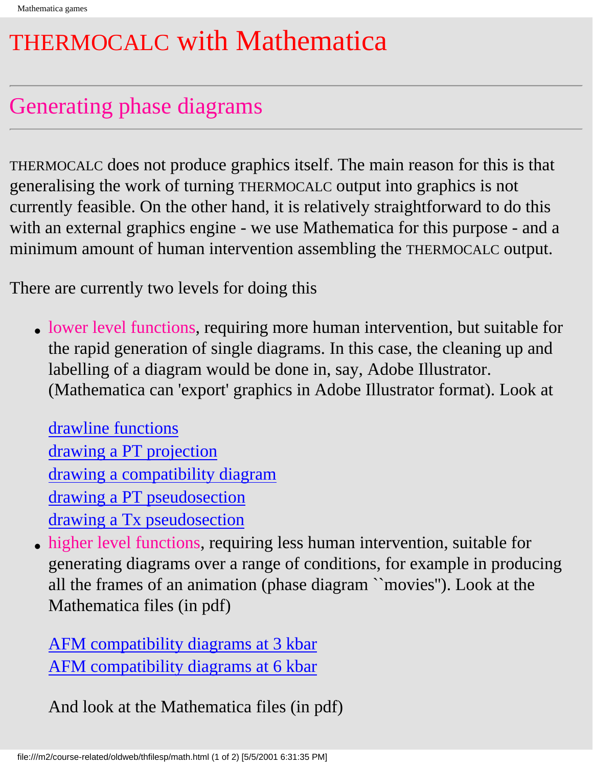# THERMOCALC with Mathematica

## Generating phase diagrams

THERMOCALC does not produce graphics itself. The main reason for this is that generalising the work of turning THERMOCALC output into graphics is not currently feasible. On the other hand, it is relatively straightforward to do this with an external graphics engine - we use Mathematica for this purpose - and a minimum amount of human intervention assembling the THERMOCALC output.

There are currently two levels for doing this

- lower level functions, requiring more human intervention, but suitable for the rapid generation of single diagrams. In this case, the cleaning up and labelling of a diagram would be done in, say, Adobe Illustrator. (Mathematica can 'export' graphics in Adobe Illustrator format). Look at

  drawline functions
  drawing a PT projection
  drawing a compatibility diagram
  drawing a PT pseudosection
  drawing a Tx pseudosection
- higher level functions, requiring less human intervention, suitable for generating diagrams over a range of conditions, for example in producing all the frames of an animation (phase diagram ``movies"). Look at the Mathematica files (in pdf)

  AFM compatibility diagrams at 3 kbar
  AFM compatibility diagrams at 6 kbar

  And look at the Mathematica files (in pdf)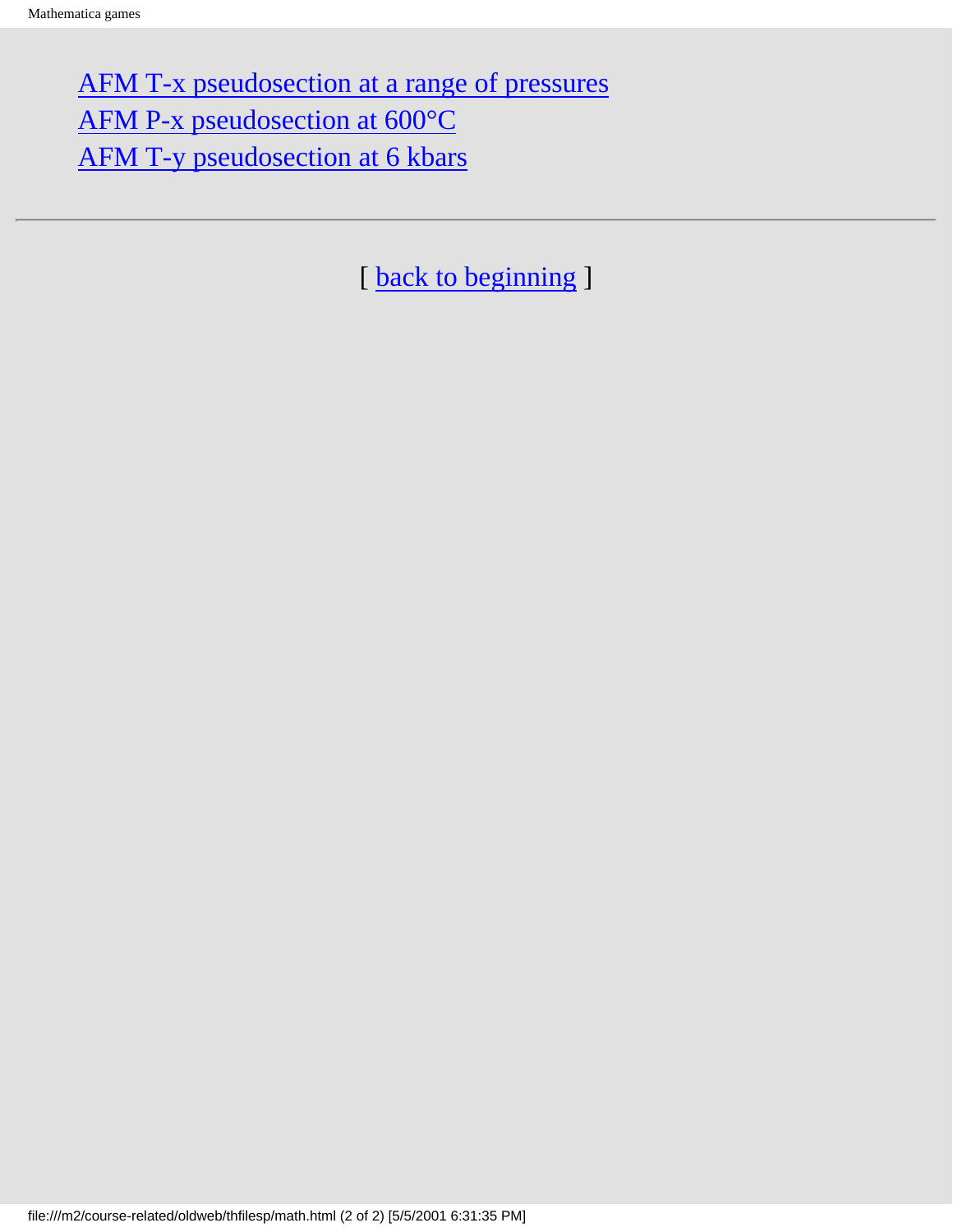[AFM T-x pseudosection at a range of pressures](#)
[AFM P-x pseudosection at 600°C](#)
[AFM T-y pseudosection at 6 kbars](#)

---

[ [back to beginning](#) ]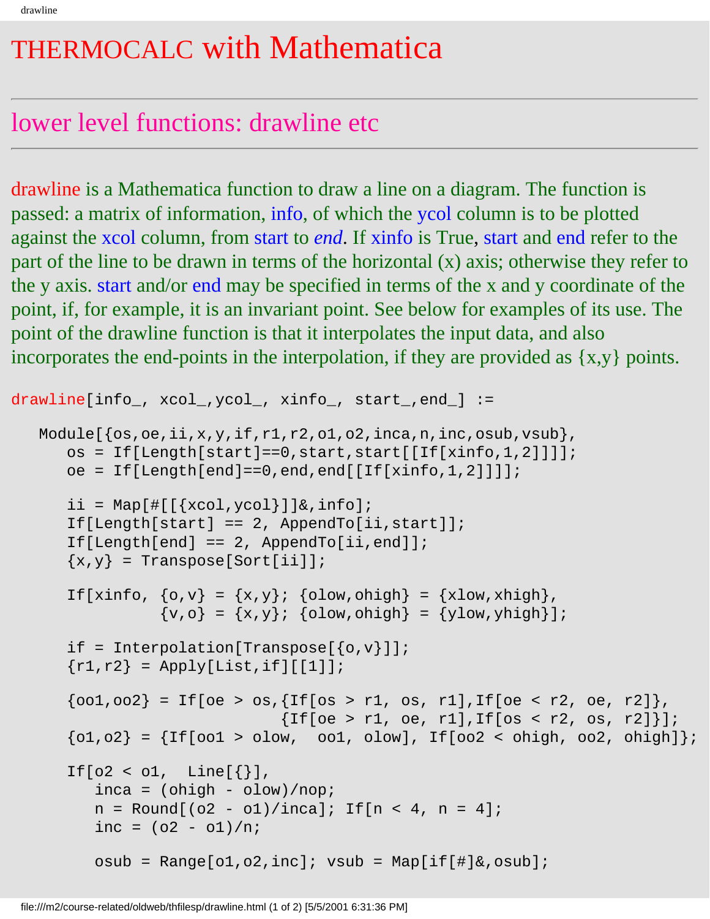# THERMOCALC with Mathematica

## lower level functions: drawline etc

drawline is a Mathematica function to draw a line on a diagram. The function is passed: a matrix of information, info, of which the ycol column is to be plotted against the xcol column, from start to *end*. If xinfo is True, start and end refer to the part of the line to be drawn in terms of the horizontal (x) axis; otherwise they refer to the y axis. start and/or end may be specified in terms of the x and y coordinate of the point, if, for example, it is an invariant point. See below for examples of its use. The point of the drawline function is that it interpolates the input data, and also incorporates the end-points in the interpolation, if they are provided as {x,y} points.

```
drawline[info_, xcol_,ycol_, xinfo_, start_,end_] :=

   Module[{os,oe,ii,x,y,if,r1,r2,o1,o2,inca,n,inc,osub,vsub},
      os = If[Length[start]==0,start,start[[If[xinfo,1,2]]]];
      oe = If[Length[end]==0,end,end[[If[xinfo,1,2]]]];

      ii = Map[#[[{xcol,ycol}]]&,info];
      If[Length[start] == 2, AppendTo[ii,start]];
      If[Length[end] == 2, AppendTo[ii,end]];
      {x,y} = Transpose[Sort[ii]];

      If[xinfo, {o,v} = {x,y}; {olow,ohigh} = {xlow,xhigh},
                {v,o} = {x,y}; {olow,ohigh} = {ylow,yhigh}];

      if = Interpolation[Transpose[{o,v}]];
      {r1,r2} = Apply[List,if][[1]];

      {oo1,oo2} = If[oe > os,{If[os > r1, os, r1],If[oe < r2, oe, r2]},
                             {If[oe > r1, oe, r1],If[os < r2, os, r2]}];
      {o1,o2} = {If[oo1 > olow,  oo1, olow], If[oo2 < ohigh, oo2, ohigh]};

      If[o2 < o1,  Line[{}],
         inca = (ohigh - olow)/nop;
         n = Round[(o2 - o1)/inca]; If[n < 4, n = 4];
         inc = (o2 - o1)/n;

         osub = Range[o1,o2,inc]; vsub = Map[if[#]&,osub];
```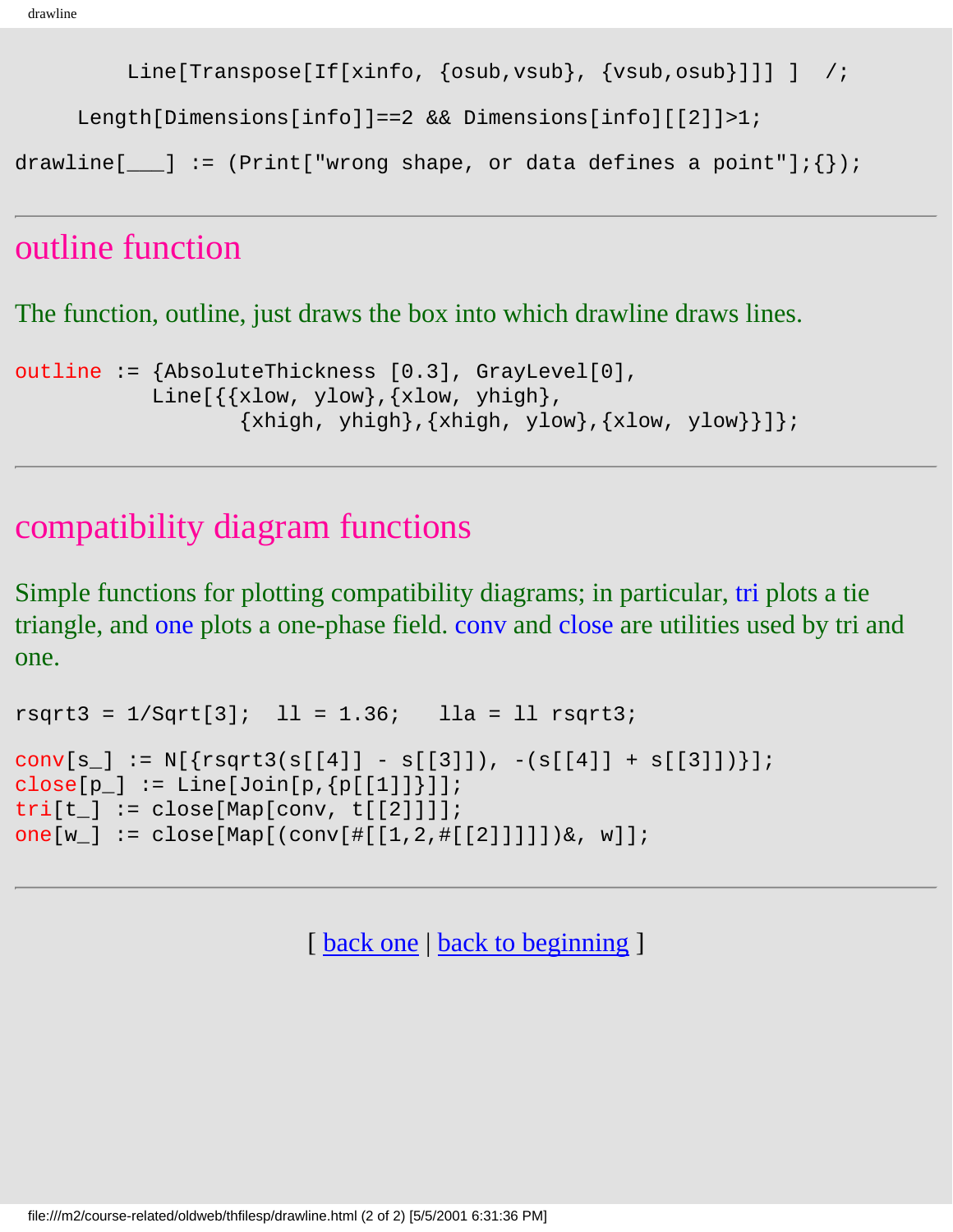```
        Line[Transpose[If[xinfo, {osub,vsub}, {vsub,osub}]]] ]  /;

    Length[Dimensions[info]]==2 && Dimensions[info][[2]]>1;

drawline[___] := (Print["wrong shape, or data defines a point"];{});
```

---

## outline function

The function, outline, just draws the box into which drawline draws lines.

```
outline := {AbsoluteThickness [0.3], GrayLevel[0],
           Line[{{xlow, ylow},{xlow, yhigh},
                  {xhigh, yhigh},{xhigh, ylow},{xlow, ylow}}]};
```

---

## compatibility diagram functions

Simple functions for plotting compatibility diagrams; in particular, tri plots a tie triangle, and one plots a one-phase field. conv and close are utilities used by tri and one.

```
rsqrt3 = 1/Sqrt[3];  ll = 1.36;   lla = ll rsqrt3;

conv[s_] := N[{rsqrt3(s[[4]] - s[[3]]), -(s[[4]] + s[[3]])}];
close[p_] := Line[Join[p,{p[[1]]}]];
tri[t_] := close[Map[conv, t[[2]]]];
one[w_] := close[Map[(conv[#[[1,2,#[[2]]]]])&, w]];
```

---

[ back one | back to beginning ]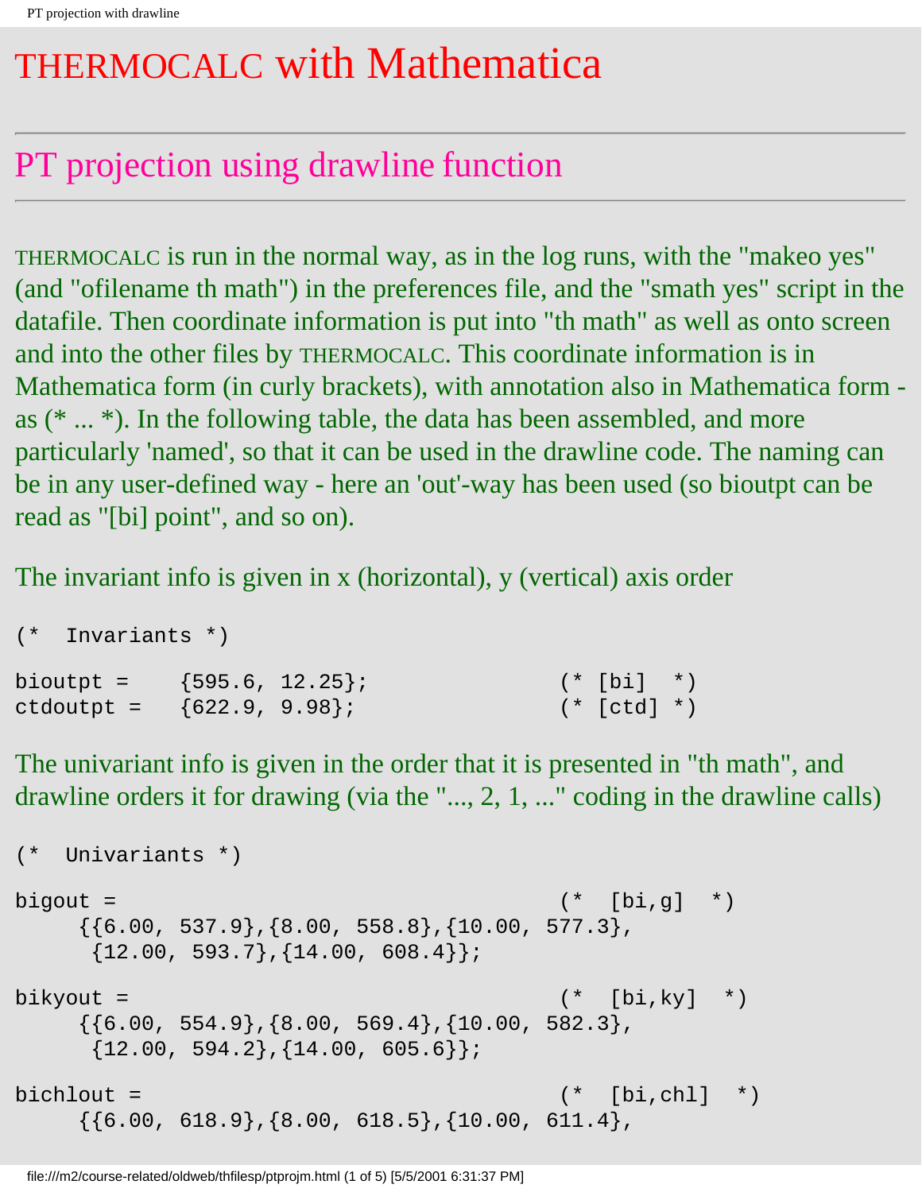# THERMOCALC with Mathematica

## PT projection using drawline function

THERMOCALC is run in the normal way, as in the log runs, with the "makeo yes" (and "ofilename th math") in the preferences file, and the "smath yes" script in the datafile. Then coordinate information is put into "th math" as well as onto screen and into the other files by THERMOCALC. This coordinate information is in Mathematica form (in curly brackets), with annotation also in Mathematica form - as (* ... *). In the following table, the data has been assembled, and more particularly 'named', so that it can be used in the drawline code. The naming can be in any user-defined way - here an 'out'-way has been used (so bioutpt can be read as "[bi] point", and so on).

The invariant info is given in x (horizontal), y (vertical) axis order

```
(*  Invariants *)

bioutpt =    {595.6, 12.25};                (* [bi]  *)
ctdoutpt =   {622.9, 9.98};                 (* [ctd] *)
```

The univariant info is given in the order that it is presented in "th math", and drawline orders it for drawing (via the "..., 2, 1, ..." coding in the drawline calls)

```
(*  Univariants *)

bigout =                                     (*  [bi,g]  *)
     {{6.00, 537.9},{8.00, 558.8},{10.00, 577.3},
      {12.00, 593.7},{14.00, 608.4}};

bikyout =                                    (*  [bi,ky]  *)
     {{6.00, 554.9},{8.00, 569.4},{10.00, 582.3},
      {12.00, 594.2},{14.00, 605.6}};

bichlout =                                   (*  [bi,chl]  *)
     {{6.00, 618.9},{8.00, 618.5},{10.00, 611.4},
```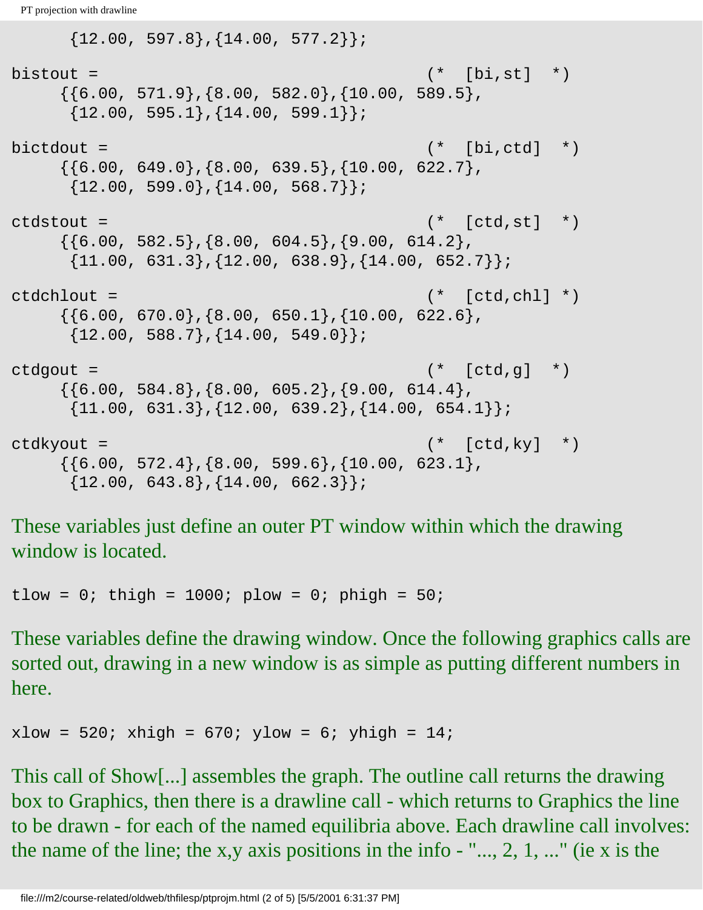```
     {12.00, 597.8},{14.00, 577.2}};

bistout =                                  (*  [bi,st]  *)
    {{6.00, 571.9},{8.00, 582.0},{10.00, 589.5},
     {12.00, 595.1},{14.00, 599.1}};

bictdout =                                 (*  [bi,ctd]  *)
    {{6.00, 649.0},{8.00, 639.5},{10.00, 622.7},
     {12.00, 599.0},{14.00, 568.7}};

ctdstout =                                 (*  [ctd,st]  *)
    {{6.00, 582.5},{8.00, 604.5},{9.00, 614.2},
     {11.00, 631.3},{12.00, 638.9},{14.00, 652.7}};

ctdchlout =                                (*  [ctd,chl] *)
    {{6.00, 670.0},{8.00, 650.1},{10.00, 622.6},
     {12.00, 588.7},{14.00, 549.0}};

ctdgout =                                  (*  [ctd,g]  *)
    {{6.00, 584.8},{8.00, 605.2},{9.00, 614.4},
     {11.00, 631.3},{12.00, 639.2},{14.00, 654.1}};

ctdkyout =                                 (*  [ctd,ky]  *)
    {{6.00, 572.4},{8.00, 599.6},{10.00, 623.1},
     {12.00, 643.8},{14.00, 662.3}};
```

These variables just define an outer PT window within which the drawing window is located.

```
tlow = 0; thigh = 1000; plow = 0; phigh = 50;
```

These variables define the drawing window. Once the following graphics calls are sorted out, drawing in a new window is as simple as putting different numbers in here.

```
xlow = 520; xhigh = 670; ylow = 6; yhigh = 14;
```

This call of Show[...] assembles the graph. The outline call returns the drawing box to Graphics, then there is a drawline call - which returns to Graphics the line to be drawn - for each of the named equilibria above. Each drawline call involves: the name of the line; the x,y axis positions in the info - "..., 2, 1, ..." (ie x is the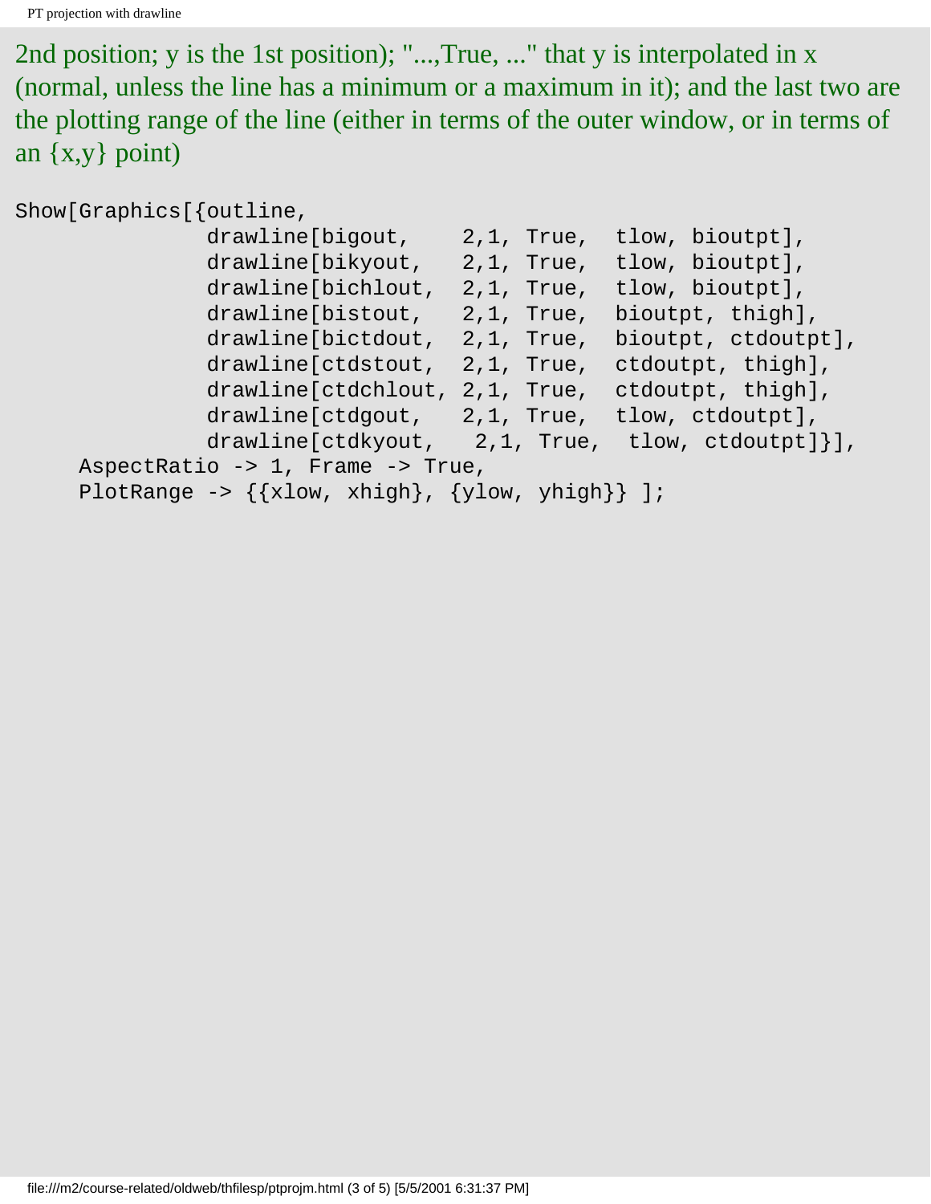2nd position; y is the 1st position); "...,True, ..." that y is interpolated in x (normal, unless the line has a minimum or a maximum in it); and the last two are the plotting range of the line (either in terms of the outer window, or in terms of an {x,y} point)

```
Show[Graphics[{outline,
              drawline[bigout,    2,1, True,  tlow, bioutpt],
              drawline[bikyout,   2,1, True,  tlow, bioutpt],
              drawline[bichlout,  2,1, True,  tlow, bioutpt],
              drawline[bistout,   2,1, True,  bioutpt, thigh],
              drawline[bictdout,  2,1, True,  bioutpt, ctdoutpt],
              drawline[ctdstout,  2,1, True,  ctdoutpt, thigh],
              drawline[ctdchlout, 2,1, True,  ctdoutpt, thigh],
              drawline[ctdgout,   2,1, True,  tlow, ctdoutpt],
              drawline[ctdkyout,   2,1, True,  tlow, ctdoutpt]}],
     AspectRatio -> 1, Frame -> True,
     PlotRange -> {{xlow, xhigh}, {ylow, yhigh}} ];
```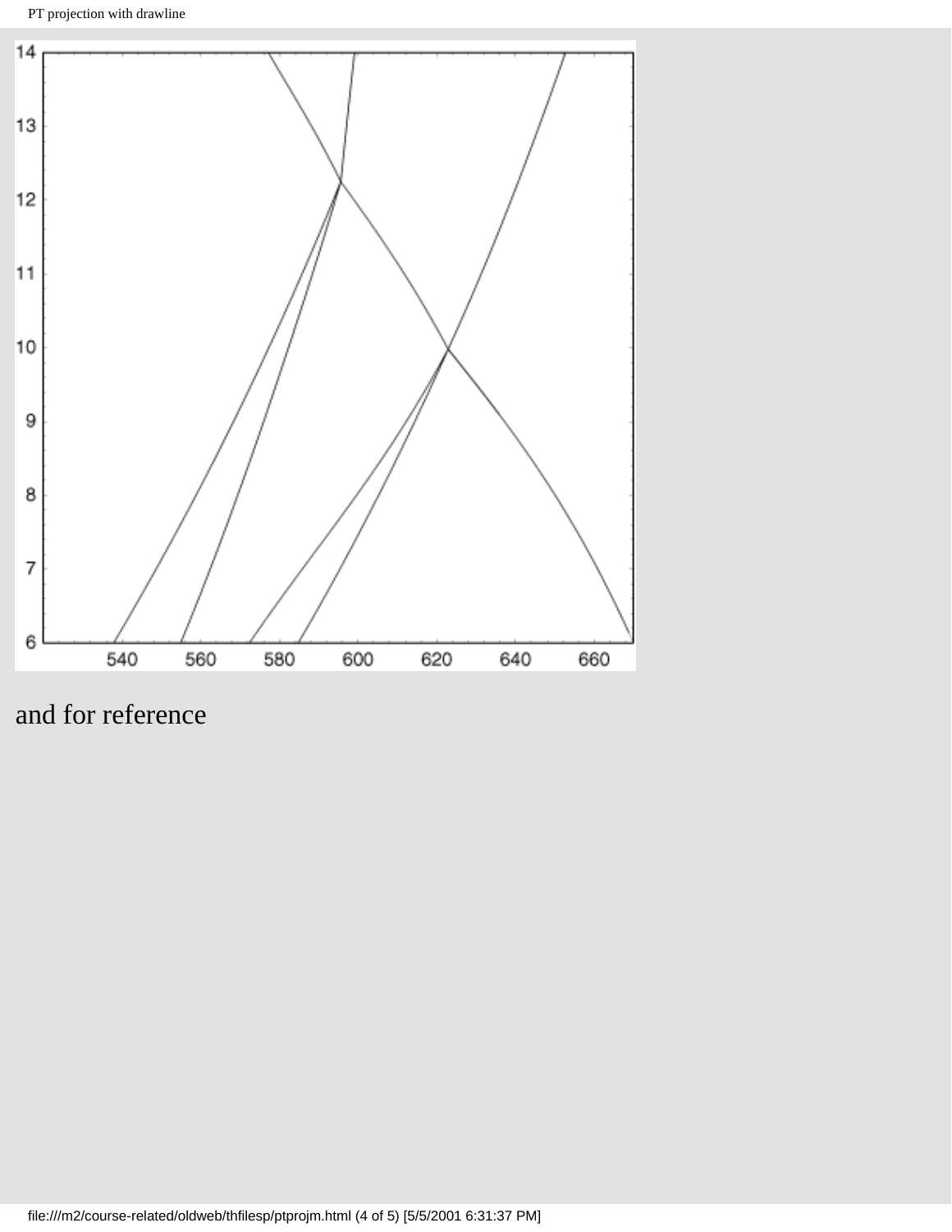and for reference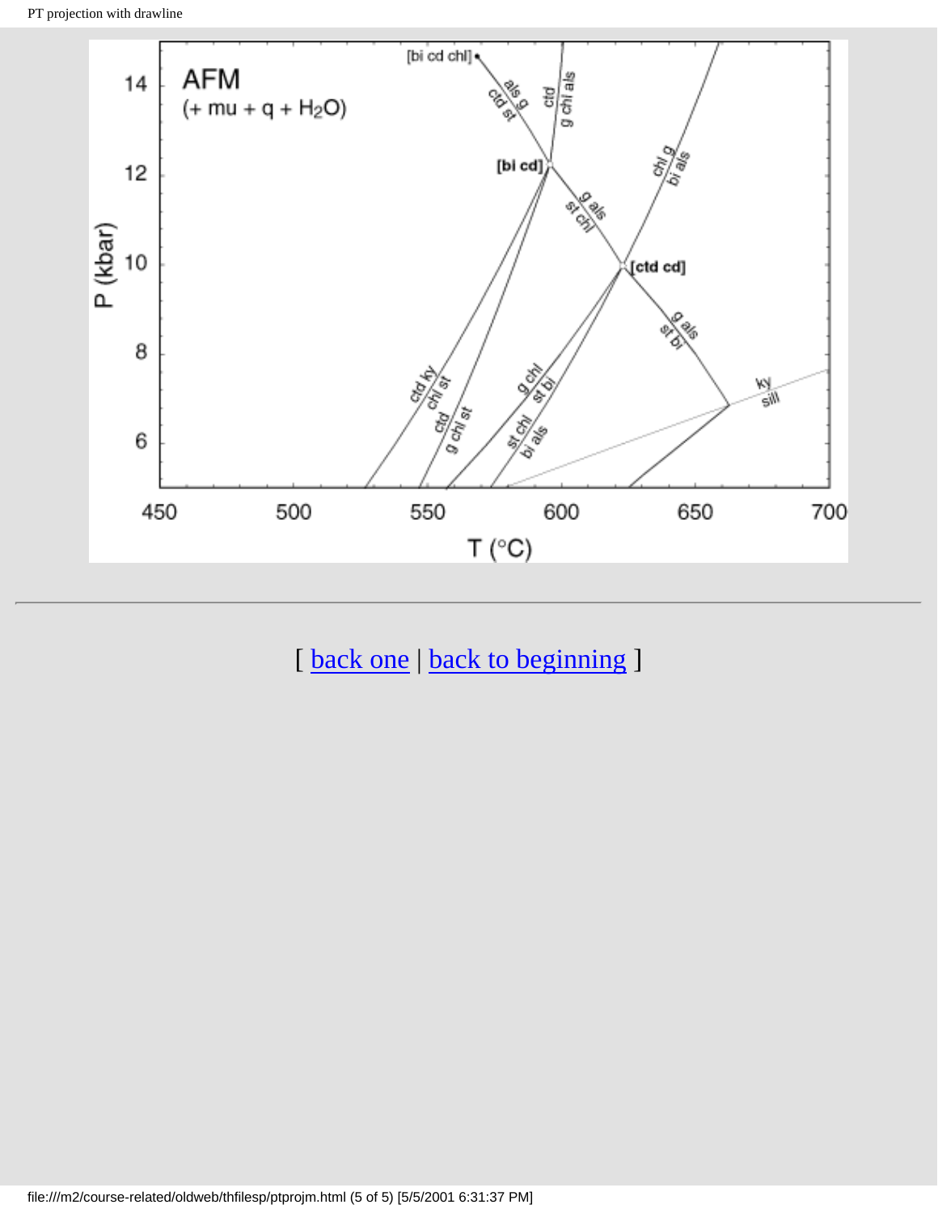[ back one | back to beginning ]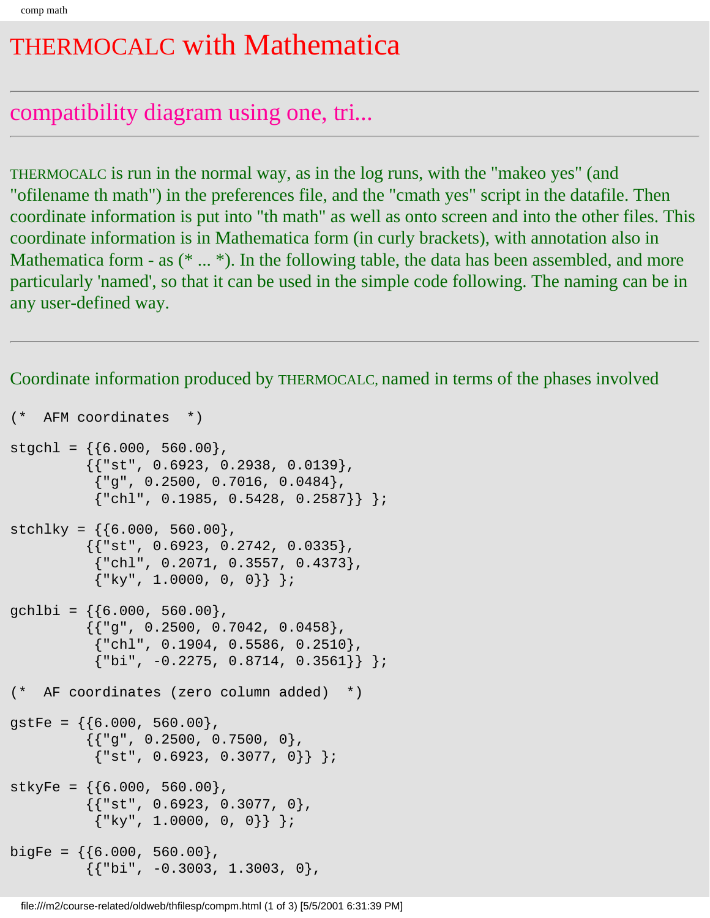# THERMOCALC with Mathematica

## compatibility diagram using one, tri...

THERMOCALC is run in the normal way, as in the log runs, with the "makeo yes" (and "ofilename th math") in the preferences file, and the "cmath yes" script in the datafile. Then coordinate information is put into "th math" as well as onto screen and into the other files. This coordinate information is in Mathematica form (in curly brackets), with annotation also in Mathematica form - as (* ... *). In the following table, the data has been assembled, and more particularly 'named', so that it can be used in the simple code following. The naming can be in any user-defined way.

---

Coordinate information produced by THERMOCALC, named in terms of the phases involved

```
(*  AFM coordinates  *)

stgchl = {{6.000, 560.00},
         {{"st", 0.6923, 0.2938, 0.0139},
          {"g", 0.2500, 0.7016, 0.0484},
          {"chl", 0.1985, 0.5428, 0.2587}} };

stchlky = {{6.000, 560.00},
         {{"st", 0.6923, 0.2742, 0.0335},
          {"chl", 0.2071, 0.3557, 0.4373},
          {"ky", 1.0000, 0, 0}} };

gchlbi = {{6.000, 560.00},
         {{"g", 0.2500, 0.7042, 0.0458},
          {"chl", 0.1904, 0.5586, 0.2510},
          {"bi", -0.2275, 0.8714, 0.3561}} };

(*  AF coordinates (zero column added)  *)

gstFe = {{6.000, 560.00},
         {{"g", 0.2500, 0.7500, 0},
          {"st", 0.6923, 0.3077, 0}} };

stkyFe = {{6.000, 560.00},
         {{"st", 0.6923, 0.3077, 0},
          {"ky", 1.0000, 0, 0}} };

bigFe = {{6.000, 560.00},
         {{"bi", -0.3003, 1.3003, 0},
```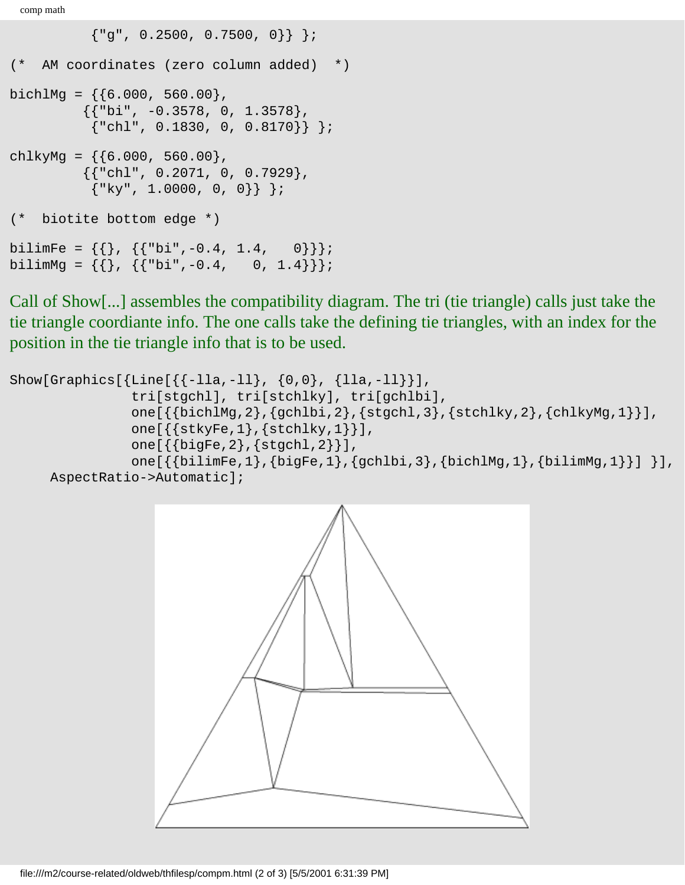```
         {"g", 0.2500, 0.7500, 0}} };

(*  AM coordinates (zero column added)  *)

bichlMg = {{6.000, 560.00},
         {{"bi", -0.3578, 0, 1.3578},
          {"chl", 0.1830, 0, 0.8170}} };

chlkyMg = {{6.000, 560.00},
         {{"chl", 0.2071, 0, 0.7929},
          {"ky", 1.0000, 0, 0}} };

(*  biotite bottom edge *)

bilimFe = {{}, {{"bi",-0.4, 1.4,   0}}};
bilimMg = {{}, {{"bi",-0.4,   0, 1.4}}};
```

Call of Show[...] assembles the compatibility diagram. The tri (tie triangle) calls just take the tie triangle coordiante info. The one calls take the defining tie triangles, with an index for the position in the tie triangle info that is to be used.

```
Show[Graphics[{Line[{{-lla,-ll}, {0,0}, {lla,-ll}}],
               tri[stgchl], tri[stchlky], tri[gchlbi],
               one[{{bichlMg,2},{gchlbi,2},{stgchl,3},{stchlky,2},{chlkyMg,1}}],
               one[{{stkyFe,1},{stchlky,1}}],
               one[{{bigFe,2},{stgchl,2}}],
               one[{{bilimFe,1},{bigFe,1},{gchlbi,3},{bichlMg,1},{bilimMg,1}}] }],
     AspectRatio->Automatic];
```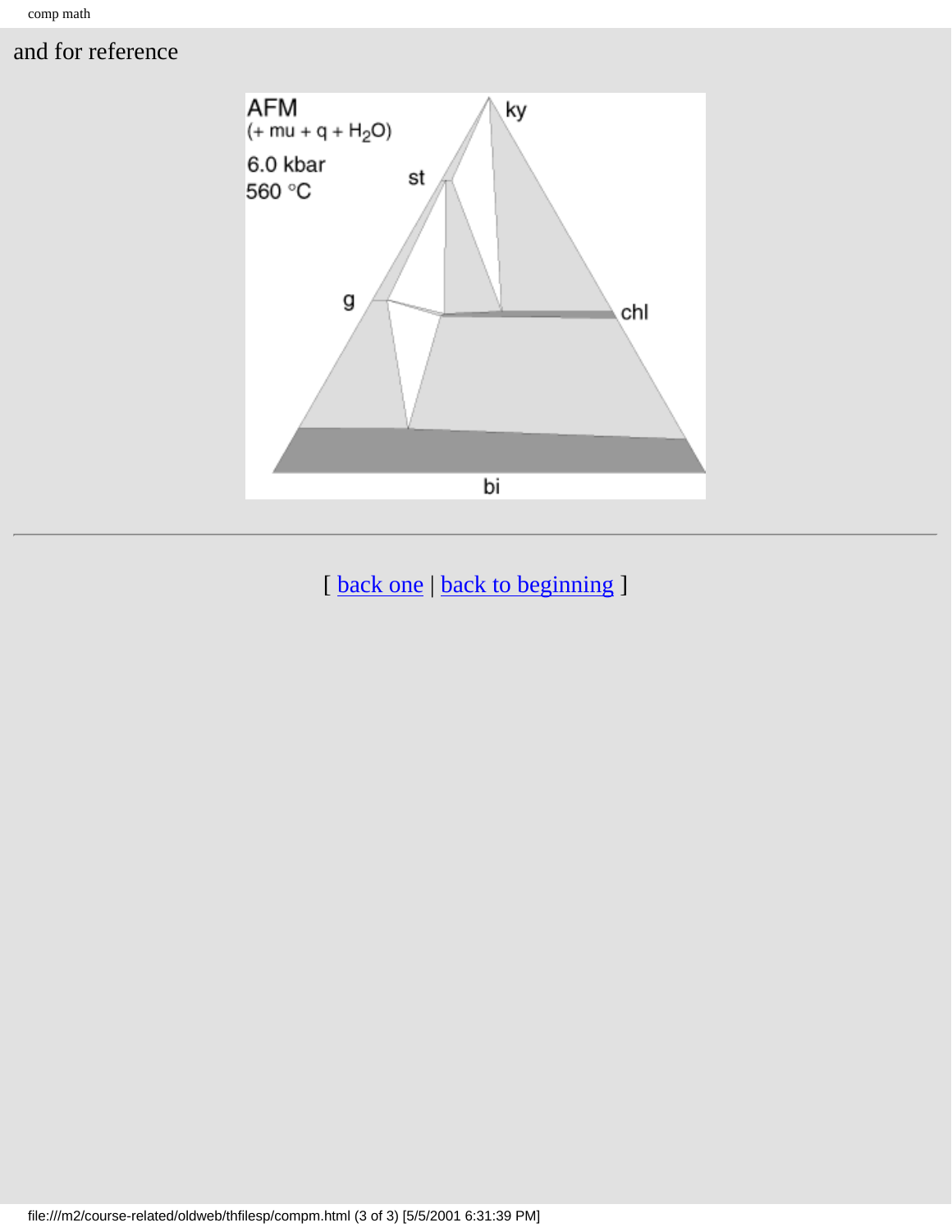and for reference

AFM
(+ mu + q + $H_2O$)
6.0 kbar
560 °C

ky
st
g
chl
bi

---

[ back one | back to beginning ]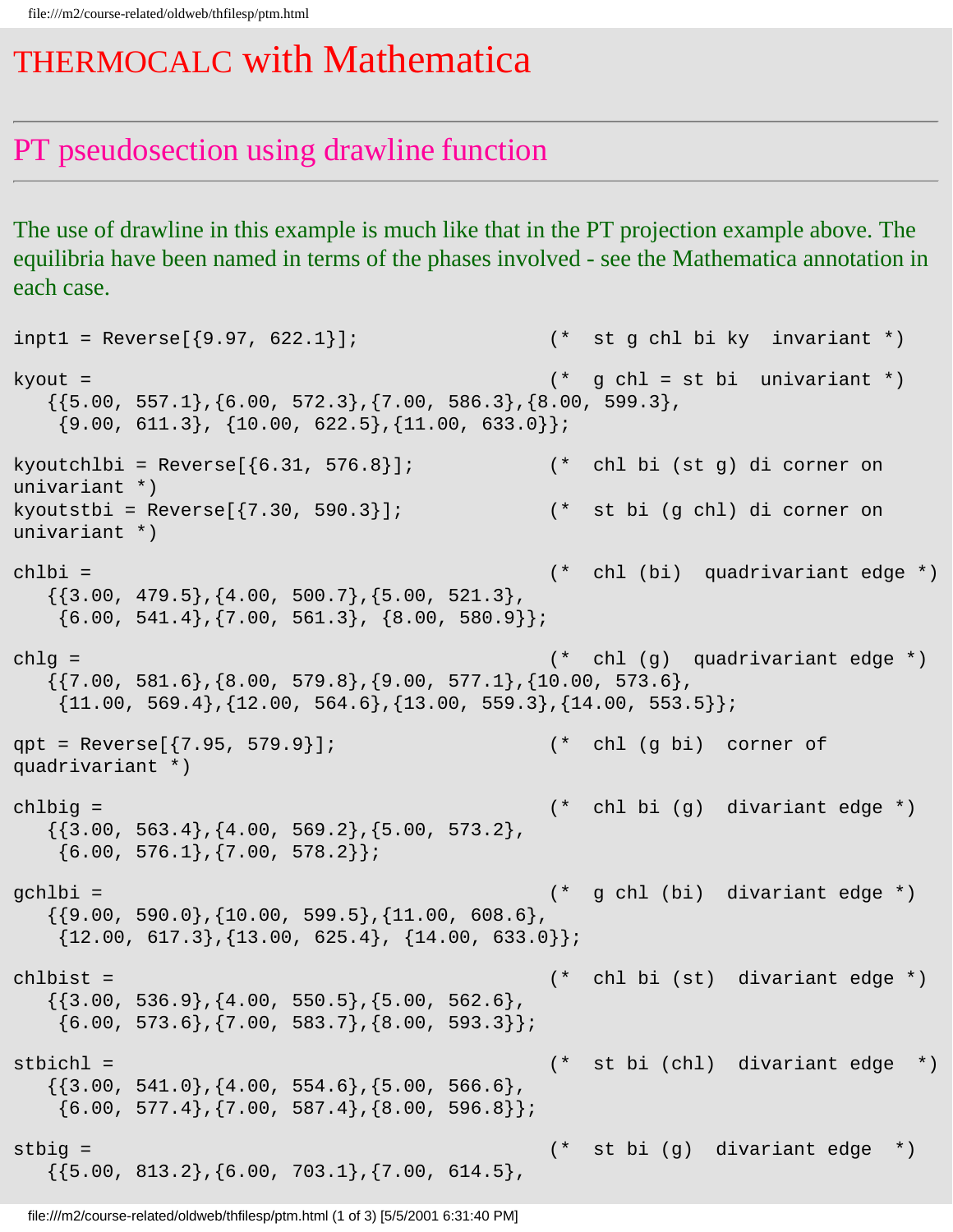# THERMOCALC with Mathematica

## PT pseudosection using drawline function

The use of drawline in this example is much like that in the PT projection example above. The equilibria have been named in terms of the phases involved - see the Mathematica annotation in each case.

```
inpt1 = Reverse[{9.97, 622.1}];                (*  st g chl bi ky  invariant *)

kyout =                                        (*  g chl = st bi  univariant *)
   {{5.00, 557.1},{6.00, 572.3},{7.00, 586.3},{8.00, 599.3},
    {9.00, 611.3}, {10.00, 622.5},{11.00, 633.0}};

kyoutchlbi = Reverse[{6.31, 576.8}];           (*  chl bi (st g) di corner on
univariant *)
kyoutstbi = Reverse[{7.30, 590.3}];            (*  st bi (g chl) di corner on
univariant *)

chlbi =                                        (*  chl (bi)  quadrivariant edge *)
   {{3.00, 479.5},{4.00, 500.7},{5.00, 521.3},
    {6.00, 541.4},{7.00, 561.3}, {8.00, 580.9}};

chlg =                                         (*  chl (g)  quadrivariant edge *)
   {{7.00, 581.6},{8.00, 579.8},{9.00, 577.1},{10.00, 573.6},
    {11.00, 569.4},{12.00, 564.6},{13.00, 559.3},{14.00, 553.5}};

qpt = Reverse[{7.95, 579.9}];                  (*  chl (g bi)  corner of
quadrivariant *)

chlbig =                                       (*  chl bi (g)  divariant edge *)
   {{3.00, 563.4},{4.00, 569.2},{5.00, 573.2},
    {6.00, 576.1},{7.00, 578.2}};

gchlbi =                                       (*  g chl (bi)  divariant edge *)
   {{9.00, 590.0},{10.00, 599.5},{11.00, 608.6},
    {12.00, 617.3},{13.00, 625.4}, {14.00, 633.0}};

chlbist =                                      (*  chl bi (st)  divariant edge *)
   {{3.00, 536.9},{4.00, 550.5},{5.00, 562.6},
    {6.00, 573.6},{7.00, 583.7},{8.00, 593.3}};

stbichl =                                      (*  st bi (chl)  divariant edge  *)
   {{3.00, 541.0},{4.00, 554.6},{5.00, 566.6},
    {6.00, 577.4},{7.00, 587.4},{8.00, 596.8}};

stbig =                                        (*  st bi (g)  divariant edge  *)
   {{5.00, 813.2},{6.00, 703.1},{7.00, 614.5},
```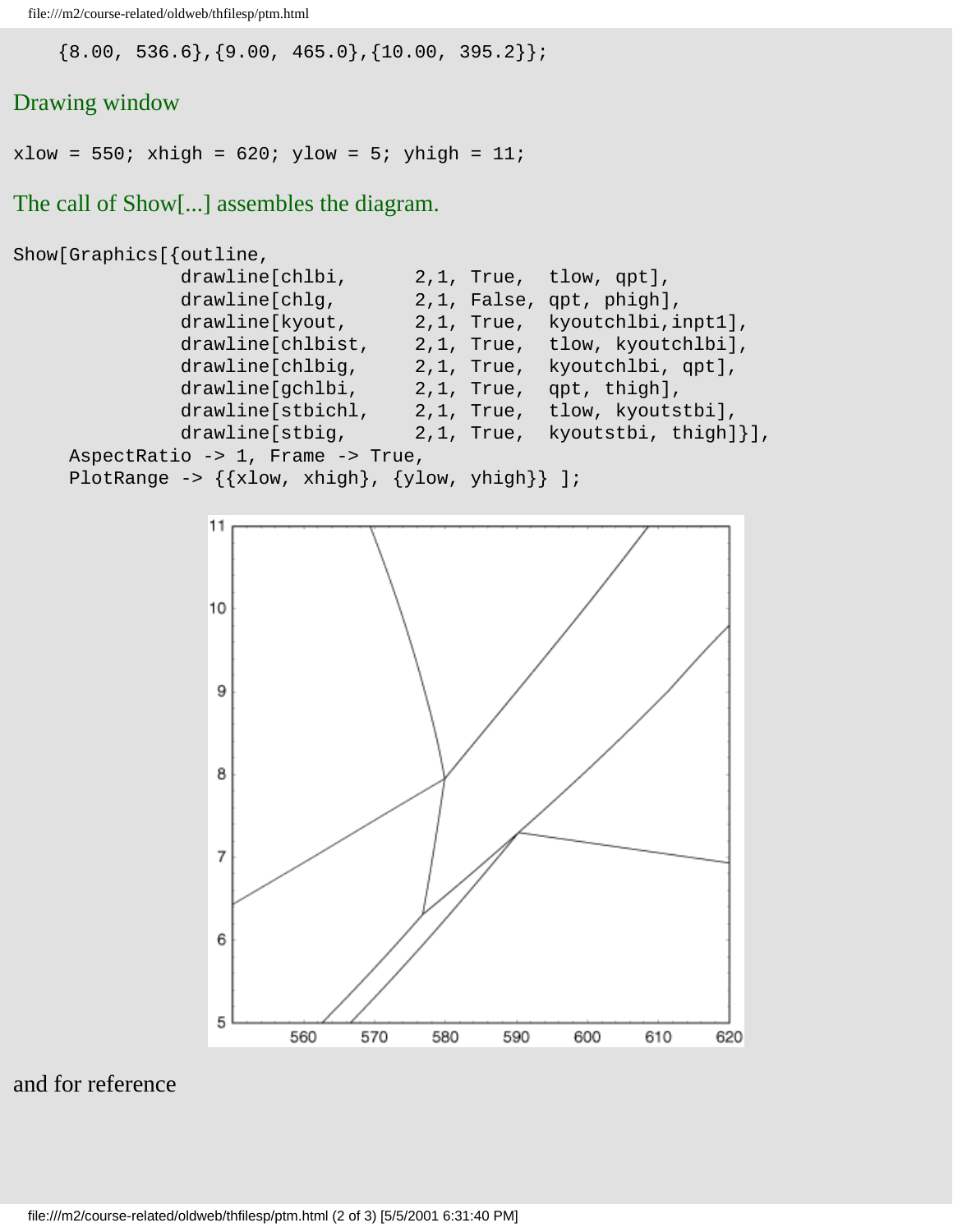```
    {8.00, 536.6},{9.00, 465.0},{10.00, 395.2}};
```

Drawing window

```
xlow = 550; xhigh = 620; ylow = 5; yhigh = 11;
```

The call of Show[...] assembles the diagram.

```
Show[Graphics[{outline,
               drawline[chlbi,      2,1, True,  tlow, qpt],
               drawline[chlg,       2,1, False, qpt, phigh],
               drawline[kyout,      2,1, True,  kyoutchlbi,inpt1],
               drawline[chlbist,    2,1, True,  tlow, kyoutchlbi],
               drawline[chlbig,     2,1, True,  kyoutchlbi, qpt],
               drawline[gchlbi,     2,1, True,  qpt, thigh],
               drawline[stbichl,    2,1, True,  tlow, kyoutstbi],
               drawline[stbig,      2,1, True,  kyoutstbi, thigh]}],
     AspectRatio -> 1, Frame -> True,
     PlotRange -> {{xlow, xhigh}, {ylow, yhigh}} ];
```

and for reference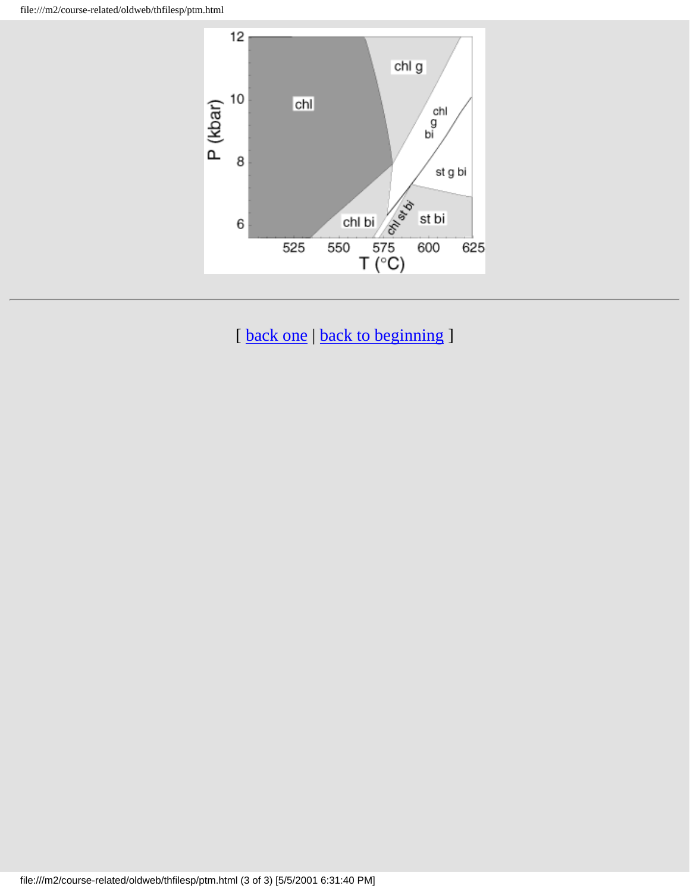[ back one | back to beginning ]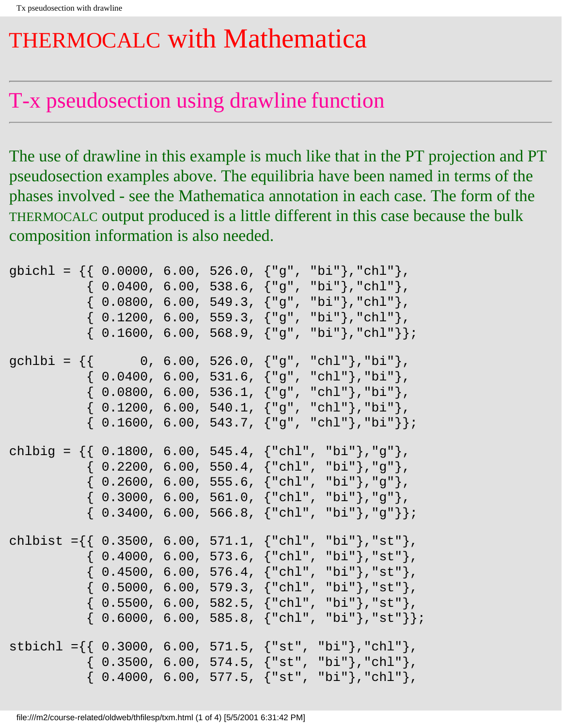# THERMOCALC with Mathematica

---

## T-x pseudosection using drawline function

---

The use of drawline in this example is much like that in the PT projection and PT pseudosection examples above. The equilibria have been named in terms of the phases involved - see the Mathematica annotation in each case. The form of the THERMOCALC output produced is a little different in this case because the bulk composition information is also needed.

```
gbichl = {{ 0.0000, 6.00, 526.0, {"g", "bi"},"chl"},
          { 0.0400, 6.00, 538.6, {"g", "bi"},"chl"},
          { 0.0800, 6.00, 549.3, {"g", "bi"},"chl"},
          { 0.1200, 6.00, 559.3, {"g", "bi"},"chl"},
          { 0.1600, 6.00, 568.9, {"g", "bi"},"chl"}};

gchlbi = {{      0, 6.00, 526.0, {"g", "chl"},"bi"},
          { 0.0400, 6.00, 531.6, {"g", "chl"},"bi"},
          { 0.0800, 6.00, 536.1, {"g", "chl"},"bi"},
          { 0.1200, 6.00, 540.1, {"g", "chl"},"bi"},
          { 0.1600, 6.00, 543.7, {"g", "chl"},"bi"}};

chlbig = {{ 0.1800, 6.00, 545.4, {"chl", "bi"},"g"},
          { 0.2200, 6.00, 550.4, {"chl", "bi"},"g"},
          { 0.2600, 6.00, 555.6, {"chl", "bi"},"g"},
          { 0.3000, 6.00, 561.0, {"chl", "bi"},"g"},
          { 0.3400, 6.00, 566.8, {"chl", "bi"},"g"}};

chlbist ={{ 0.3500, 6.00, 571.1, {"chl", "bi"},"st"},
          { 0.4000, 6.00, 573.6, {"chl", "bi"},"st"},
          { 0.4500, 6.00, 576.4, {"chl", "bi"},"st"},
          { 0.5000, 6.00, 579.3, {"chl", "bi"},"st"},
          { 0.5500, 6.00, 582.5, {"chl", "bi"},"st"},
          { 0.6000, 6.00, 585.8, {"chl", "bi"},"st"}};

stbichl ={{ 0.3000, 6.00, 571.5, {"st", "bi"},"chl"},
          { 0.3500, 6.00, 574.5, {"st", "bi"},"chl"},
          { 0.4000, 6.00, 577.5, {"st", "bi"},"chl"},
```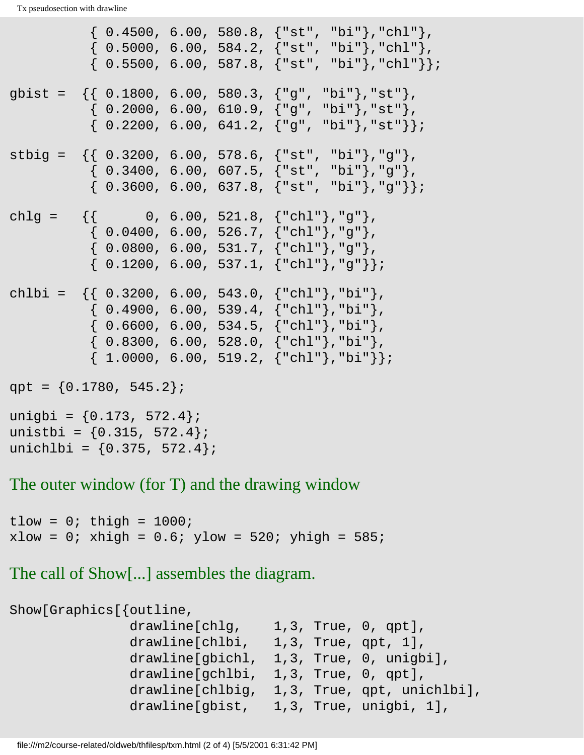```
          { 0.4500, 6.00, 580.8, {"st", "bi"},"chl"},
          { 0.5000, 6.00, 584.2, {"st", "bi"},"chl"},
          { 0.5500, 6.00, 587.8, {"st", "bi"},"chl"}};

gbist =  {{ 0.1800, 6.00, 580.3, {"g", "bi"},"st"},
          { 0.2000, 6.00, 610.9, {"g", "bi"},"st"},
          { 0.2200, 6.00, 641.2, {"g", "bi"},"st"}};

stbig =  {{ 0.3200, 6.00, 578.6, {"st", "bi"},"g"},
          { 0.3400, 6.00, 607.5, {"st", "bi"},"g"},
          { 0.3600, 6.00, 637.8, {"st", "bi"},"g"}};

chlg =   {{      0, 6.00, 521.8, {"chl"},"g"},
          { 0.0400, 6.00, 526.7, {"chl"},"g"},
          { 0.0800, 6.00, 531.7, {"chl"},"g"},
          { 0.1200, 6.00, 537.1, {"chl"},"g"}};

chlbi =  {{ 0.3200, 6.00, 543.0, {"chl"},"bi"},
          { 0.4900, 6.00, 539.4, {"chl"},"bi"},
          { 0.6600, 6.00, 534.5, {"chl"},"bi"},
          { 0.8300, 6.00, 528.0, {"chl"},"bi"},
          { 1.0000, 6.00, 519.2, {"chl"},"bi"}};

qpt = {0.1780, 545.2};

unigbi = {0.173, 572.4};
unistbi = {0.315, 572.4};
unichlbi = {0.375, 572.4};
```

The outer window (for T) and the drawing window

```
tlow = 0; thigh = 1000;
xlow = 0; xhigh = 0.6; ylow = 520; yhigh = 585;
```

The call of Show[...] assembles the diagram.

```
Show[Graphics[{outline,
               drawline[chlg,    1,3, True, 0, qpt],
               drawline[chlbi,   1,3, True, qpt, 1],
               drawline[gbichl,  1,3, True, 0, unigbi],
               drawline[gchlbi,  1,3, True, 0, qpt],
               drawline[chlbig,  1,3, True, qpt, unichlbi],
               drawline[gbist,   1,3, True, unigbi, 1],
```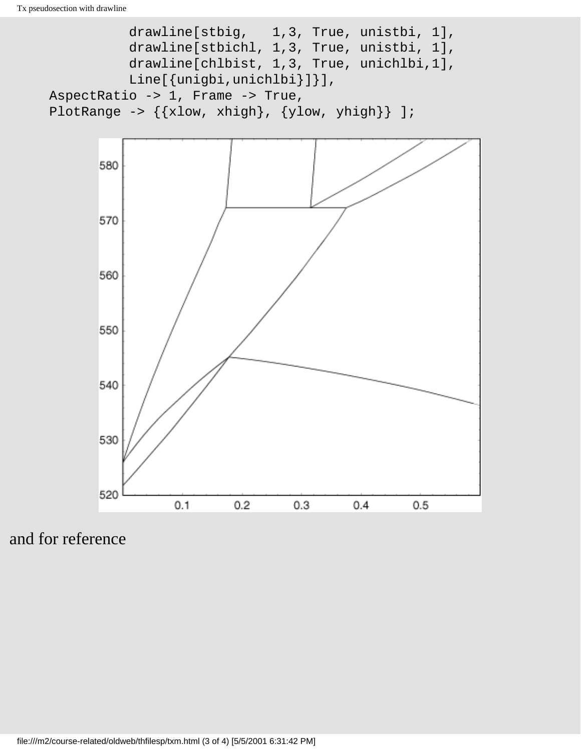```
            drawline[stbig,   1,3, True, unistbi, 1],
            drawline[stbichl, 1,3, True, unistbi, 1],
            drawline[chlbist, 1,3, True, unichlbi,1],
            Line[{unigbi,unichlbi}]}],
    AspectRatio -> 1, Frame -> True,
    PlotRange -> {{xlow, xhigh}, {ylow, yhigh}} ];
```

and for reference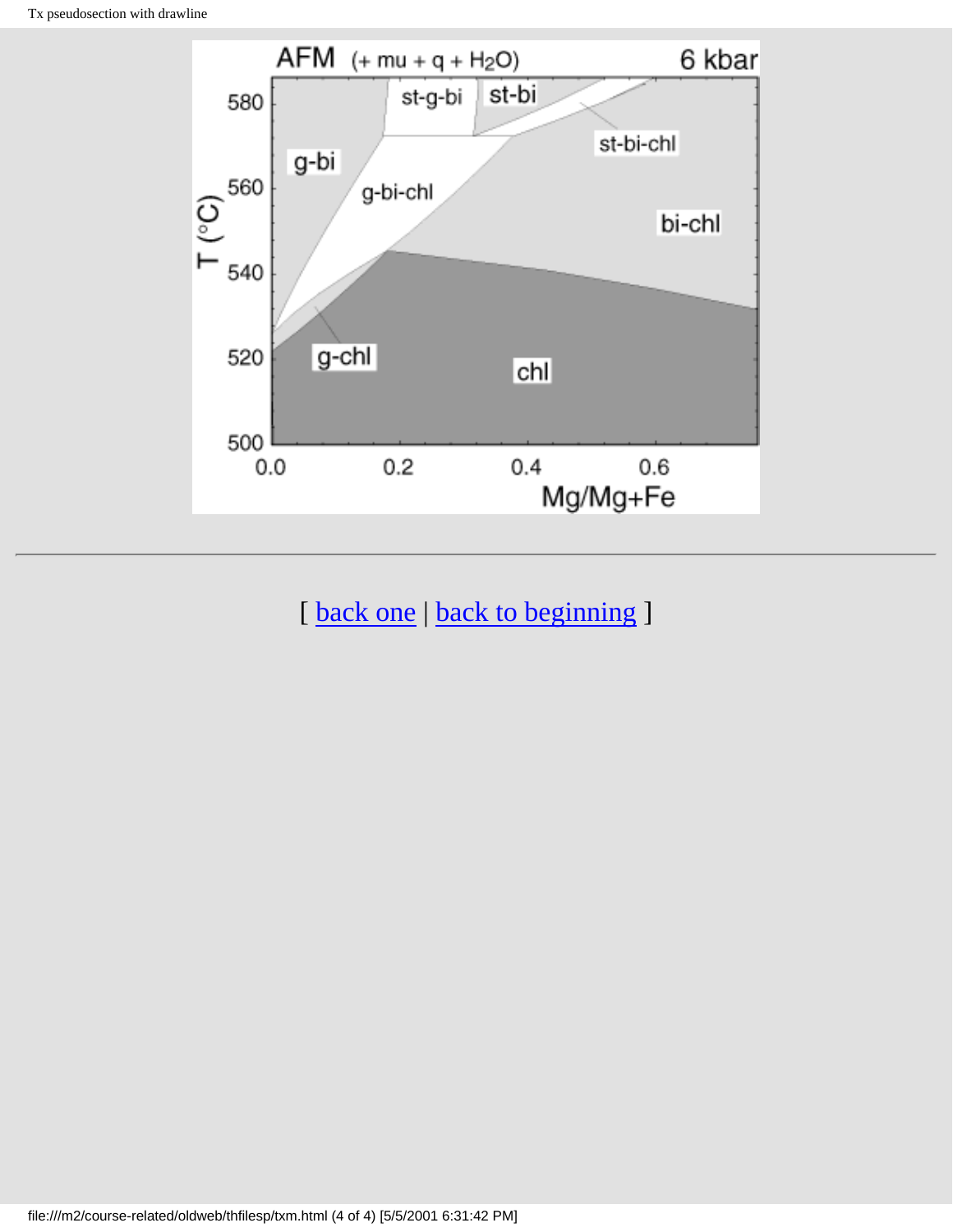[ back one | back to beginning ]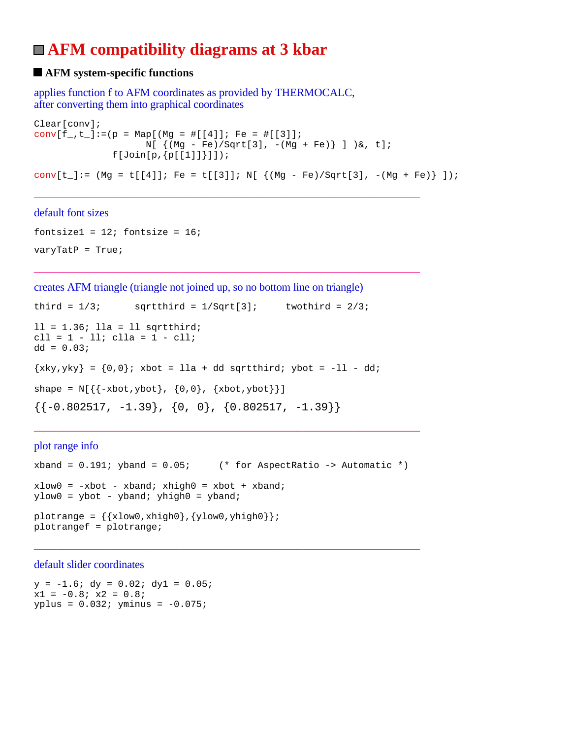# AFM compatibility diagrams at 3 kbar

## AFM system-specific functions

applies function f to AFM coordinates as provided by THERMOCALC,
after converting them into graphical coordinates

```
Clear[conv];
conv[f_,t_]:=(p = Map[(Mg = #[[4]]; Fe = #[[3]];
                    N[ {(Mg - Fe)/Sqrt[3], -(Mg + Fe)} ] )&, t];
              f[Join[p,{p[[1]]}]]);
```

```
conv[t_]:= (Mg = t[[4]]; Fe = t[[3]]; N[ {(Mg - Fe)/Sqrt[3], -(Mg + Fe)} ]);
```

---

default font sizes

```
fontsize1 = 12; fontsize = 16;
```

```
varyTatP = True;
```

---

creates AFM triangle (triangle not joined up, so no bottom line on triangle)

```
third = 1/3;      sqrtthird = 1/Sqrt[3];     twothird = 2/3;
```

```
ll = 1.36; lla = ll sqrtthird;
cll = 1 - ll; clla = 1 - cll;
dd = 0.03;
```

```
{xky,yky} = {0,0}; xbot = lla + dd sqrtthird; ybot = -ll - dd;
```

```
shape = N[{{-xbot,ybot}, {0,0}, {xbot,ybot}}]
```

```
{{-0.802517, -1.39}, {0, 0}, {0.802517, -1.39}}
```

---

plot range info

```
xband = 0.191; yband = 0.05;     (* for AspectRatio -> Automatic *)
```

```
xlow0 = -xbot - xband; xhigh0 = xbot + xband;
ylow0 = ybot - yband; yhigh0 = yband;
```

```
plotrange = {{xlow0,xhigh0},{ylow0,yhigh0}};
plotrangef = plotrange;
```

---

default slider coordinates

```
y = -1.6; dy = 0.02; dy1 = 0.05;
x1 = -0.8; x2 = 0.8;
yplus = 0.032; yminus = -0.075;
```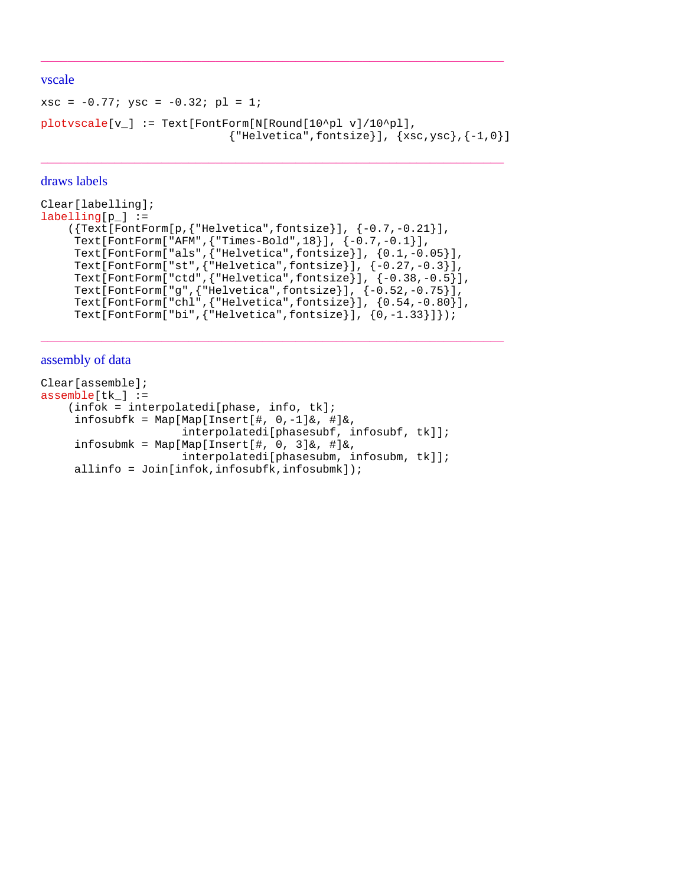---

vscale

```
xsc = -0.77; ysc = -0.32; pl = 1;
```

```
plotvscale[v_] := Text[FontForm[N[Round[10^pl v]/10^pl],
                            {"Helvetica",fontsize}], {xsc,ysc},{-1,0}]
```

---

draws labels

```
Clear[labelling];
labelling[p_] :=
    ({Text[FontForm[p,{"Helvetica",fontsize}], {-0.7,-0.21}],
     Text[FontForm["AFM",{"Times-Bold",18}], {-0.7,-0.1}],
     Text[FontForm["als",{"Helvetica",fontsize}], {0.1,-0.05}],
     Text[FontForm["st",{"Helvetica",fontsize}], {-0.27,-0.3}],
     Text[FontForm["ctd",{"Helvetica",fontsize}], {-0.38,-0.5}],
     Text[FontForm["g",{"Helvetica",fontsize}], {-0.52,-0.75}],
     Text[FontForm["chl",{"Helvetica",fontsize}], {0.54,-0.80}],
     Text[FontForm["bi",{"Helvetica",fontsize}], {0,-1.33}]});
```

---

assembly of data

```
Clear[assemble];
assemble[tk_] :=
    (infok = interpolatedi[phase, info, tk];
     infosubfk = Map[Map[Insert[#, 0,-1]&, #]&,
                     interpolatedi[phasesubf, infosubf, tk]];
     infosubmk = Map[Map[Insert[#, 0, 3]&, #]&,
                     interpolatedi[phasesubm, infosubm, tk]];
     allinfo = Join[infok,infosubfk,infosubmk]);
```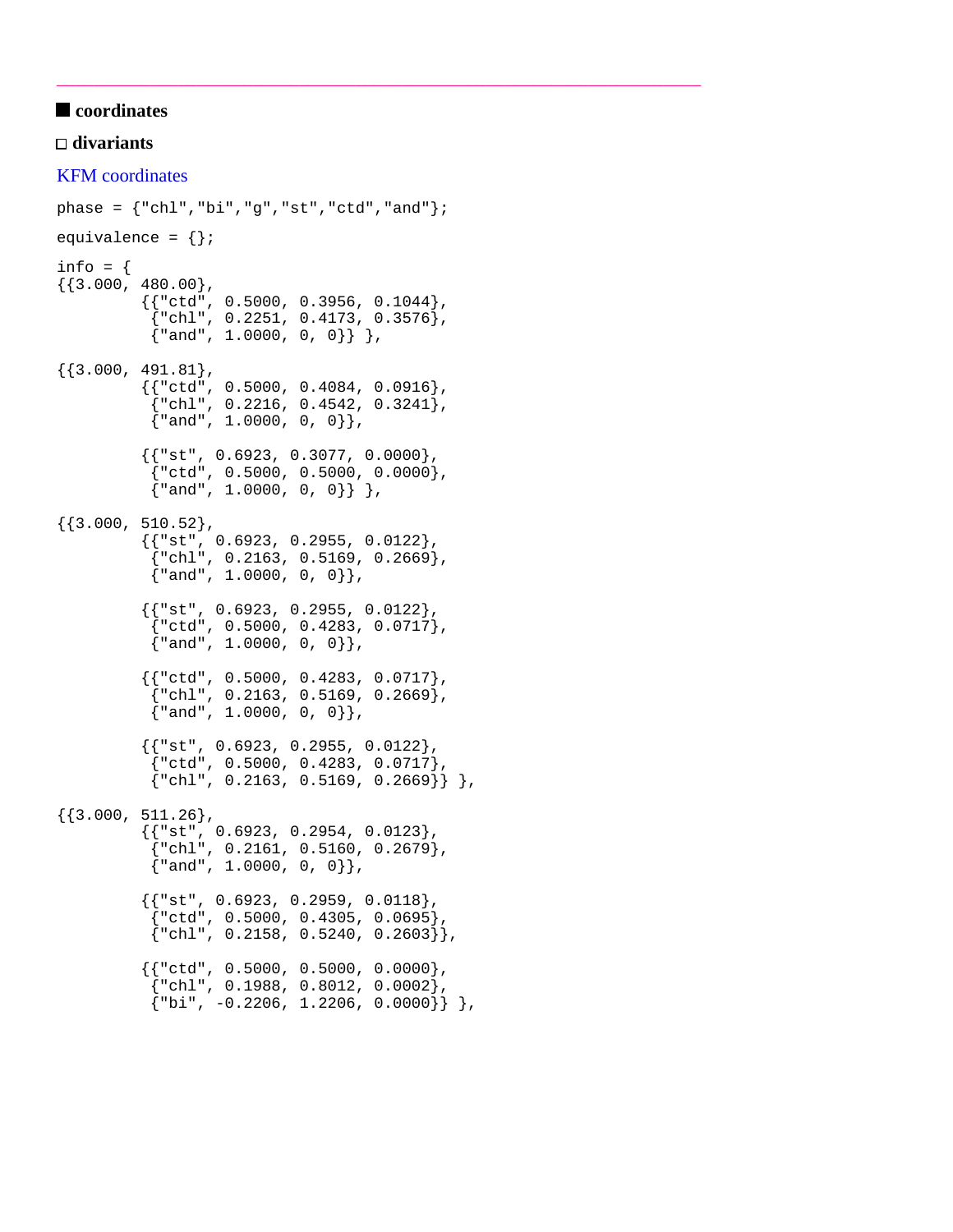---

## ■ coordinates

### □ divariants

KFM coordinates

```
phase = {"chl","bi","g","st","ctd","and"};

equivalence = {};

info = {
{{3.000, 480.00},
        {{"ctd", 0.5000, 0.3956, 0.1044},
         {"chl", 0.2251, 0.4173, 0.3576},
         {"and", 1.0000, 0, 0}} },

{{3.000, 491.81},
        {{"ctd", 0.5000, 0.4084, 0.0916},
         {"chl", 0.2216, 0.4542, 0.3241},
         {"and", 1.0000, 0, 0}},

        {{"st", 0.6923, 0.3077, 0.0000},
         {"ctd", 0.5000, 0.5000, 0.0000},
         {"and", 1.0000, 0, 0}} },

{{3.000, 510.52},
        {{"st", 0.6923, 0.2955, 0.0122},
         {"chl", 0.2163, 0.5169, 0.2669},
         {"and", 1.0000, 0, 0}},

        {{"st", 0.6923, 0.2955, 0.0122},
         {"ctd", 0.5000, 0.4283, 0.0717},
         {"and", 1.0000, 0, 0}},

        {{"ctd", 0.5000, 0.4283, 0.0717},
         {"chl", 0.2163, 0.5169, 0.2669},
         {"and", 1.0000, 0, 0}},

        {{"st", 0.6923, 0.2955, 0.0122},
         {"ctd", 0.5000, 0.4283, 0.0717},
         {"chl", 0.2163, 0.5169, 0.2669}} },

{{3.000, 511.26},
        {{"st", 0.6923, 0.2954, 0.0123},
         {"chl", 0.2161, 0.5160, 0.2679},
         {"and", 1.0000, 0, 0}},

        {{"st", 0.6923, 0.2959, 0.0118},
         {"ctd", 0.5000, 0.4305, 0.0695},
         {"chl", 0.2158, 0.5240, 0.2603}},

        {{"ctd", 0.5000, 0.5000, 0.0000},
         {"chl", 0.1988, 0.8012, 0.0002},
         {"bi", -0.2206, 1.2206, 0.0000}} },
```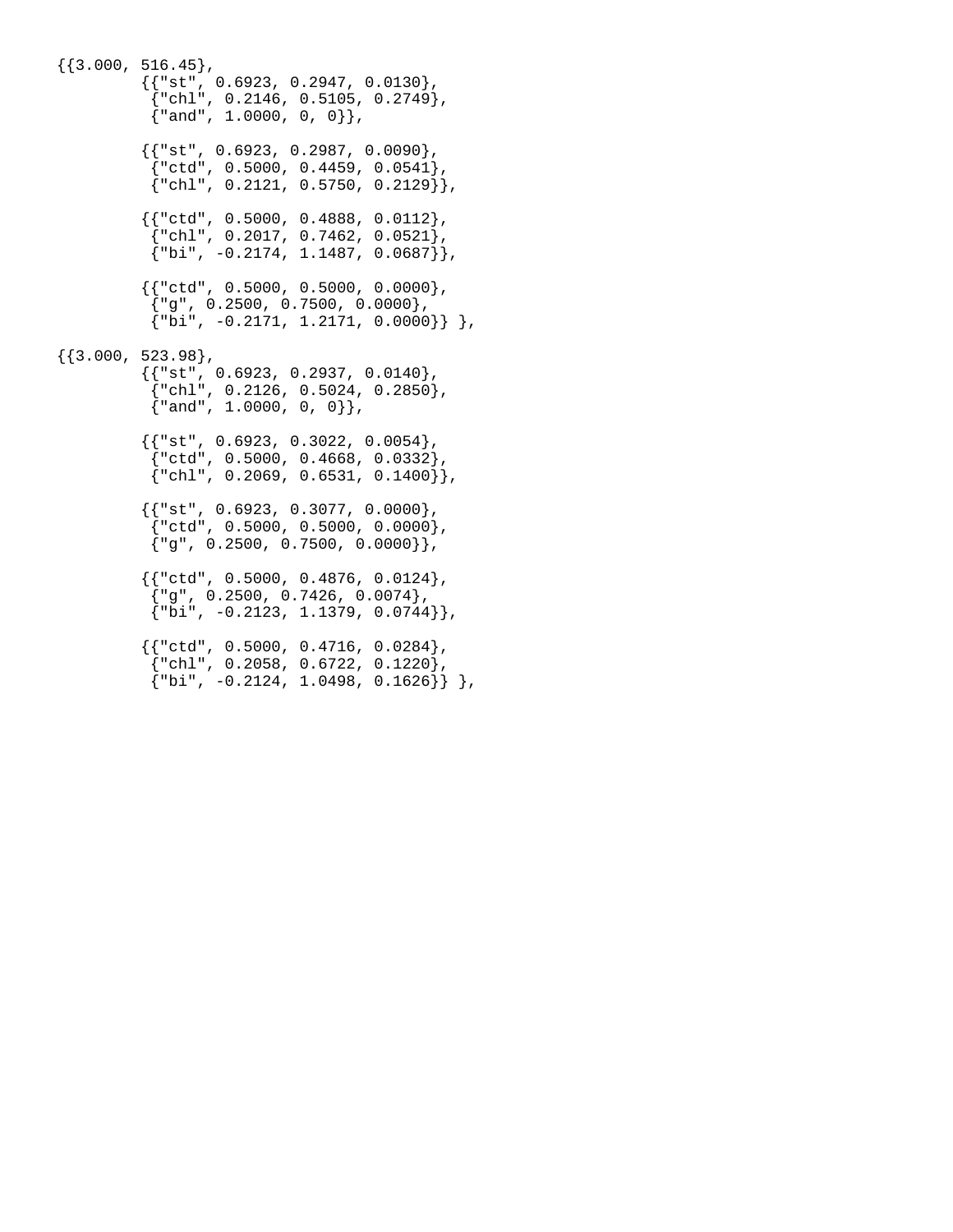```
{{3.000, 516.45},
        {{"st", 0.6923, 0.2947, 0.0130},
         {"chl", 0.2146, 0.5105, 0.2749},
         {"and", 1.0000, 0, 0}},

        {{"st", 0.6923, 0.2987, 0.0090},
         {"ctd", 0.5000, 0.4459, 0.0541},
         {"chl", 0.2121, 0.5750, 0.2129}},

        {{"ctd", 0.5000, 0.4888, 0.0112},
         {"chl", 0.2017, 0.7462, 0.0521},
         {"bi", -0.2174, 1.1487, 0.0687}},

        {{"ctd", 0.5000, 0.5000, 0.0000},
         {"g", 0.2500, 0.7500, 0.0000},
         {"bi", -0.2171, 1.2171, 0.0000}} },

{{3.000, 523.98},
        {{"st", 0.6923, 0.2937, 0.0140},
         {"chl", 0.2126, 0.5024, 0.2850},
         {"and", 1.0000, 0, 0}},

        {{"st", 0.6923, 0.3022, 0.0054},
         {"ctd", 0.5000, 0.4668, 0.0332},
         {"chl", 0.2069, 0.6531, 0.1400}},

        {{"st", 0.6923, 0.3077, 0.0000},
         {"ctd", 0.5000, 0.5000, 0.0000},
         {"g", 0.2500, 0.7500, 0.0000}},

        {{"ctd", 0.5000, 0.4876, 0.0124},
         {"g", 0.2500, 0.7426, 0.0074},
         {"bi", -0.2123, 1.1379, 0.0744}},

        {{"ctd", 0.5000, 0.4716, 0.0284},
         {"chl", 0.2058, 0.6722, 0.1220},
         {"bi", -0.2124, 1.0498, 0.1626}} },
```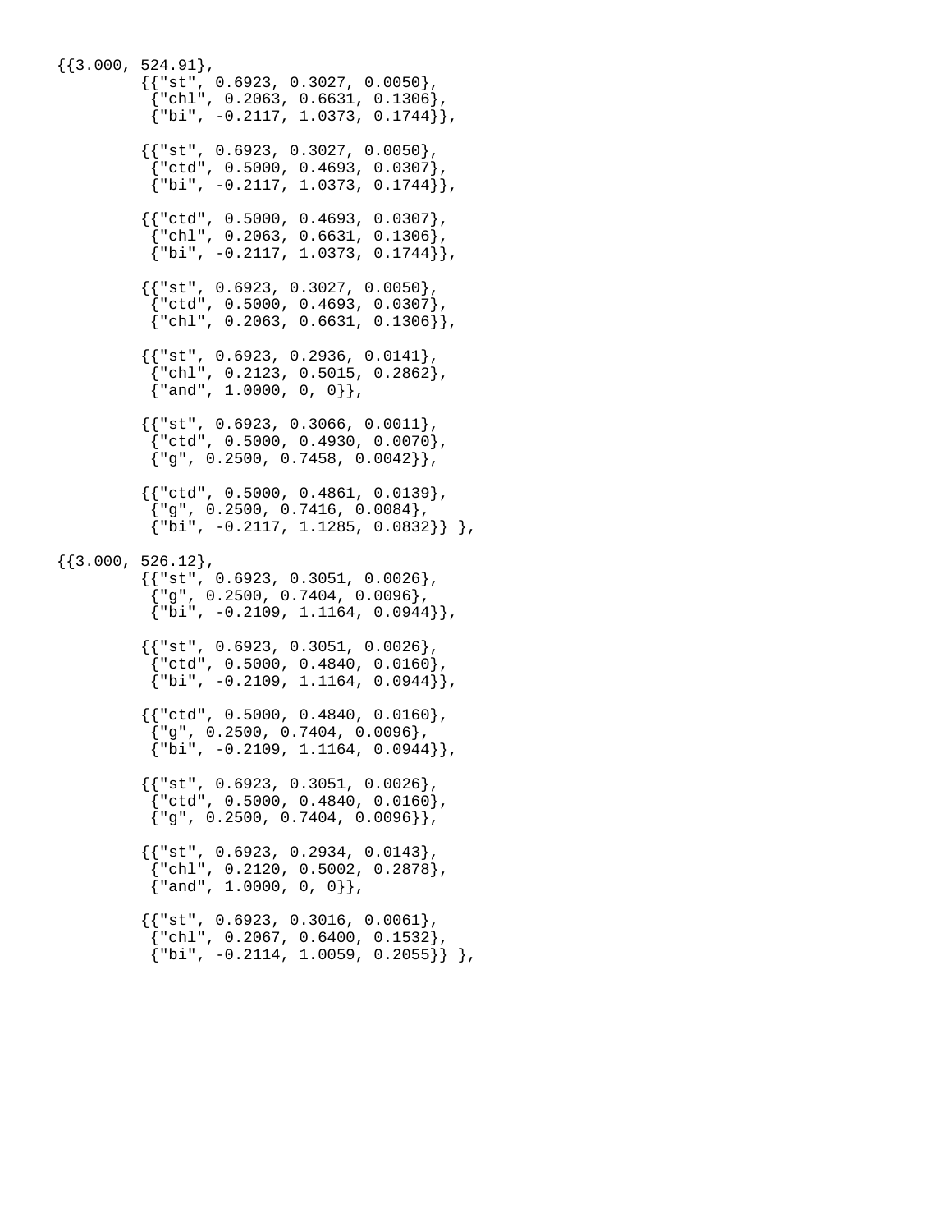```
{{3.000, 524.91},
        {{"st", 0.6923, 0.3027, 0.0050},
         {"chl", 0.2063, 0.6631, 0.1306},
         {"bi", -0.2117, 1.0373, 0.1744}},

        {{"st", 0.6923, 0.3027, 0.0050},
         {"ctd", 0.5000, 0.4693, 0.0307},
         {"bi", -0.2117, 1.0373, 0.1744}},

        {{"ctd", 0.5000, 0.4693, 0.0307},
         {"chl", 0.2063, 0.6631, 0.1306},
         {"bi", -0.2117, 1.0373, 0.1744}},

        {{"st", 0.6923, 0.3027, 0.0050},
         {"ctd", 0.5000, 0.4693, 0.0307},
         {"chl", 0.2063, 0.6631, 0.1306}},

        {{"st", 0.6923, 0.2936, 0.0141},
         {"chl", 0.2123, 0.5015, 0.2862},
         {"and", 1.0000, 0, 0}},

        {{"st", 0.6923, 0.3066, 0.0011},
         {"ctd", 0.5000, 0.4930, 0.0070},
         {"g", 0.2500, 0.7458, 0.0042}},

        {{"ctd", 0.5000, 0.4861, 0.0139},
         {"g", 0.2500, 0.7416, 0.0084},
         {"bi", -0.2117, 1.1285, 0.0832}} },

{{3.000, 526.12},
        {{"st", 0.6923, 0.3051, 0.0026},
         {"g", 0.2500, 0.7404, 0.0096},
         {"bi", -0.2109, 1.1164, 0.0944}},

        {{"st", 0.6923, 0.3051, 0.0026},
         {"ctd", 0.5000, 0.4840, 0.0160},
         {"bi", -0.2109, 1.1164, 0.0944}},

        {{"ctd", 0.5000, 0.4840, 0.0160},
         {"g", 0.2500, 0.7404, 0.0096},
         {"bi", -0.2109, 1.1164, 0.0944}},

        {{"st", 0.6923, 0.3051, 0.0026},
         {"ctd", 0.5000, 0.4840, 0.0160},
         {"g", 0.2500, 0.7404, 0.0096}},

        {{"st", 0.6923, 0.2934, 0.0143},
         {"chl", 0.2120, 0.5002, 0.2878},
         {"and", 1.0000, 0, 0}},

        {{"st", 0.6923, 0.3016, 0.0061},
         {"chl", 0.2067, 0.6400, 0.1532},
         {"bi", -0.2114, 1.0059, 0.2055}} },
```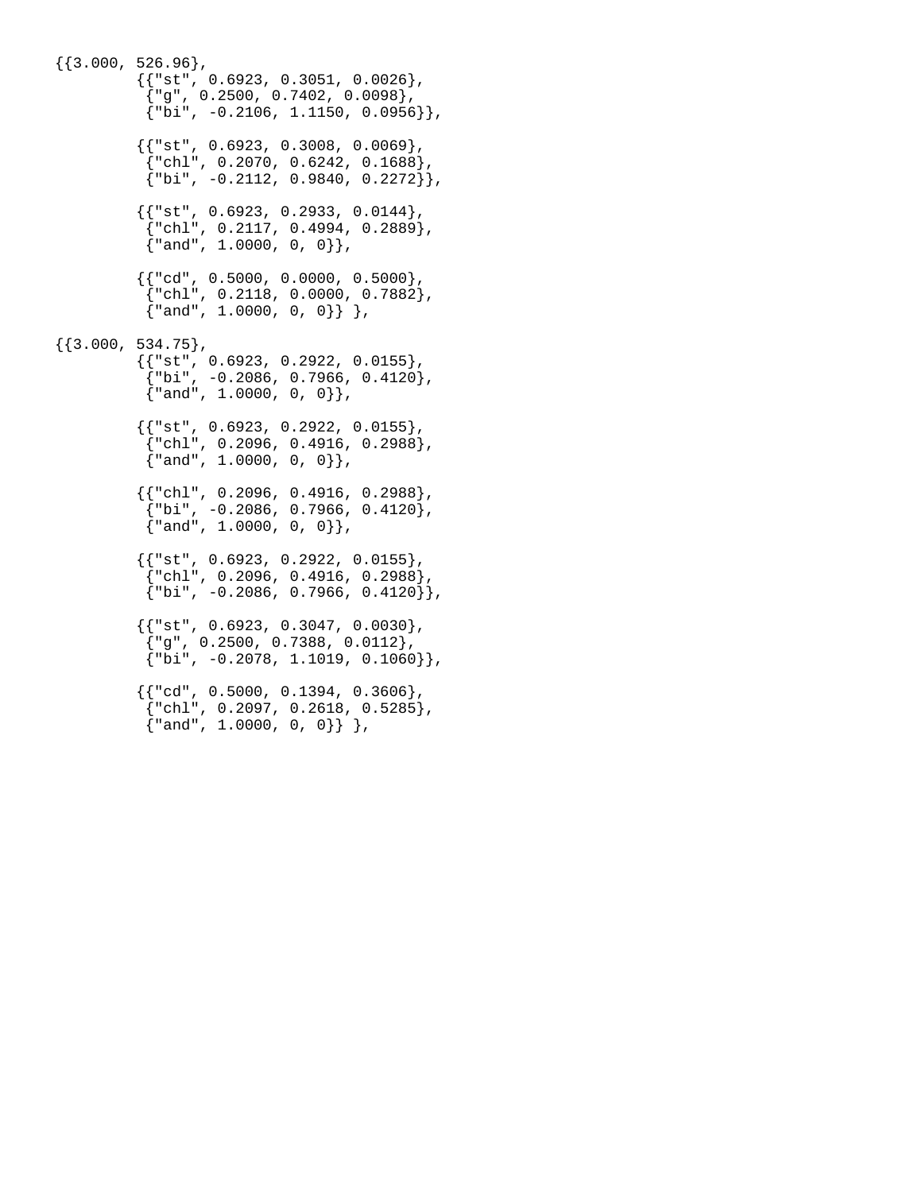```
{{3.000, 526.96},
        {{"st", 0.6923, 0.3051, 0.0026},
         {"g", 0.2500, 0.7402, 0.0098},
         {"bi", -0.2106, 1.1150, 0.0956}},

        {{"st", 0.6923, 0.3008, 0.0069},
         {"chl", 0.2070, 0.6242, 0.1688},
         {"bi", -0.2112, 0.9840, 0.2272}},

        {{"st", 0.6923, 0.2933, 0.0144},
         {"chl", 0.2117, 0.4994, 0.2889},
         {"and", 1.0000, 0, 0}},

        {{"cd", 0.5000, 0.0000, 0.5000},
         {"chl", 0.2118, 0.0000, 0.7882},
         {"and", 1.0000, 0, 0}} },

{{3.000, 534.75},
        {{"st", 0.6923, 0.2922, 0.0155},
         {"bi", -0.2086, 0.7966, 0.4120},
         {"and", 1.0000, 0, 0}},

        {{"st", 0.6923, 0.2922, 0.0155},
         {"chl", 0.2096, 0.4916, 0.2988},
         {"and", 1.0000, 0, 0}},

        {{"chl", 0.2096, 0.4916, 0.2988},
         {"bi", -0.2086, 0.7966, 0.4120},
         {"and", 1.0000, 0, 0}},

        {{"st", 0.6923, 0.2922, 0.0155},
         {"chl", 0.2096, 0.4916, 0.2988},
         {"bi", -0.2086, 0.7966, 0.4120}},

        {{"st", 0.6923, 0.3047, 0.0030},
         {"g", 0.2500, 0.7388, 0.0112},
         {"bi", -0.2078, 1.1019, 0.1060}},

        {{"cd", 0.5000, 0.1394, 0.3606},
         {"chl", 0.2097, 0.2618, 0.5285},
         {"and", 1.0000, 0, 0}} },
```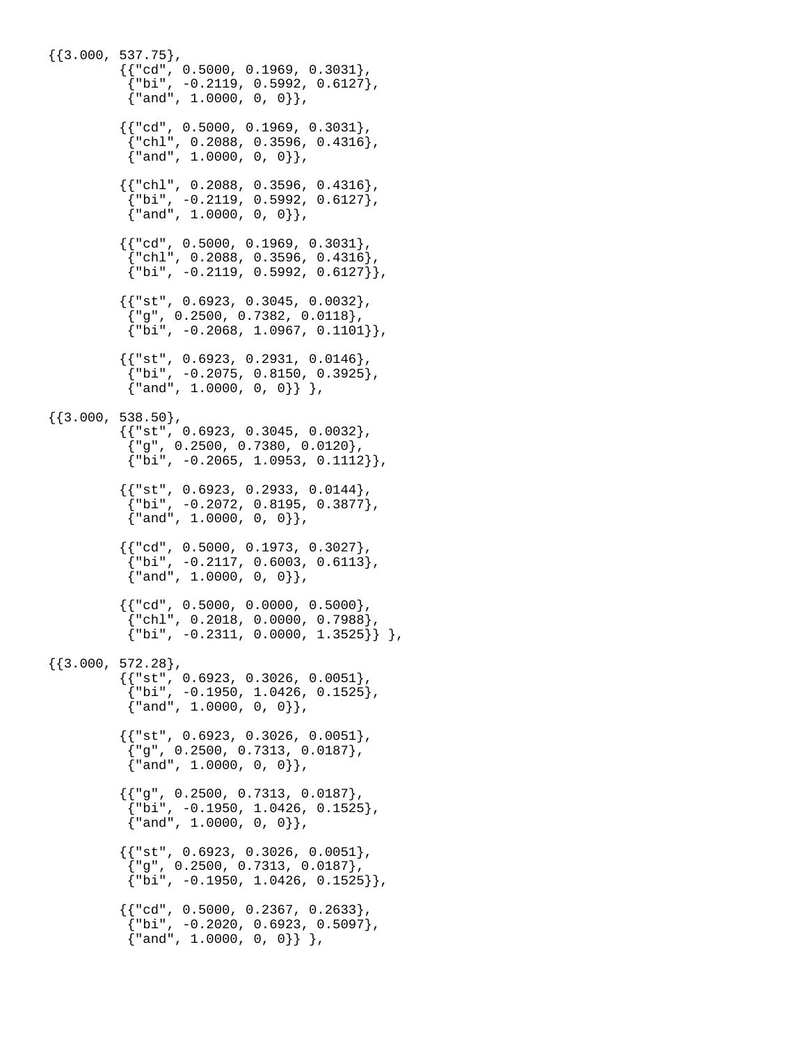```
{{3.000, 537.75},
        {{"cd", 0.5000, 0.1969, 0.3031},
         {"bi", -0.2119, 0.5992, 0.6127},
         {"and", 1.0000, 0, 0}},

        {{"cd", 0.5000, 0.1969, 0.3031},
         {"chl", 0.2088, 0.3596, 0.4316},
         {"and", 1.0000, 0, 0}},

        {{"chl", 0.2088, 0.3596, 0.4316},
         {"bi", -0.2119, 0.5992, 0.6127},
         {"and", 1.0000, 0, 0}},

        {{"cd", 0.5000, 0.1969, 0.3031},
         {"chl", 0.2088, 0.3596, 0.4316},
         {"bi", -0.2119, 0.5992, 0.6127}},

        {{"st", 0.6923, 0.3045, 0.0032},
         {"g", 0.2500, 0.7382, 0.0118},
         {"bi", -0.2068, 1.0967, 0.1101}},

        {{"st", 0.6923, 0.2931, 0.0146},
         {"bi", -0.2075, 0.8150, 0.3925},
         {"and", 1.0000, 0, 0}} },

{{3.000, 538.50},
        {{"st", 0.6923, 0.3045, 0.0032},
         {"g", 0.2500, 0.7380, 0.0120},
         {"bi", -0.2065, 1.0953, 0.1112}},

        {{"st", 0.6923, 0.2933, 0.0144},
         {"bi", -0.2072, 0.8195, 0.3877},
         {"and", 1.0000, 0, 0}},

        {{"cd", 0.5000, 0.1973, 0.3027},
         {"bi", -0.2117, 0.6003, 0.6113},
         {"and", 1.0000, 0, 0}},

        {{"cd", 0.5000, 0.0000, 0.5000},
         {"chl", 0.2018, 0.0000, 0.7988},
         {"bi", -0.2311, 0.0000, 1.3525}} },

{{3.000, 572.28},
        {{"st", 0.6923, 0.3026, 0.0051},
         {"bi", -0.1950, 1.0426, 0.1525},
         {"and", 1.0000, 0, 0}},

        {{"st", 0.6923, 0.3026, 0.0051},
         {"g", 0.2500, 0.7313, 0.0187},
         {"and", 1.0000, 0, 0}},

        {{"g", 0.2500, 0.7313, 0.0187},
         {"bi", -0.1950, 1.0426, 0.1525},
         {"and", 1.0000, 0, 0}},

        {{"st", 0.6923, 0.3026, 0.0051},
         {"g", 0.2500, 0.7313, 0.0187},
         {"bi", -0.1950, 1.0426, 0.1525}},

        {{"cd", 0.5000, 0.2367, 0.2633},
         {"bi", -0.2020, 0.6923, 0.5097},
         {"and", 1.0000, 0, 0}} },
```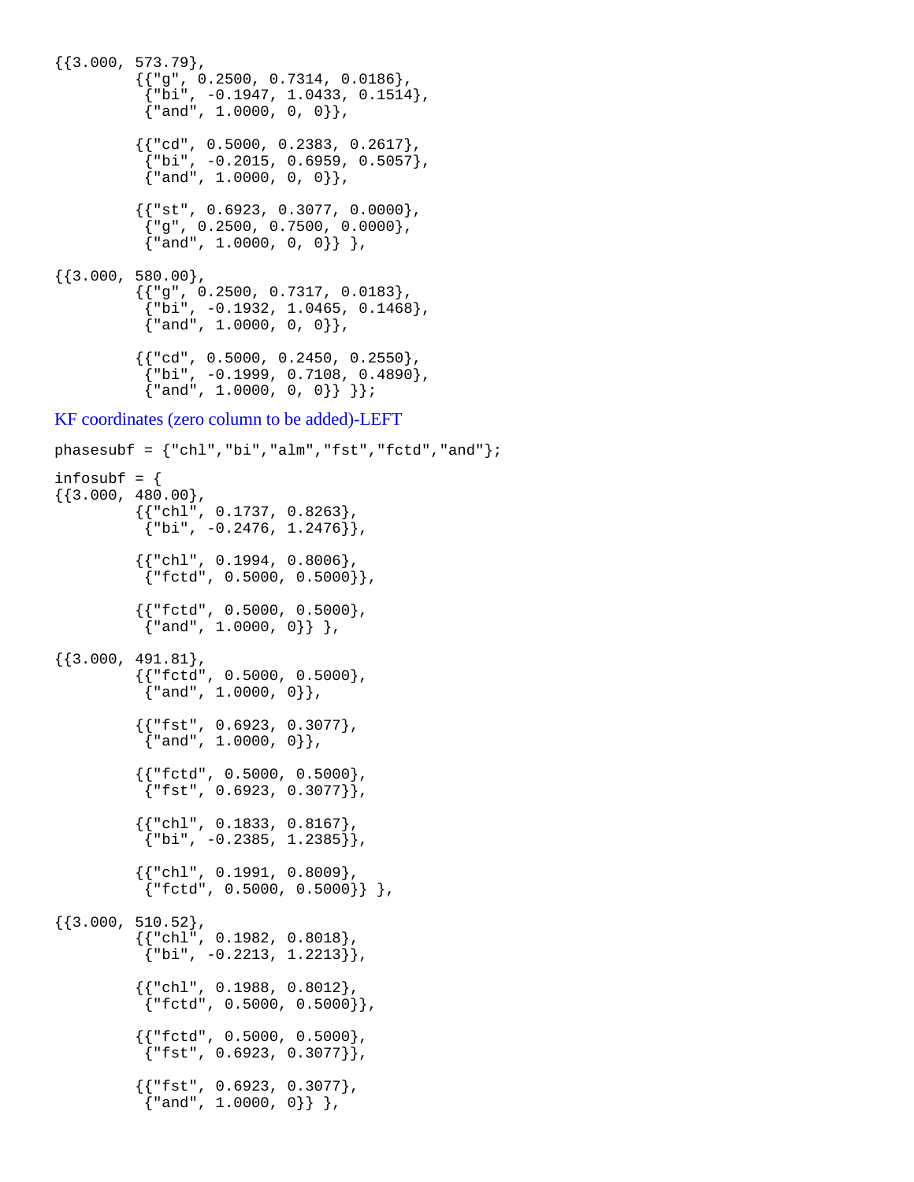```
{{3.000, 573.79},
        {{"g", 0.2500, 0.7314, 0.0186},
         {"bi", -0.1947, 1.0433, 0.1514},
         {"and", 1.0000, 0, 0}},

        {{"cd", 0.5000, 0.2383, 0.2617},
         {"bi", -0.2015, 0.6959, 0.5057},
         {"and", 1.0000, 0, 0}},

        {{"st", 0.6923, 0.3077, 0.0000},
         {"g", 0.2500, 0.7500, 0.0000},
         {"and", 1.0000, 0, 0}} },

{{3.000, 580.00},
        {{"g", 0.2500, 0.7317, 0.0183},
         {"bi", -0.1932, 1.0465, 0.1468},
         {"and", 1.0000, 0, 0}},

        {{"cd", 0.5000, 0.2450, 0.2550},
         {"bi", -0.1999, 0.7108, 0.4890},
         {"and", 1.0000, 0, 0}} }};
```

KF coordinates (zero column to be added)-LEFT

```
phasesubf = {"chl","bi","alm","fst","fctd","and"};

infosubf = {
{{3.000, 480.00},
        {{"chl", 0.1737, 0.8263},
         {"bi", -0.2476, 1.2476}},

        {{"chl", 0.1994, 0.8006},
         {"fctd", 0.5000, 0.5000}},

        {{"fctd", 0.5000, 0.5000},
         {"and", 1.0000, 0}} },

{{3.000, 491.81},
        {{"fctd", 0.5000, 0.5000},
         {"and", 1.0000, 0}},

        {{"fst", 0.6923, 0.3077},
         {"and", 1.0000, 0}},

        {{"fctd", 0.5000, 0.5000},
         {"fst", 0.6923, 0.3077}},

        {{"chl", 0.1833, 0.8167},
         {"bi", -0.2385, 1.2385}},

        {{"chl", 0.1991, 0.8009},
         {"fctd", 0.5000, 0.5000}} },

{{3.000, 510.52},
        {{"chl", 0.1982, 0.8018},
         {"bi", -0.2213, 1.2213}},

        {{"chl", 0.1988, 0.8012},
         {"fctd", 0.5000, 0.5000}},

        {{"fctd", 0.5000, 0.5000},
         {"fst", 0.6923, 0.3077}},

        {{"fst", 0.6923, 0.3077},
         {"and", 1.0000, 0}} },
```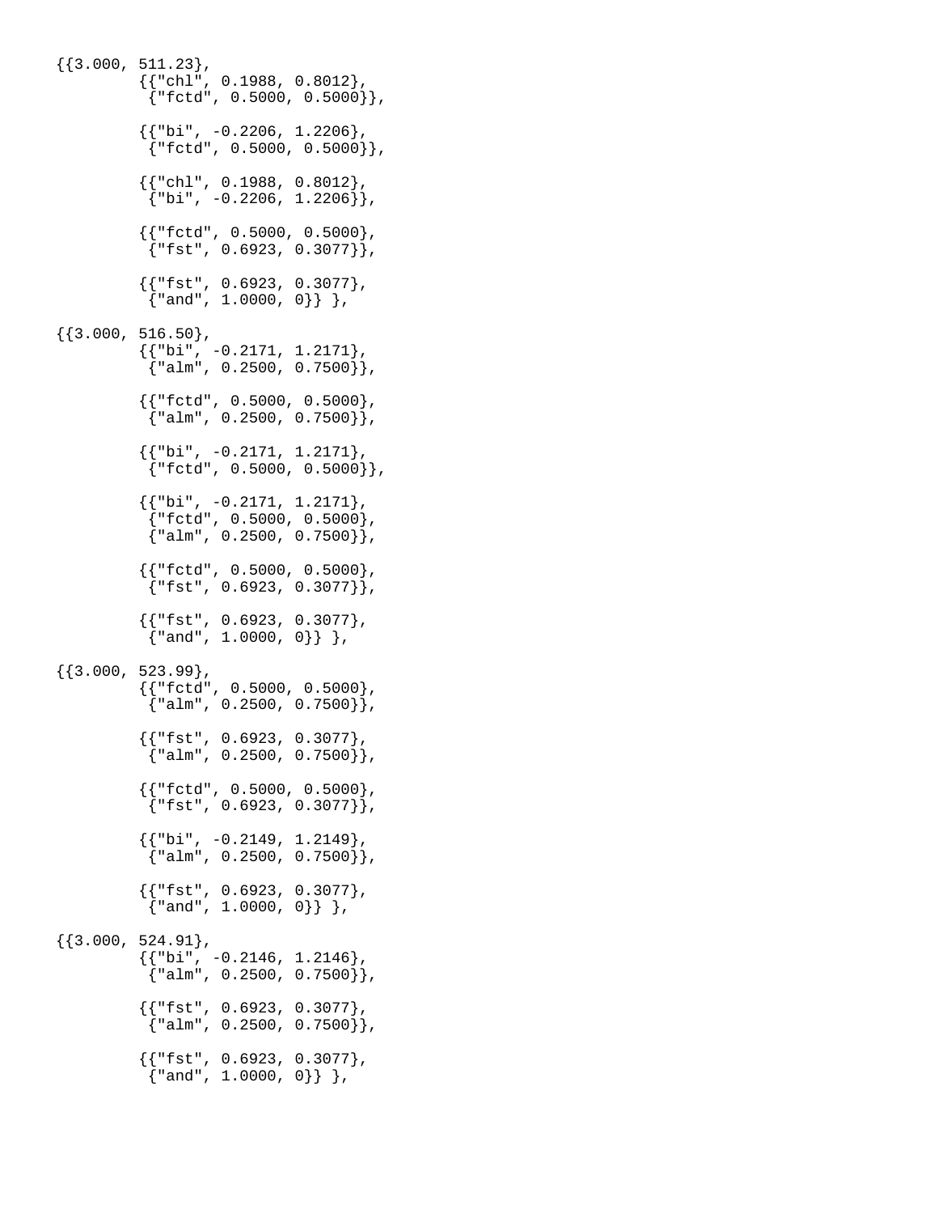```
{{3.000, 511.23},
        {{"chl", 0.1988, 0.8012},
         {"fctd", 0.5000, 0.5000}},

        {{"bi", -0.2206, 1.2206},
         {"fctd", 0.5000, 0.5000}},

        {{"chl", 0.1988, 0.8012},
         {"bi", -0.2206, 1.2206}},

        {{"fctd", 0.5000, 0.5000},
         {"fst", 0.6923, 0.3077}},

        {{"fst", 0.6923, 0.3077},
         {"and", 1.0000, 0}} },

{{3.000, 516.50},
        {{"bi", -0.2171, 1.2171},
         {"alm", 0.2500, 0.7500}},

        {{"fctd", 0.5000, 0.5000},
         {"alm", 0.2500, 0.7500}},

        {{"bi", -0.2171, 1.2171},
         {"fctd", 0.5000, 0.5000}},

        {{"bi", -0.2171, 1.2171},
         {"fctd", 0.5000, 0.5000},
         {"alm", 0.2500, 0.7500}},

        {{"fctd", 0.5000, 0.5000},
         {"fst", 0.6923, 0.3077}},

        {{"fst", 0.6923, 0.3077},
         {"and", 1.0000, 0}} },

{{3.000, 523.99},
        {{"fctd", 0.5000, 0.5000},
         {"alm", 0.2500, 0.7500}},

        {{"fst", 0.6923, 0.3077},
         {"alm", 0.2500, 0.7500}},

        {{"fctd", 0.5000, 0.5000},
         {"fst", 0.6923, 0.3077}},

        {{"bi", -0.2149, 1.2149},
         {"alm", 0.2500, 0.7500}},

        {{"fst", 0.6923, 0.3077},
         {"and", 1.0000, 0}} },

{{3.000, 524.91},
        {{"bi", -0.2146, 1.2146},
         {"alm", 0.2500, 0.7500}},

        {{"fst", 0.6923, 0.3077},
         {"alm", 0.2500, 0.7500}},

        {{"fst", 0.6923, 0.3077},
         {"and", 1.0000, 0}} },
```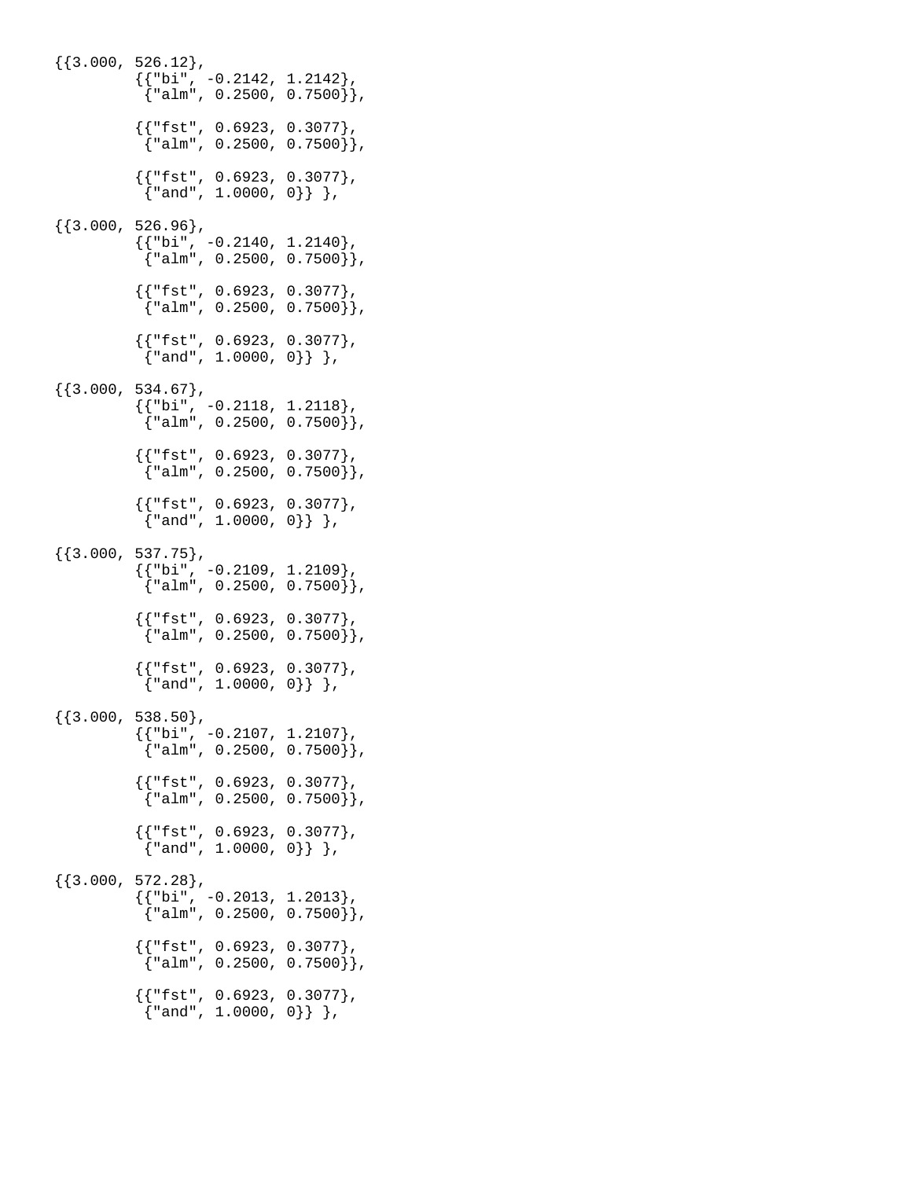```
{{3.000, 526.12},
        {{"bi", -0.2142, 1.2142},
         {"alm", 0.2500, 0.7500}},

        {{"fst", 0.6923, 0.3077},
         {"alm", 0.2500, 0.7500}},

        {{"fst", 0.6923, 0.3077},
         {"and", 1.0000, 0}} },

{{3.000, 526.96},
        {{"bi", -0.2140, 1.2140},
         {"alm", 0.2500, 0.7500}},

        {{"fst", 0.6923, 0.3077},
         {"alm", 0.2500, 0.7500}},

        {{"fst", 0.6923, 0.3077},
         {"and", 1.0000, 0}} },

{{3.000, 534.67},
        {{"bi", -0.2118, 1.2118},
         {"alm", 0.2500, 0.7500}},

        {{"fst", 0.6923, 0.3077},
         {"alm", 0.2500, 0.7500}},

        {{"fst", 0.6923, 0.3077},
         {"and", 1.0000, 0}} },

{{3.000, 537.75},
        {{"bi", -0.2109, 1.2109},
         {"alm", 0.2500, 0.7500}},

        {{"fst", 0.6923, 0.3077},
         {"alm", 0.2500, 0.7500}},

        {{"fst", 0.6923, 0.3077},
         {"and", 1.0000, 0}} },

{{3.000, 538.50},
        {{"bi", -0.2107, 1.2107},
         {"alm", 0.2500, 0.7500}},

        {{"fst", 0.6923, 0.3077},
         {"alm", 0.2500, 0.7500}},

        {{"fst", 0.6923, 0.3077},
         {"and", 1.0000, 0}} },

{{3.000, 572.28},
        {{"bi", -0.2013, 1.2013},
         {"alm", 0.2500, 0.7500}},

        {{"fst", 0.6923, 0.3077},
         {"alm", 0.2500, 0.7500}},

        {{"fst", 0.6923, 0.3077},
         {"and", 1.0000, 0}} },
```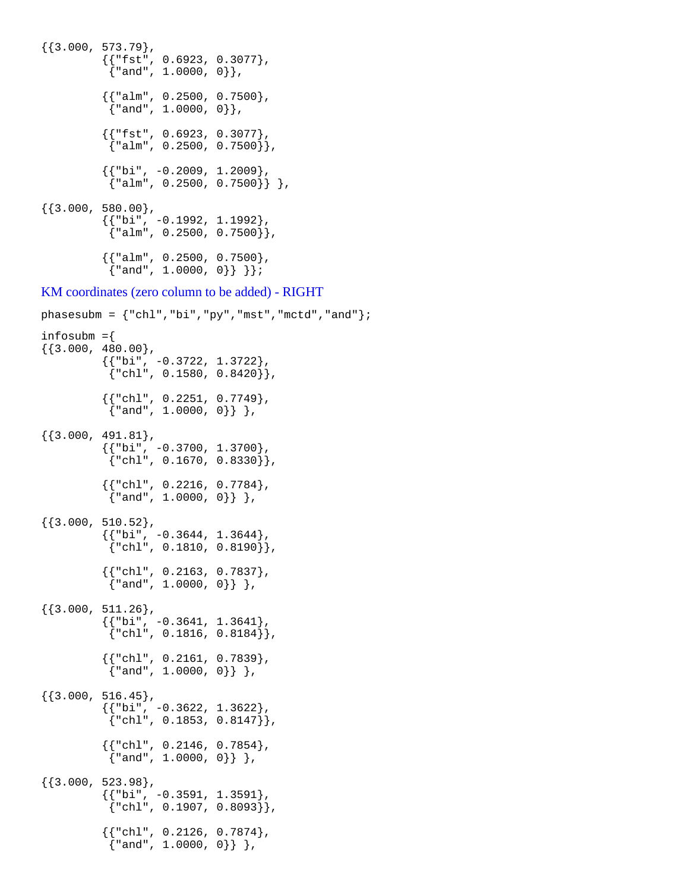```
{{3.000, 573.79},
        {{"fst", 0.6923, 0.3077},
         {"and", 1.0000, 0}},

        {{"alm", 0.2500, 0.7500},
         {"and", 1.0000, 0}},

        {{"fst", 0.6923, 0.3077},
         {"alm", 0.2500, 0.7500}},

        {{"bi", -0.2009, 1.2009},
         {"alm", 0.2500, 0.7500}} },

{{3.000, 580.00},
        {{"bi", -0.1992, 1.1992},
         {"alm", 0.2500, 0.7500}},

        {{"alm", 0.2500, 0.7500},
         {"and", 1.0000, 0}} }};
```

KM coordinates (zero column to be added) - RIGHT

```
phasesubm = {"chl","bi","py","mst","mctd","and"};

infosubm ={
{{3.000, 480.00},
        {{"bi", -0.3722, 1.3722},
         {"chl", 0.1580, 0.8420}},

        {{"chl", 0.2251, 0.7749},
         {"and", 1.0000, 0}} },

{{3.000, 491.81},
        {{"bi", -0.3700, 1.3700},
         {"chl", 0.1670, 0.8330}},

        {{"chl", 0.2216, 0.7784},
         {"and", 1.0000, 0}} },

{{3.000, 510.52},
        {{"bi", -0.3644, 1.3644},
         {"chl", 0.1810, 0.8190}},

        {{"chl", 0.2163, 0.7837},
         {"and", 1.0000, 0}} },

{{3.000, 511.26},
        {{"bi", -0.3641, 1.3641},
         {"chl", 0.1816, 0.8184}},

        {{"chl", 0.2161, 0.7839},
         {"and", 1.0000, 0}} },

{{3.000, 516.45},
        {{"bi", -0.3622, 1.3622},
         {"chl", 0.1853, 0.8147}},

        {{"chl", 0.2146, 0.7854},
         {"and", 1.0000, 0}} },

{{3.000, 523.98},
        {{"bi", -0.3591, 1.3591},
         {"chl", 0.1907, 0.8093}},

        {{"chl", 0.2126, 0.7874},
         {"and", 1.0000, 0}} },
```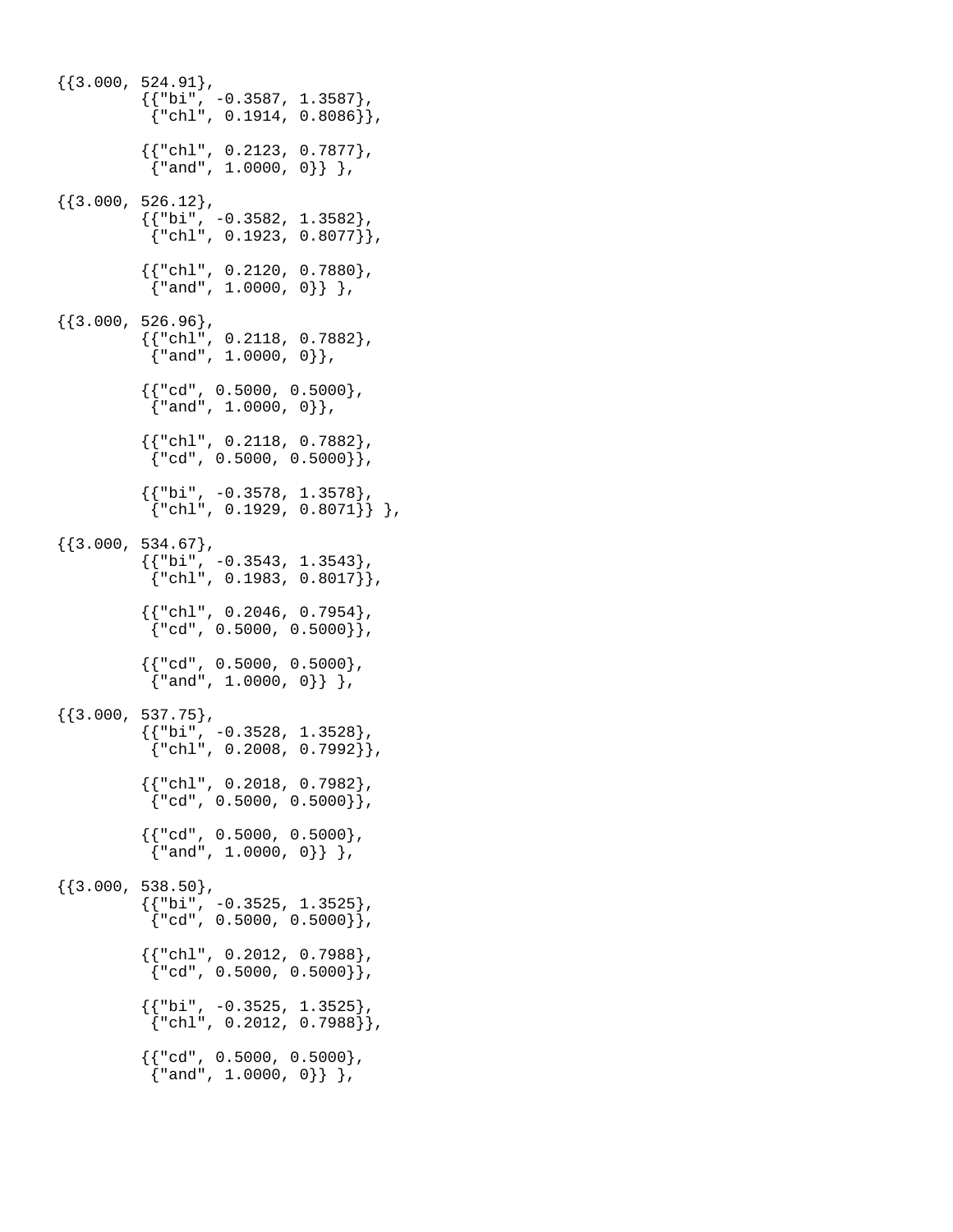```
{{3.000, 524.91},
        {{"bi", -0.3587, 1.3587},
         {"chl", 0.1914, 0.8086}},

        {{"chl", 0.2123, 0.7877},
         {"and", 1.0000, 0}} },

{{3.000, 526.12},
        {{"bi", -0.3582, 1.3582},
         {"chl", 0.1923, 0.8077}},

        {{"chl", 0.2120, 0.7880},
         {"and", 1.0000, 0}} },

{{3.000, 526.96},
        {{"chl", 0.2118, 0.7882},
         {"and", 1.0000, 0}},

        {{"cd", 0.5000, 0.5000},
         {"and", 1.0000, 0}},

        {{"chl", 0.2118, 0.7882},
         {"cd", 0.5000, 0.5000}},

        {{"bi", -0.3578, 1.3578},
         {"chl", 0.1929, 0.8071}} },

{{3.000, 534.67},
        {{"bi", -0.3543, 1.3543},
         {"chl", 0.1983, 0.8017}},

        {{"chl", 0.2046, 0.7954},
         {"cd", 0.5000, 0.5000}},

        {{"cd", 0.5000, 0.5000},
         {"and", 1.0000, 0}} },

{{3.000, 537.75},
        {{"bi", -0.3528, 1.3528},
         {"chl", 0.2008, 0.7992}},

        {{"chl", 0.2018, 0.7982},
         {"cd", 0.5000, 0.5000}},

        {{"cd", 0.5000, 0.5000},
         {"and", 1.0000, 0}} },

{{3.000, 538.50},
        {{"bi", -0.3525, 1.3525},
         {"cd", 0.5000, 0.5000}},

        {{"chl", 0.2012, 0.7988},
         {"cd", 0.5000, 0.5000}},

        {{"bi", -0.3525, 1.3525},
         {"chl", 0.2012, 0.7988}},

        {{"cd", 0.5000, 0.5000},
         {"and", 1.0000, 0}} },
```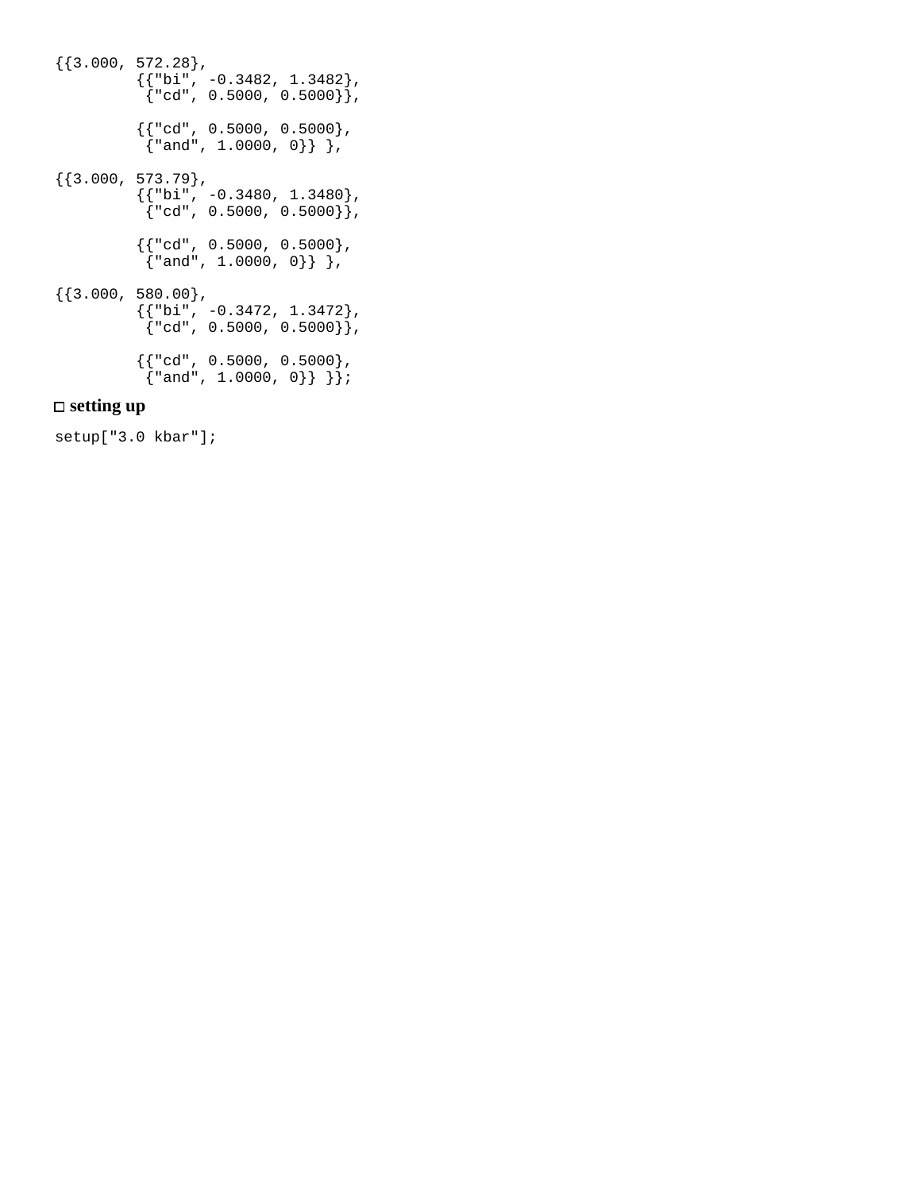```
{{3.000, 572.28},
         {{"bi", -0.3482, 1.3482},
          {"cd", 0.5000, 0.5000}},

         {{"cd", 0.5000, 0.5000},
          {"and", 1.0000, 0}} },

{{3.000, 573.79},
         {{"bi", -0.3480, 1.3480},
          {"cd", 0.5000, 0.5000}},

         {{"cd", 0.5000, 0.5000},
          {"and", 1.0000, 0}} },

{{3.000, 580.00},
         {{"bi", -0.3472, 1.3472},
          {"cd", 0.5000, 0.5000}},

         {{"cd", 0.5000, 0.5000},
          {"and", 1.0000, 0}} }};
```

### ☐ setting up

```
setup["3.0 kbar"];
```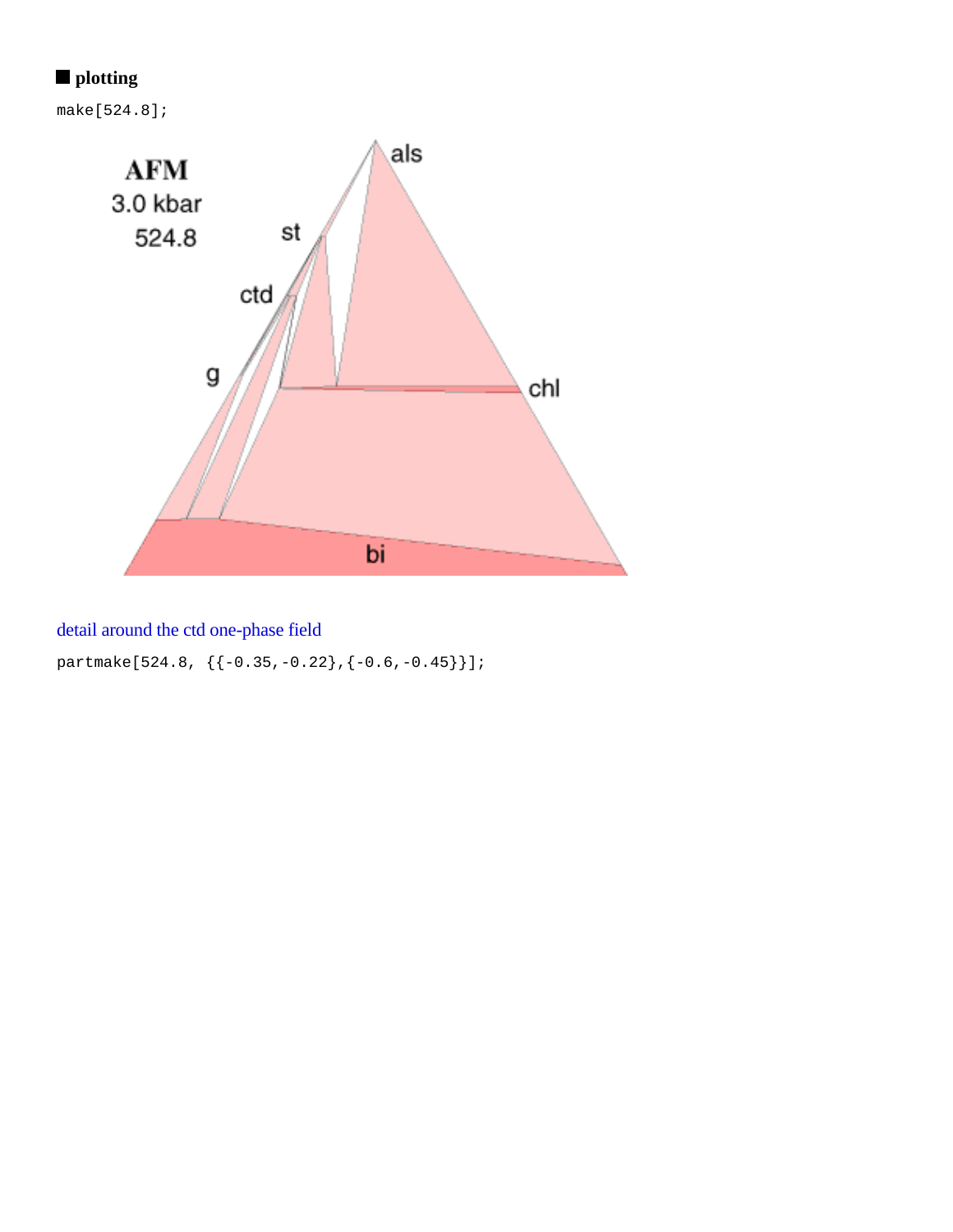## ■ plotting

```
make[524.8];
```

AFM
3.0 kbar
524.8

als

st

ctd

g

chl

bi

detail around the ctd one-phase field

```
partmake[524.8, {{-0.35,-0.22},{-0.6,-0.45}}];
```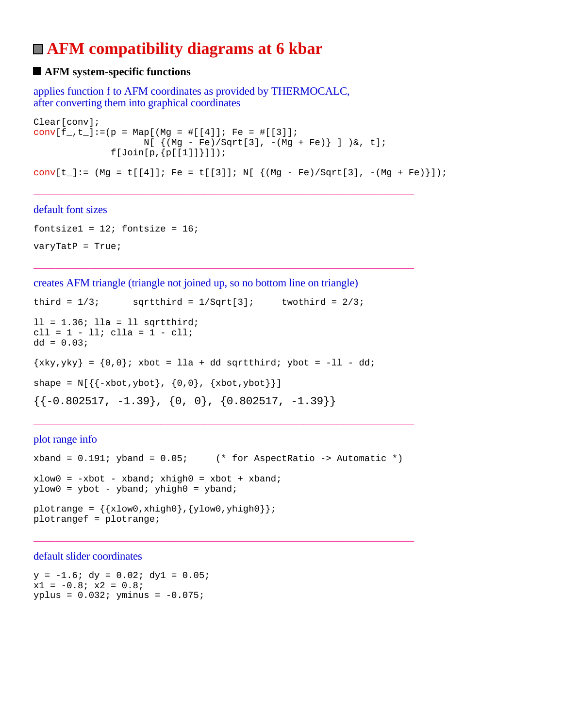# AFM compatibility diagrams at 6 kbar

## AFM system-specific functions

applies function f to AFM coordinates as provided by THERMOCALC,
after converting them into graphical coordinates

```
Clear[conv];
conv[f_,t_]:=(p = Map[(Mg = #[[4]]; Fe = #[[3]];
                    N[ {(Mg - Fe)/Sqrt[3], -(Mg + Fe)} ] )&, t];
              f[Join[p,{p[[1]]}]]);
```

```
conv[t_]:= (Mg = t[[4]]; Fe = t[[3]]; N[ {(Mg - Fe)/Sqrt[3], -(Mg + Fe)}]);
```

---

default font sizes

```
fontsize1 = 12; fontsize = 16;
```

```
varyTatP = True;
```

---

creates AFM triangle (triangle not joined up, so no bottom line on triangle)

```
third = 1/3;      sqrtthird = 1/Sqrt[3];     twothird = 2/3;
```

```
ll = 1.36; lla = ll sqrtthird;
cll = 1 - ll; clla = 1 - cll;
dd = 0.03;
```

```
{xky,yky} = {0,0}; xbot = lla + dd sqrtthird; ybot = -ll - dd;
```

```
shape = N[{{-xbot,ybot}, {0,0}, {xbot,ybot}}]
```

```
{{-0.802517, -1.39}, {0, 0}, {0.802517, -1.39}}
```

---

plot range info

```
xband = 0.191; yband = 0.05;     (* for AspectRatio -> Automatic *)
```

```
xlow0 = -xbot - xband; xhigh0 = xbot + xband;
ylow0 = ybot - yband; yhigh0 = yband;
```

```
plotrange = {{xlow0,xhigh0},{ylow0,yhigh0}};
plotrangef = plotrange;
```

---

default slider coordinates

```
y = -1.6; dy = 0.02; dy1 = 0.05;
x1 = -0.8; x2 = 0.8;
yplus = 0.032; yminus = -0.075;
```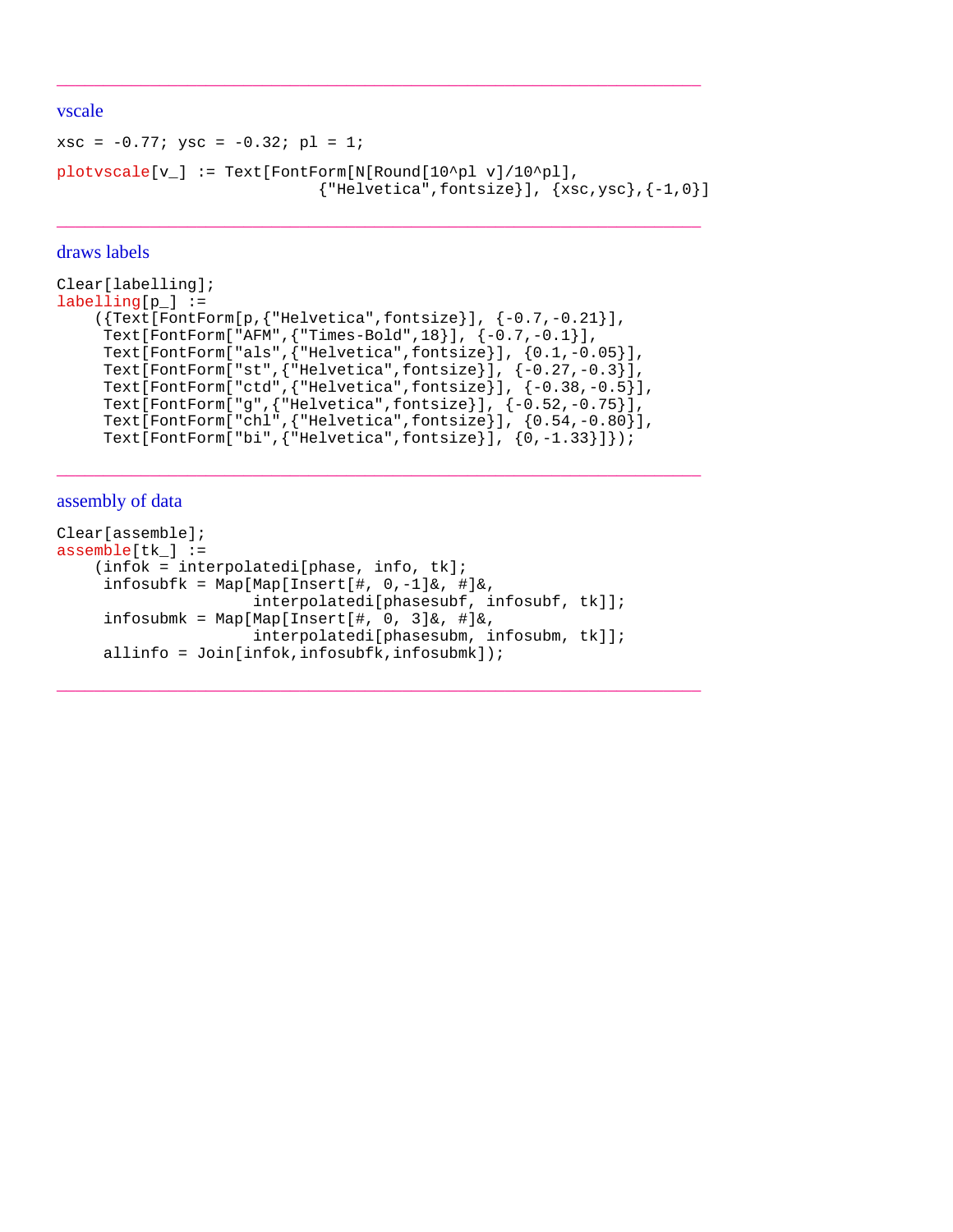---

vscale

```
xsc = -0.77; ysc = -0.32; pl = 1;
```

```
plotvscale[v_] := Text[FontForm[N[Round[10^pl v]/10^pl],
                             {"Helvetica",fontsize}], {xsc,ysc},{-1,0}]
```

---

draws labels

```
Clear[labelling];
labelling[p_] :=
    ({Text[FontForm[p,{"Helvetica",fontsize}], {-0.7,-0.21}],
     Text[FontForm["AFM",{"Times-Bold",18}], {-0.7,-0.1}],
     Text[FontForm["als",{"Helvetica",fontsize}], {0.1,-0.05}],
     Text[FontForm["st",{"Helvetica",fontsize}], {-0.27,-0.3}],
     Text[FontForm["ctd",{"Helvetica",fontsize}], {-0.38,-0.5}],
     Text[FontForm["g",{"Helvetica",fontsize}], {-0.52,-0.75}],
     Text[FontForm["chl",{"Helvetica",fontsize}], {0.54,-0.80}],
     Text[FontForm["bi",{"Helvetica",fontsize}], {0,-1.33}]});
```

---

assembly of data

```
Clear[assemble];
assemble[tk_] :=
    (infok = interpolatedi[phase, info, tk];
     infosubfk = Map[Map[Insert[#, 0,-1]&, #]&,
                     interpolatedi[phasesubf, infosubf, tk]];
     infosubmk = Map[Map[Insert[#, 0, 3]&, #]&,
                     interpolatedi[phasesubm, infosubm, tk]];
     allinfo = Join[infok,infosubfk,infosubmk]);
```

---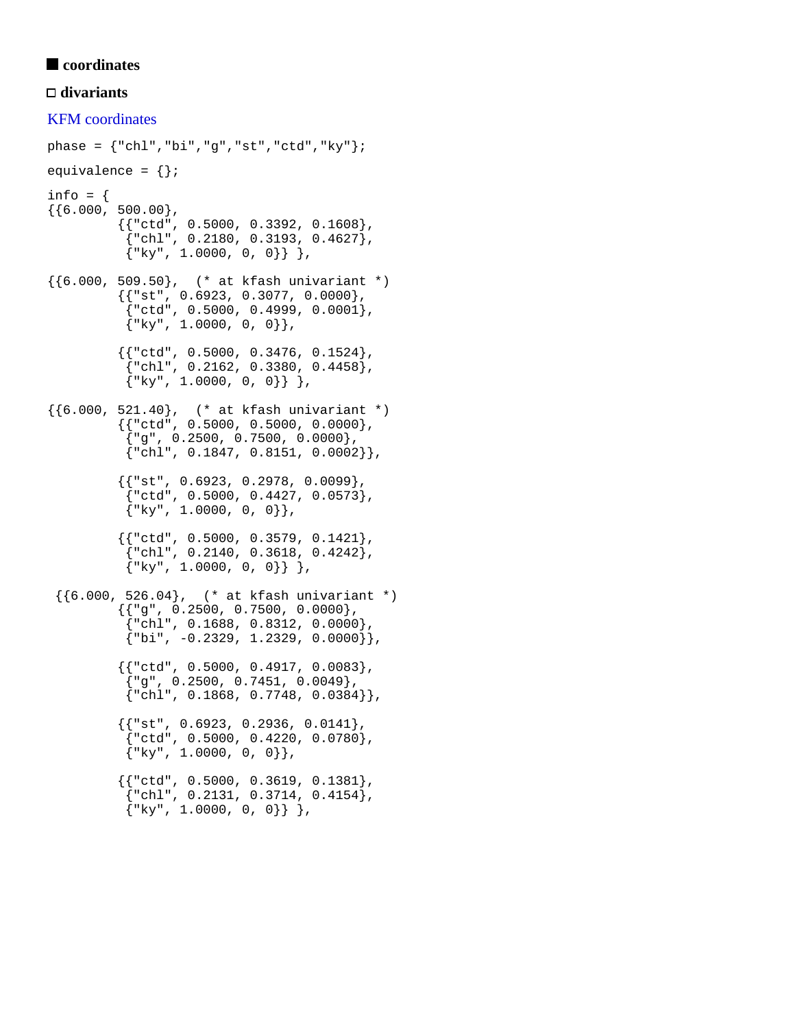■ **coordinates**

□ **divariants**

KFM coordinates

```
phase = {"chl","bi","g","st","ctd","ky"};

equivalence = {};

info = {
{{6.000, 500.00},
         {{"ctd", 0.5000, 0.3392, 0.1608},
          {"chl", 0.2180, 0.3193, 0.4627},
          {"ky", 1.0000, 0, 0}} },

{{6.000, 509.50},  (* at kfash univariant *)
         {{"st", 0.6923, 0.3077, 0.0000},
          {"ctd", 0.5000, 0.4999, 0.0001},
          {"ky", 1.0000, 0, 0}},

         {{"ctd", 0.5000, 0.3476, 0.1524},
          {"chl", 0.2162, 0.3380, 0.4458},
          {"ky", 1.0000, 0, 0}} },

{{6.000, 521.40},  (* at kfash univariant *)
         {{"ctd", 0.5000, 0.5000, 0.0000},
          {"g", 0.2500, 0.7500, 0.0000},
          {"chl", 0.1847, 0.8151, 0.0002}},

         {{"st", 0.6923, 0.2978, 0.0099},
          {"ctd", 0.5000, 0.4427, 0.0573},
          {"ky", 1.0000, 0, 0}},

         {{"ctd", 0.5000, 0.3579, 0.1421},
          {"chl", 0.2140, 0.3618, 0.4242},
          {"ky", 1.0000, 0, 0}} },

 {{6.000, 526.04},  (* at kfash univariant *)
         {{"g", 0.2500, 0.7500, 0.0000},
          {"chl", 0.1688, 0.8312, 0.0000},
          {"bi", -0.2329, 1.2329, 0.0000}},

         {{"ctd", 0.5000, 0.4917, 0.0083},
          {"g", 0.2500, 0.7451, 0.0049},
          {"chl", 0.1868, 0.7748, 0.0384}},

         {{"st", 0.6923, 0.2936, 0.0141},
          {"ctd", 0.5000, 0.4220, 0.0780},
          {"ky", 1.0000, 0, 0}},

         {{"ctd", 0.5000, 0.3619, 0.1381},
          {"chl", 0.2131, 0.3714, 0.4154},
          {"ky", 1.0000, 0, 0}} },
```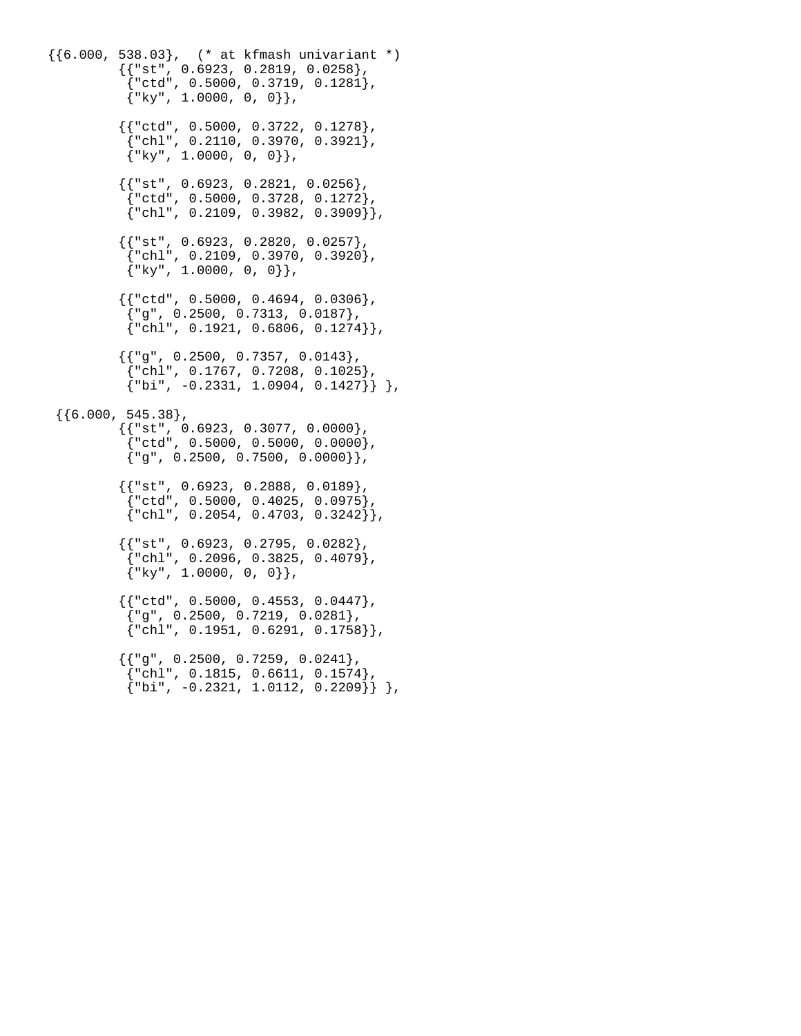```
{{6.000, 538.03},  (* at kfmash univariant *)
        {{"st", 0.6923, 0.2819, 0.0258},
         {"ctd", 0.5000, 0.3719, 0.1281},
         {"ky", 1.0000, 0, 0}},

        {{"ctd", 0.5000, 0.3722, 0.1278},
         {"chl", 0.2110, 0.3970, 0.3921},
         {"ky", 1.0000, 0, 0}},

        {{"st", 0.6923, 0.2821, 0.0256},
         {"ctd", 0.5000, 0.3728, 0.1272},
         {"chl", 0.2109, 0.3982, 0.3909}},

        {{"st", 0.6923, 0.2820, 0.0257},
         {"chl", 0.2109, 0.3970, 0.3920},
         {"ky", 1.0000, 0, 0}},

        {{"ctd", 0.5000, 0.4694, 0.0306},
         {"g", 0.2500, 0.7313, 0.0187},
         {"chl", 0.1921, 0.6806, 0.1274}},

        {{"g", 0.2500, 0.7357, 0.0143},
         {"chl", 0.1767, 0.7208, 0.1025},
         {"bi", -0.2331, 1.0904, 0.1427}} },

 {{6.000, 545.38},
        {{"st", 0.6923, 0.3077, 0.0000},
         {"ctd", 0.5000, 0.5000, 0.0000},
         {"g", 0.2500, 0.7500, 0.0000}},

        {{"st", 0.6923, 0.2888, 0.0189},
         {"ctd", 0.5000, 0.4025, 0.0975},
         {"chl", 0.2054, 0.4703, 0.3242}},

        {{"st", 0.6923, 0.2795, 0.0282},
         {"chl", 0.2096, 0.3825, 0.4079},
         {"ky", 1.0000, 0, 0}},

        {{"ctd", 0.5000, 0.4553, 0.0447},
         {"g", 0.2500, 0.7219, 0.0281},
         {"chl", 0.1951, 0.6291, 0.1758}},

        {{"g", 0.2500, 0.7259, 0.0241},
         {"chl", 0.1815, 0.6611, 0.1574},
         {"bi", -0.2321, 1.0112, 0.2209}} },
```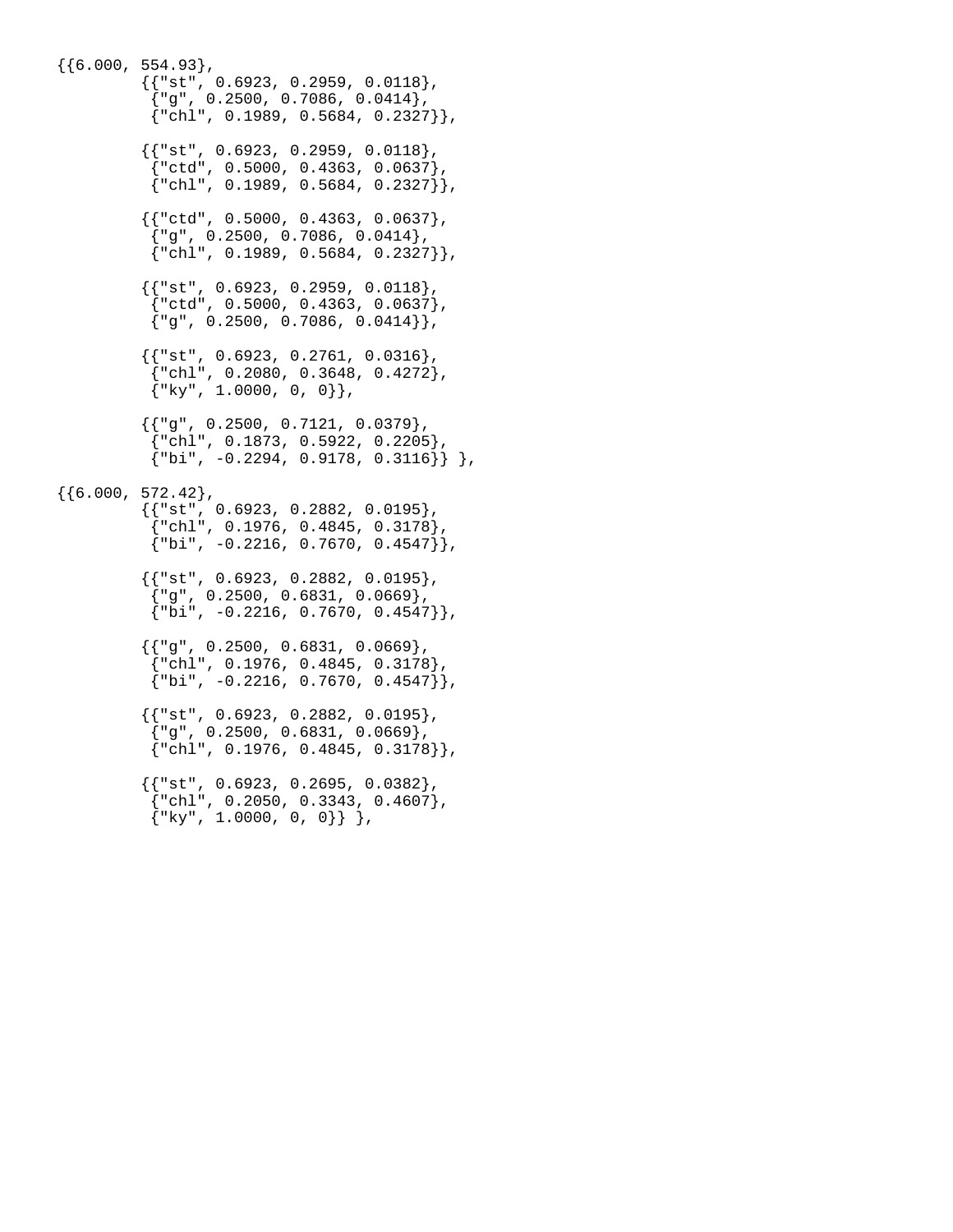```
{{6.000, 554.93},
        {{"st", 0.6923, 0.2959, 0.0118},
         {"g", 0.2500, 0.7086, 0.0414},
         {"chl", 0.1989, 0.5684, 0.2327}},

        {{"st", 0.6923, 0.2959, 0.0118},
         {"ctd", 0.5000, 0.4363, 0.0637},
         {"chl", 0.1989, 0.5684, 0.2327}},

        {{"ctd", 0.5000, 0.4363, 0.0637},
         {"g", 0.2500, 0.7086, 0.0414},
         {"chl", 0.1989, 0.5684, 0.2327}},

        {{"st", 0.6923, 0.2959, 0.0118},
         {"ctd", 0.5000, 0.4363, 0.0637},
         {"g", 0.2500, 0.7086, 0.0414}},

        {{"st", 0.6923, 0.2761, 0.0316},
         {"chl", 0.2080, 0.3648, 0.4272},
         {"ky", 1.0000, 0, 0}},

        {{"g", 0.2500, 0.7121, 0.0379},
         {"chl", 0.1873, 0.5922, 0.2205},
         {"bi", -0.2294, 0.9178, 0.3116}} },

{{6.000, 572.42},
        {{"st", 0.6923, 0.2882, 0.0195},
         {"chl", 0.1976, 0.4845, 0.3178},
         {"bi", -0.2216, 0.7670, 0.4547}},

        {{"st", 0.6923, 0.2882, 0.0195},
         {"g", 0.2500, 0.6831, 0.0669},
         {"bi", -0.2216, 0.7670, 0.4547}},

        {{"g", 0.2500, 0.6831, 0.0669},
         {"chl", 0.1976, 0.4845, 0.3178},
         {"bi", -0.2216, 0.7670, 0.4547}},

        {{"st", 0.6923, 0.2882, 0.0195},
         {"g", 0.2500, 0.6831, 0.0669},
         {"chl", 0.1976, 0.4845, 0.3178}},

        {{"st", 0.6923, 0.2695, 0.0382},
         {"chl", 0.2050, 0.3343, 0.4607},
         {"ky", 1.0000, 0, 0}} },
```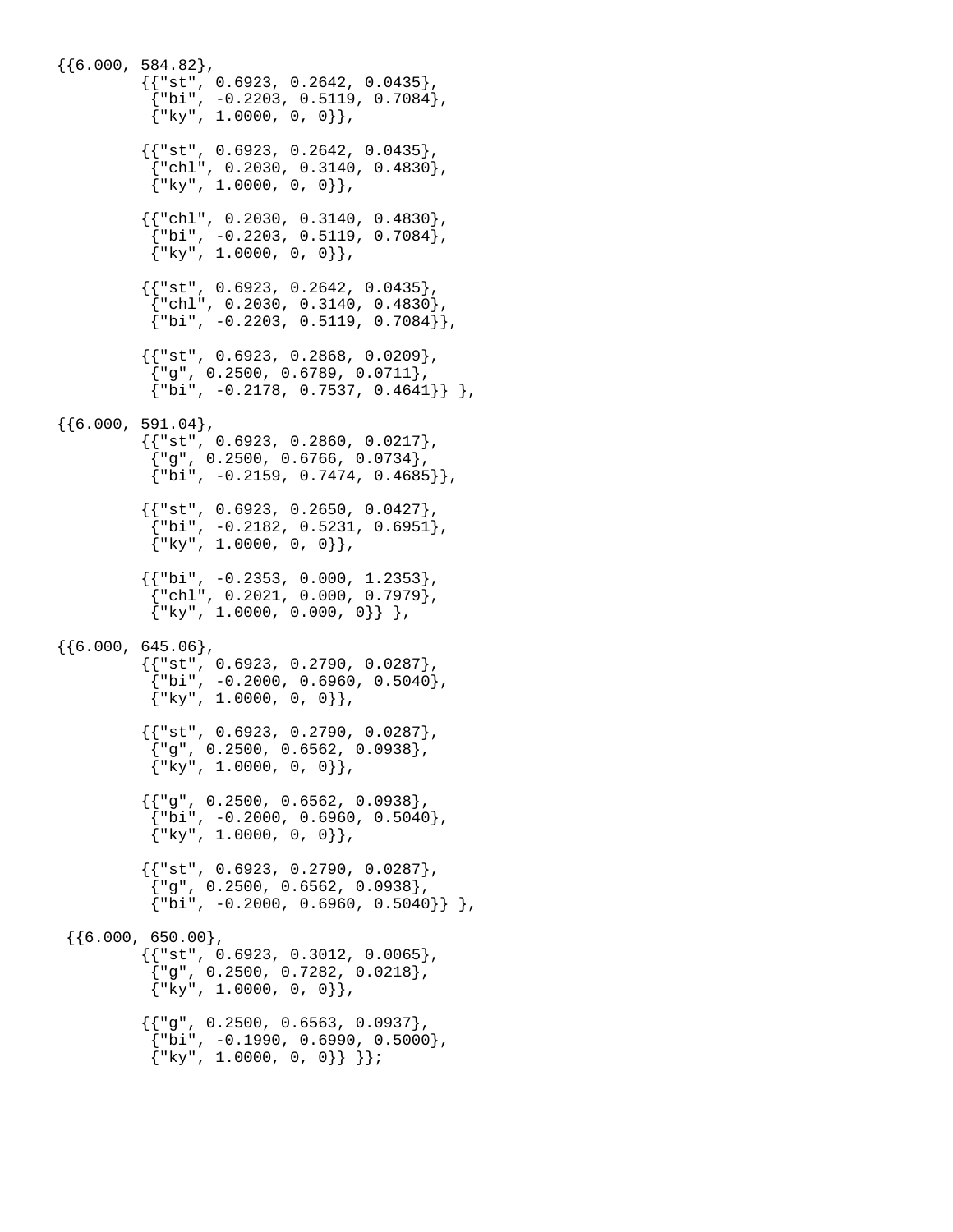```
{{6.000, 584.82},
        {{"st", 0.6923, 0.2642, 0.0435},
         {"bi", -0.2203, 0.5119, 0.7084},
         {"ky", 1.0000, 0, 0}},

        {{"st", 0.6923, 0.2642, 0.0435},
         {"chl", 0.2030, 0.3140, 0.4830},
         {"ky", 1.0000, 0, 0}},

        {{"chl", 0.2030, 0.3140, 0.4830},
         {"bi", -0.2203, 0.5119, 0.7084},
         {"ky", 1.0000, 0, 0}},

        {{"st", 0.6923, 0.2642, 0.0435},
         {"chl", 0.2030, 0.3140, 0.4830},
         {"bi", -0.2203, 0.5119, 0.7084}},

        {{"st", 0.6923, 0.2868, 0.0209},
         {"g", 0.2500, 0.6789, 0.0711},
         {"bi", -0.2178, 0.7537, 0.4641}} },

{{6.000, 591.04},
        {{"st", 0.6923, 0.2860, 0.0217},
         {"g", 0.2500, 0.6766, 0.0734},
         {"bi", -0.2159, 0.7474, 0.4685}},

        {{"st", 0.6923, 0.2650, 0.0427},
         {"bi", -0.2182, 0.5231, 0.6951},
         {"ky", 1.0000, 0, 0}},

        {{"bi", -0.2353, 0.000, 1.2353},
         {"chl", 0.2021, 0.000, 0.7979},
         {"ky", 1.0000, 0.000, 0}} },

{{6.000, 645.06},
        {{"st", 0.6923, 0.2790, 0.0287},
         {"bi", -0.2000, 0.6960, 0.5040},
         {"ky", 1.0000, 0, 0}},

        {{"st", 0.6923, 0.2790, 0.0287},
         {"g", 0.2500, 0.6562, 0.0938},
         {"ky", 1.0000, 0, 0}},

        {{"g", 0.2500, 0.6562, 0.0938},
         {"bi", -0.2000, 0.6960, 0.5040},
         {"ky", 1.0000, 0, 0}},

        {{"st", 0.6923, 0.2790, 0.0287},
         {"g", 0.2500, 0.6562, 0.0938},
         {"bi", -0.2000, 0.6960, 0.5040}} },

 {{6.000, 650.00},
        {{"st", 0.6923, 0.3012, 0.0065},
         {"g", 0.2500, 0.7282, 0.0218},
         {"ky", 1.0000, 0, 0}},

        {{"g", 0.2500, 0.6563, 0.0937},
         {"bi", -0.1990, 0.6990, 0.5000},
         {"ky", 1.0000, 0, 0}} }};
```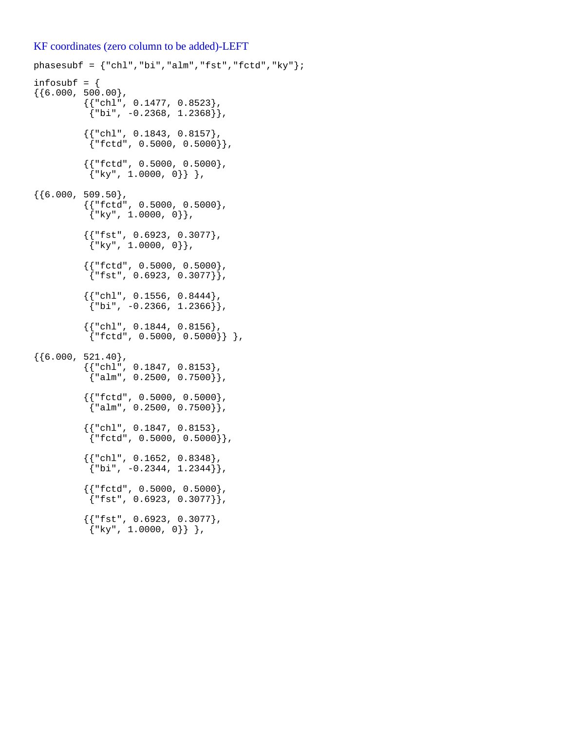KF coordinates (zero column to be added)-LEFT

```
phasesubf = {"chl","bi","alm","fst","fctd","ky"};

infosubf = {
{{6.000, 500.00},
         {{"chl", 0.1477, 0.8523},
          {"bi", -0.2368, 1.2368}},

         {{"chl", 0.1843, 0.8157},
          {"fctd", 0.5000, 0.5000}},

         {{"fctd", 0.5000, 0.5000},
          {"ky", 1.0000, 0}} },

{{6.000, 509.50},
         {{"fctd", 0.5000, 0.5000},
          {"ky", 1.0000, 0}},

         {{"fst", 0.6923, 0.3077},
          {"ky", 1.0000, 0}},

         {{"fctd", 0.5000, 0.5000},
          {"fst", 0.6923, 0.3077}},

         {{"chl", 0.1556, 0.8444},
          {"bi", -0.2366, 1.2366}},

         {{"chl", 0.1844, 0.8156},
          {"fctd", 0.5000, 0.5000}} },

{{6.000, 521.40},
         {{"chl", 0.1847, 0.8153},
          {"alm", 0.2500, 0.7500}},

         {{"fctd", 0.5000, 0.5000},
          {"alm", 0.2500, 0.7500}},

         {{"chl", 0.1847, 0.8153},
          {"fctd", 0.5000, 0.5000}},

         {{"chl", 0.1652, 0.8348},
          {"bi", -0.2344, 1.2344}},

         {{"fctd", 0.5000, 0.5000},
          {"fst", 0.6923, 0.3077}},

         {{"fst", 0.6923, 0.3077},
          {"ky", 1.0000, 0}} },
```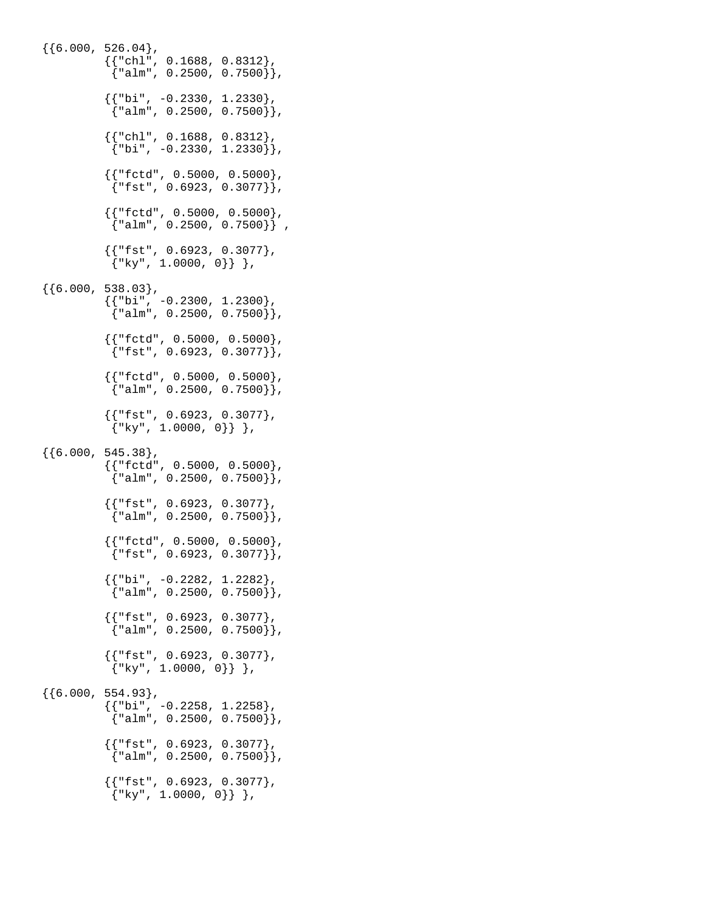```
{{6.000, 526.04},
        {{"chl", 0.1688, 0.8312},
         {"alm", 0.2500, 0.7500}},

        {{"bi", -0.2330, 1.2330},
         {"alm", 0.2500, 0.7500}},

        {{"chl", 0.1688, 0.8312},
         {"bi", -0.2330, 1.2330}},

        {{"fctd", 0.5000, 0.5000},
         {"fst", 0.6923, 0.3077}},

        {{"fctd", 0.5000, 0.5000},
         {"alm", 0.2500, 0.7500}} ,

        {{"fst", 0.6923, 0.3077},
         {"ky", 1.0000, 0}} },

{{6.000, 538.03},
        {{"bi", -0.2300, 1.2300},
         {"alm", 0.2500, 0.7500}},

        {{"fctd", 0.5000, 0.5000},
         {"fst", 0.6923, 0.3077}},

        {{"fctd", 0.5000, 0.5000},
         {"alm", 0.2500, 0.7500}},

        {{"fst", 0.6923, 0.3077},
         {"ky", 1.0000, 0}} },

{{6.000, 545.38},
        {{"fctd", 0.5000, 0.5000},
         {"alm", 0.2500, 0.7500}},

        {{"fst", 0.6923, 0.3077},
         {"alm", 0.2500, 0.7500}},

        {{"fctd", 0.5000, 0.5000},
         {"fst", 0.6923, 0.3077}},

        {{"bi", -0.2282, 1.2282},
         {"alm", 0.2500, 0.7500}},

        {{"fst", 0.6923, 0.3077},
         {"alm", 0.2500, 0.7500}},

        {{"fst", 0.6923, 0.3077},
         {"ky", 1.0000, 0}} },

{{6.000, 554.93},
        {{"bi", -0.2258, 1.2258},
         {"alm", 0.2500, 0.7500}},

        {{"fst", 0.6923, 0.3077},
         {"alm", 0.2500, 0.7500}},

        {{"fst", 0.6923, 0.3077},
         {"ky", 1.0000, 0}} },
```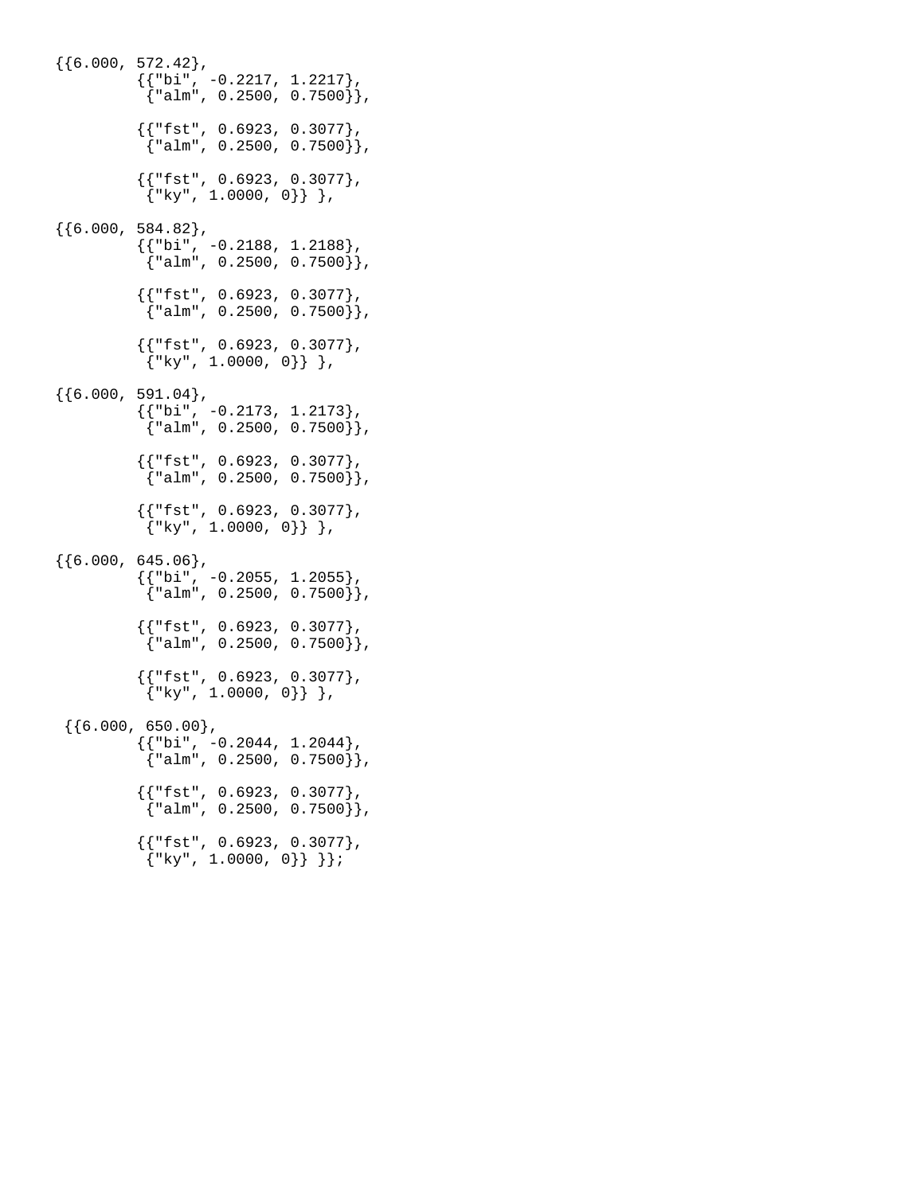```
{{6.000, 572.42},
        {{"bi", -0.2217, 1.2217},
         {"alm", 0.2500, 0.7500}},

        {{"fst", 0.6923, 0.3077},
         {"alm", 0.2500, 0.7500}},

        {{"fst", 0.6923, 0.3077},
         {"ky", 1.0000, 0}} },

{{6.000, 584.82},
        {{"bi", -0.2188, 1.2188},
         {"alm", 0.2500, 0.7500}},

        {{"fst", 0.6923, 0.3077},
         {"alm", 0.2500, 0.7500}},

        {{"fst", 0.6923, 0.3077},
         {"ky", 1.0000, 0}} },

{{6.000, 591.04},
        {{"bi", -0.2173, 1.2173},
         {"alm", 0.2500, 0.7500}},

        {{"fst", 0.6923, 0.3077},
         {"alm", 0.2500, 0.7500}},

        {{"fst", 0.6923, 0.3077},
         {"ky", 1.0000, 0}} },

{{6.000, 645.06},
        {{"bi", -0.2055, 1.2055},
         {"alm", 0.2500, 0.7500}},

        {{"fst", 0.6923, 0.3077},
         {"alm", 0.2500, 0.7500}},

        {{"fst", 0.6923, 0.3077},
         {"ky", 1.0000, 0}} },

 {{6.000, 650.00},
        {{"bi", -0.2044, 1.2044},
         {"alm", 0.2500, 0.7500}},

        {{"fst", 0.6923, 0.3077},
         {"alm", 0.2500, 0.7500}},

        {{"fst", 0.6923, 0.3077},
         {"ky", 1.0000, 0}} }};
```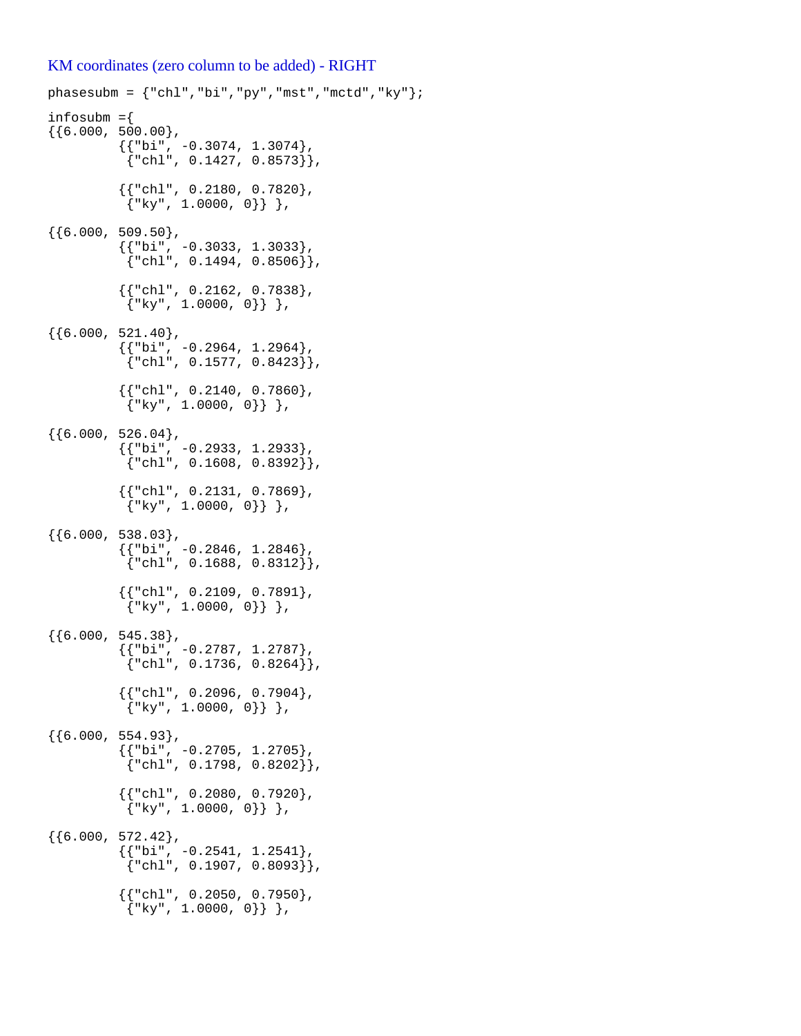KM coordinates (zero column to be added) - RIGHT

```
phasesubm = {"chl","bi","py","mst","mctd","ky"};

infosubm ={
{{6.000, 500.00},
         {{"bi", -0.3074, 1.3074},
          {"chl", 0.1427, 0.8573}},

         {{"chl", 0.2180, 0.7820},
          {"ky", 1.0000, 0}} },

{{6.000, 509.50},
         {{"bi", -0.3033, 1.3033},
          {"chl", 0.1494, 0.8506}},

         {{"chl", 0.2162, 0.7838},
          {"ky", 1.0000, 0}} },

{{6.000, 521.40},
         {{"bi", -0.2964, 1.2964},
          {"chl", 0.1577, 0.8423}},

         {{"chl", 0.2140, 0.7860},
          {"ky", 1.0000, 0}} },

{{6.000, 526.04},
         {{"bi", -0.2933, 1.2933},
          {"chl", 0.1608, 0.8392}},

         {{"chl", 0.2131, 0.7869},
          {"ky", 1.0000, 0}} },

{{6.000, 538.03},
         {{"bi", -0.2846, 1.2846},
          {"chl", 0.1688, 0.8312}},

         {{"chl", 0.2109, 0.7891},
          {"ky", 1.0000, 0}} },

{{6.000, 545.38},
         {{"bi", -0.2787, 1.2787},
          {"chl", 0.1736, 0.8264}},

         {{"chl", 0.2096, 0.7904},
          {"ky", 1.0000, 0}} },

{{6.000, 554.93},
         {{"bi", -0.2705, 1.2705},
          {"chl", 0.1798, 0.8202}},

         {{"chl", 0.2080, 0.7920},
          {"ky", 1.0000, 0}} },

{{6.000, 572.42},
         {{"bi", -0.2541, 1.2541},
          {"chl", 0.1907, 0.8093}},

         {{"chl", 0.2050, 0.7950},
          {"ky", 1.0000, 0}} },
```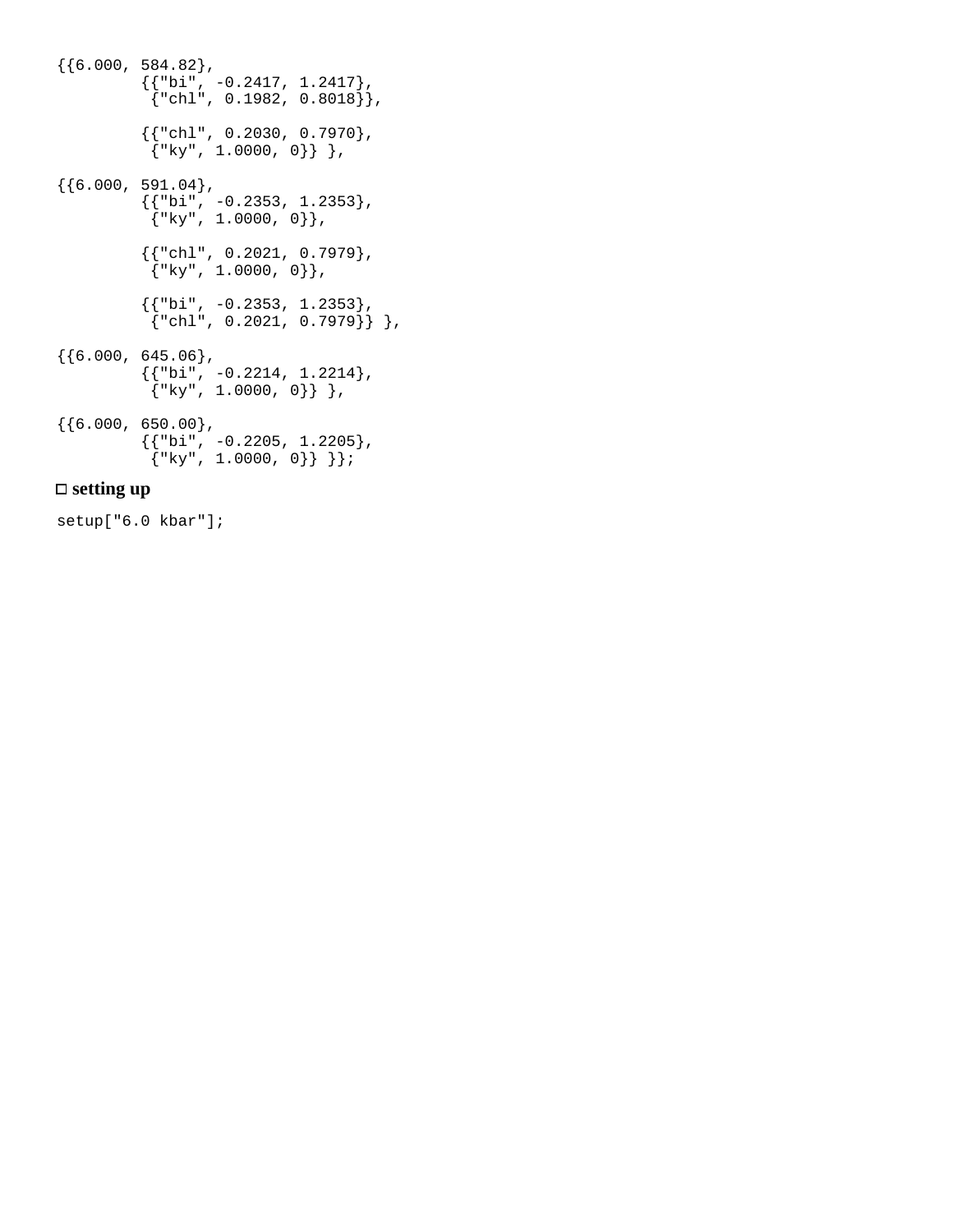```
{{6.000, 584.82},
         {{"bi", -0.2417, 1.2417},
          {"chl", 0.1982, 0.8018}},

         {{"chl", 0.2030, 0.7970},
          {"ky", 1.0000, 0}} },

{{6.000, 591.04},
         {{"bi", -0.2353, 1.2353},
          {"ky", 1.0000, 0}},

         {{"chl", 0.2021, 0.7979},
          {"ky", 1.0000, 0}},

         {{"bi", -0.2353, 1.2353},
          {"chl", 0.2021, 0.7979}} },

{{6.000, 645.06},
         {{"bi", -0.2214, 1.2214},
          {"ky", 1.0000, 0}} },

{{6.000, 650.00},
         {{"bi", -0.2205, 1.2205},
          {"ky", 1.0000, 0}} }};
```

### □ setting up

```
setup["6.0 kbar"];
```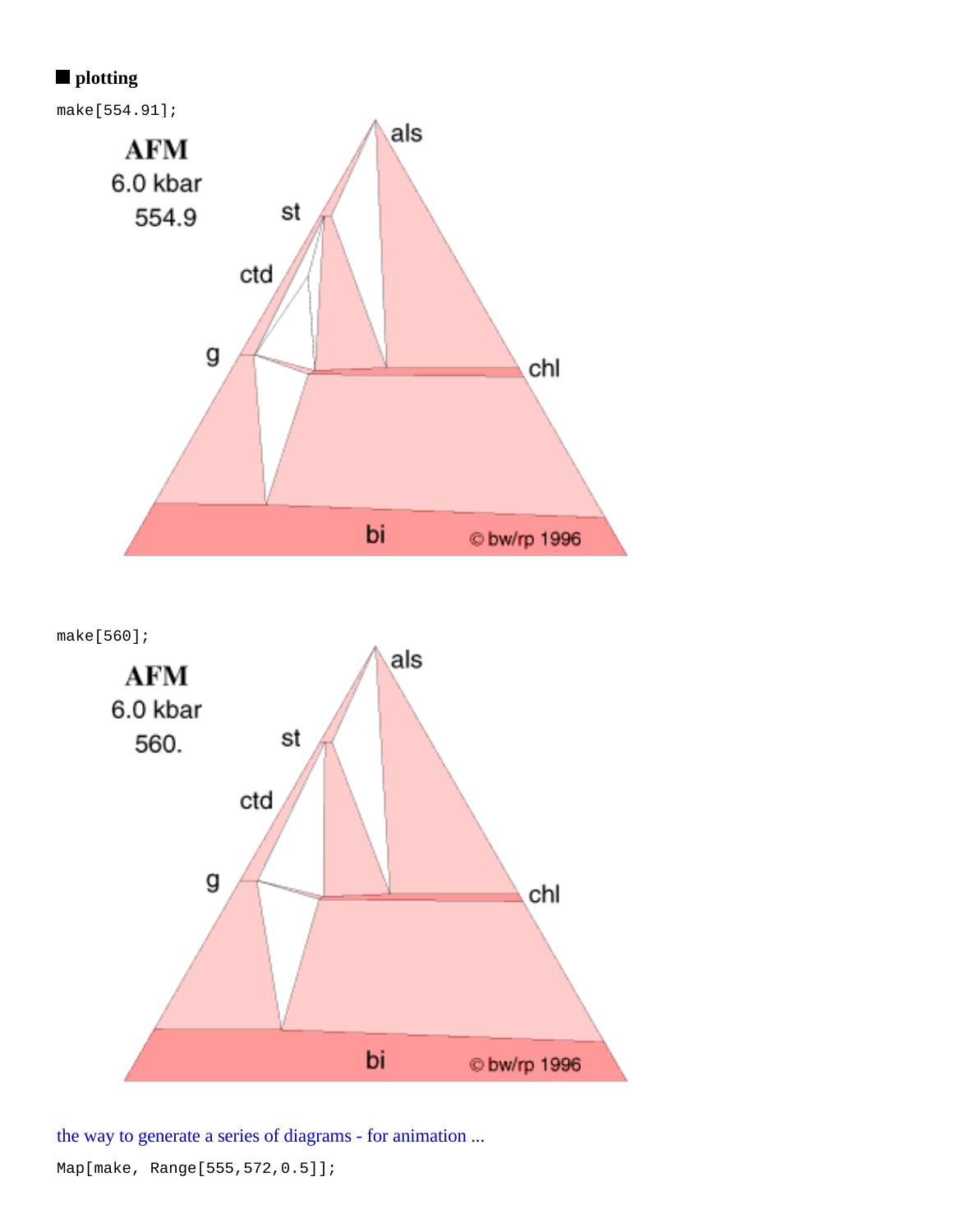### ■ plotting

```
make[554.91];
```

AFM
6.0 kbar
554.9

als
st
ctd
g
chl
bi
© bw/rp 1996

```
make[560];
```

AFM
6.0 kbar
560.

als
st
ctd
g
chl
bi
© bw/rp 1996

the way to generate a series of diagrams - for animation ...

```
Map[make, Range[555,572,0.5]];
```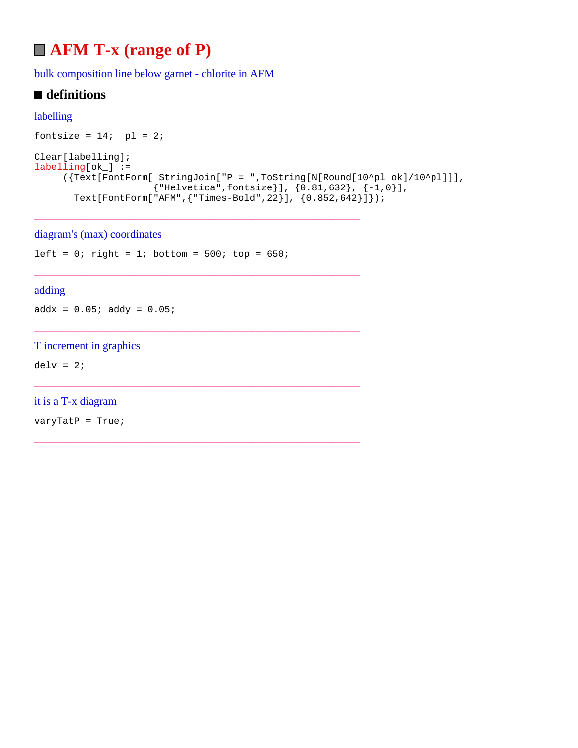# AFM T-x (range of P)

bulk composition line below garnet - chlorite in AFM

## definitions

labelling

```
fontsize = 14;  pl = 2;
```

```
Clear[labelling];
labelling[ok_] :=
     ({Text[FontForm[ StringJoin["P = ",ToString[N[Round[10^pl ok]/10^pl]]],
                     {"Helvetica",fontsize}], {0.81,632}, {-1,0}],
       Text[FontForm["AFM",{"Times-Bold",22}], {0.852,642}]});
```

---

diagram's (max) coordinates

```
left = 0; right = 1; bottom = 500; top = 650;
```

---

adding

```
addx = 0.05; addy = 0.05;
```

---

T increment in graphics

```
delv = 2;
```

---

it is a T-x diagram

```
varyTatP = True;
```

---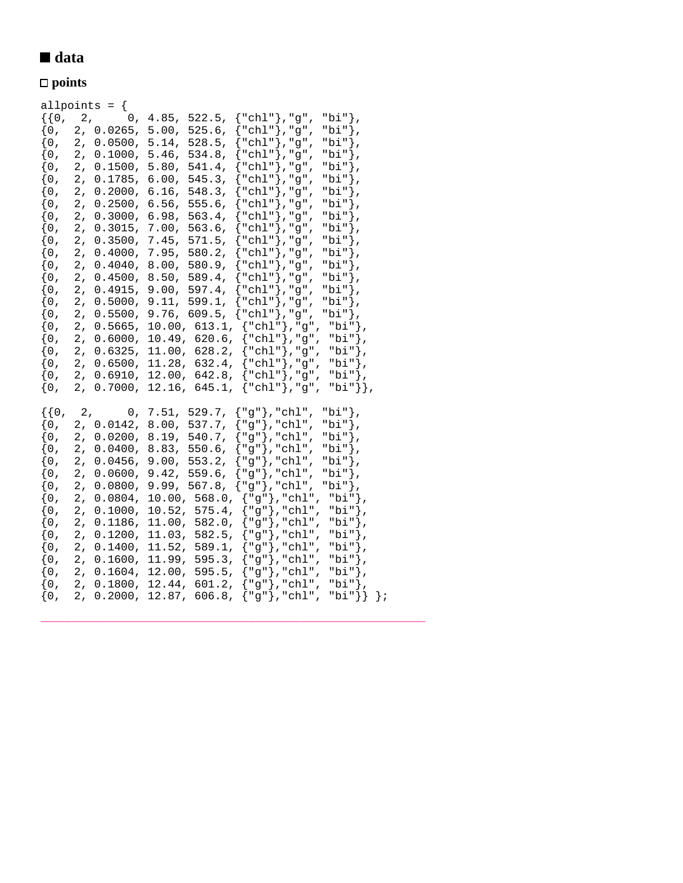## ■ data

### □ points

```
allpoints = {
{{0,  2,      0, 4.85, 522.5, {"chl"},"g", "bi"},
{0,  2, 0.0265, 5.00, 525.6, {"chl"},"g", "bi"},
{0,  2, 0.0500, 5.14, 528.5, {"chl"},"g", "bi"},
{0,  2, 0.1000, 5.46, 534.8, {"chl"},"g", "bi"},
{0,  2, 0.1500, 5.80, 541.4, {"chl"},"g", "bi"},
{0,  2, 0.1785, 6.00, 545.3, {"chl"},"g", "bi"},
{0,  2, 0.2000, 6.16, 548.3, {"chl"},"g", "bi"},
{0,  2, 0.2500, 6.56, 555.6, {"chl"},"g", "bi"},
{0,  2, 0.3000, 6.98, 563.4, {"chl"},"g", "bi"},
{0,  2, 0.3015, 7.00, 563.6, {"chl"},"g", "bi"},
{0,  2, 0.3500, 7.45, 571.5, {"chl"},"g", "bi"},
{0,  2, 0.4000, 7.95, 580.2, {"chl"},"g", "bi"},
{0,  2, 0.4040, 8.00, 580.9, {"chl"},"g", "bi"},
{0,  2, 0.4500, 8.50, 589.4, {"chl"},"g", "bi"},
{0,  2, 0.4915, 9.00, 597.4, {"chl"},"g", "bi"},
{0,  2, 0.5000, 9.11, 599.1, {"chl"},"g", "bi"},
{0,  2, 0.5500, 9.76, 609.5, {"chl"},"g", "bi"},
{0,  2, 0.5665, 10.00, 613.1, {"chl"},"g", "bi"},
{0,  2, 0.6000, 10.49, 620.6, {"chl"},"g", "bi"},
{0,  2, 0.6325, 11.00, 628.2, {"chl"},"g", "bi"},
{0,  2, 0.6500, 11.28, 632.4, {"chl"},"g", "bi"},
{0,  2, 0.6910, 12.00, 642.8, {"chl"},"g", "bi"},
{0,  2, 0.7000, 12.16, 645.1, {"chl"},"g", "bi"}},

{{0,  2,      0, 7.51, 529.7, {"g"},"chl", "bi"},
{0,  2, 0.0142, 8.00, 537.7, {"g"},"chl", "bi"},
{0,  2, 0.0200, 8.19, 540.7, {"g"},"chl", "bi"},
{0,  2, 0.0400, 8.83, 550.6, {"g"},"chl", "bi"},
{0,  2, 0.0456, 9.00, 553.2, {"g"},"chl", "bi"},
{0,  2, 0.0600, 9.42, 559.6, {"g"},"chl", "bi"},
{0,  2, 0.0800, 9.99, 567.8, {"g"},"chl", "bi"},
{0,  2, 0.0804, 10.00, 568.0, {"g"},"chl", "bi"},
{0,  2, 0.1000, 10.52, 575.4, {"g"},"chl", "bi"},
{0,  2, 0.1186, 11.00, 582.0, {"g"},"chl", "bi"},
{0,  2, 0.1200, 11.03, 582.5, {"g"},"chl", "bi"},
{0,  2, 0.1400, 11.52, 589.1, {"g"},"chl", "bi"},
{0,  2, 0.1600, 11.99, 595.3, {"g"},"chl", "bi"},
{0,  2, 0.1604, 12.00, 595.5, {"g"},"chl", "bi"},
{0,  2, 0.1800, 12.44, 601.2, {"g"},"chl", "bi"},
{0,  2, 0.2000, 12.87, 606.8, {"g"},"chl", "bi"}} };
```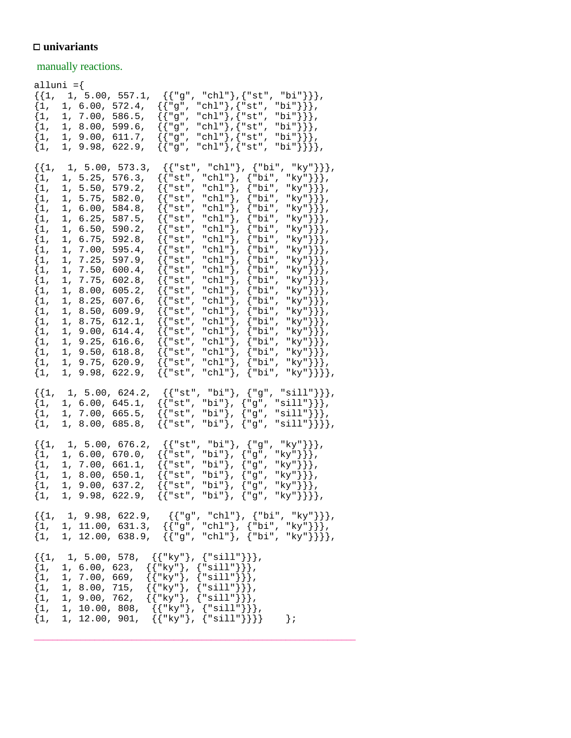### ☐ **univariants**

manually reactions.

```
alluni ={
{{1,  1, 5.00, 557.1,  {{"g", "chl"},{"st", "bi"}}},
{1,  1, 6.00, 572.4,  {{"g", "chl"},{"st", "bi"}}},
{1,  1, 7.00, 586.5,  {{"g", "chl"},{"st", "bi"}}},
{1,  1, 8.00, 599.6,  {{"g", "chl"},{"st", "bi"}}},
{1,  1, 9.00, 611.7,  {{"g", "chl"},{"st", "bi"}}},
{1,  1, 9.98, 622.9,  {{"g", "chl"},{"st", "bi"}}}},

{{1,  1, 5.00, 573.3,  {{"st", "chl"}, {"bi", "ky"}}},
{1,  1, 5.25, 576.3,  {{"st", "chl"}, {"bi", "ky"}}},
{1,  1, 5.50, 579.2,  {{"st", "chl"}, {"bi", "ky"}}},
{1,  1, 5.75, 582.0,  {{"st", "chl"}, {"bi", "ky"}}},
{1,  1, 6.00, 584.8,  {{"st", "chl"}, {"bi", "ky"}}},
{1,  1, 6.25, 587.5,  {{"st", "chl"}, {"bi", "ky"}}},
{1,  1, 6.50, 590.2,  {{"st", "chl"}, {"bi", "ky"}}},
{1,  1, 6.75, 592.8,  {{"st", "chl"}, {"bi", "ky"}}},
{1,  1, 7.00, 595.4,  {{"st", "chl"}, {"bi", "ky"}}},
{1,  1, 7.25, 597.9,  {{"st", "chl"}, {"bi", "ky"}}},
{1,  1, 7.50, 600.4,  {{"st", "chl"}, {"bi", "ky"}}},
{1,  1, 7.75, 602.8,  {{"st", "chl"}, {"bi", "ky"}}},
{1,  1, 8.00, 605.2,  {{"st", "chl"}, {"bi", "ky"}}},
{1,  1, 8.25, 607.6,  {{"st", "chl"}, {"bi", "ky"}}},
{1,  1, 8.50, 609.9,  {{"st", "chl"}, {"bi", "ky"}}},
{1,  1, 8.75, 612.1,  {{"st", "chl"}, {"bi", "ky"}}},
{1,  1, 9.00, 614.4,  {{"st", "chl"}, {"bi", "ky"}}},
{1,  1, 9.25, 616.6,  {{"st", "chl"}, {"bi", "ky"}}},
{1,  1, 9.50, 618.8,  {{"st", "chl"}, {"bi", "ky"}}},
{1,  1, 9.75, 620.9,  {{"st", "chl"}, {"bi", "ky"}}},
{1,  1, 9.98, 622.9,  {{"st", "chl"}, {"bi", "ky"}}}},

{{1,  1, 5.00, 624.2,  {{"st", "bi"}, {"g", "sill"}}},
{1,  1, 6.00, 645.1,  {{"st", "bi"}, {"g", "sill"}}},
{1,  1, 7.00, 665.5,  {{"st", "bi"}, {"g", "sill"}}},
{1,  1, 8.00, 685.8,  {{"st", "bi"}, {"g", "sill"}}}},

{{1,  1, 5.00, 676.2,  {{"st", "bi"}, {"g", "ky"}}},
{1,  1, 6.00, 670.0,  {{"st", "bi"}, {"g", "ky"}}},
{1,  1, 7.00, 661.1,  {{"st", "bi"}, {"g", "ky"}}},
{1,  1, 8.00, 650.1,  {{"st", "bi"}, {"g", "ky"}}},
{1,  1, 9.00, 637.2,  {{"st", "bi"}, {"g", "ky"}}},
{1,  1, 9.98, 622.9,  {{"st", "bi"}, {"g", "ky"}}}},

{{1,  1, 9.98, 622.9,   {{"g", "chl"}, {"bi", "ky"}}},
{1,  1, 11.00, 631.3,  {{"g", "chl"}, {"bi", "ky"}}},
{1,  1, 12.00, 638.9,  {{"g", "chl"}, {"bi", "ky"}}}},

{{1,  1, 5.00, 578,  {{"ky"}, {"sill"}}},
{1,  1, 6.00, 623,  {{"ky"}, {"sill"}}},
{1,  1, 7.00, 669,  {{"ky"}, {"sill"}}},
{1,  1, 8.00, 715,  {{"ky"}, {"sill"}}},
{1,  1, 9.00, 762,  {{"ky"}, {"sill"}}},
{1,  1, 10.00, 808,  {{"ky"}, {"sill"}}},
{1,  1, 12.00, 901,  {{"ky"}, {"sill"}}}}    };
```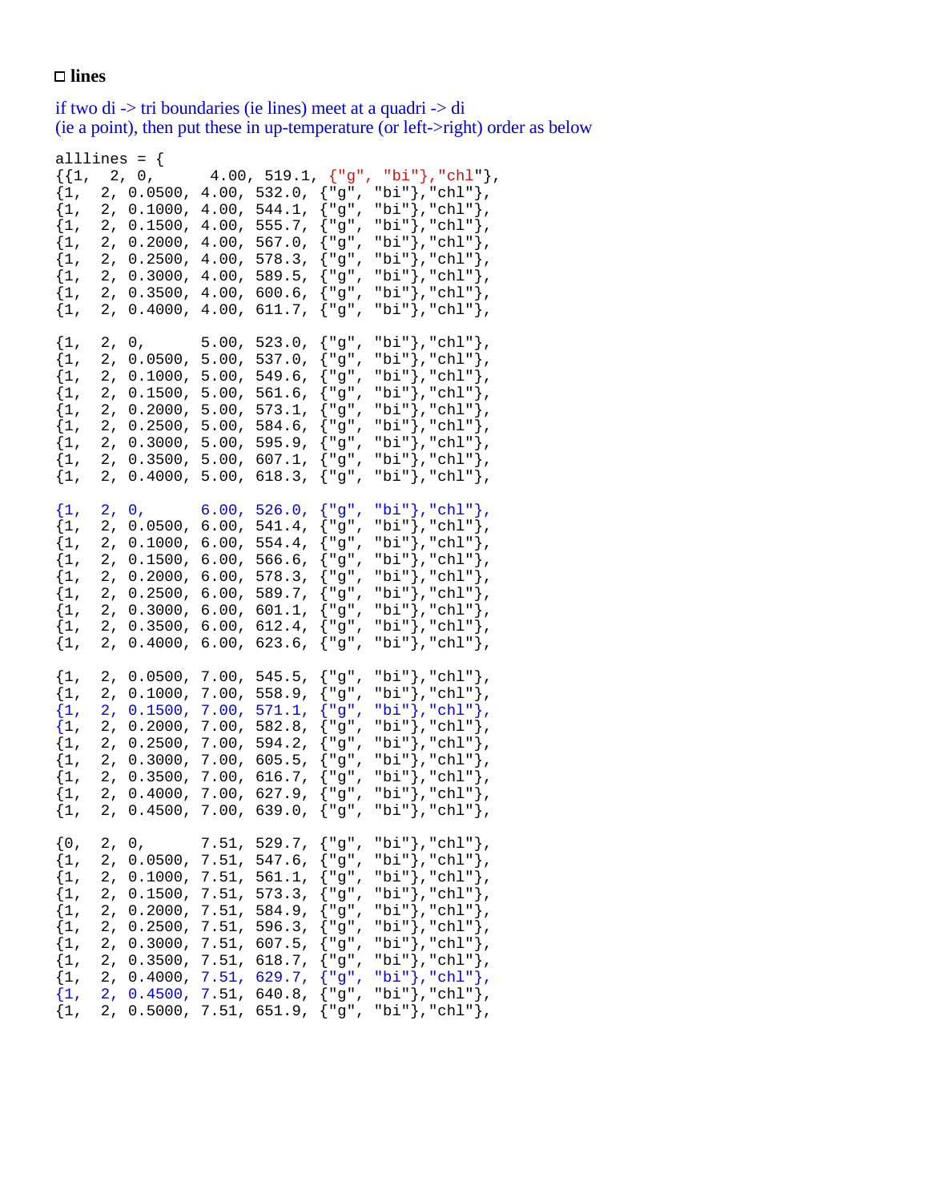### ☐ lines

if two di -> tri boundaries (ie lines) meet at a quadri -> di
(ie a point), then put these in up-temperature (or left->right) order as below

```
alllines = {
{{1,  2, 0,      4.00, 519.1, {"g", "bi"},"chl"},
{1,  2, 0.0500, 4.00, 532.0, {"g", "bi"},"chl"},
{1,  2, 0.1000, 4.00, 544.1, {"g", "bi"},"chl"},
{1,  2, 0.1500, 4.00, 555.7, {"g", "bi"},"chl"},
{1,  2, 0.2000, 4.00, 567.0, {"g", "bi"},"chl"},
{1,  2, 0.2500, 4.00, 578.3, {"g", "bi"},"chl"},
{1,  2, 0.3000, 4.00, 589.5, {"g", "bi"},"chl"},
{1,  2, 0.3500, 4.00, 600.6, {"g", "bi"},"chl"},
{1,  2, 0.4000, 4.00, 611.7, {"g", "bi"},"chl"},

{1,  2, 0,      5.00, 523.0, {"g", "bi"},"chl"},
{1,  2, 0.0500, 5.00, 537.0, {"g", "bi"},"chl"},
{1,  2, 0.1000, 5.00, 549.6, {"g", "bi"},"chl"},
{1,  2, 0.1500, 5.00, 561.6, {"g", "bi"},"chl"},
{1,  2, 0.2000, 5.00, 573.1, {"g", "bi"},"chl"},
{1,  2, 0.2500, 5.00, 584.6, {"g", "bi"},"chl"},
{1,  2, 0.3000, 5.00, 595.9, {"g", "bi"},"chl"},
{1,  2, 0.3500, 5.00, 607.1, {"g", "bi"},"chl"},
{1,  2, 0.4000, 5.00, 618.3, {"g", "bi"},"chl"},

{1,  2, 0,      6.00, 526.0, {"g", "bi"},"chl"},
{1,  2, 0.0500, 6.00, 541.4, {"g", "bi"},"chl"},
{1,  2, 0.1000, 6.00, 554.4, {"g", "bi"},"chl"},
{1,  2, 0.1500, 6.00, 566.6, {"g", "bi"},"chl"},
{1,  2, 0.2000, 6.00, 578.3, {"g", "bi"},"chl"},
{1,  2, 0.2500, 6.00, 589.7, {"g", "bi"},"chl"},
{1,  2, 0.3000, 6.00, 601.1, {"g", "bi"},"chl"},
{1,  2, 0.3500, 6.00, 612.4, {"g", "bi"},"chl"},
{1,  2, 0.4000, 6.00, 623.6, {"g", "bi"},"chl"},

{1,  2, 0.0500, 7.00, 545.5, {"g", "bi"},"chl"},
{1,  2, 0.1000, 7.00, 558.9, {"g", "bi"},"chl"},
{1,  2, 0.1500, 7.00, 571.1, {"g", "bi"},"chl"},
{1,  2, 0.2000, 7.00, 582.8, {"g", "bi"},"chl"},
{1,  2, 0.2500, 7.00, 594.2, {"g", "bi"},"chl"},
{1,  2, 0.3000, 7.00, 605.5, {"g", "bi"},"chl"},
{1,  2, 0.3500, 7.00, 616.7, {"g", "bi"},"chl"},
{1,  2, 0.4000, 7.00, 627.9, {"g", "bi"},"chl"},
{1,  2, 0.4500, 7.00, 639.0, {"g", "bi"},"chl"},

{0,  2, 0,      7.51, 529.7, {"g", "bi"},"chl"},
{1,  2, 0.0500, 7.51, 547.6, {"g", "bi"},"chl"},
{1,  2, 0.1000, 7.51, 561.1, {"g", "bi"},"chl"},
{1,  2, 0.1500, 7.51, 573.3, {"g", "bi"},"chl"},
{1,  2, 0.2000, 7.51, 584.9, {"g", "bi"},"chl"},
{1,  2, 0.2500, 7.51, 596.3, {"g", "bi"},"chl"},
{1,  2, 0.3000, 7.51, 607.5, {"g", "bi"},"chl"},
{1,  2, 0.3500, 7.51, 618.7, {"g", "bi"},"chl"},
{1,  2, 0.4000, 7.51, 629.7, {"g", "bi"},"chl"},
{1,  2, 0.4500, 7.51, 640.8, {"g", "bi"},"chl"},
{1,  2, 0.5000, 7.51, 651.9, {"g", "bi"},"chl"},
```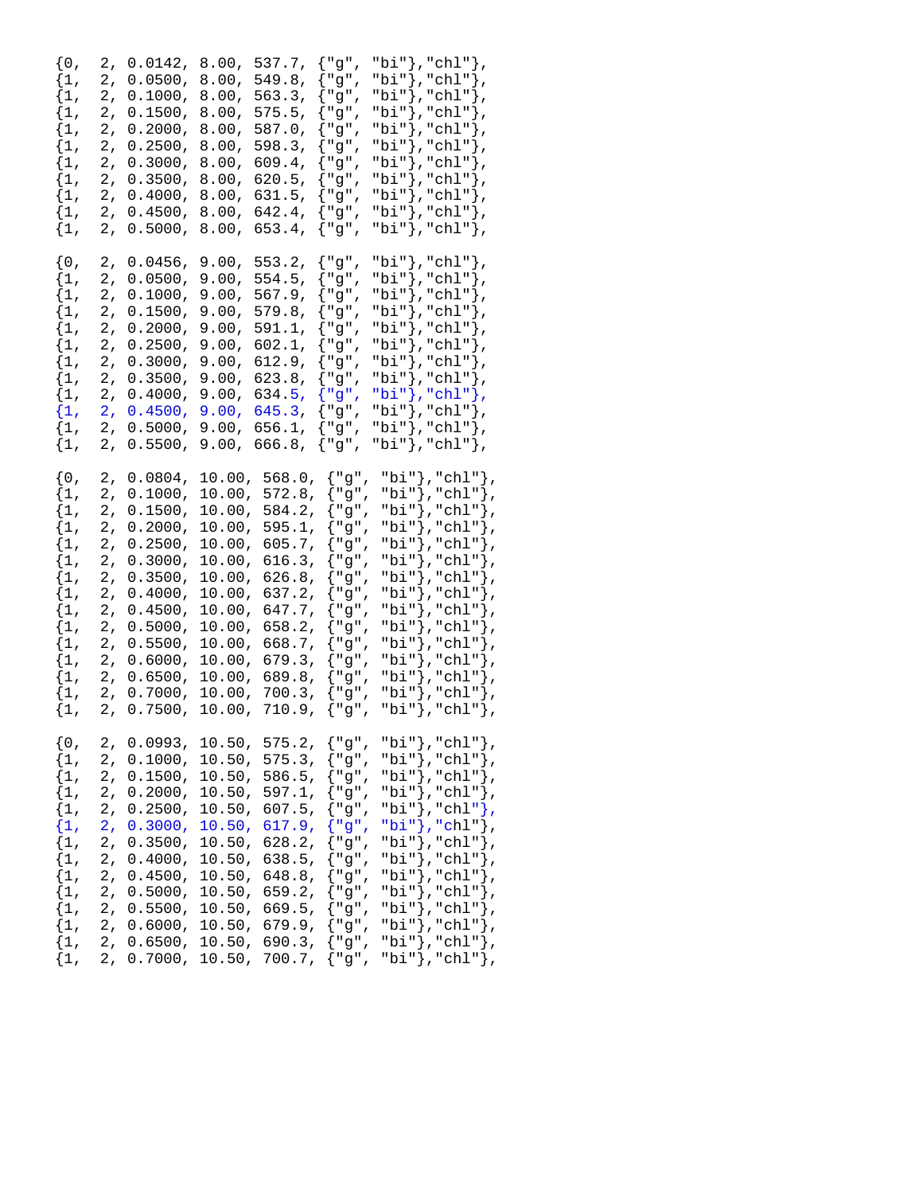```
{0,  2, 0.0142, 8.00, 537.7, {"g", "bi"},"chl"},
{1,  2, 0.0500, 8.00, 549.8, {"g", "bi"},"chl"},
{1,  2, 0.1000, 8.00, 563.3, {"g", "bi"},"chl"},
{1,  2, 0.1500, 8.00, 575.5, {"g", "bi"},"chl"},
{1,  2, 0.2000, 8.00, 587.0, {"g", "bi"},"chl"},
{1,  2, 0.2500, 8.00, 598.3, {"g", "bi"},"chl"},
{1,  2, 0.3000, 8.00, 609.4, {"g", "bi"},"chl"},
{1,  2, 0.3500, 8.00, 620.5, {"g", "bi"},"chl"},
{1,  2, 0.4000, 8.00, 631.5, {"g", "bi"},"chl"},
{1,  2, 0.4500, 8.00, 642.4, {"g", "bi"},"chl"},
{1,  2, 0.5000, 8.00, 653.4, {"g", "bi"},"chl"},

{0,  2, 0.0456, 9.00, 553.2, {"g", "bi"},"chl"},
{1,  2, 0.0500, 9.00, 554.5, {"g", "bi"},"chl"},
{1,  2, 0.1000, 9.00, 567.9, {"g", "bi"},"chl"},
{1,  2, 0.1500, 9.00, 579.8, {"g", "bi"},"chl"},
{1,  2, 0.2000, 9.00, 591.1, {"g", "bi"},"chl"},
{1,  2, 0.2500, 9.00, 602.1, {"g", "bi"},"chl"},
{1,  2, 0.3000, 9.00, 612.9, {"g", "bi"},"chl"},
{1,  2, 0.3500, 9.00, 623.8, {"g", "bi"},"chl"},
{1,  2, 0.4000, 9.00, 634.5, {"g", "bi"},"chl"},
{1,  2, 0.4500, 9.00, 645.3, {"g", "bi"},"chl"},
{1,  2, 0.5000, 9.00, 656.1, {"g", "bi"},"chl"},
{1,  2, 0.5500, 9.00, 666.8, {"g", "bi"},"chl"},

{0,  2, 0.0804, 10.00, 568.0, {"g", "bi"},"chl"},
{1,  2, 0.1000, 10.00, 572.8, {"g", "bi"},"chl"},
{1,  2, 0.1500, 10.00, 584.2, {"g", "bi"},"chl"},
{1,  2, 0.2000, 10.00, 595.1, {"g", "bi"},"chl"},
{1,  2, 0.2500, 10.00, 605.7, {"g", "bi"},"chl"},
{1,  2, 0.3000, 10.00, 616.3, {"g", "bi"},"chl"},
{1,  2, 0.3500, 10.00, 626.8, {"g", "bi"},"chl"},
{1,  2, 0.4000, 10.00, 637.2, {"g", "bi"},"chl"},
{1,  2, 0.4500, 10.00, 647.7, {"g", "bi"},"chl"},
{1,  2, 0.5000, 10.00, 658.2, {"g", "bi"},"chl"},
{1,  2, 0.5500, 10.00, 668.7, {"g", "bi"},"chl"},
{1,  2, 0.6000, 10.00, 679.3, {"g", "bi"},"chl"},
{1,  2, 0.6500, 10.00, 689.8, {"g", "bi"},"chl"},
{1,  2, 0.7000, 10.00, 700.3, {"g", "bi"},"chl"},
{1,  2, 0.7500, 10.00, 710.9, {"g", "bi"},"chl"},

{0,  2, 0.0993, 10.50, 575.2, {"g", "bi"},"chl"},
{1,  2, 0.1000, 10.50, 575.3, {"g", "bi"},"chl"},
{1,  2, 0.1500, 10.50, 586.5, {"g", "bi"},"chl"},
{1,  2, 0.2000, 10.50, 597.1, {"g", "bi"},"chl"},
{1,  2, 0.2500, 10.50, 607.5, {"g", "bi"},"chl"},
{1,  2, 0.3000, 10.50, 617.9, {"g", "bi"},"chl"},
{1,  2, 0.3500, 10.50, 628.2, {"g", "bi"},"chl"},
{1,  2, 0.4000, 10.50, 638.5, {"g", "bi"},"chl"},
{1,  2, 0.4500, 10.50, 648.8, {"g", "bi"},"chl"},
{1,  2, 0.5000, 10.50, 659.2, {"g", "bi"},"chl"},
{1,  2, 0.5500, 10.50, 669.5, {"g", "bi"},"chl"},
{1,  2, 0.6000, 10.50, 679.9, {"g", "bi"},"chl"},
{1,  2, 0.6500, 10.50, 690.3, {"g", "bi"},"chl"},
{1,  2, 0.7000, 10.50, 700.7, {"g", "bi"},"chl"},
```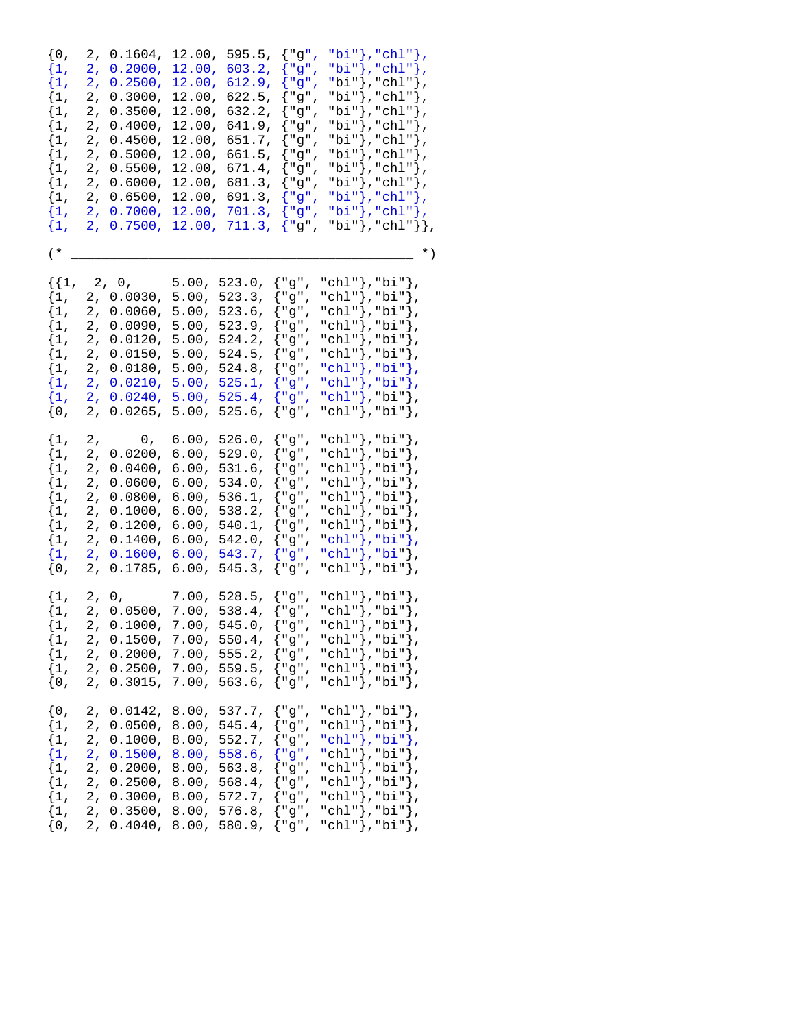```
{0,  2, 0.1604, 12.00, 595.5, {"g", "bi"},"chl"},
{1,  2, 0.2000, 12.00, 603.2, {"g", "bi"},"chl"},
{1,  2, 0.2500, 12.00, 612.9, {"g", "bi"},"chl"},
{1,  2, 0.3000, 12.00, 622.5, {"g", "bi"},"chl"},
{1,  2, 0.3500, 12.00, 632.2, {"g", "bi"},"chl"},
{1,  2, 0.4000, 12.00, 641.9, {"g", "bi"},"chl"},
{1,  2, 0.4500, 12.00, 651.7, {"g", "bi"},"chl"},
{1,  2, 0.5000, 12.00, 661.5, {"g", "bi"},"chl"},
{1,  2, 0.5500, 12.00, 671.4, {"g", "bi"},"chl"},
{1,  2, 0.6000, 12.00, 681.3, {"g", "bi"},"chl"},
{1,  2, 0.6500, 12.00, 691.3, {"g", "bi"},"chl"},
{1,  2, 0.7000, 12.00, 701.3, {"g", "bi"},"chl"},
{1,  2, 0.7500, 12.00, 711.3, {"g", "bi"},"chl"}},

(* _____________________________________________ *)

{{1,  2, 0,      5.00, 523.0, {"g", "chl"},"bi"},
{1,  2, 0.0030, 5.00, 523.3, {"g", "chl"},"bi"},
{1,  2, 0.0060, 5.00, 523.6, {"g", "chl"},"bi"},
{1,  2, 0.0090, 5.00, 523.9, {"g", "chl"},"bi"},
{1,  2, 0.0120, 5.00, 524.2, {"g", "chl"},"bi"},
{1,  2, 0.0150, 5.00, 524.5, {"g", "chl"},"bi"},
{1,  2, 0.0180, 5.00, 524.8, {"g", "chl"},"bi"},
{1,  2, 0.0210, 5.00, 525.1, {"g", "chl"},"bi"},
{1,  2, 0.0240, 5.00, 525.4, {"g", "chl"},"bi"},
{0,  2, 0.0265, 5.00, 525.6, {"g", "chl"},"bi"},

{1,  2,     0,  6.00, 526.0, {"g", "chl"},"bi"},
{1,  2, 0.0200, 6.00, 529.0, {"g", "chl"},"bi"},
{1,  2, 0.0400, 6.00, 531.6, {"g", "chl"},"bi"},
{1,  2, 0.0600, 6.00, 534.0, {"g", "chl"},"bi"},
{1,  2, 0.0800, 6.00, 536.1, {"g", "chl"},"bi"},
{1,  2, 0.1000, 6.00, 538.2, {"g", "chl"},"bi"},
{1,  2, 0.1200, 6.00, 540.1, {"g", "chl"},"bi"},
{1,  2, 0.1400, 6.00, 542.0, {"g", "chl"},"bi"},
{1,  2, 0.1600, 6.00, 543.7, {"g", "chl"},"bi"},
{0,  2, 0.1785, 6.00, 545.3, {"g", "chl"},"bi"},

{1,  2, 0,      7.00, 528.5, {"g", "chl"},"bi"},
{1,  2, 0.0500, 7.00, 538.4, {"g", "chl"},"bi"},
{1,  2, 0.1000, 7.00, 545.0, {"g", "chl"},"bi"},
{1,  2, 0.1500, 7.00, 550.4, {"g", "chl"},"bi"},
{1,  2, 0.2000, 7.00, 555.2, {"g", "chl"},"bi"},
{1,  2, 0.2500, 7.00, 559.5, {"g", "chl"},"bi"},
{0,  2, 0.3015, 7.00, 563.6, {"g", "chl"},"bi"},

{0,  2, 0.0142, 8.00, 537.7, {"g", "chl"},"bi"},
{1,  2, 0.0500, 8.00, 545.4, {"g", "chl"},"bi"},
{1,  2, 0.1000, 8.00, 552.7, {"g", "chl"},"bi"},
{1,  2, 0.1500, 8.00, 558.6, {"g", "chl"},"bi"},
{1,  2, 0.2000, 8.00, 563.8, {"g", "chl"},"bi"},
{1,  2, 0.2500, 8.00, 568.4, {"g", "chl"},"bi"},
{1,  2, 0.3000, 8.00, 572.7, {"g", "chl"},"bi"},
{1,  2, 0.3500, 8.00, 576.8, {"g", "chl"},"bi"},
{0,  2, 0.4040, 8.00, 580.9, {"g", "chl"},"bi"},
```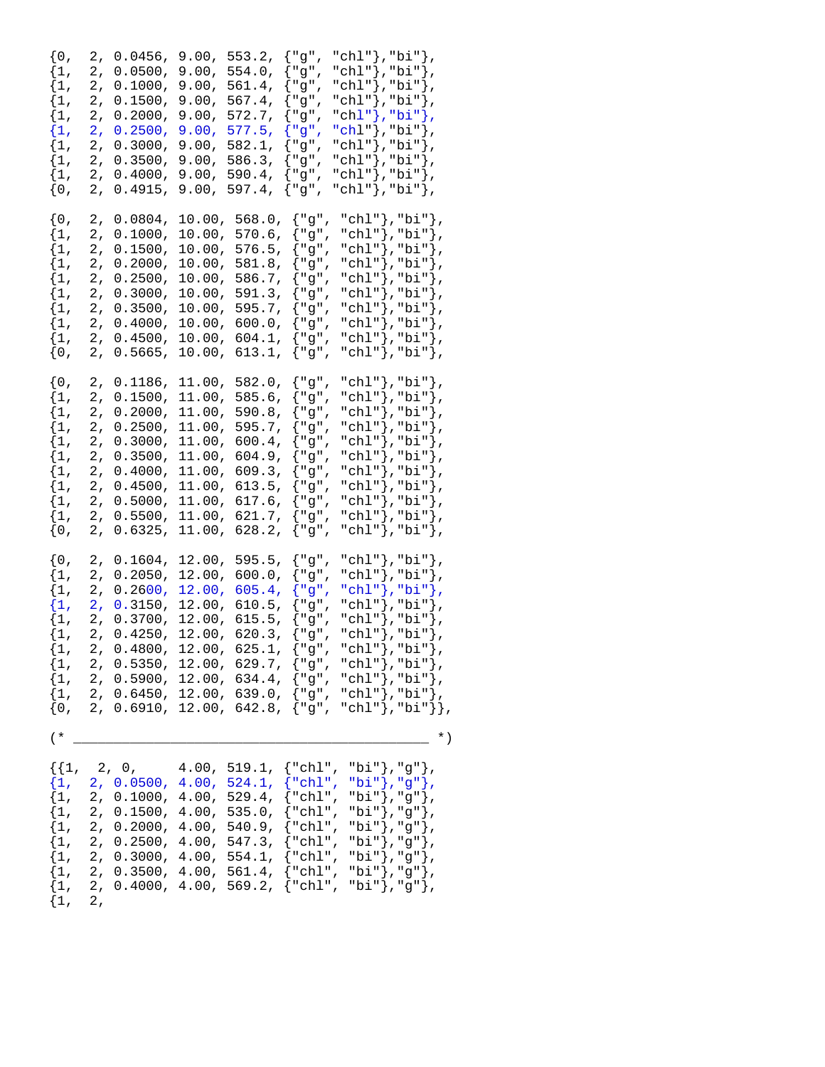```
{0,  2, 0.0456, 9.00, 553.2, {"g", "chl"},"bi"},
{1,  2, 0.0500, 9.00, 554.0, {"g", "chl"},"bi"},
{1,  2, 0.1000, 9.00, 561.4, {"g", "chl"},"bi"},
{1,  2, 0.1500, 9.00, 567.4, {"g", "chl"},"bi"},
{1,  2, 0.2000, 9.00, 572.7, {"g", "chl"},"bi"},
{1,  2, 0.2500, 9.00, 577.5, {"g", "chl"},"bi"},
{1,  2, 0.3000, 9.00, 582.1, {"g", "chl"},"bi"},
{1,  2, 0.3500, 9.00, 586.3, {"g", "chl"},"bi"},
{1,  2, 0.4000, 9.00, 590.4, {"g", "chl"},"bi"},
{0,  2, 0.4915, 9.00, 597.4, {"g", "chl"},"bi"},

{0,  2, 0.0804, 10.00, 568.0, {"g", "chl"},"bi"},
{1,  2, 0.1000, 10.00, 570.6, {"g", "chl"},"bi"},
{1,  2, 0.1500, 10.00, 576.5, {"g", "chl"},"bi"},
{1,  2, 0.2000, 10.00, 581.8, {"g", "chl"},"bi"},
{1,  2, 0.2500, 10.00, 586.7, {"g", "chl"},"bi"},
{1,  2, 0.3000, 10.00, 591.3, {"g", "chl"},"bi"},
{1,  2, 0.3500, 10.00, 595.7, {"g", "chl"},"bi"},
{1,  2, 0.4000, 10.00, 600.0, {"g", "chl"},"bi"},
{1,  2, 0.4500, 10.00, 604.1, {"g", "chl"},"bi"},
{0,  2, 0.5665, 10.00, 613.1, {"g", "chl"},"bi"},

{0,  2, 0.1186, 11.00, 582.0, {"g", "chl"},"bi"},
{1,  2, 0.1500, 11.00, 585.6, {"g", "chl"},"bi"},
{1,  2, 0.2000, 11.00, 590.8, {"g", "chl"},"bi"},
{1,  2, 0.2500, 11.00, 595.7, {"g", "chl"},"bi"},
{1,  2, 0.3000, 11.00, 600.4, {"g", "chl"},"bi"},
{1,  2, 0.3500, 11.00, 604.9, {"g", "chl"},"bi"},
{1,  2, 0.4000, 11.00, 609.3, {"g", "chl"},"bi"},
{1,  2, 0.4500, 11.00, 613.5, {"g", "chl"},"bi"},
{1,  2, 0.5000, 11.00, 617.6, {"g", "chl"},"bi"},
{1,  2, 0.5500, 11.00, 621.7, {"g", "chl"},"bi"},
{0,  2, 0.6325, 11.00, 628.2, {"g", "chl"},"bi"},

{0,  2, 0.1604, 12.00, 595.5, {"g", "chl"},"bi"},
{1,  2, 0.2050, 12.00, 600.0, {"g", "chl"},"bi"},
{1,  2, 0.2600, 12.00, 605.4, {"g", "chl"},"bi"},
{1,  2, 0.3150, 12.00, 610.5, {"g", "chl"},"bi"},
{1,  2, 0.3700, 12.00, 615.5, {"g", "chl"},"bi"},
{1,  2, 0.4250, 12.00, 620.3, {"g", "chl"},"bi"},
{1,  2, 0.4800, 12.00, 625.1, {"g", "chl"},"bi"},
{1,  2, 0.5350, 12.00, 629.7, {"g", "chl"},"bi"},
{1,  2, 0.5900, 12.00, 634.4, {"g", "chl"},"bi"},
{1,  2, 0.6450, 12.00, 639.0, {"g", "chl"},"bi"},
{0,  2, 0.6910, 12.00, 642.8, {"g", "chl"},"bi"}},

(* ________________________________________ *)

{{1,  2, 0,      4.00, 519.1, {"chl", "bi"},"g"},
{1,  2, 0.0500, 4.00, 524.1, {"chl", "bi"},"g"},
{1,  2, 0.1000, 4.00, 529.4, {"chl", "bi"},"g"},
{1,  2, 0.1500, 4.00, 535.0, {"chl", "bi"},"g"},
{1,  2, 0.2000, 4.00, 540.9, {"chl", "bi"},"g"},
{1,  2, 0.2500, 4.00, 547.3, {"chl", "bi"},"g"},
{1,  2, 0.3000, 4.00, 554.1, {"chl", "bi"},"g"},
{1,  2, 0.3500, 4.00, 561.4, {"chl", "bi"},"g"},
{1,  2, 0.4000, 4.00, 569.2, {"chl", "bi"},"g"},
{1,  2,
```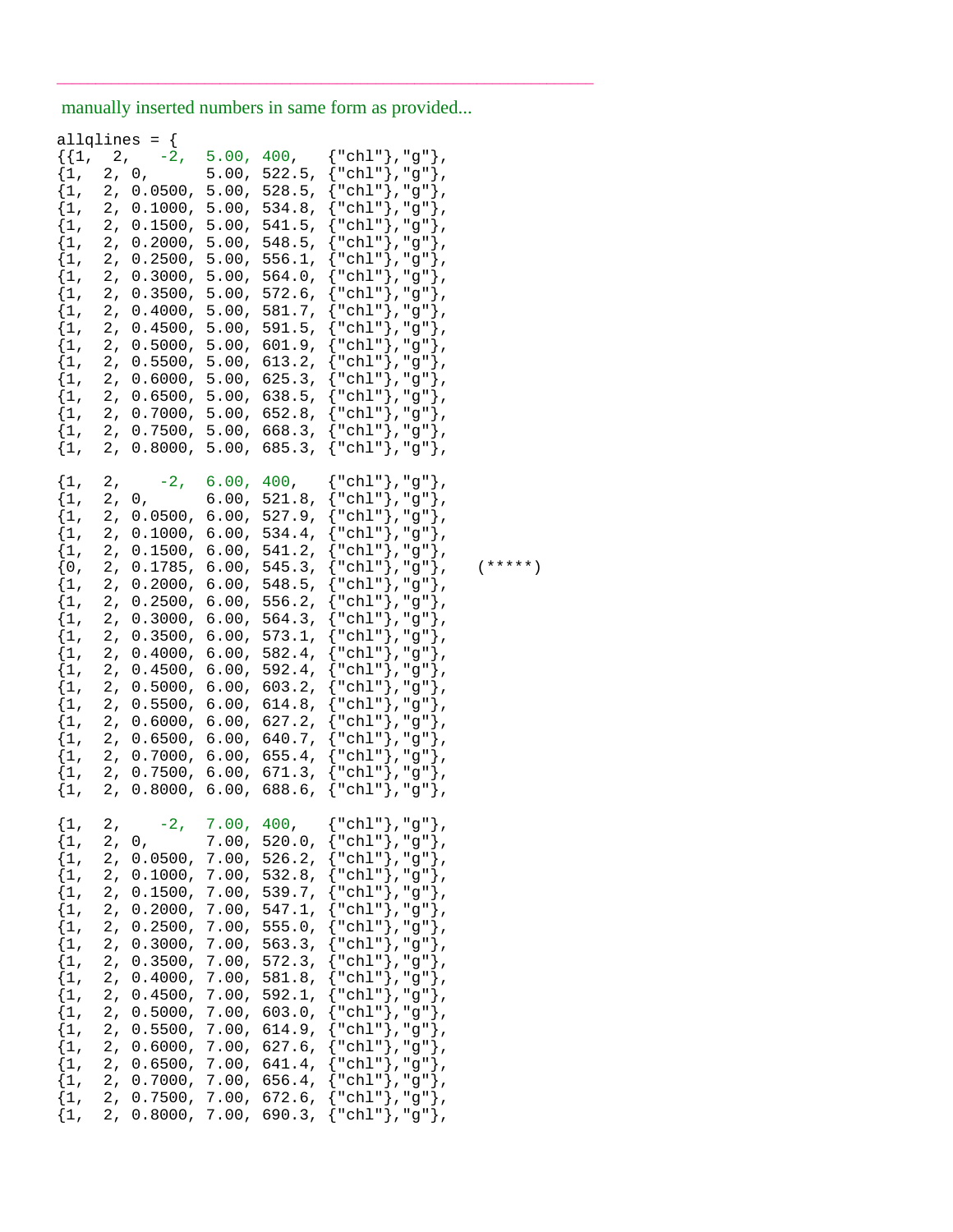---

manually inserted numbers in same form as provided...

```
allqlines = {
{{1,  2,    -2,  5.00, 400,   {"chl"},"g"},
{1,  2, 0,       5.00, 522.5, {"chl"},"g"},
{1,  2, 0.0500, 5.00, 528.5, {"chl"},"g"},
{1,  2, 0.1000, 5.00, 534.8, {"chl"},"g"},
{1,  2, 0.1500, 5.00, 541.5, {"chl"},"g"},
{1,  2, 0.2000, 5.00, 548.5, {"chl"},"g"},
{1,  2, 0.2500, 5.00, 556.1, {"chl"},"g"},
{1,  2, 0.3000, 5.00, 564.0, {"chl"},"g"},
{1,  2, 0.3500, 5.00, 572.6, {"chl"},"g"},
{1,  2, 0.4000, 5.00, 581.7, {"chl"},"g"},
{1,  2, 0.4500, 5.00, 591.5, {"chl"},"g"},
{1,  2, 0.5000, 5.00, 601.9, {"chl"},"g"},
{1,  2, 0.5500, 5.00, 613.2, {"chl"},"g"},
{1,  2, 0.6000, 5.00, 625.3, {"chl"},"g"},
{1,  2, 0.6500, 5.00, 638.5, {"chl"},"g"},
{1,  2, 0.7000, 5.00, 652.8, {"chl"},"g"},
{1,  2, 0.7500, 5.00, 668.3, {"chl"},"g"},
{1,  2, 0.8000, 5.00, 685.3, {"chl"},"g"},

{1,  2,    -2,  6.00, 400,   {"chl"},"g"},
{1,  2, 0,       6.00, 521.8, {"chl"},"g"},
{1,  2, 0.0500, 6.00, 527.9, {"chl"},"g"},
{1,  2, 0.1000, 6.00, 534.4, {"chl"},"g"},
{1,  2, 0.1500, 6.00, 541.2, {"chl"},"g"},
{0,  2, 0.1785, 6.00, 545.3, {"chl"},"g"},    (*****)
{1,  2, 0.2000, 6.00, 548.5, {"chl"},"g"},
{1,  2, 0.2500, 6.00, 556.2, {"chl"},"g"},
{1,  2, 0.3000, 6.00, 564.3, {"chl"},"g"},
{1,  2, 0.3500, 6.00, 573.1, {"chl"},"g"},
{1,  2, 0.4000, 6.00, 582.4, {"chl"},"g"},
{1,  2, 0.4500, 6.00, 592.4, {"chl"},"g"},
{1,  2, 0.5000, 6.00, 603.2, {"chl"},"g"},
{1,  2, 0.5500, 6.00, 614.8, {"chl"},"g"},
{1,  2, 0.6000, 6.00, 627.2, {"chl"},"g"},
{1,  2, 0.6500, 6.00, 640.7, {"chl"},"g"},
{1,  2, 0.7000, 6.00, 655.4, {"chl"},"g"},
{1,  2, 0.7500, 6.00, 671.3, {"chl"},"g"},
{1,  2, 0.8000, 6.00, 688.6, {"chl"},"g"},

{1,  2,    -2,  7.00, 400,   {"chl"},"g"},
{1,  2, 0,       7.00, 520.0, {"chl"},"g"},
{1,  2, 0.0500, 7.00, 526.2, {"chl"},"g"},
{1,  2, 0.1000, 7.00, 532.8, {"chl"},"g"},
{1,  2, 0.1500, 7.00, 539.7, {"chl"},"g"},
{1,  2, 0.2000, 7.00, 547.1, {"chl"},"g"},
{1,  2, 0.2500, 7.00, 555.0, {"chl"},"g"},
{1,  2, 0.3000, 7.00, 563.3, {"chl"},"g"},
{1,  2, 0.3500, 7.00, 572.3, {"chl"},"g"},
{1,  2, 0.4000, 7.00, 581.8, {"chl"},"g"},
{1,  2, 0.4500, 7.00, 592.1, {"chl"},"g"},
{1,  2, 0.5000, 7.00, 603.0, {"chl"},"g"},
{1,  2, 0.5500, 7.00, 614.9, {"chl"},"g"},
{1,  2, 0.6000, 7.00, 627.6, {"chl"},"g"},
{1,  2, 0.6500, 7.00, 641.4, {"chl"},"g"},
{1,  2, 0.7000, 7.00, 656.4, {"chl"},"g"},
{1,  2, 0.7500, 7.00, 672.6, {"chl"},"g"},
{1,  2, 0.8000, 7.00, 690.3, {"chl"},"g"},
```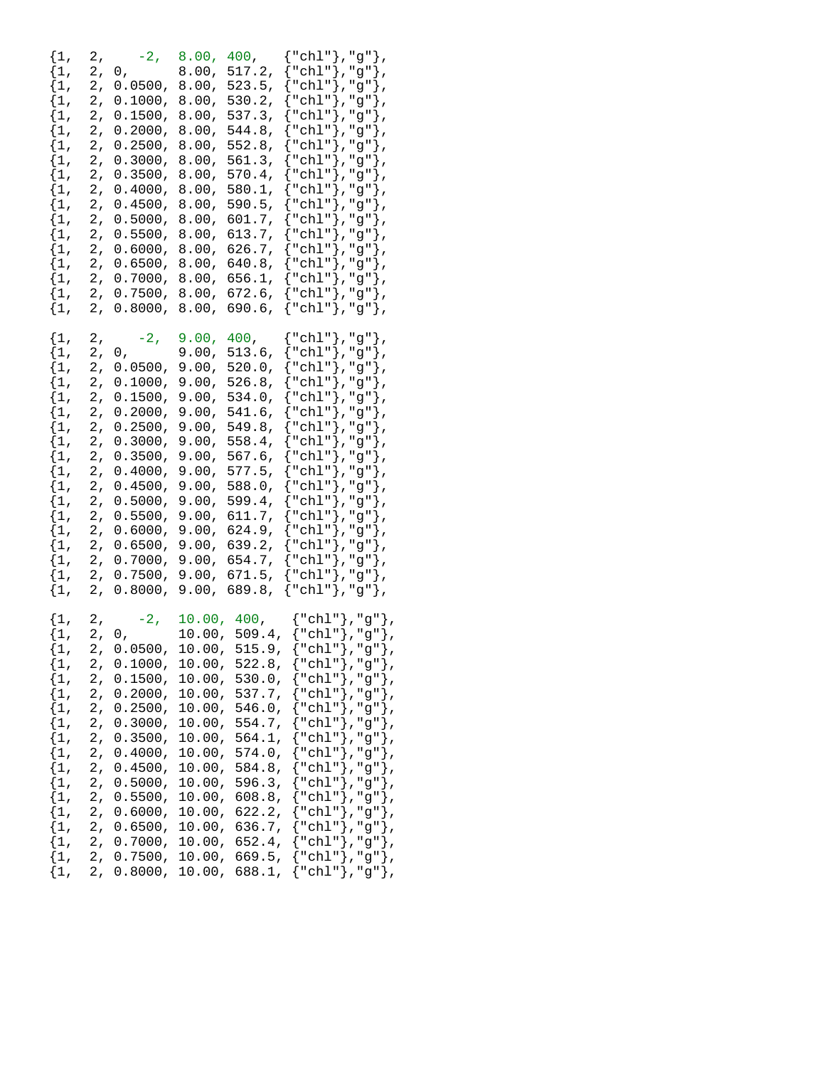```
{1,  2,    -2,  8.00, 400,   {"chl"},"g"},
{1,  2, 0,      8.00, 517.2, {"chl"},"g"},
{1,  2, 0.0500, 8.00, 523.5, {"chl"},"g"},
{1,  2, 0.1000, 8.00, 530.2, {"chl"},"g"},
{1,  2, 0.1500, 8.00, 537.3, {"chl"},"g"},
{1,  2, 0.2000, 8.00, 544.8, {"chl"},"g"},
{1,  2, 0.2500, 8.00, 552.8, {"chl"},"g"},
{1,  2, 0.3000, 8.00, 561.3, {"chl"},"g"},
{1,  2, 0.3500, 8.00, 570.4, {"chl"},"g"},
{1,  2, 0.4000, 8.00, 580.1, {"chl"},"g"},
{1,  2, 0.4500, 8.00, 590.5, {"chl"},"g"},
{1,  2, 0.5000, 8.00, 601.7, {"chl"},"g"},
{1,  2, 0.5500, 8.00, 613.7, {"chl"},"g"},
{1,  2, 0.6000, 8.00, 626.7, {"chl"},"g"},
{1,  2, 0.6500, 8.00, 640.8, {"chl"},"g"},
{1,  2, 0.7000, 8.00, 656.1, {"chl"},"g"},
{1,  2, 0.7500, 8.00, 672.6, {"chl"},"g"},
{1,  2, 0.8000, 8.00, 690.6, {"chl"},"g"},

{1,  2,    -2,  9.00, 400,   {"chl"},"g"},
{1,  2, 0,      9.00, 513.6, {"chl"},"g"},
{1,  2, 0.0500, 9.00, 520.0, {"chl"},"g"},
{1,  2, 0.1000, 9.00, 526.8, {"chl"},"g"},
{1,  2, 0.1500, 9.00, 534.0, {"chl"},"g"},
{1,  2, 0.2000, 9.00, 541.6, {"chl"},"g"},
{1,  2, 0.2500, 9.00, 549.8, {"chl"},"g"},
{1,  2, 0.3000, 9.00, 558.4, {"chl"},"g"},
{1,  2, 0.3500, 9.00, 567.6, {"chl"},"g"},
{1,  2, 0.4000, 9.00, 577.5, {"chl"},"g"},
{1,  2, 0.4500, 9.00, 588.0, {"chl"},"g"},
{1,  2, 0.5000, 9.00, 599.4, {"chl"},"g"},
{1,  2, 0.5500, 9.00, 611.7, {"chl"},"g"},
{1,  2, 0.6000, 9.00, 624.9, {"chl"},"g"},
{1,  2, 0.6500, 9.00, 639.2, {"chl"},"g"},
{1,  2, 0.7000, 9.00, 654.7, {"chl"},"g"},
{1,  2, 0.7500, 9.00, 671.5, {"chl"},"g"},
{1,  2, 0.8000, 9.00, 689.8, {"chl"},"g"},

{1,  2,    -2,  10.00, 400,   {"chl"},"g"},
{1,  2, 0,      10.00, 509.4, {"chl"},"g"},
{1,  2, 0.0500, 10.00, 515.9, {"chl"},"g"},
{1,  2, 0.1000, 10.00, 522.8, {"chl"},"g"},
{1,  2, 0.1500, 10.00, 530.0, {"chl"},"g"},
{1,  2, 0.2000, 10.00, 537.7, {"chl"},"g"},
{1,  2, 0.2500, 10.00, 546.0, {"chl"},"g"},
{1,  2, 0.3000, 10.00, 554.7, {"chl"},"g"},
{1,  2, 0.3500, 10.00, 564.1, {"chl"},"g"},
{1,  2, 0.4000, 10.00, 574.0, {"chl"},"g"},
{1,  2, 0.4500, 10.00, 584.8, {"chl"},"g"},
{1,  2, 0.5000, 10.00, 596.3, {"chl"},"g"},
{1,  2, 0.5500, 10.00, 608.8, {"chl"},"g"},
{1,  2, 0.6000, 10.00, 622.2, {"chl"},"g"},
{1,  2, 0.6500, 10.00, 636.7, {"chl"},"g"},
{1,  2, 0.7000, 10.00, 652.4, {"chl"},"g"},
{1,  2, 0.7500, 10.00, 669.5, {"chl"},"g"},
{1,  2, 0.8000, 10.00, 688.1, {"chl"},"g"},
```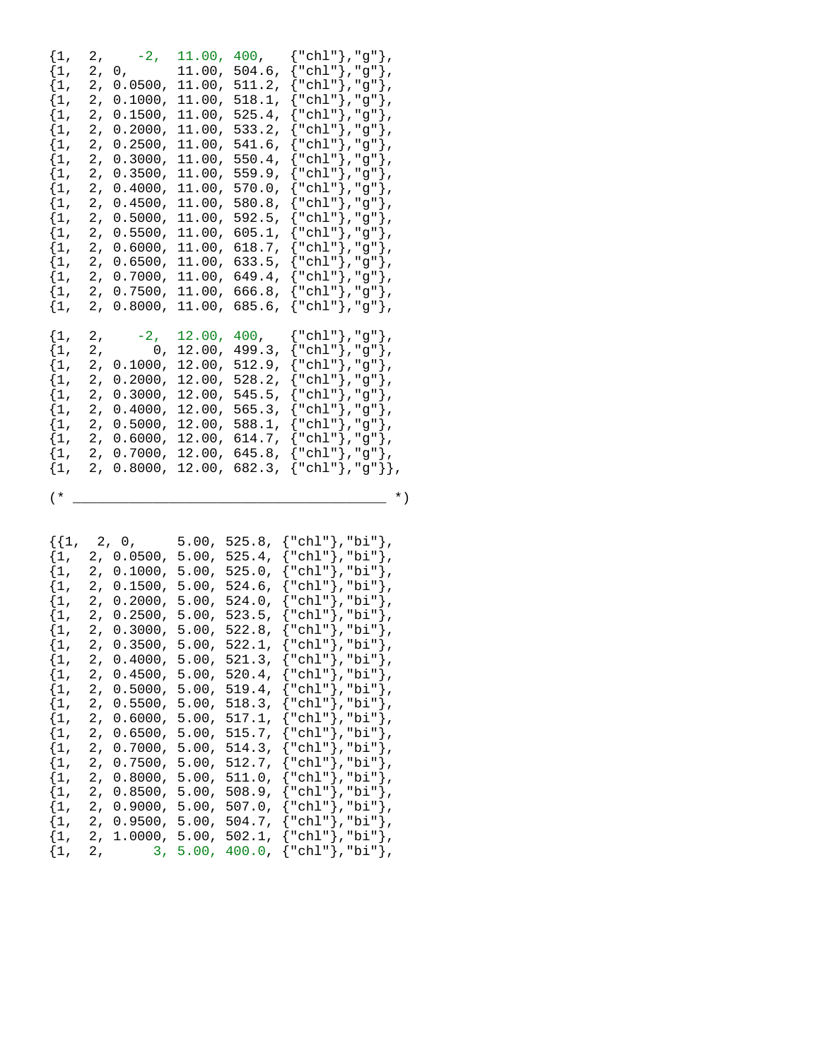```
{1,  2,    -2,  11.00, 400,   {"chl"},"g"},
{1,  2, 0,      11.00, 504.6, {"chl"},"g"},
{1,  2, 0.0500, 11.00, 511.2, {"chl"},"g"},
{1,  2, 0.1000, 11.00, 518.1, {"chl"},"g"},
{1,  2, 0.1500, 11.00, 525.4, {"chl"},"g"},
{1,  2, 0.2000, 11.00, 533.2, {"chl"},"g"},
{1,  2, 0.2500, 11.00, 541.6, {"chl"},"g"},
{1,  2, 0.3000, 11.00, 550.4, {"chl"},"g"},
{1,  2, 0.3500, 11.00, 559.9, {"chl"},"g"},
{1,  2, 0.4000, 11.00, 570.0, {"chl"},"g"},
{1,  2, 0.4500, 11.00, 580.8, {"chl"},"g"},
{1,  2, 0.5000, 11.00, 592.5, {"chl"},"g"},
{1,  2, 0.5500, 11.00, 605.1, {"chl"},"g"},
{1,  2, 0.6000, 11.00, 618.7, {"chl"},"g"},
{1,  2, 0.6500, 11.00, 633.5, {"chl"},"g"},
{1,  2, 0.7000, 11.00, 649.4, {"chl"},"g"},
{1,  2, 0.7500, 11.00, 666.8, {"chl"},"g"},
{1,  2, 0.8000, 11.00, 685.6, {"chl"},"g"},

{1,  2,    -2,  12.00, 400,   {"chl"},"g"},
{1,  2,      0, 12.00, 499.3, {"chl"},"g"},
{1,  2, 0.1000, 12.00, 512.9, {"chl"},"g"},
{1,  2, 0.2000, 12.00, 528.2, {"chl"},"g"},
{1,  2, 0.3000, 12.00, 545.5, {"chl"},"g"},
{1,  2, 0.4000, 12.00, 565.3, {"chl"},"g"},
{1,  2, 0.5000, 12.00, 588.1, {"chl"},"g"},
{1,  2, 0.6000, 12.00, 614.7, {"chl"},"g"},
{1,  2, 0.7000, 12.00, 645.8, {"chl"},"g"},
{1,  2, 0.8000, 12.00, 682.3, {"chl"},"g"}},

(* _____________________________________ *)


{{1,  2, 0,     5.00, 525.8, {"chl"},"bi"},
{1,  2, 0.0500, 5.00, 525.4, {"chl"},"bi"},
{1,  2, 0.1000, 5.00, 525.0, {"chl"},"bi"},
{1,  2, 0.1500, 5.00, 524.6, {"chl"},"bi"},
{1,  2, 0.2000, 5.00, 524.0, {"chl"},"bi"},
{1,  2, 0.2500, 5.00, 523.5, {"chl"},"bi"},
{1,  2, 0.3000, 5.00, 522.8, {"chl"},"bi"},
{1,  2, 0.3500, 5.00, 522.1, {"chl"},"bi"},
{1,  2, 0.4000, 5.00, 521.3, {"chl"},"bi"},
{1,  2, 0.4500, 5.00, 520.4, {"chl"},"bi"},
{1,  2, 0.5000, 5.00, 519.4, {"chl"},"bi"},
{1,  2, 0.5500, 5.00, 518.3, {"chl"},"bi"},
{1,  2, 0.6000, 5.00, 517.1, {"chl"},"bi"},
{1,  2, 0.6500, 5.00, 515.7, {"chl"},"bi"},
{1,  2, 0.7000, 5.00, 514.3, {"chl"},"bi"},
{1,  2, 0.7500, 5.00, 512.7, {"chl"},"bi"},
{1,  2, 0.8000, 5.00, 511.0, {"chl"},"bi"},
{1,  2, 0.8500, 5.00, 508.9, {"chl"},"bi"},
{1,  2, 0.9000, 5.00, 507.0, {"chl"},"bi"},
{1,  2, 0.9500, 5.00, 504.7, {"chl"},"bi"},
{1,  2, 1.0000, 5.00, 502.1, {"chl"},"bi"},
{1,  2,      3, 5.00, 400.0, {"chl"},"bi"},
```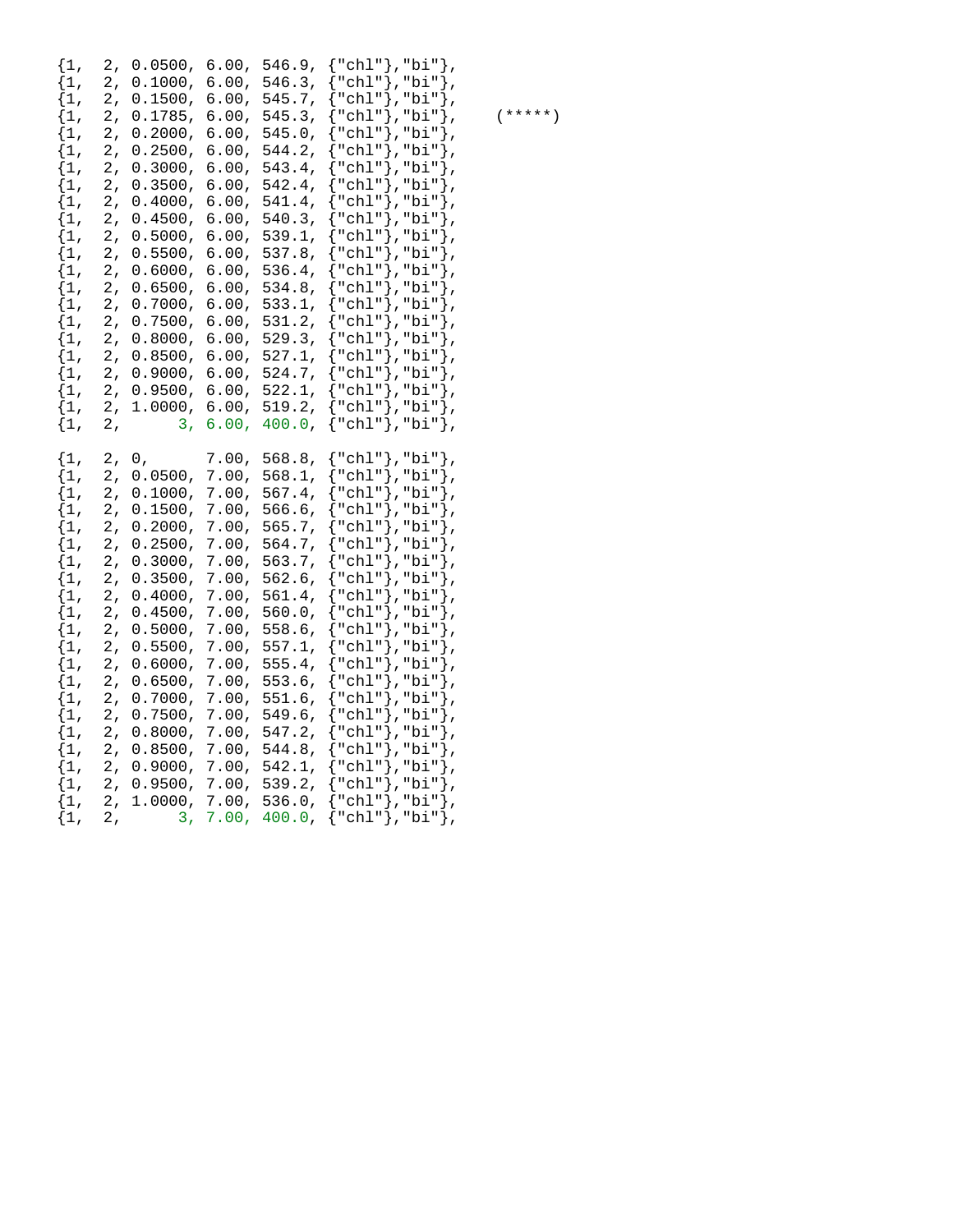```
{1,  2, 0.0500, 6.00, 546.9, {"chl"},"bi"},
{1,  2, 0.1000, 6.00, 546.3, {"chl"},"bi"},
{1,  2, 0.1500, 6.00, 545.7, {"chl"},"bi"},
{1,  2, 0.1785, 6.00, 545.3, {"chl"},"bi"},    (*****)
{1,  2, 0.2000, 6.00, 545.0, {"chl"},"bi"},
{1,  2, 0.2500, 6.00, 544.2, {"chl"},"bi"},
{1,  2, 0.3000, 6.00, 543.4, {"chl"},"bi"},
{1,  2, 0.3500, 6.00, 542.4, {"chl"},"bi"},
{1,  2, 0.4000, 6.00, 541.4, {"chl"},"bi"},
{1,  2, 0.4500, 6.00, 540.3, {"chl"},"bi"},
{1,  2, 0.5000, 6.00, 539.1, {"chl"},"bi"},
{1,  2, 0.5500, 6.00, 537.8, {"chl"},"bi"},
{1,  2, 0.6000, 6.00, 536.4, {"chl"},"bi"},
{1,  2, 0.6500, 6.00, 534.8, {"chl"},"bi"},
{1,  2, 0.7000, 6.00, 533.1, {"chl"},"bi"},
{1,  2, 0.7500, 6.00, 531.2, {"chl"},"bi"},
{1,  2, 0.8000, 6.00, 529.3, {"chl"},"bi"},
{1,  2, 0.8500, 6.00, 527.1, {"chl"},"bi"},
{1,  2, 0.9000, 6.00, 524.7, {"chl"},"bi"},
{1,  2, 0.9500, 6.00, 522.1, {"chl"},"bi"},
{1,  2, 1.0000, 6.00, 519.2, {"chl"},"bi"},
{1,  2,      3, 6.00, 400.0, {"chl"},"bi"},

{1,  2, 0,      7.00, 568.8, {"chl"},"bi"},
{1,  2, 0.0500, 7.00, 568.1, {"chl"},"bi"},
{1,  2, 0.1000, 7.00, 567.4, {"chl"},"bi"},
{1,  2, 0.1500, 7.00, 566.6, {"chl"},"bi"},
{1,  2, 0.2000, 7.00, 565.7, {"chl"},"bi"},
{1,  2, 0.2500, 7.00, 564.7, {"chl"},"bi"},
{1,  2, 0.3000, 7.00, 563.7, {"chl"},"bi"},
{1,  2, 0.3500, 7.00, 562.6, {"chl"},"bi"},
{1,  2, 0.4000, 7.00, 561.4, {"chl"},"bi"},
{1,  2, 0.4500, 7.00, 560.0, {"chl"},"bi"},
{1,  2, 0.5000, 7.00, 558.6, {"chl"},"bi"},
{1,  2, 0.5500, 7.00, 557.1, {"chl"},"bi"},
{1,  2, 0.6000, 7.00, 555.4, {"chl"},"bi"},
{1,  2, 0.6500, 7.00, 553.6, {"chl"},"bi"},
{1,  2, 0.7000, 7.00, 551.6, {"chl"},"bi"},
{1,  2, 0.7500, 7.00, 549.6, {"chl"},"bi"},
{1,  2, 0.8000, 7.00, 547.2, {"chl"},"bi"},
{1,  2, 0.8500, 7.00, 544.8, {"chl"},"bi"},
{1,  2, 0.9000, 7.00, 542.1, {"chl"},"bi"},
{1,  2, 0.9500, 7.00, 539.2, {"chl"},"bi"},
{1,  2, 1.0000, 7.00, 536.0, {"chl"},"bi"},
{1,  2,      3, 7.00, 400.0, {"chl"},"bi"},
```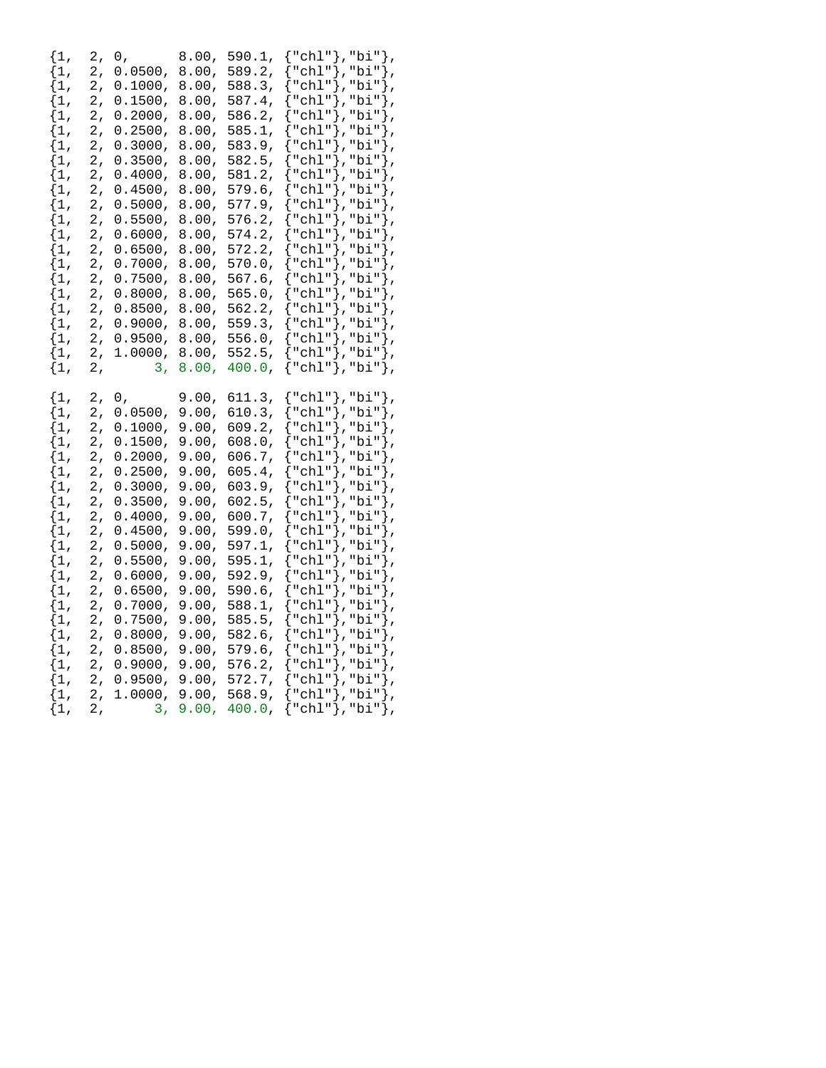```
{1,  2, 0,      8.00, 590.1, {"chl"},"bi"},
{1,  2, 0.0500, 8.00, 589.2, {"chl"},"bi"},
{1,  2, 0.1000, 8.00, 588.3, {"chl"},"bi"},
{1,  2, 0.1500, 8.00, 587.4, {"chl"},"bi"},
{1,  2, 0.2000, 8.00, 586.2, {"chl"},"bi"},
{1,  2, 0.2500, 8.00, 585.1, {"chl"},"bi"},
{1,  2, 0.3000, 8.00, 583.9, {"chl"},"bi"},
{1,  2, 0.3500, 8.00, 582.5, {"chl"},"bi"},
{1,  2, 0.4000, 8.00, 581.2, {"chl"},"bi"},
{1,  2, 0.4500, 8.00, 579.6, {"chl"},"bi"},
{1,  2, 0.5000, 8.00, 577.9, {"chl"},"bi"},
{1,  2, 0.5500, 8.00, 576.2, {"chl"},"bi"},
{1,  2, 0.6000, 8.00, 574.2, {"chl"},"bi"},
{1,  2, 0.6500, 8.00, 572.2, {"chl"},"bi"},
{1,  2, 0.7000, 8.00, 570.0, {"chl"},"bi"},
{1,  2, 0.7500, 8.00, 567.6, {"chl"},"bi"},
{1,  2, 0.8000, 8.00, 565.0, {"chl"},"bi"},
{1,  2, 0.8500, 8.00, 562.2, {"chl"},"bi"},
{1,  2, 0.9000, 8.00, 559.3, {"chl"},"bi"},
{1,  2, 0.9500, 8.00, 556.0, {"chl"},"bi"},
{1,  2, 1.0000, 8.00, 552.5, {"chl"},"bi"},
{1,  2,      3, 8.00, 400.0, {"chl"},"bi"},

{1,  2, 0,      9.00, 611.3, {"chl"},"bi"},
{1,  2, 0.0500, 9.00, 610.3, {"chl"},"bi"},
{1,  2, 0.1000, 9.00, 609.2, {"chl"},"bi"},
{1,  2, 0.1500, 9.00, 608.0, {"chl"},"bi"},
{1,  2, 0.2000, 9.00, 606.7, {"chl"},"bi"},
{1,  2, 0.2500, 9.00, 605.4, {"chl"},"bi"},
{1,  2, 0.3000, 9.00, 603.9, {"chl"},"bi"},
{1,  2, 0.3500, 9.00, 602.5, {"chl"},"bi"},
{1,  2, 0.4000, 9.00, 600.7, {"chl"},"bi"},
{1,  2, 0.4500, 9.00, 599.0, {"chl"},"bi"},
{1,  2, 0.5000, 9.00, 597.1, {"chl"},"bi"},
{1,  2, 0.5500, 9.00, 595.1, {"chl"},"bi"},
{1,  2, 0.6000, 9.00, 592.9, {"chl"},"bi"},
{1,  2, 0.6500, 9.00, 590.6, {"chl"},"bi"},
{1,  2, 0.7000, 9.00, 588.1, {"chl"},"bi"},
{1,  2, 0.7500, 9.00, 585.5, {"chl"},"bi"},
{1,  2, 0.8000, 9.00, 582.6, {"chl"},"bi"},
{1,  2, 0.8500, 9.00, 579.6, {"chl"},"bi"},
{1,  2, 0.9000, 9.00, 576.2, {"chl"},"bi"},
{1,  2, 0.9500, 9.00, 572.7, {"chl"},"bi"},
{1,  2, 1.0000, 9.00, 568.9, {"chl"},"bi"},
{1,  2,      3, 9.00, 400.0, {"chl"},"bi"},
```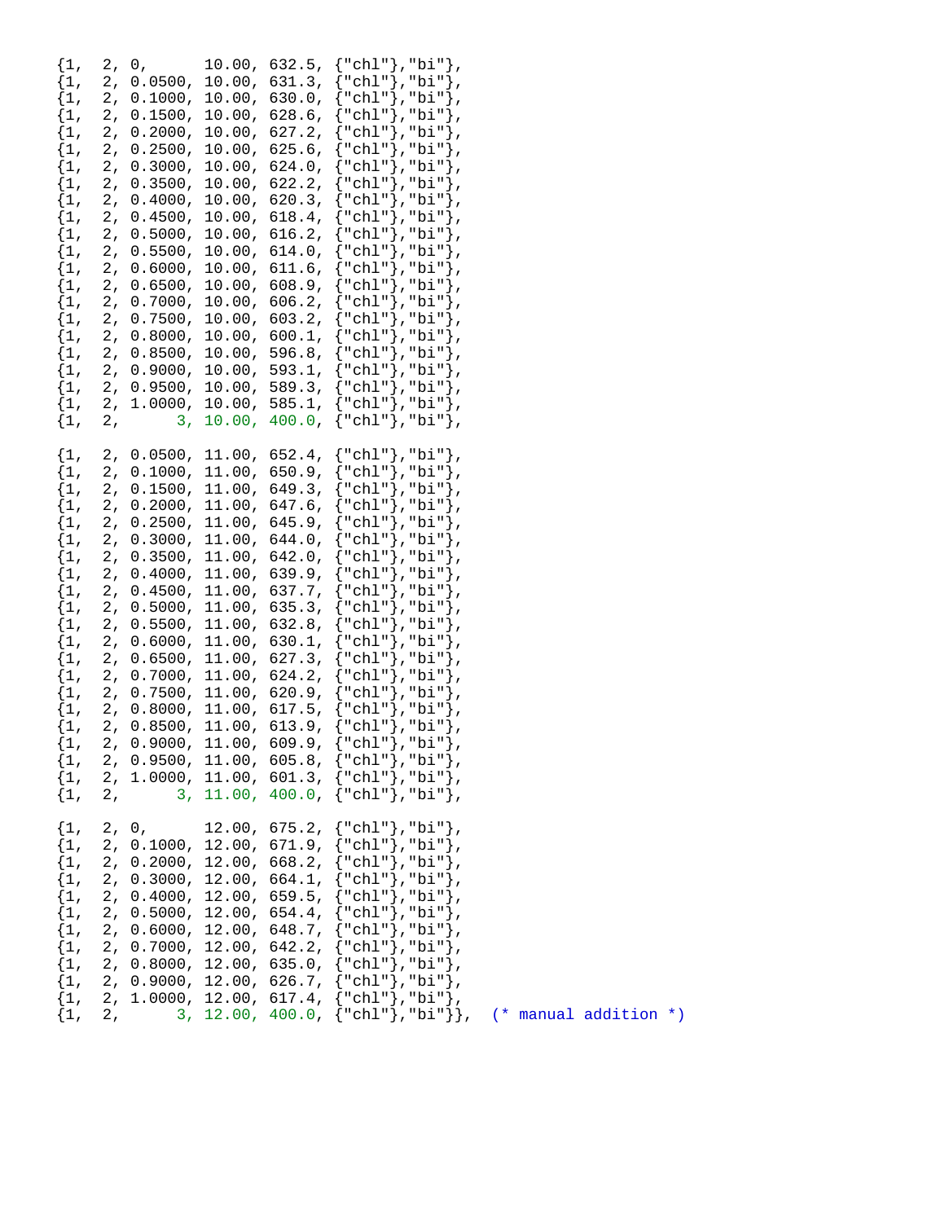```
{1,  2, 0,      10.00, 632.5, {"chl"},"bi"},
{1,  2, 0.0500, 10.00, 631.3, {"chl"},"bi"},
{1,  2, 0.1000, 10.00, 630.0, {"chl"},"bi"},
{1,  2, 0.1500, 10.00, 628.6, {"chl"},"bi"},
{1,  2, 0.2000, 10.00, 627.2, {"chl"},"bi"},
{1,  2, 0.2500, 10.00, 625.6, {"chl"},"bi"},
{1,  2, 0.3000, 10.00, 624.0, {"chl"},"bi"},
{1,  2, 0.3500, 10.00, 622.2, {"chl"},"bi"},
{1,  2, 0.4000, 10.00, 620.3, {"chl"},"bi"},
{1,  2, 0.4500, 10.00, 618.4, {"chl"},"bi"},
{1,  2, 0.5000, 10.00, 616.2, {"chl"},"bi"},
{1,  2, 0.5500, 10.00, 614.0, {"chl"},"bi"},
{1,  2, 0.6000, 10.00, 611.6, {"chl"},"bi"},
{1,  2, 0.6500, 10.00, 608.9, {"chl"},"bi"},
{1,  2, 0.7000, 10.00, 606.2, {"chl"},"bi"},
{1,  2, 0.7500, 10.00, 603.2, {"chl"},"bi"},
{1,  2, 0.8000, 10.00, 600.1, {"chl"},"bi"},
{1,  2, 0.8500, 10.00, 596.8, {"chl"},"bi"},
{1,  2, 0.9000, 10.00, 593.1, {"chl"},"bi"},
{1,  2, 0.9500, 10.00, 589.3, {"chl"},"bi"},
{1,  2, 1.0000, 10.00, 585.1, {"chl"},"bi"},
{1,  2,      3, 10.00, 400.0, {"chl"},"bi"},

{1,  2, 0.0500, 11.00, 652.4, {"chl"},"bi"},
{1,  2, 0.1000, 11.00, 650.9, {"chl"},"bi"},
{1,  2, 0.1500, 11.00, 649.3, {"chl"},"bi"},
{1,  2, 0.2000, 11.00, 647.6, {"chl"},"bi"},
{1,  2, 0.2500, 11.00, 645.9, {"chl"},"bi"},
{1,  2, 0.3000, 11.00, 644.0, {"chl"},"bi"},
{1,  2, 0.3500, 11.00, 642.0, {"chl"},"bi"},
{1,  2, 0.4000, 11.00, 639.9, {"chl"},"bi"},
{1,  2, 0.4500, 11.00, 637.7, {"chl"},"bi"},
{1,  2, 0.5000, 11.00, 635.3, {"chl"},"bi"},
{1,  2, 0.5500, 11.00, 632.8, {"chl"},"bi"},
{1,  2, 0.6000, 11.00, 630.1, {"chl"},"bi"},
{1,  2, 0.6500, 11.00, 627.3, {"chl"},"bi"},
{1,  2, 0.7000, 11.00, 624.2, {"chl"},"bi"},
{1,  2, 0.7500, 11.00, 620.9, {"chl"},"bi"},
{1,  2, 0.8000, 11.00, 617.5, {"chl"},"bi"},
{1,  2, 0.8500, 11.00, 613.9, {"chl"},"bi"},
{1,  2, 0.9000, 11.00, 609.9, {"chl"},"bi"},
{1,  2, 0.9500, 11.00, 605.8, {"chl"},"bi"},
{1,  2, 1.0000, 11.00, 601.3, {"chl"},"bi"},
{1,  2,      3, 11.00, 400.0, {"chl"},"bi"},

{1,  2, 0,      12.00, 675.2, {"chl"},"bi"},
{1,  2, 0.1000, 12.00, 671.9, {"chl"},"bi"},
{1,  2, 0.2000, 12.00, 668.2, {"chl"},"bi"},
{1,  2, 0.3000, 12.00, 664.1, {"chl"},"bi"},
{1,  2, 0.4000, 12.00, 659.5, {"chl"},"bi"},
{1,  2, 0.5000, 12.00, 654.4, {"chl"},"bi"},
{1,  2, 0.6000, 12.00, 648.7, {"chl"},"bi"},
{1,  2, 0.7000, 12.00, 642.2, {"chl"},"bi"},
{1,  2, 0.8000, 12.00, 635.0, {"chl"},"bi"},
{1,  2, 0.9000, 12.00, 626.7, {"chl"},"bi"},
{1,  2, 1.0000, 12.00, 617.4, {"chl"},"bi"},
{1,  2,      3, 12.00, 400.0, {"chl"},"bi"}},  (* manual addition *)
```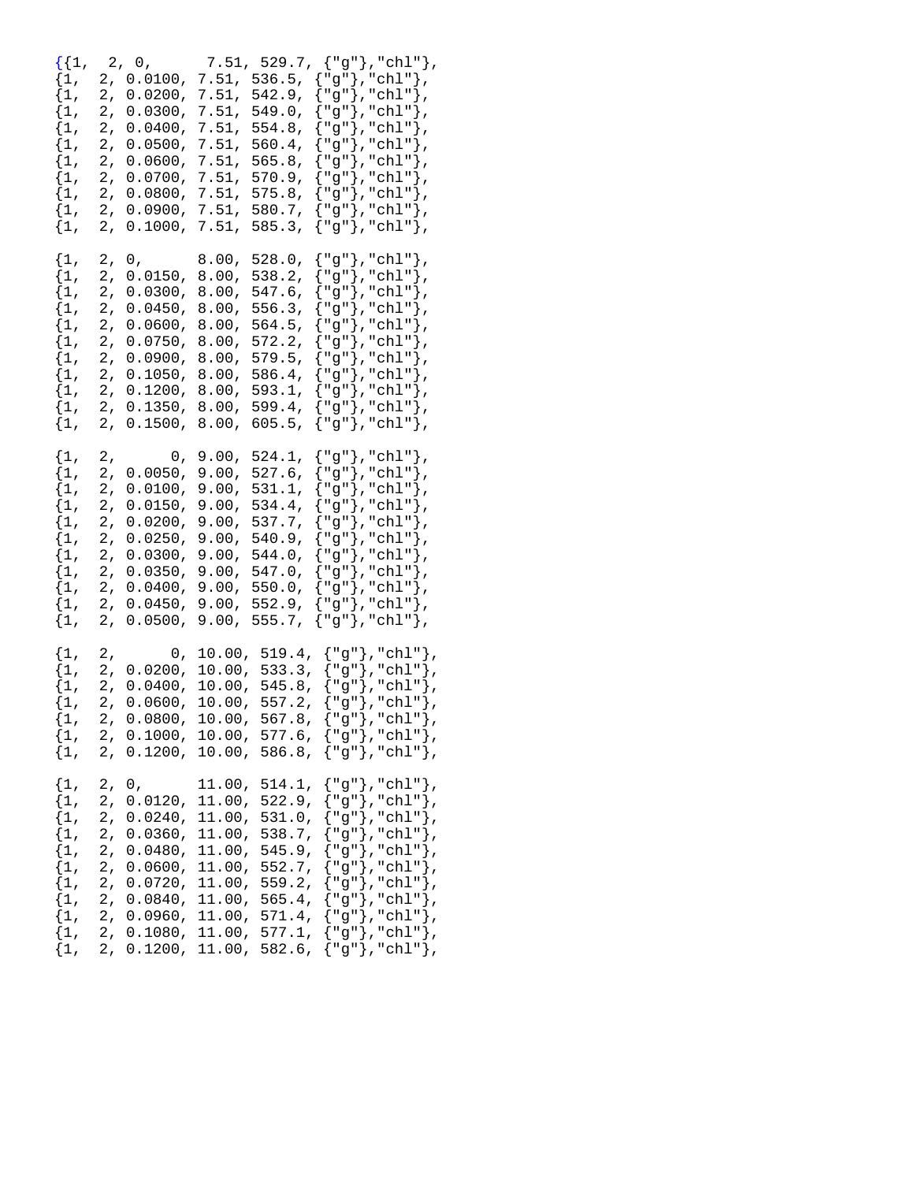```
{{1,  2, 0,      7.51, 529.7, {"g"},"chl"},
{1,  2, 0.0100, 7.51, 536.5, {"g"},"chl"},
{1,  2, 0.0200, 7.51, 542.9, {"g"},"chl"},
{1,  2, 0.0300, 7.51, 549.0, {"g"},"chl"},
{1,  2, 0.0400, 7.51, 554.8, {"g"},"chl"},
{1,  2, 0.0500, 7.51, 560.4, {"g"},"chl"},
{1,  2, 0.0600, 7.51, 565.8, {"g"},"chl"},
{1,  2, 0.0700, 7.51, 570.9, {"g"},"chl"},
{1,  2, 0.0800, 7.51, 575.8, {"g"},"chl"},
{1,  2, 0.0900, 7.51, 580.7, {"g"},"chl"},
{1,  2, 0.1000, 7.51, 585.3, {"g"},"chl"},

{1,  2, 0,      8.00, 528.0, {"g"},"chl"},
{1,  2, 0.0150, 8.00, 538.2, {"g"},"chl"},
{1,  2, 0.0300, 8.00, 547.6, {"g"},"chl"},
{1,  2, 0.0450, 8.00, 556.3, {"g"},"chl"},
{1,  2, 0.0600, 8.00, 564.5, {"g"},"chl"},
{1,  2, 0.0750, 8.00, 572.2, {"g"},"chl"},
{1,  2, 0.0900, 8.00, 579.5, {"g"},"chl"},
{1,  2, 0.1050, 8.00, 586.4, {"g"},"chl"},
{1,  2, 0.1200, 8.00, 593.1, {"g"},"chl"},
{1,  2, 0.1350, 8.00, 599.4, {"g"},"chl"},
{1,  2, 0.1500, 8.00, 605.5, {"g"},"chl"},

{1,  2,      0, 9.00, 524.1, {"g"},"chl"},
{1,  2, 0.0050, 9.00, 527.6, {"g"},"chl"},
{1,  2, 0.0100, 9.00, 531.1, {"g"},"chl"},
{1,  2, 0.0150, 9.00, 534.4, {"g"},"chl"},
{1,  2, 0.0200, 9.00, 537.7, {"g"},"chl"},
{1,  2, 0.0250, 9.00, 540.9, {"g"},"chl"},
{1,  2, 0.0300, 9.00, 544.0, {"g"},"chl"},
{1,  2, 0.0350, 9.00, 547.0, {"g"},"chl"},
{1,  2, 0.0400, 9.00, 550.0, {"g"},"chl"},
{1,  2, 0.0450, 9.00, 552.9, {"g"},"chl"},
{1,  2, 0.0500, 9.00, 555.7, {"g"},"chl"},

{1,  2,      0, 10.00, 519.4, {"g"},"chl"},
{1,  2, 0.0200, 10.00, 533.3, {"g"},"chl"},
{1,  2, 0.0400, 10.00, 545.8, {"g"},"chl"},
{1,  2, 0.0600, 10.00, 557.2, {"g"},"chl"},
{1,  2, 0.0800, 10.00, 567.8, {"g"},"chl"},
{1,  2, 0.1000, 10.00, 577.6, {"g"},"chl"},
{1,  2, 0.1200, 10.00, 586.8, {"g"},"chl"},

{1,  2, 0,      11.00, 514.1, {"g"},"chl"},
{1,  2, 0.0120, 11.00, 522.9, {"g"},"chl"},
{1,  2, 0.0240, 11.00, 531.0, {"g"},"chl"},
{1,  2, 0.0360, 11.00, 538.7, {"g"},"chl"},
{1,  2, 0.0480, 11.00, 545.9, {"g"},"chl"},
{1,  2, 0.0600, 11.00, 552.7, {"g"},"chl"},
{1,  2, 0.0720, 11.00, 559.2, {"g"},"chl"},
{1,  2, 0.0840, 11.00, 565.4, {"g"},"chl"},
{1,  2, 0.0960, 11.00, 571.4, {"g"},"chl"},
{1,  2, 0.1080, 11.00, 577.1, {"g"},"chl"},
{1,  2, 0.1200, 11.00, 582.6, {"g"},"chl"},
```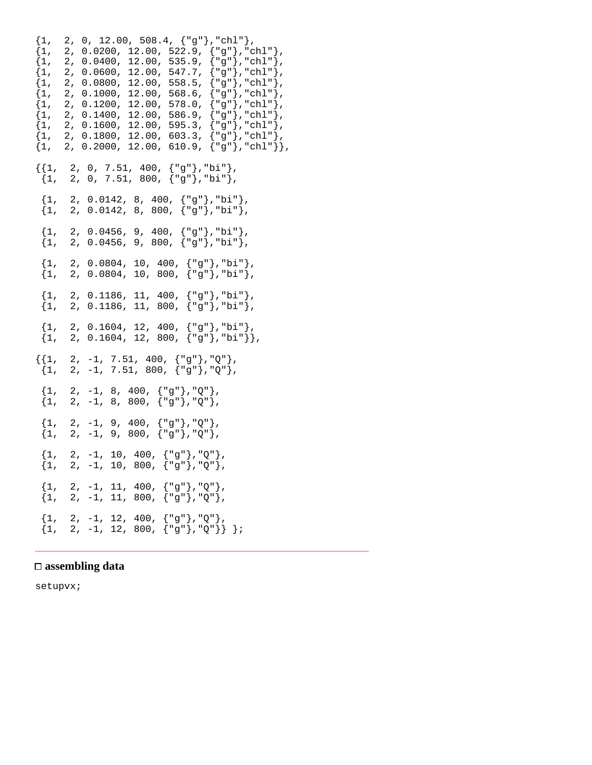```
{1,  2, 0, 12.00, 508.4, {"g"},"chl"},
{1,  2, 0.0200, 12.00, 522.9, {"g"},"chl"},
{1,  2, 0.0400, 12.00, 535.9, {"g"},"chl"},
{1,  2, 0.0600, 12.00, 547.7, {"g"},"chl"},
{1,  2, 0.0800, 12.00, 558.5, {"g"},"chl"},
{1,  2, 0.1000, 12.00, 568.6, {"g"},"chl"},
{1,  2, 0.1200, 12.00, 578.0, {"g"},"chl"},
{1,  2, 0.1400, 12.00, 586.9, {"g"},"chl"},
{1,  2, 0.1600, 12.00, 595.3, {"g"},"chl"},
{1,  2, 0.1800, 12.00, 603.3, {"g"},"chl"},
{1,  2, 0.2000, 12.00, 610.9, {"g"},"chl"}},

{{1,  2, 0, 7.51, 400, {"g"},"bi"},
 {1,  2, 0, 7.51, 800, {"g"},"bi"},

 {1,  2, 0.0142, 8, 400, {"g"},"bi"},
 {1,  2, 0.0142, 8, 800, {"g"},"bi"},

 {1,  2, 0.0456, 9, 400, {"g"},"bi"},
 {1,  2, 0.0456, 9, 800, {"g"},"bi"},

 {1,  2, 0.0804, 10, 400, {"g"},"bi"},
 {1,  2, 0.0804, 10, 800, {"g"},"bi"},

 {1,  2, 0.1186, 11, 400, {"g"},"bi"},
 {1,  2, 0.1186, 11, 800, {"g"},"bi"},

 {1,  2, 0.1604, 12, 400, {"g"},"bi"},
 {1,  2, 0.1604, 12, 800, {"g"},"bi"}},

{{1,  2, -1, 7.51, 400, {"g"},"Q"},
 {1,  2, -1, 7.51, 800, {"g"},"Q"},

 {1,  2, -1, 8, 400, {"g"},"Q"},
 {1,  2, -1, 8, 800, {"g"},"Q"},

 {1,  2, -1, 9, 400, {"g"},"Q"},
 {1,  2, -1, 9, 800, {"g"},"Q"},

 {1,  2, -1, 10, 400, {"g"},"Q"},
 {1,  2, -1, 10, 800, {"g"},"Q"},

 {1,  2, -1, 11, 400, {"g"},"Q"},
 {1,  2, -1, 11, 800, {"g"},"Q"},

 {1,  2, -1, 12, 400, {"g"},"Q"},
 {1,  2, -1, 12, 800, {"g"},"Q"}} };
```

---

### □ assembling data

```
setupvx;
```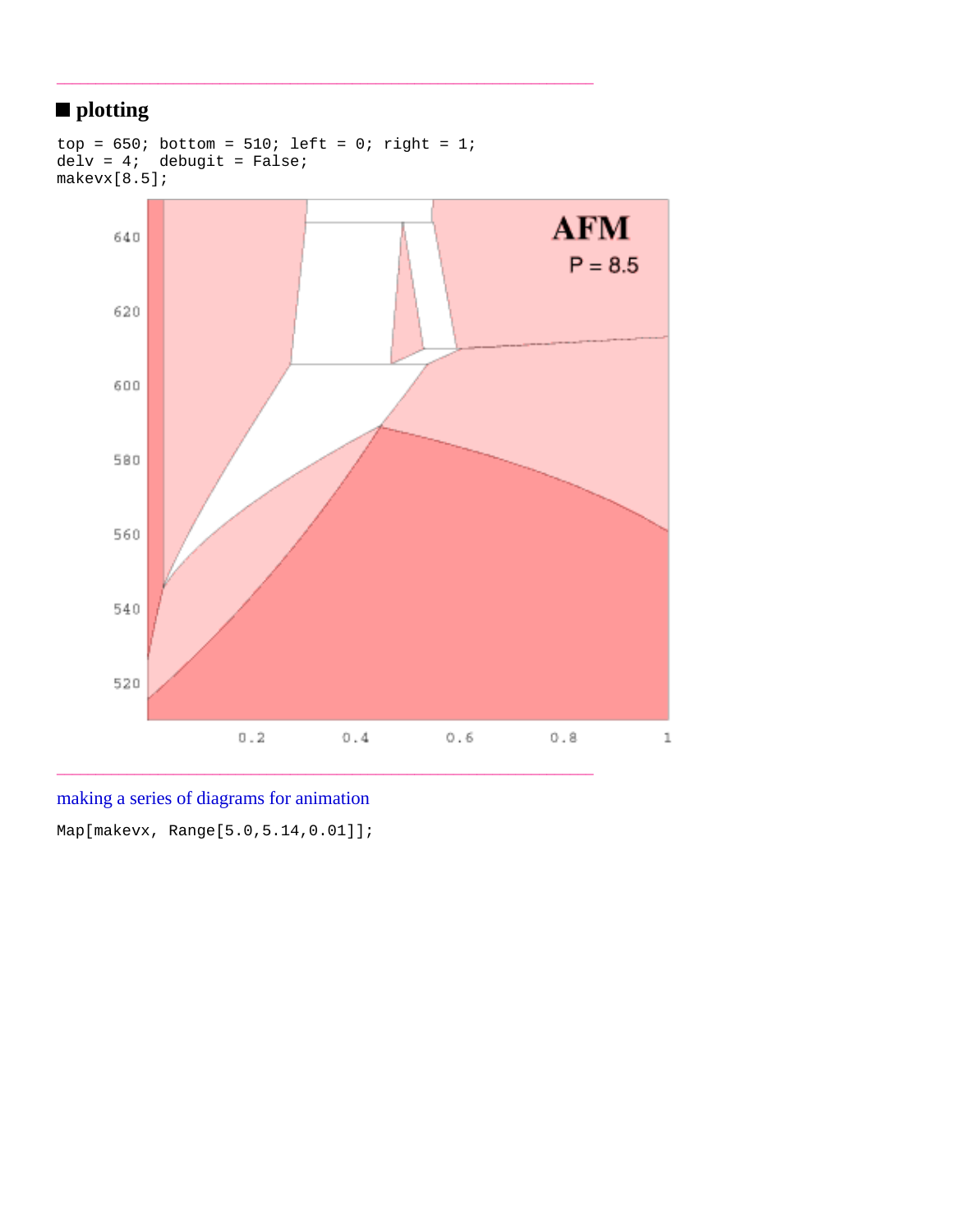## ■ plotting

```
top = 650; bottom = 510; left = 0; right = 1;
delv = 4;  debugit = False;
makevx[8.5];
```

---

making a series of diagrams for animation

```
Map[makevx, Range[5.0,5.14,0.01]];
```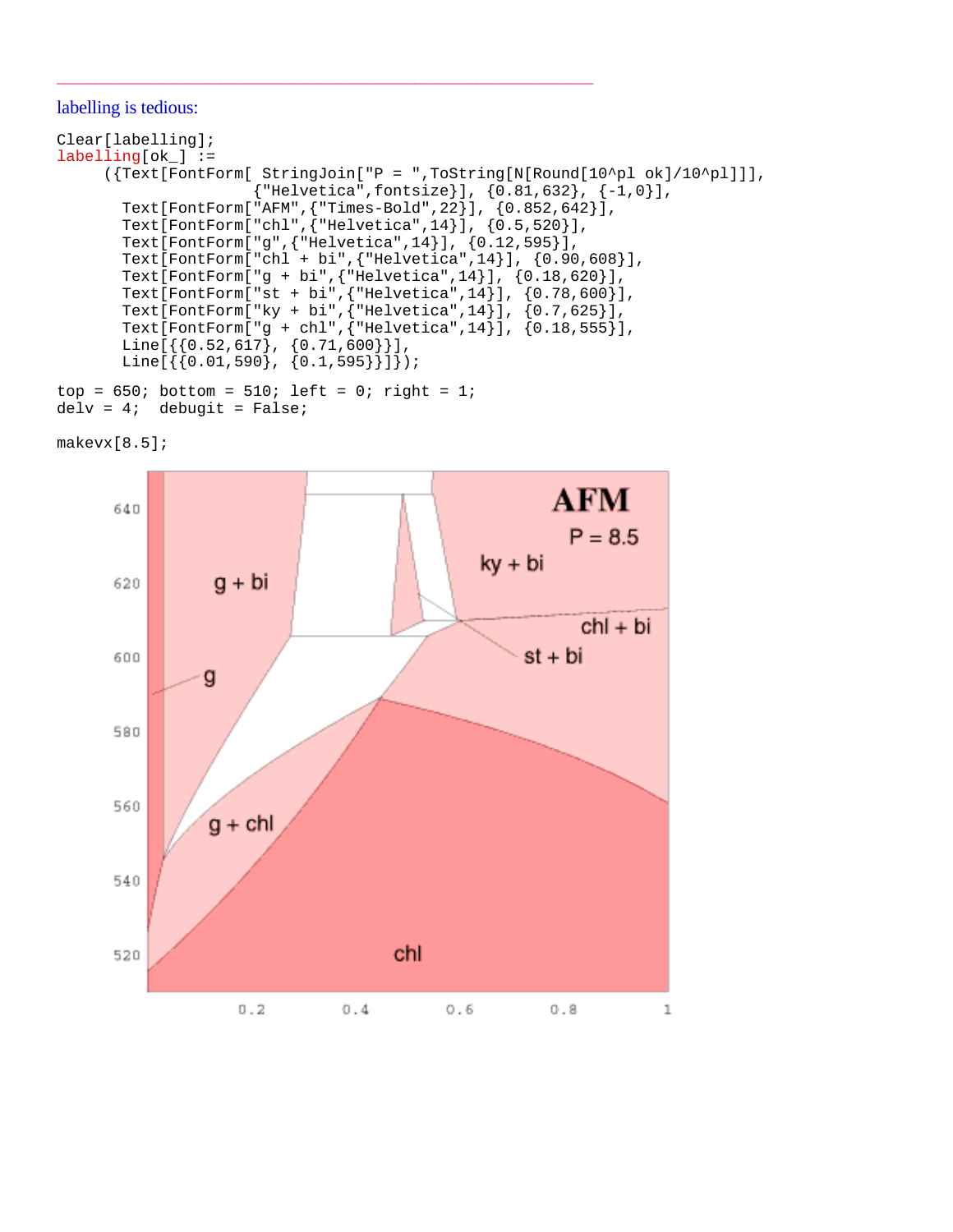---

labelling is tedious:

```
Clear[labelling];
labelling[ok_] :=
     ({Text[FontForm[ StringJoin["P = ",ToString[N[Round[10^pl ok]/10^pl]]],
                     {"Helvetica",fontsize}], {0.81,632}, {-1,0}],
       Text[FontForm["AFM",{"Times-Bold",22}], {0.852,642}],
       Text[FontForm["chl",{"Helvetica",14}], {0.5,520}],
       Text[FontForm["g",{"Helvetica",14}], {0.12,595}],
       Text[FontForm["chl + bi",{"Helvetica",14}], {0.90,608}],
       Text[FontForm["g + bi",{"Helvetica",14}], {0.18,620}],
       Text[FontForm["st + bi",{"Helvetica",14}], {0.78,600}],
       Text[FontForm["ky + bi",{"Helvetica",14}], {0.7,625}],
       Text[FontForm["g + chl",{"Helvetica",14}], {0.18,555}],
       Line[{{0.52,617}, {0.71,600}}],
       Line[{{0.01,590}, {0.1,595}}]});

top = 650; bottom = 510; left = 0; right = 1;
delv = 4;  debugit = False;

makevx[8.5];
```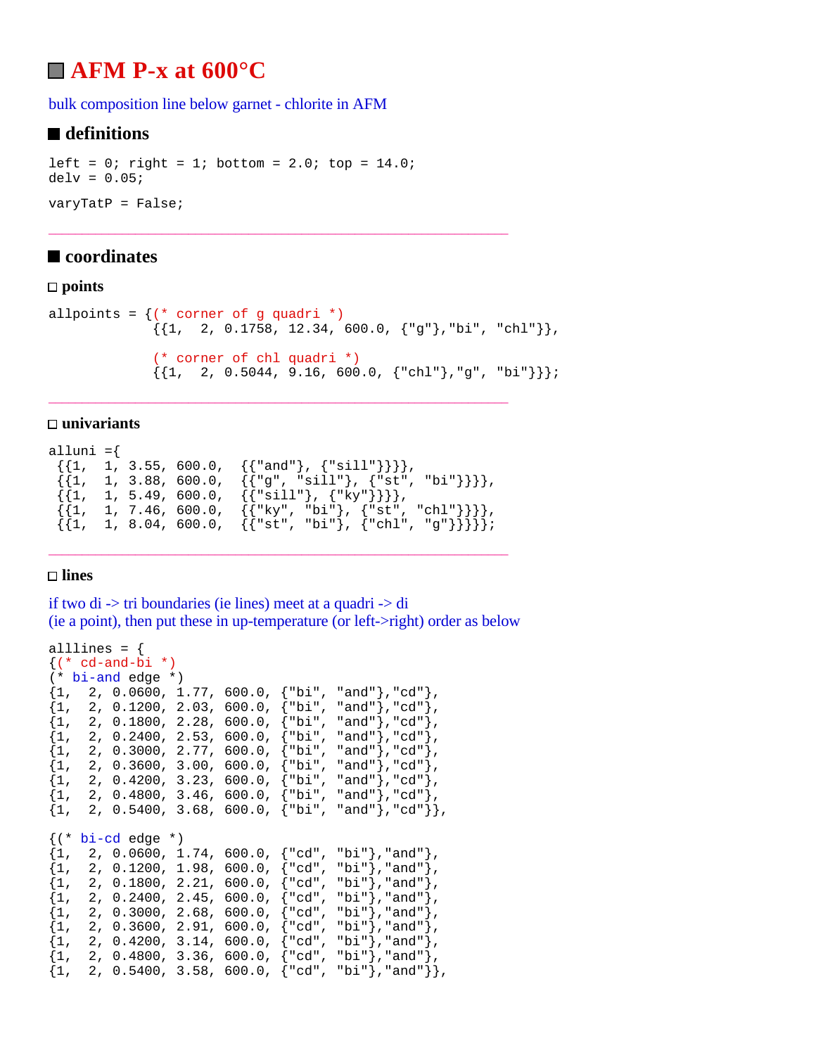# AFM P-x at 600°C

bulk composition line below garnet - chlorite in AFM

## definitions

```
left = 0; right = 1; bottom = 2.0; top = 14.0;
delv = 0.05;
```

```
varyTatP = False;
```

---

## coordinates

### points

```
allpoints = {(* corner of g quadri *)
             {{1,  2, 0.1758, 12.34, 600.0, {"g"},"bi", "chl"}},

             (* corner of chl quadri *)
             {{1,  2, 0.5044, 9.16, 600.0, {"chl"},"g", "bi"}}};
```

---

### univariants

```
alluni ={
 {{1,   1, 3.55, 600.0,  {{"and"}, {"sill"}}}},
 {{1,   1, 3.88, 600.0,  {{"g", "sill"}, {"st", "bi"}}}},
 {{1,   1, 5.49, 600.0,  {{"sill"}, {"ky"}}}},
 {{1,   1, 7.46, 600.0,  {{"ky", "bi"}, {"st", "chl"}}}},
 {{1,   1, 8.04, 600.0,  {{"st", "bi"}, {"chl", "g"}}}}};
```

---

### lines

if two di -> tri boundaries (ie lines) meet at a quadri -> di
(ie a point), then put these in up-temperature (or left->right) order as below

```
alllines = {
{(* cd-and-bi *)
(* bi-and edge *)
{1,  2, 0.0600, 1.77, 600.0, {"bi",  "and"},"cd"},
{1,  2, 0.1200, 2.03, 600.0, {"bi",  "and"},"cd"},
{1,  2, 0.1800, 2.28, 600.0, {"bi",  "and"},"cd"},
{1,  2, 0.2400, 2.53, 600.0, {"bi",  "and"},"cd"},
{1,  2, 0.3000, 2.77, 600.0, {"bi",  "and"},"cd"},
{1,  2, 0.3600, 3.00, 600.0, {"bi",  "and"},"cd"},
{1,  2, 0.4200, 3.23, 600.0, {"bi",  "and"},"cd"},
{1,  2, 0.4800, 3.46, 600.0, {"bi",  "and"},"cd"},
{1,  2, 0.5400, 3.68, 600.0, {"bi",  "and"},"cd"}},

{(* bi-cd edge *)
{1,  2, 0.0600, 1.74, 600.0, {"cd",  "bi"},"and"},
{1,  2, 0.1200, 1.98, 600.0, {"cd",  "bi"},"and"},
{1,  2, 0.1800, 2.21, 600.0, {"cd",  "bi"},"and"},
{1,  2, 0.2400, 2.45, 600.0, {"cd",  "bi"},"and"},
{1,  2, 0.3000, 2.68, 600.0, {"cd",  "bi"},"and"},
{1,  2, 0.3600, 2.91, 600.0, {"cd",  "bi"},"and"},
{1,  2, 0.4200, 3.14, 600.0, {"cd",  "bi"},"and"},
{1,  2, 0.4800, 3.36, 600.0, {"cd",  "bi"},"and"},
{1,  2, 0.5400, 3.58, 600.0, {"cd",  "bi"},"and"}},
```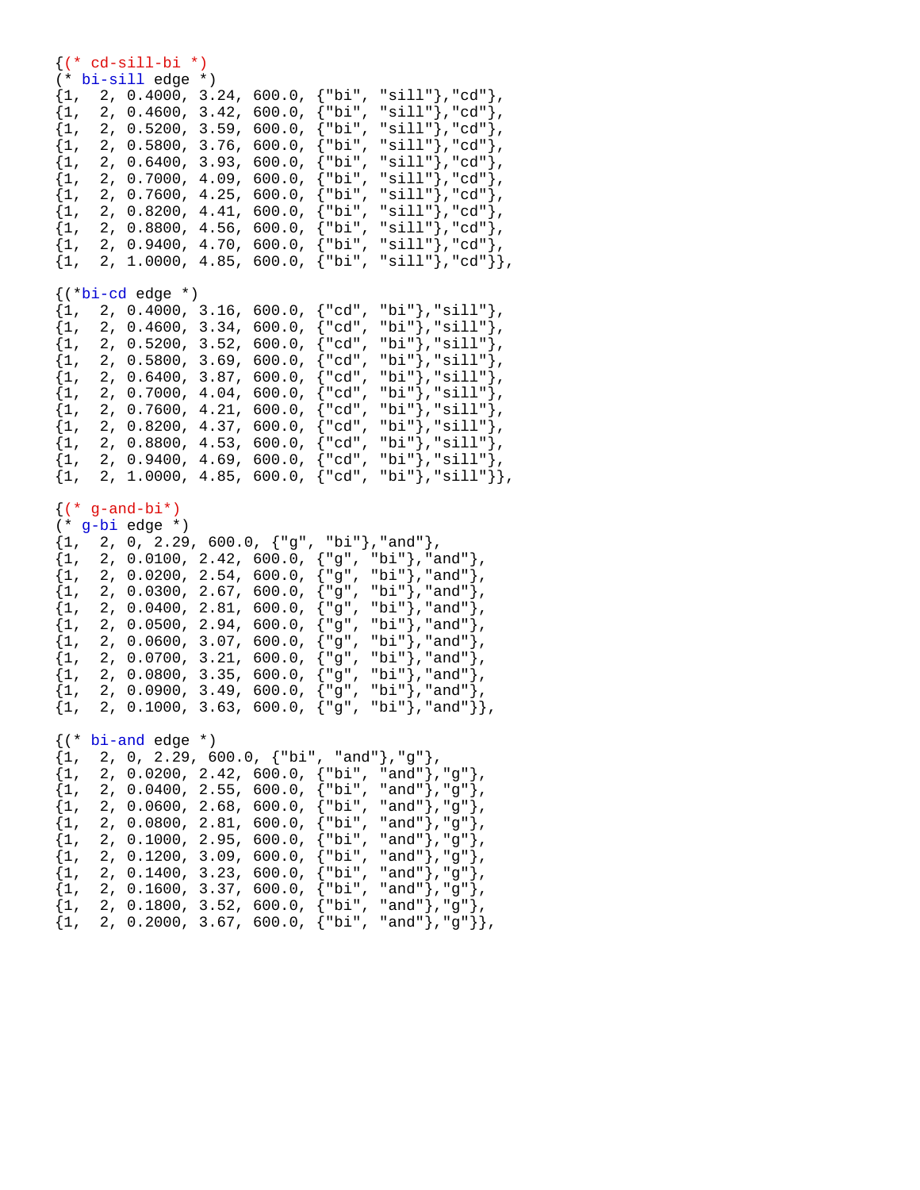```
{(* cd-sill-bi *)
(* bi-sill edge *)
{1,  2, 0.4000, 3.24, 600.0, {"bi", "sill"},"cd"},
{1,  2, 0.4600, 3.42, 600.0, {"bi", "sill"},"cd"},
{1,  2, 0.5200, 3.59, 600.0, {"bi", "sill"},"cd"},
{1,  2, 0.5800, 3.76, 600.0, {"bi", "sill"},"cd"},
{1,  2, 0.6400, 3.93, 600.0, {"bi", "sill"},"cd"},
{1,  2, 0.7000, 4.09, 600.0, {"bi", "sill"},"cd"},
{1,  2, 0.7600, 4.25, 600.0, {"bi", "sill"},"cd"},
{1,  2, 0.8200, 4.41, 600.0, {"bi", "sill"},"cd"},
{1,  2, 0.8800, 4.56, 600.0, {"bi", "sill"},"cd"},
{1,  2, 0.9400, 4.70, 600.0, {"bi", "sill"},"cd"},
{1,  2, 1.0000, 4.85, 600.0, {"bi", "sill"},"cd"}},

{(*bi-cd edge *)
{1,  2, 0.4000, 3.16, 600.0, {"cd", "bi"},"sill"},
{1,  2, 0.4600, 3.34, 600.0, {"cd", "bi"},"sill"},
{1,  2, 0.5200, 3.52, 600.0, {"cd", "bi"},"sill"},
{1,  2, 0.5800, 3.69, 600.0, {"cd", "bi"},"sill"},
{1,  2, 0.6400, 3.87, 600.0, {"cd", "bi"},"sill"},
{1,  2, 0.7000, 4.04, 600.0, {"cd", "bi"},"sill"},
{1,  2, 0.7600, 4.21, 600.0, {"cd", "bi"},"sill"},
{1,  2, 0.8200, 4.37, 600.0, {"cd", "bi"},"sill"},
{1,  2, 0.8800, 4.53, 600.0, {"cd", "bi"},"sill"},
{1,  2, 0.9400, 4.69, 600.0, {"cd", "bi"},"sill"},
{1,  2, 1.0000, 4.85, 600.0, {"cd", "bi"},"sill"}},

{(* g-and-bi*)
(* g-bi edge *)
{1,  2, 0, 2.29, 600.0, {"g", "bi"},"and"},
{1,  2, 0.0100, 2.42, 600.0, {"g", "bi"},"and"},
{1,  2, 0.0200, 2.54, 600.0, {"g", "bi"},"and"},
{1,  2, 0.0300, 2.67, 600.0, {"g", "bi"},"and"},
{1,  2, 0.0400, 2.81, 600.0, {"g", "bi"},"and"},
{1,  2, 0.0500, 2.94, 600.0, {"g", "bi"},"and"},
{1,  2, 0.0600, 3.07, 600.0, {"g", "bi"},"and"},
{1,  2, 0.0700, 3.21, 600.0, {"g", "bi"},"and"},
{1,  2, 0.0800, 3.35, 600.0, {"g", "bi"},"and"},
{1,  2, 0.0900, 3.49, 600.0, {"g", "bi"},"and"},
{1,  2, 0.1000, 3.63, 600.0, {"g", "bi"},"and"}},

{(* bi-and edge *)
{1,  2, 0, 2.29, 600.0, {"bi", "and"},"g"},
{1,  2, 0.0200, 2.42, 600.0, {"bi", "and"},"g"},
{1,  2, 0.0400, 2.55, 600.0, {"bi", "and"},"g"},
{1,  2, 0.0600, 2.68, 600.0, {"bi", "and"},"g"},
{1,  2, 0.0800, 2.81, 600.0, {"bi", "and"},"g"},
{1,  2, 0.1000, 2.95, 600.0, {"bi", "and"},"g"},
{1,  2, 0.1200, 3.09, 600.0, {"bi", "and"},"g"},
{1,  2, 0.1400, 3.23, 600.0, {"bi", "and"},"g"},
{1,  2, 0.1600, 3.37, 600.0, {"bi", "and"},"g"},
{1,  2, 0.1800, 3.52, 600.0, {"bi", "and"},"g"},
{1,  2, 0.2000, 3.67, 600.0, {"bi", "and"},"g"}},
```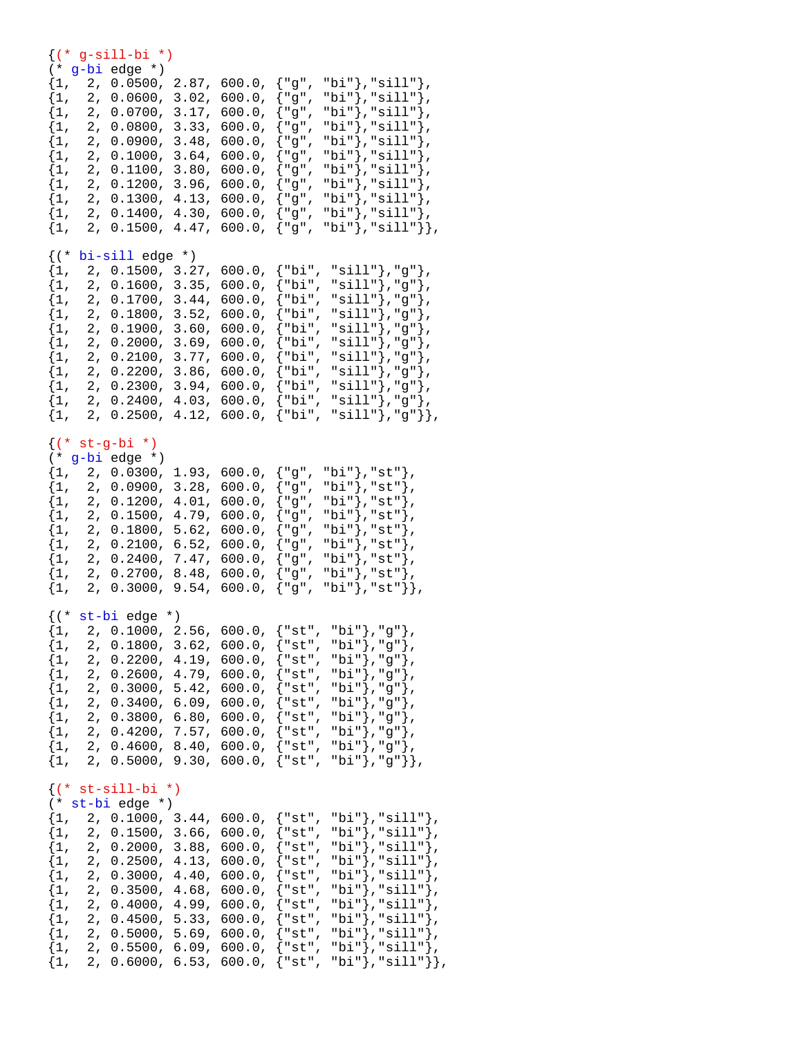```
{(* g-sill-bi *)
(* g-bi edge *)
{1,  2, 0.0500, 2.87, 600.0, {"g", "bi"},"sill"},
{1,  2, 0.0600, 3.02, 600.0, {"g", "bi"},"sill"},
{1,  2, 0.0700, 3.17, 600.0, {"g", "bi"},"sill"},
{1,  2, 0.0800, 3.33, 600.0, {"g", "bi"},"sill"},
{1,  2, 0.0900, 3.48, 600.0, {"g", "bi"},"sill"},
{1,  2, 0.1000, 3.64, 600.0, {"g", "bi"},"sill"},
{1,  2, 0.1100, 3.80, 600.0, {"g", "bi"},"sill"},
{1,  2, 0.1200, 3.96, 600.0, {"g", "bi"},"sill"},
{1,  2, 0.1300, 4.13, 600.0, {"g", "bi"},"sill"},
{1,  2, 0.1400, 4.30, 600.0, {"g", "bi"},"sill"},
{1,  2, 0.1500, 4.47, 600.0, {"g", "bi"},"sill"}},

{(* bi-sill edge *)
{1,  2, 0.1500, 3.27, 600.0, {"bi", "sill"},"g"},
{1,  2, 0.1600, 3.35, 600.0, {"bi", "sill"},"g"},
{1,  2, 0.1700, 3.44, 600.0, {"bi", "sill"},"g"},
{1,  2, 0.1800, 3.52, 600.0, {"bi", "sill"},"g"},
{1,  2, 0.1900, 3.60, 600.0, {"bi", "sill"},"g"},
{1,  2, 0.2000, 3.69, 600.0, {"bi", "sill"},"g"},
{1,  2, 0.2100, 3.77, 600.0, {"bi", "sill"},"g"},
{1,  2, 0.2200, 3.86, 600.0, {"bi", "sill"},"g"},
{1,  2, 0.2300, 3.94, 600.0, {"bi", "sill"},"g"},
{1,  2, 0.2400, 4.03, 600.0, {"bi", "sill"},"g"},
{1,  2, 0.2500, 4.12, 600.0, {"bi", "sill"},"g"}},

{(* st-g-bi *)
(* g-bi edge *)
{1,  2, 0.0300, 1.93, 600.0, {"g", "bi"},"st"},
{1,  2, 0.0900, 3.28, 600.0, {"g", "bi"},"st"},
{1,  2, 0.1200, 4.01, 600.0, {"g", "bi"},"st"},
{1,  2, 0.1500, 4.79, 600.0, {"g", "bi"},"st"},
{1,  2, 0.1800, 5.62, 600.0, {"g", "bi"},"st"},
{1,  2, 0.2100, 6.52, 600.0, {"g", "bi"},"st"},
{1,  2, 0.2400, 7.47, 600.0, {"g", "bi"},"st"},
{1,  2, 0.2700, 8.48, 600.0, {"g", "bi"},"st"},
{1,  2, 0.3000, 9.54, 600.0, {"g", "bi"},"st"}},

{(* st-bi edge *)
{1,  2, 0.1000, 2.56, 600.0, {"st", "bi"},"g"},
{1,  2, 0.1800, 3.62, 600.0, {"st", "bi"},"g"},
{1,  2, 0.2200, 4.19, 600.0, {"st", "bi"},"g"},
{1,  2, 0.2600, 4.79, 600.0, {"st", "bi"},"g"},
{1,  2, 0.3000, 5.42, 600.0, {"st", "bi"},"g"},
{1,  2, 0.3400, 6.09, 600.0, {"st", "bi"},"g"},
{1,  2, 0.3800, 6.80, 600.0, {"st", "bi"},"g"},
{1,  2, 0.4200, 7.57, 600.0, {"st", "bi"},"g"},
{1,  2, 0.4600, 8.40, 600.0, {"st", "bi"},"g"},
{1,  2, 0.5000, 9.30, 600.0, {"st", "bi"},"g"}},

{(* st-sill-bi *)
(* st-bi edge *)
{1,  2, 0.1000, 3.44, 600.0, {"st", "bi"},"sill"},
{1,  2, 0.1500, 3.66, 600.0, {"st", "bi"},"sill"},
{1,  2, 0.2000, 3.88, 600.0, {"st", "bi"},"sill"},
{1,  2, 0.2500, 4.13, 600.0, {"st", "bi"},"sill"},
{1,  2, 0.3000, 4.40, 600.0, {"st", "bi"},"sill"},
{1,  2, 0.3500, 4.68, 600.0, {"st", "bi"},"sill"},
{1,  2, 0.4000, 4.99, 600.0, {"st", "bi"},"sill"},
{1,  2, 0.4500, 5.33, 600.0, {"st", "bi"},"sill"},
{1,  2, 0.5000, 5.69, 600.0, {"st", "bi"},"sill"},
{1,  2, 0.5500, 6.09, 600.0, {"st", "bi"},"sill"},
{1,  2, 0.6000, 6.53, 600.0, {"st", "bi"},"sill"}},
```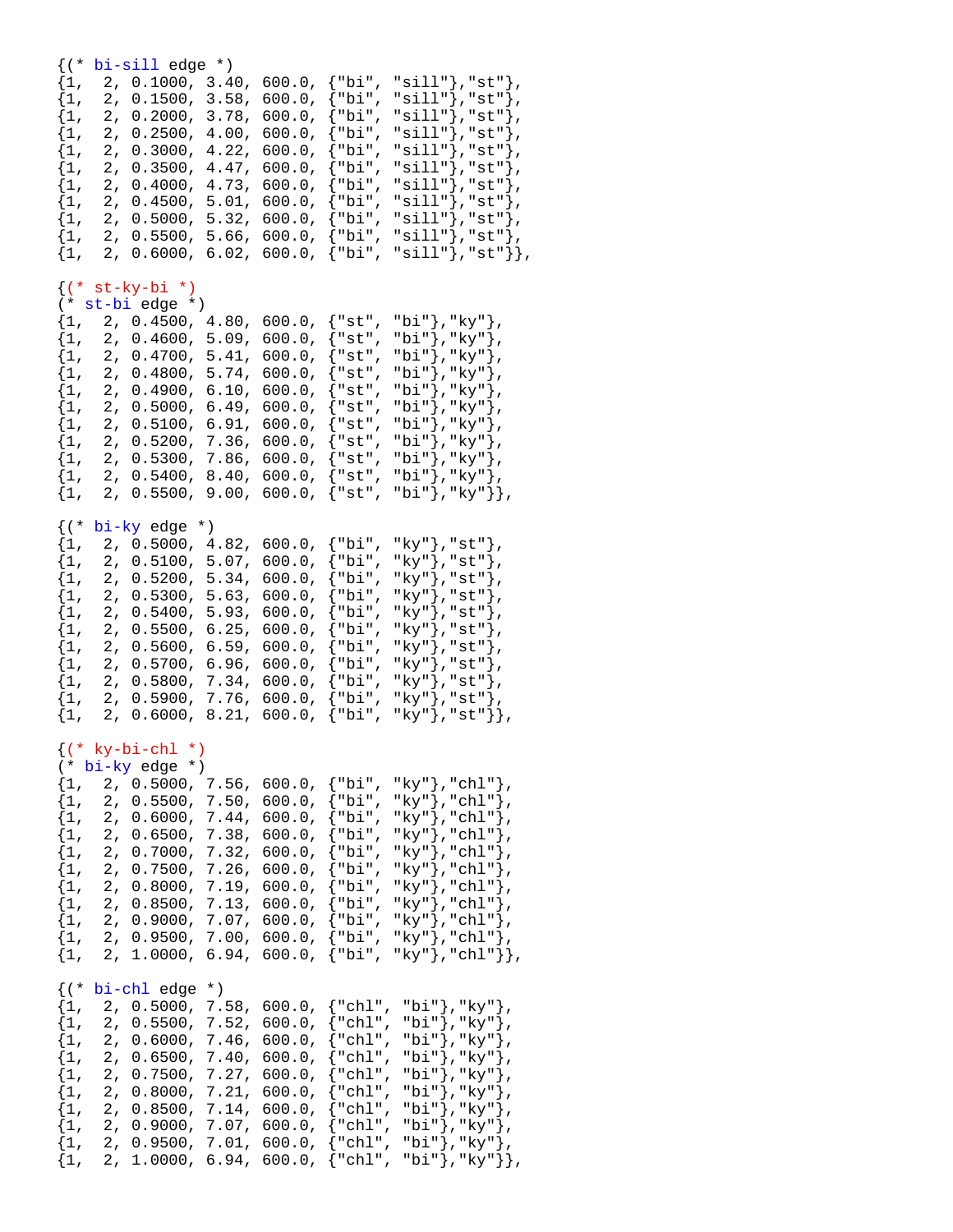```
{(* bi-sill edge *)
{1,  2, 0.1000, 3.40, 600.0, {"bi", "sill"},"st"},
{1,  2, 0.1500, 3.58, 600.0, {"bi", "sill"},"st"},
{1,  2, 0.2000, 3.78, 600.0, {"bi", "sill"},"st"},
{1,  2, 0.2500, 4.00, 600.0, {"bi", "sill"},"st"},
{1,  2, 0.3000, 4.22, 600.0, {"bi", "sill"},"st"},
{1,  2, 0.3500, 4.47, 600.0, {"bi", "sill"},"st"},
{1,  2, 0.4000, 4.73, 600.0, {"bi", "sill"},"st"},
{1,  2, 0.4500, 5.01, 600.0, {"bi", "sill"},"st"},
{1,  2, 0.5000, 5.32, 600.0, {"bi", "sill"},"st"},
{1,  2, 0.5500, 5.66, 600.0, {"bi", "sill"},"st"},
{1,  2, 0.6000, 6.02, 600.0, {"bi", "sill"},"st"}},

{(* st-ky-bi *)
(* st-bi edge *)
{1,  2, 0.4500, 4.80, 600.0, {"st", "bi"},"ky"},
{1,  2, 0.4600, 5.09, 600.0, {"st", "bi"},"ky"},
{1,  2, 0.4700, 5.41, 600.0, {"st", "bi"},"ky"},
{1,  2, 0.4800, 5.74, 600.0, {"st", "bi"},"ky"},
{1,  2, 0.4900, 6.10, 600.0, {"st", "bi"},"ky"},
{1,  2, 0.5000, 6.49, 600.0, {"st", "bi"},"ky"},
{1,  2, 0.5100, 6.91, 600.0, {"st", "bi"},"ky"},
{1,  2, 0.5200, 7.36, 600.0, {"st", "bi"},"ky"},
{1,  2, 0.5300, 7.86, 600.0, {"st", "bi"},"ky"},
{1,  2, 0.5400, 8.40, 600.0, {"st", "bi"},"ky"},
{1,  2, 0.5500, 9.00, 600.0, {"st", "bi"},"ky"}},

{(* bi-ky edge *)
{1,  2, 0.5000, 4.82, 600.0, {"bi", "ky"},"st"},
{1,  2, 0.5100, 5.07, 600.0, {"bi", "ky"},"st"},
{1,  2, 0.5200, 5.34, 600.0, {"bi", "ky"},"st"},
{1,  2, 0.5300, 5.63, 600.0, {"bi", "ky"},"st"},
{1,  2, 0.5400, 5.93, 600.0, {"bi", "ky"},"st"},
{1,  2, 0.5500, 6.25, 600.0, {"bi", "ky"},"st"},
{1,  2, 0.5600, 6.59, 600.0, {"bi", "ky"},"st"},
{1,  2, 0.5700, 6.96, 600.0, {"bi", "ky"},"st"},
{1,  2, 0.5800, 7.34, 600.0, {"bi", "ky"},"st"},
{1,  2, 0.5900, 7.76, 600.0, {"bi", "ky"},"st"},
{1,  2, 0.6000, 8.21, 600.0, {"bi", "ky"},"st"}},

{(* ky-bi-chl *)
(* bi-ky edge *)
{1,  2, 0.5000, 7.56, 600.0, {"bi", "ky"},"chl"},
{1,  2, 0.5500, 7.50, 600.0, {"bi", "ky"},"chl"},
{1,  2, 0.6000, 7.44, 600.0, {"bi", "ky"},"chl"},
{1,  2, 0.6500, 7.38, 600.0, {"bi", "ky"},"chl"},
{1,  2, 0.7000, 7.32, 600.0, {"bi", "ky"},"chl"},
{1,  2, 0.7500, 7.26, 600.0, {"bi", "ky"},"chl"},
{1,  2, 0.8000, 7.19, 600.0, {"bi", "ky"},"chl"},
{1,  2, 0.8500, 7.13, 600.0, {"bi", "ky"},"chl"},
{1,  2, 0.9000, 7.07, 600.0, {"bi", "ky"},"chl"},
{1,  2, 0.9500, 7.00, 600.0, {"bi", "ky"},"chl"},
{1,  2, 1.0000, 6.94, 600.0, {"bi", "ky"},"chl"}},

{(* bi-chl edge *)
{1,  2, 0.5000, 7.58, 600.0, {"chl", "bi"},"ky"},
{1,  2, 0.5500, 7.52, 600.0, {"chl", "bi"},"ky"},
{1,  2, 0.6000, 7.46, 600.0, {"chl", "bi"},"ky"},
{1,  2, 0.6500, 7.40, 600.0, {"chl", "bi"},"ky"},
{1,  2, 0.7500, 7.27, 600.0, {"chl", "bi"},"ky"},
{1,  2, 0.8000, 7.21, 600.0, {"chl", "bi"},"ky"},
{1,  2, 0.8500, 7.14, 600.0, {"chl", "bi"},"ky"},
{1,  2, 0.9000, 7.07, 600.0, {"chl", "bi"},"ky"},
{1,  2, 0.9500, 7.01, 600.0, {"chl", "bi"},"ky"},
{1,  2, 1.0000, 6.94, 600.0, {"chl", "bi"},"ky"}},
```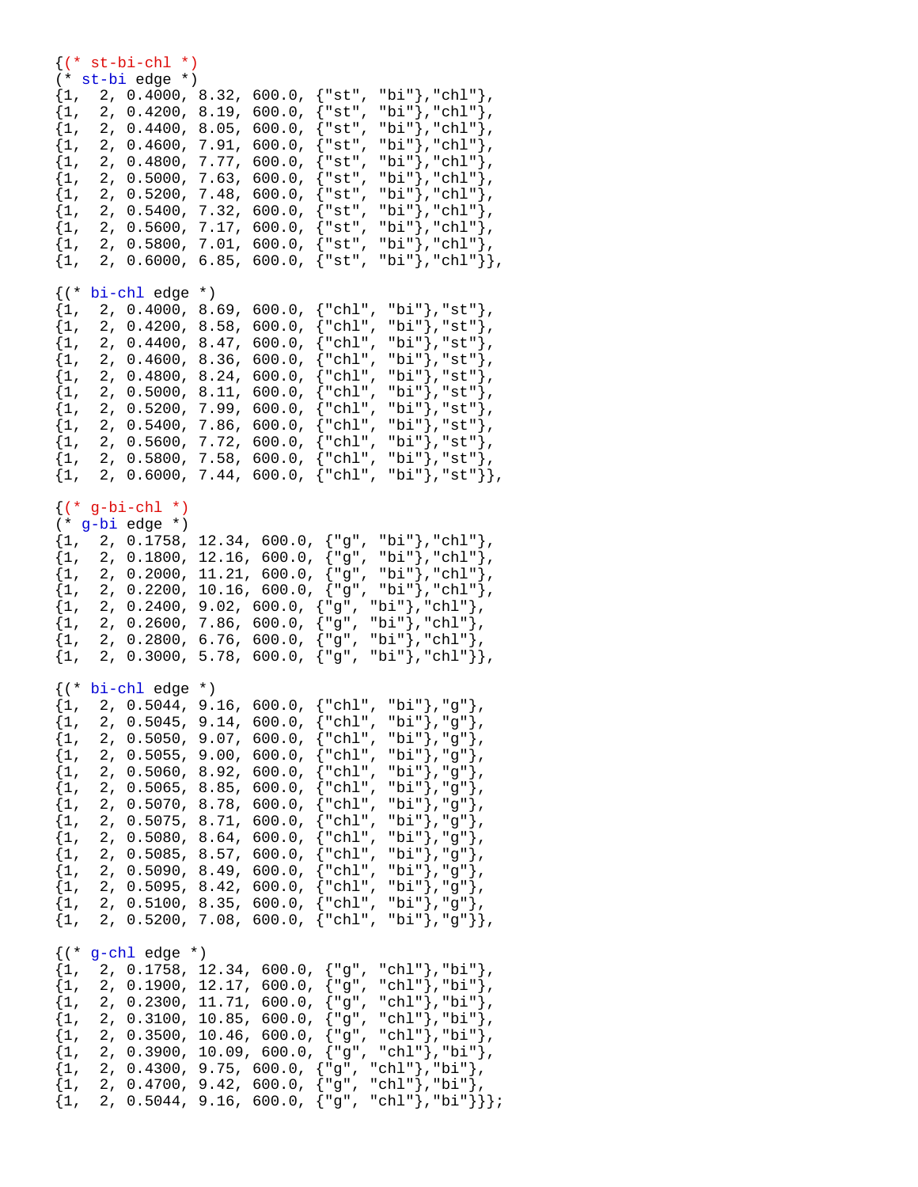```
{(* st-bi-chl *)
(* st-bi edge *)
{1,  2, 0.4000, 8.32, 600.0, {"st", "bi"},"chl"},
{1,  2, 0.4200, 8.19, 600.0, {"st", "bi"},"chl"},
{1,  2, 0.4400, 8.05, 600.0, {"st", "bi"},"chl"},
{1,  2, 0.4600, 7.91, 600.0, {"st", "bi"},"chl"},
{1,  2, 0.4800, 7.77, 600.0, {"st", "bi"},"chl"},
{1,  2, 0.5000, 7.63, 600.0, {"st", "bi"},"chl"},
{1,  2, 0.5200, 7.48, 600.0, {"st", "bi"},"chl"},
{1,  2, 0.5400, 7.32, 600.0, {"st", "bi"},"chl"},
{1,  2, 0.5600, 7.17, 600.0, {"st", "bi"},"chl"},
{1,  2, 0.5800, 7.01, 600.0, {"st", "bi"},"chl"},
{1,  2, 0.6000, 6.85, 600.0, {"st", "bi"},"chl"}},

{(* bi-chl edge *)
{1,  2, 0.4000, 8.69, 600.0, {"chl", "bi"},"st"},
{1,  2, 0.4200, 8.58, 600.0, {"chl", "bi"},"st"},
{1,  2, 0.4400, 8.47, 600.0, {"chl", "bi"},"st"},
{1,  2, 0.4600, 8.36, 600.0, {"chl", "bi"},"st"},
{1,  2, 0.4800, 8.24, 600.0, {"chl", "bi"},"st"},
{1,  2, 0.5000, 8.11, 600.0, {"chl", "bi"},"st"},
{1,  2, 0.5200, 7.99, 600.0, {"chl", "bi"},"st"},
{1,  2, 0.5400, 7.86, 600.0, {"chl", "bi"},"st"},
{1,  2, 0.5600, 7.72, 600.0, {"chl", "bi"},"st"},
{1,  2, 0.5800, 7.58, 600.0, {"chl", "bi"},"st"},
{1,  2, 0.6000, 7.44, 600.0, {"chl", "bi"},"st"}},

{(* g-bi-chl *)
(* g-bi edge *)
{1,  2, 0.1758, 12.34, 600.0, {"g", "bi"},"chl"},
{1,  2, 0.1800, 12.16, 600.0, {"g", "bi"},"chl"},
{1,  2, 0.2000, 11.21, 600.0, {"g", "bi"},"chl"},
{1,  2, 0.2200, 10.16, 600.0, {"g", "bi"},"chl"},
{1,  2, 0.2400, 9.02, 600.0, {"g", "bi"},"chl"},
{1,  2, 0.2600, 7.86, 600.0, {"g", "bi"},"chl"},
{1,  2, 0.2800, 6.76, 600.0, {"g", "bi"},"chl"},
{1,  2, 0.3000, 5.78, 600.0, {"g", "bi"},"chl"}},

{(* bi-chl edge *)
{1,  2, 0.5044, 9.16, 600.0, {"chl", "bi"},"g"},
{1,  2, 0.5045, 9.14, 600.0, {"chl", "bi"},"g"},
{1,  2, 0.5050, 9.07, 600.0, {"chl", "bi"},"g"},
{1,  2, 0.5055, 9.00, 600.0, {"chl", "bi"},"g"},
{1,  2, 0.5060, 8.92, 600.0, {"chl", "bi"},"g"},
{1,  2, 0.5065, 8.85, 600.0, {"chl", "bi"},"g"},
{1,  2, 0.5070, 8.78, 600.0, {"chl", "bi"},"g"},
{1,  2, 0.5075, 8.71, 600.0, {"chl", "bi"},"g"},
{1,  2, 0.5080, 8.64, 600.0, {"chl", "bi"},"g"},
{1,  2, 0.5085, 8.57, 600.0, {"chl", "bi"},"g"},
{1,  2, 0.5090, 8.49, 600.0, {"chl", "bi"},"g"},
{1,  2, 0.5095, 8.42, 600.0, {"chl", "bi"},"g"},
{1,  2, 0.5100, 8.35, 600.0, {"chl", "bi"},"g"},
{1,  2, 0.5200, 7.08, 600.0, {"chl", "bi"},"g"}},

{(* g-chl edge *)
{1,  2, 0.1758, 12.34, 600.0, {"g", "chl"},"bi"},
{1,  2, 0.1900, 12.17, 600.0, {"g", "chl"},"bi"},
{1,  2, 0.2300, 11.71, 600.0, {"g", "chl"},"bi"},
{1,  2, 0.3100, 10.85, 600.0, {"g", "chl"},"bi"},
{1,  2, 0.3500, 10.46, 600.0, {"g", "chl"},"bi"},
{1,  2, 0.3900, 10.09, 600.0, {"g", "chl"},"bi"},
{1,  2, 0.4300, 9.75, 600.0, {"g", "chl"},"bi"},
{1,  2, 0.4700, 9.42, 600.0, {"g", "chl"},"bi"},
{1,  2, 0.5044, 9.16, 600.0, {"g", "chl"},"bi"}}};
```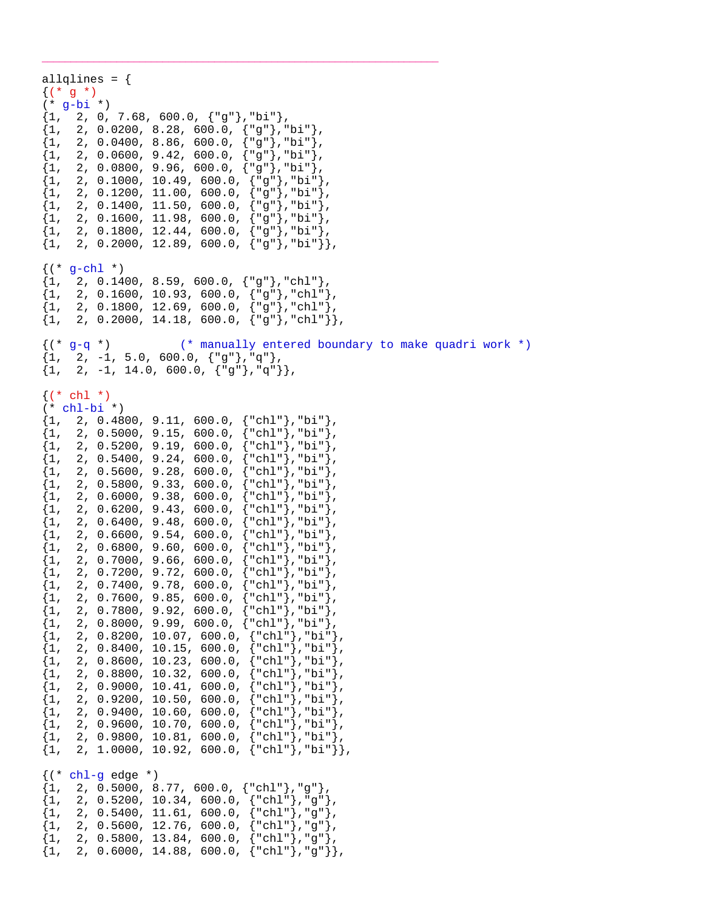---

```
allqlines = {
{(* g *)
(* g-bi *)
{1,  2, 0, 7.68, 600.0, {"g"},"bi"},
{1,  2, 0.0200, 8.28, 600.0, {"g"},"bi"},
{1,  2, 0.0400, 8.86, 600.0, {"g"},"bi"},
{1,  2, 0.0600, 9.42, 600.0, {"g"},"bi"},
{1,  2, 0.0800, 9.96, 600.0, {"g"},"bi"},
{1,  2, 0.1000, 10.49, 600.0, {"g"},"bi"},
{1,  2, 0.1200, 11.00, 600.0, {"g"},"bi"},
{1,  2, 0.1400, 11.50, 600.0, {"g"},"bi"},
{1,  2, 0.1600, 11.98, 600.0, {"g"},"bi"},
{1,  2, 0.1800, 12.44, 600.0, {"g"},"bi"},
{1,  2, 0.2000, 12.89, 600.0, {"g"},"bi"}},

{(* g-chl *)
{1,  2, 0.1400, 8.59, 600.0, {"g"},"chl"},
{1,  2, 0.1600, 10.93, 600.0, {"g"},"chl"},
{1,  2, 0.1800, 12.69, 600.0, {"g"},"chl"},
{1,  2, 0.2000, 14.18, 600.0, {"g"},"chl"}},

{(* g-q *)          (* manually entered boundary to make quadri work *)
{1,  2, -1, 5.0, 600.0, {"g"},"q"},
{1,  2, -1, 14.0, 600.0, {"g"},"q"}},

{(* chl *)
(* chl-bi *)
{1,  2, 0.4800, 9.11, 600.0, {"chl"},"bi"},
{1,  2, 0.5000, 9.15, 600.0, {"chl"},"bi"},
{1,  2, 0.5200, 9.19, 600.0, {"chl"},"bi"},
{1,  2, 0.5400, 9.24, 600.0, {"chl"},"bi"},
{1,  2, 0.5600, 9.28, 600.0, {"chl"},"bi"},
{1,  2, 0.5800, 9.33, 600.0, {"chl"},"bi"},
{1,  2, 0.6000, 9.38, 600.0, {"chl"},"bi"},
{1,  2, 0.6200, 9.43, 600.0, {"chl"},"bi"},
{1,  2, 0.6400, 9.48, 600.0, {"chl"},"bi"},
{1,  2, 0.6600, 9.54, 600.0, {"chl"},"bi"},
{1,  2, 0.6800, 9.60, 600.0, {"chl"},"bi"},
{1,  2, 0.7000, 9.66, 600.0, {"chl"},"bi"},
{1,  2, 0.7200, 9.72, 600.0, {"chl"},"bi"},
{1,  2, 0.7400, 9.78, 600.0, {"chl"},"bi"},
{1,  2, 0.7600, 9.85, 600.0, {"chl"},"bi"},
{1,  2, 0.7800, 9.92, 600.0, {"chl"},"bi"},
{1,  2, 0.8000, 9.99, 600.0, {"chl"},"bi"},
{1,  2, 0.8200, 10.07, 600.0, {"chl"},"bi"},
{1,  2, 0.8400, 10.15, 600.0, {"chl"},"bi"},
{1,  2, 0.8600, 10.23, 600.0, {"chl"},"bi"},
{1,  2, 0.8800, 10.32, 600.0, {"chl"},"bi"},
{1,  2, 0.9000, 10.41, 600.0, {"chl"},"bi"},
{1,  2, 0.9200, 10.50, 600.0, {"chl"},"bi"},
{1,  2, 0.9400, 10.60, 600.0, {"chl"},"bi"},
{1,  2, 0.9600, 10.70, 600.0, {"chl"},"bi"},
{1,  2, 0.9800, 10.81, 600.0, {"chl"},"bi"},
{1,  2, 1.0000, 10.92, 600.0, {"chl"},"bi"}},

{(* chl-g edge *)
{1,  2, 0.5000, 8.77, 600.0, {"chl"},"g"},
{1,  2, 0.5200, 10.34, 600.0, {"chl"},"g"},
{1,  2, 0.5400, 11.61, 600.0, {"chl"},"g"},
{1,  2, 0.5600, 12.76, 600.0, {"chl"},"g"},
{1,  2, 0.5800, 13.84, 600.0, {"chl"},"g"},
{1,  2, 0.6000, 14.88, 600.0, {"chl"},"g"}},
```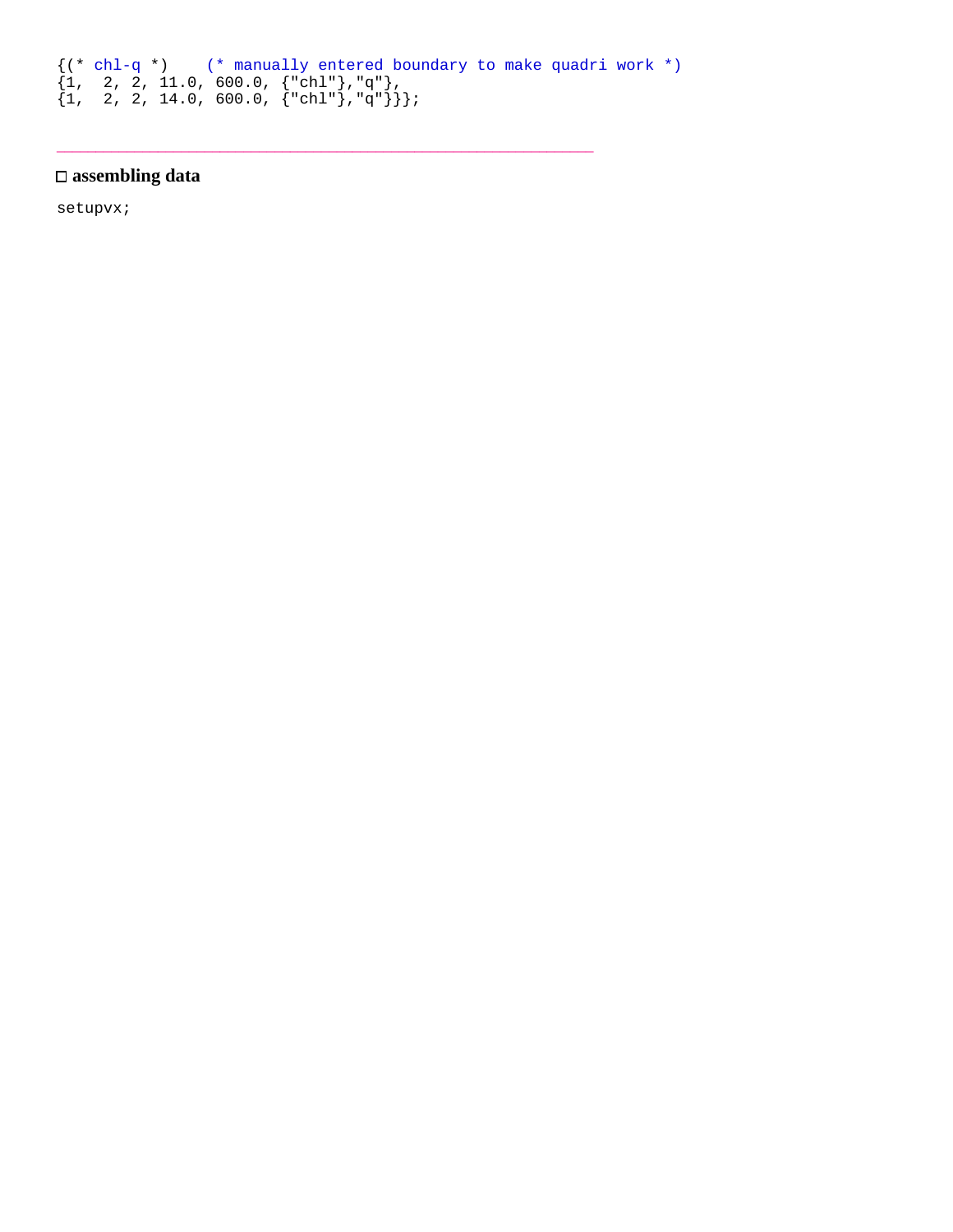```
{(* chl-q *)    (* manually entered boundary to make quadri work *)
{1,  2, 2, 11.0, 600.0, {"chl"},"q"},
{1,  2, 2, 14.0, 600.0, {"chl"},"q"}}};
```

---

## ☐ assembling data

```
setupvx;
```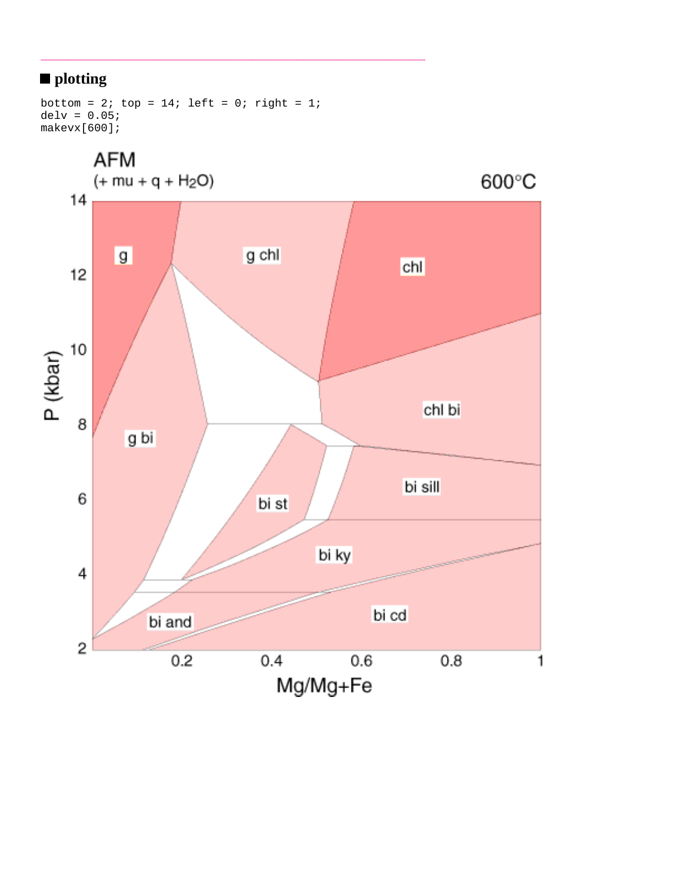## plotting

```
bottom = 2; top = 14; left = 0; right = 1;
delv = 0.05;
makevx[600];
```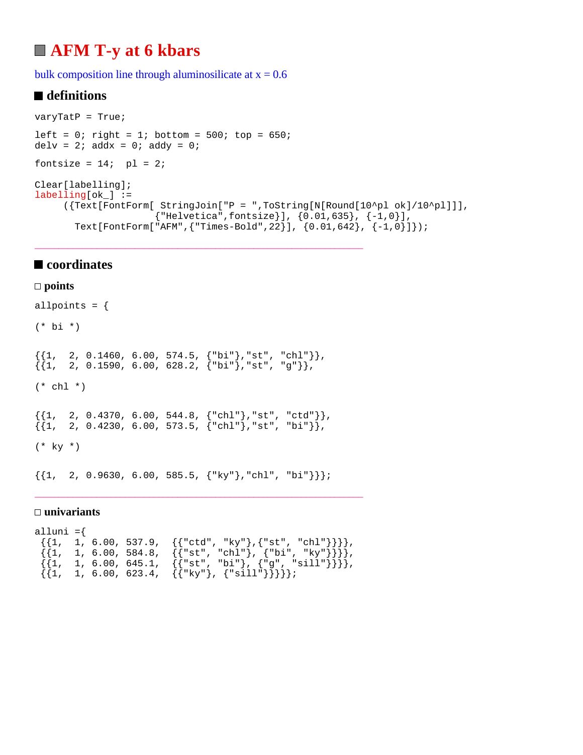# AFM T-y at 6 kbars

bulk composition line through aluminosilicate at x = 0.6

## definitions

```
varyTatP = True;
```

```
left = 0; right = 1; bottom = 500; top = 650;
delv = 2; addx = 0; addy = 0;
```

```
fontsize = 14;  pl = 2;
```

```
Clear[labelling];
labelling[ok_] :=
     ({Text[FontForm[ StringJoin["P = ",ToString[N[Round[10^pl ok]/10^pl]]],
                    {"Helvetica",fontsize}], {0.01,635}, {-1,0}],
       Text[FontForm["AFM",{"Times-Bold",22}], {0.01,642}, {-1,0}]});
```

---

## coordinates

### points

```
allpoints = {

(* bi *)


{{1,  2, 0.1460, 6.00, 574.5, {"bi"},"st", "chl"}},
{{1,  2, 0.1590, 6.00, 628.2, {"bi"},"st", "g"}},

(* chl *)


{{1,  2, 0.4370, 6.00, 544.8, {"chl"},"st", "ctd"}},
{{1,  2, 0.4230, 6.00, 573.5, {"chl"},"st", "bi"}},

(* ky *)


{{1,  2, 0.9630, 6.00, 585.5, {"ky"},"chl", "bi"}}};
```

---

### univariants

```
alluni ={
 {{1,  1, 6.00, 537.9,  {{"ctd", "ky"},{"st", "chl"}}}},
 {{1,  1, 6.00, 584.8,  {{"st", "chl"}, {"bi", "ky"}}}},
 {{1,  1, 6.00, 645.1,  {{"st", "bi"}, {"g", "sill"}}}},
 {{1,  1, 6.00, 623.4,  {{"ky"}, {"sill"}}}}};
```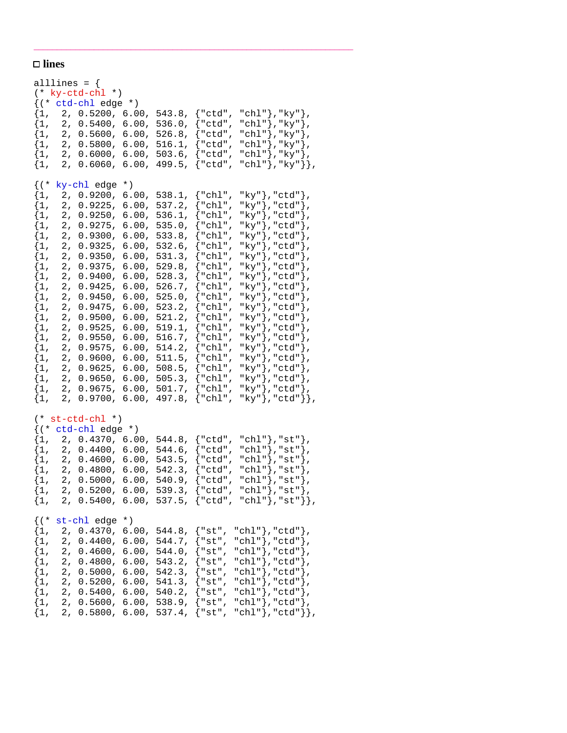---

### ◻ lines

```
alllines = {
(* ky-ctd-chl *)
{(* ctd-chl edge *)
{1,  2, 0.5200, 6.00, 543.8, {"ctd", "chl"},"ky"},
{1,  2, 0.5400, 6.00, 536.0, {"ctd", "chl"},"ky"},
{1,  2, 0.5600, 6.00, 526.8, {"ctd", "chl"},"ky"},
{1,  2, 0.5800, 6.00, 516.1, {"ctd", "chl"},"ky"},
{1,  2, 0.6000, 6.00, 503.6, {"ctd", "chl"},"ky"},
{1,  2, 0.6060, 6.00, 499.5, {"ctd", "chl"},"ky"}},

{(* ky-chl edge *)
{1,  2, 0.9200, 6.00, 538.1, {"chl", "ky"},"ctd"},
{1,  2, 0.9225, 6.00, 537.2, {"chl", "ky"},"ctd"},
{1,  2, 0.9250, 6.00, 536.1, {"chl", "ky"},"ctd"},
{1,  2, 0.9275, 6.00, 535.0, {"chl", "ky"},"ctd"},
{1,  2, 0.9300, 6.00, 533.8, {"chl", "ky"},"ctd"},
{1,  2, 0.9325, 6.00, 532.6, {"chl", "ky"},"ctd"},
{1,  2, 0.9350, 6.00, 531.3, {"chl", "ky"},"ctd"},
{1,  2, 0.9375, 6.00, 529.8, {"chl", "ky"},"ctd"},
{1,  2, 0.9400, 6.00, 528.3, {"chl", "ky"},"ctd"},
{1,  2, 0.9425, 6.00, 526.7, {"chl", "ky"},"ctd"},
{1,  2, 0.9450, 6.00, 525.0, {"chl", "ky"},"ctd"},
{1,  2, 0.9475, 6.00, 523.2, {"chl", "ky"},"ctd"},
{1,  2, 0.9500, 6.00, 521.2, {"chl", "ky"},"ctd"},
{1,  2, 0.9525, 6.00, 519.1, {"chl", "ky"},"ctd"},
{1,  2, 0.9550, 6.00, 516.7, {"chl", "ky"},"ctd"},
{1,  2, 0.9575, 6.00, 514.2, {"chl", "ky"},"ctd"},
{1,  2, 0.9600, 6.00, 511.5, {"chl", "ky"},"ctd"},
{1,  2, 0.9625, 6.00, 508.5, {"chl", "ky"},"ctd"},
{1,  2, 0.9650, 6.00, 505.3, {"chl", "ky"},"ctd"},
{1,  2, 0.9675, 6.00, 501.7, {"chl", "ky"},"ctd"},
{1,  2, 0.9700, 6.00, 497.8, {"chl", "ky"},"ctd"}},

(* st-ctd-chl *)
{(* ctd-chl edge *)
{1,  2, 0.4370, 6.00, 544.8, {"ctd", "chl"},"st"},
{1,  2, 0.4400, 6.00, 544.6, {"ctd", "chl"},"st"},
{1,  2, 0.4600, 6.00, 543.5, {"ctd", "chl"},"st"},
{1,  2, 0.4800, 6.00, 542.3, {"ctd", "chl"},"st"},
{1,  2, 0.5000, 6.00, 540.9, {"ctd", "chl"},"st"},
{1,  2, 0.5200, 6.00, 539.3, {"ctd", "chl"},"st"},
{1,  2, 0.5400, 6.00, 537.5, {"ctd", "chl"},"st"}},

{(* st-chl edge *)
{1,  2, 0.4370, 6.00, 544.8, {"st", "chl"},"ctd"},
{1,  2, 0.4400, 6.00, 544.7, {"st", "chl"},"ctd"},
{1,  2, 0.4600, 6.00, 544.0, {"st", "chl"},"ctd"},
{1,  2, 0.4800, 6.00, 543.2, {"st", "chl"},"ctd"},
{1,  2, 0.5000, 6.00, 542.3, {"st", "chl"},"ctd"},
{1,  2, 0.5200, 6.00, 541.3, {"st", "chl"},"ctd"},
{1,  2, 0.5400, 6.00, 540.2, {"st", "chl"},"ctd"},
{1,  2, 0.5600, 6.00, 538.9, {"st", "chl"},"ctd"},
{1,  2, 0.5800, 6.00, 537.4, {"st", "chl"},"ctd"}},
```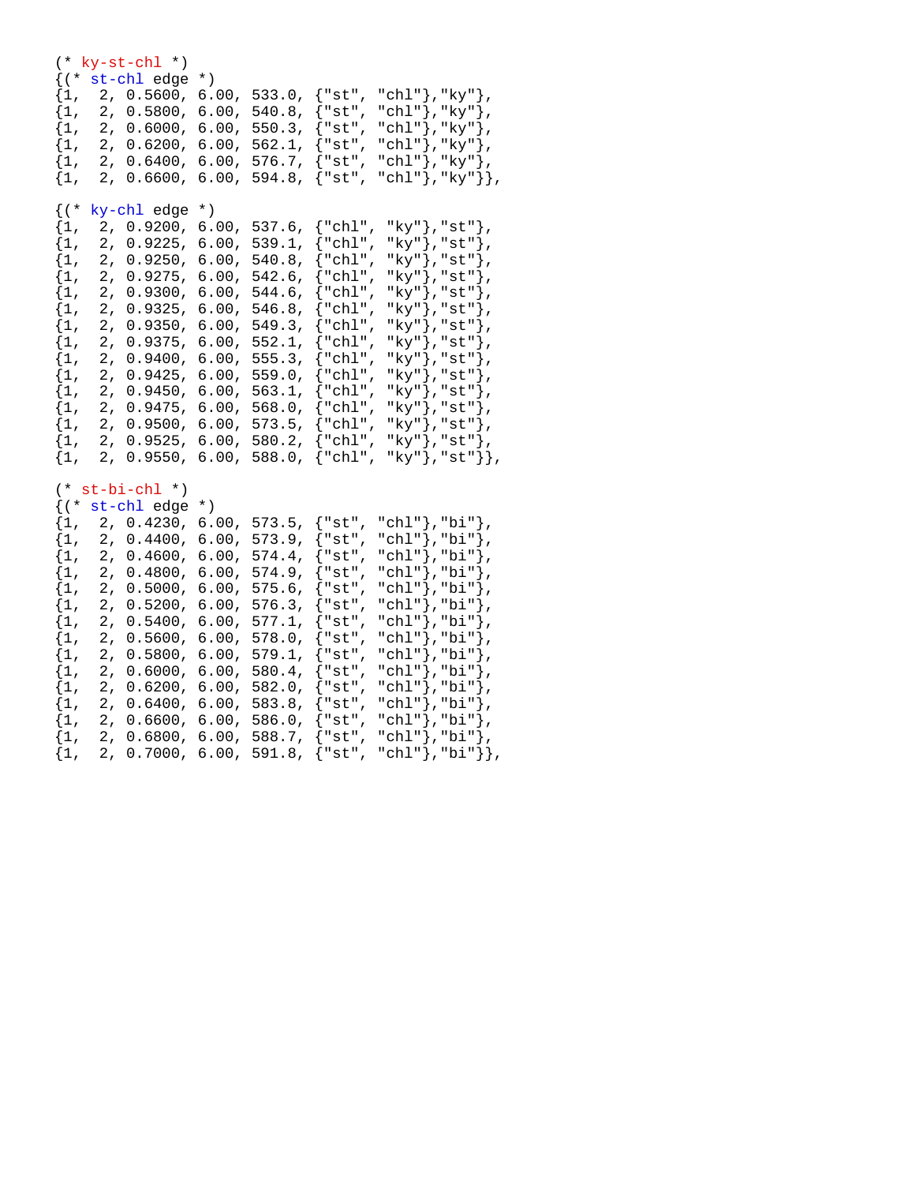```
(* ky-st-chl *)
{(* st-chl edge *)
{1,  2, 0.5600, 6.00, 533.0, {"st", "chl"},"ky"},
{1,  2, 0.5800, 6.00, 540.8, {"st", "chl"},"ky"},
{1,  2, 0.6000, 6.00, 550.3, {"st", "chl"},"ky"},
{1,  2, 0.6200, 6.00, 562.1, {"st", "chl"},"ky"},
{1,  2, 0.6400, 6.00, 576.7, {"st", "chl"},"ky"},
{1,  2, 0.6600, 6.00, 594.8, {"st", "chl"},"ky"}},

{(* ky-chl edge *)
{1,  2, 0.9200, 6.00, 537.6, {"chl", "ky"},"st"},
{1,  2, 0.9225, 6.00, 539.1, {"chl", "ky"},"st"},
{1,  2, 0.9250, 6.00, 540.8, {"chl", "ky"},"st"},
{1,  2, 0.9275, 6.00, 542.6, {"chl", "ky"},"st"},
{1,  2, 0.9300, 6.00, 544.6, {"chl", "ky"},"st"},
{1,  2, 0.9325, 6.00, 546.8, {"chl", "ky"},"st"},
{1,  2, 0.9350, 6.00, 549.3, {"chl", "ky"},"st"},
{1,  2, 0.9375, 6.00, 552.1, {"chl", "ky"},"st"},
{1,  2, 0.9400, 6.00, 555.3, {"chl", "ky"},"st"},
{1,  2, 0.9425, 6.00, 559.0, {"chl", "ky"},"st"},
{1,  2, 0.9450, 6.00, 563.1, {"chl", "ky"},"st"},
{1,  2, 0.9475, 6.00, 568.0, {"chl", "ky"},"st"},
{1,  2, 0.9500, 6.00, 573.5, {"chl", "ky"},"st"},
{1,  2, 0.9525, 6.00, 580.2, {"chl", "ky"},"st"},
{1,  2, 0.9550, 6.00, 588.0, {"chl", "ky"},"st"}},

(* st-bi-chl *)
{(* st-chl edge *)
{1,  2, 0.4230, 6.00, 573.5, {"st", "chl"},"bi"},
{1,  2, 0.4400, 6.00, 573.9, {"st", "chl"},"bi"},
{1,  2, 0.4600, 6.00, 574.4, {"st", "chl"},"bi"},
{1,  2, 0.4800, 6.00, 574.9, {"st", "chl"},"bi"},
{1,  2, 0.5000, 6.00, 575.6, {"st", "chl"},"bi"},
{1,  2, 0.5200, 6.00, 576.3, {"st", "chl"},"bi"},
{1,  2, 0.5400, 6.00, 577.1, {"st", "chl"},"bi"},
{1,  2, 0.5600, 6.00, 578.0, {"st", "chl"},"bi"},
{1,  2, 0.5800, 6.00, 579.1, {"st", "chl"},"bi"},
{1,  2, 0.6000, 6.00, 580.4, {"st", "chl"},"bi"},
{1,  2, 0.6200, 6.00, 582.0, {"st", "chl"},"bi"},
{1,  2, 0.6400, 6.00, 583.8, {"st", "chl"},"bi"},
{1,  2, 0.6600, 6.00, 586.0, {"st", "chl"},"bi"},
{1,  2, 0.6800, 6.00, 588.7, {"st", "chl"},"bi"},
{1,  2, 0.7000, 6.00, 591.8, {"st", "chl"},"bi"}},
```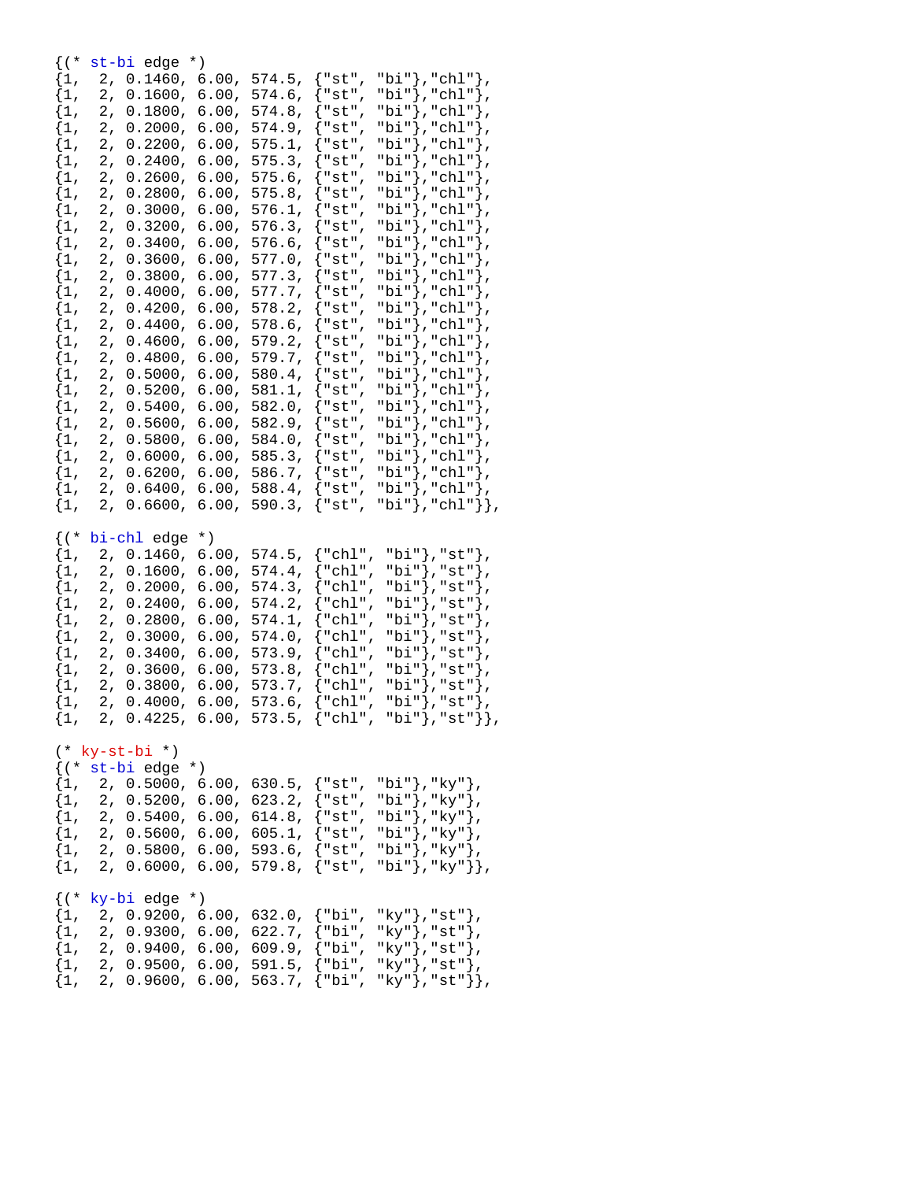```
{(* st-bi edge *)
{1,  2, 0.1460, 6.00, 574.5, {"st", "bi"},"chl"},
{1,  2, 0.1600, 6.00, 574.6, {"st", "bi"},"chl"},
{1,  2, 0.1800, 6.00, 574.8, {"st", "bi"},"chl"},
{1,  2, 0.2000, 6.00, 574.9, {"st", "bi"},"chl"},
{1,  2, 0.2200, 6.00, 575.1, {"st", "bi"},"chl"},
{1,  2, 0.2400, 6.00, 575.3, {"st", "bi"},"chl"},
{1,  2, 0.2600, 6.00, 575.6, {"st", "bi"},"chl"},
{1,  2, 0.2800, 6.00, 575.8, {"st", "bi"},"chl"},
{1,  2, 0.3000, 6.00, 576.1, {"st", "bi"},"chl"},
{1,  2, 0.3200, 6.00, 576.3, {"st", "bi"},"chl"},
{1,  2, 0.3400, 6.00, 576.6, {"st", "bi"},"chl"},
{1,  2, 0.3600, 6.00, 577.0, {"st", "bi"},"chl"},
{1,  2, 0.3800, 6.00, 577.3, {"st", "bi"},"chl"},
{1,  2, 0.4000, 6.00, 577.7, {"st", "bi"},"chl"},
{1,  2, 0.4200, 6.00, 578.2, {"st", "bi"},"chl"},
{1,  2, 0.4400, 6.00, 578.6, {"st", "bi"},"chl"},
{1,  2, 0.4600, 6.00, 579.2, {"st", "bi"},"chl"},
{1,  2, 0.4800, 6.00, 579.7, {"st", "bi"},"chl"},
{1,  2, 0.5000, 6.00, 580.4, {"st", "bi"},"chl"},
{1,  2, 0.5200, 6.00, 581.1, {"st", "bi"},"chl"},
{1,  2, 0.5400, 6.00, 582.0, {"st", "bi"},"chl"},
{1,  2, 0.5600, 6.00, 582.9, {"st", "bi"},"chl"},
{1,  2, 0.5800, 6.00, 584.0, {"st", "bi"},"chl"},
{1,  2, 0.6000, 6.00, 585.3, {"st", "bi"},"chl"},
{1,  2, 0.6200, 6.00, 586.7, {"st", "bi"},"chl"},
{1,  2, 0.6400, 6.00, 588.4, {"st", "bi"},"chl"},
{1,  2, 0.6600, 6.00, 590.3, {"st", "bi"},"chl"}},

{(* bi-chl edge *)
{1,  2, 0.1460, 6.00, 574.5, {"chl", "bi"},"st"},
{1,  2, 0.1600, 6.00, 574.4, {"chl", "bi"},"st"},
{1,  2, 0.2000, 6.00, 574.3, {"chl", "bi"},"st"},
{1,  2, 0.2400, 6.00, 574.2, {"chl", "bi"},"st"},
{1,  2, 0.2800, 6.00, 574.1, {"chl", "bi"},"st"},
{1,  2, 0.3000, 6.00, 574.0, {"chl", "bi"},"st"},
{1,  2, 0.3400, 6.00, 573.9, {"chl", "bi"},"st"},
{1,  2, 0.3600, 6.00, 573.8, {"chl", "bi"},"st"},
{1,  2, 0.3800, 6.00, 573.7, {"chl", "bi"},"st"},
{1,  2, 0.4000, 6.00, 573.6, {"chl", "bi"},"st"},
{1,  2, 0.4225, 6.00, 573.5, {"chl", "bi"},"st"}},

(* ky-st-bi *)
{(* st-bi edge *)
{1,  2, 0.5000, 6.00, 630.5, {"st", "bi"},"ky"},
{1,  2, 0.5200, 6.00, 623.2, {"st", "bi"},"ky"},
{1,  2, 0.5400, 6.00, 614.8, {"st", "bi"},"ky"},
{1,  2, 0.5600, 6.00, 605.1, {"st", "bi"},"ky"},
{1,  2, 0.5800, 6.00, 593.6, {"st", "bi"},"ky"},
{1,  2, 0.6000, 6.00, 579.8, {"st", "bi"},"ky"}},

{(* ky-bi edge *)
{1,  2, 0.9200, 6.00, 632.0, {"bi", "ky"},"st"},
{1,  2, 0.9300, 6.00, 622.7, {"bi", "ky"},"st"},
{1,  2, 0.9400, 6.00, 609.9, {"bi", "ky"},"st"},
{1,  2, 0.9500, 6.00, 591.5, {"bi", "ky"},"st"},
{1,  2, 0.9600, 6.00, 563.7, {"bi", "ky"},"st"}},
```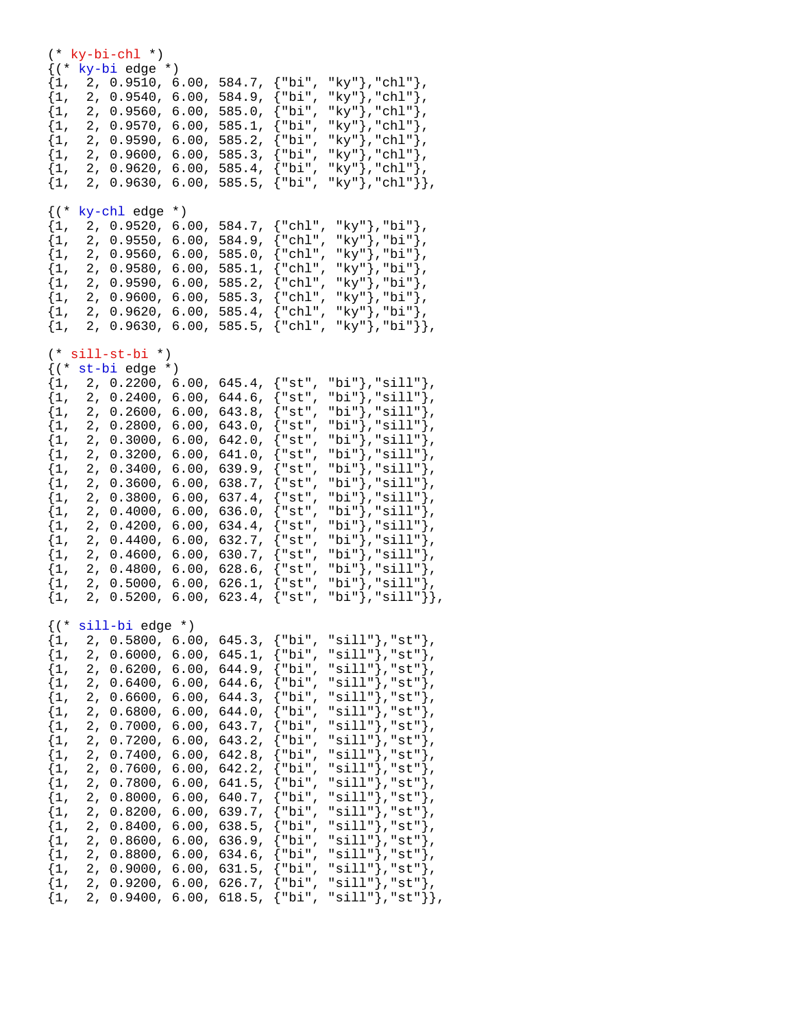```
(* ky-bi-chl *)
{(* ky-bi edge *)
{1,  2, 0.9510, 6.00, 584.7, {"bi", "ky"},"chl"},
{1,  2, 0.9540, 6.00, 584.9, {"bi", "ky"},"chl"},
{1,  2, 0.9560, 6.00, 585.0, {"bi", "ky"},"chl"},
{1,  2, 0.9570, 6.00, 585.1, {"bi", "ky"},"chl"},
{1,  2, 0.9590, 6.00, 585.2, {"bi", "ky"},"chl"},
{1,  2, 0.9600, 6.00, 585.3, {"bi", "ky"},"chl"},
{1,  2, 0.9620, 6.00, 585.4, {"bi", "ky"},"chl"},
{1,  2, 0.9630, 6.00, 585.5, {"bi", "ky"},"chl"}},

{(* ky-chl edge *)
{1,  2, 0.9520, 6.00, 584.7, {"chl", "ky"},"bi"},
{1,  2, 0.9550, 6.00, 584.9, {"chl", "ky"},"bi"},
{1,  2, 0.9560, 6.00, 585.0, {"chl", "ky"},"bi"},
{1,  2, 0.9580, 6.00, 585.1, {"chl", "ky"},"bi"},
{1,  2, 0.9590, 6.00, 585.2, {"chl", "ky"},"bi"},
{1,  2, 0.9600, 6.00, 585.3, {"chl", "ky"},"bi"},
{1,  2, 0.9620, 6.00, 585.4, {"chl", "ky"},"bi"},
{1,  2, 0.9630, 6.00, 585.5, {"chl", "ky"},"bi"}},

(* sill-st-bi *)
{(* st-bi edge *)
{1,  2, 0.2200, 6.00, 645.4, {"st", "bi"},"sill"},
{1,  2, 0.2400, 6.00, 644.6, {"st", "bi"},"sill"},
{1,  2, 0.2600, 6.00, 643.8, {"st", "bi"},"sill"},
{1,  2, 0.2800, 6.00, 643.0, {"st", "bi"},"sill"},
{1,  2, 0.3000, 6.00, 642.0, {"st", "bi"},"sill"},
{1,  2, 0.3200, 6.00, 641.0, {"st", "bi"},"sill"},
{1,  2, 0.3400, 6.00, 639.9, {"st", "bi"},"sill"},
{1,  2, 0.3600, 6.00, 638.7, {"st", "bi"},"sill"},
{1,  2, 0.3800, 6.00, 637.4, {"st", "bi"},"sill"},
{1,  2, 0.4000, 6.00, 636.0, {"st", "bi"},"sill"},
{1,  2, 0.4200, 6.00, 634.4, {"st", "bi"},"sill"},
{1,  2, 0.4400, 6.00, 632.7, {"st", "bi"},"sill"},
{1,  2, 0.4600, 6.00, 630.7, {"st", "bi"},"sill"},
{1,  2, 0.4800, 6.00, 628.6, {"st", "bi"},"sill"},
{1,  2, 0.5000, 6.00, 626.1, {"st", "bi"},"sill"},
{1,  2, 0.5200, 6.00, 623.4, {"st", "bi"},"sill"}},

{(* sill-bi edge *)
{1,  2, 0.5800, 6.00, 645.3, {"bi", "sill"},"st"},
{1,  2, 0.6000, 6.00, 645.1, {"bi", "sill"},"st"},
{1,  2, 0.6200, 6.00, 644.9, {"bi", "sill"},"st"},
{1,  2, 0.6400, 6.00, 644.6, {"bi", "sill"},"st"},
{1,  2, 0.6600, 6.00, 644.3, {"bi", "sill"},"st"},
{1,  2, 0.6800, 6.00, 644.0, {"bi", "sill"},"st"},
{1,  2, 0.7000, 6.00, 643.7, {"bi", "sill"},"st"},
{1,  2, 0.7200, 6.00, 643.2, {"bi", "sill"},"st"},
{1,  2, 0.7400, 6.00, 642.8, {"bi", "sill"},"st"},
{1,  2, 0.7600, 6.00, 642.2, {"bi", "sill"},"st"},
{1,  2, 0.7800, 6.00, 641.5, {"bi", "sill"},"st"},
{1,  2, 0.8000, 6.00, 640.7, {"bi", "sill"},"st"},
{1,  2, 0.8200, 6.00, 639.7, {"bi", "sill"},"st"},
{1,  2, 0.8400, 6.00, 638.5, {"bi", "sill"},"st"},
{1,  2, 0.8600, 6.00, 636.9, {"bi", "sill"},"st"},
{1,  2, 0.8800, 6.00, 634.6, {"bi", "sill"},"st"},
{1,  2, 0.9000, 6.00, 631.5, {"bi", "sill"},"st"},
{1,  2, 0.9200, 6.00, 626.7, {"bi", "sill"},"st"},
{1,  2, 0.9400, 6.00, 618.5, {"bi", "sill"},"st"}},
```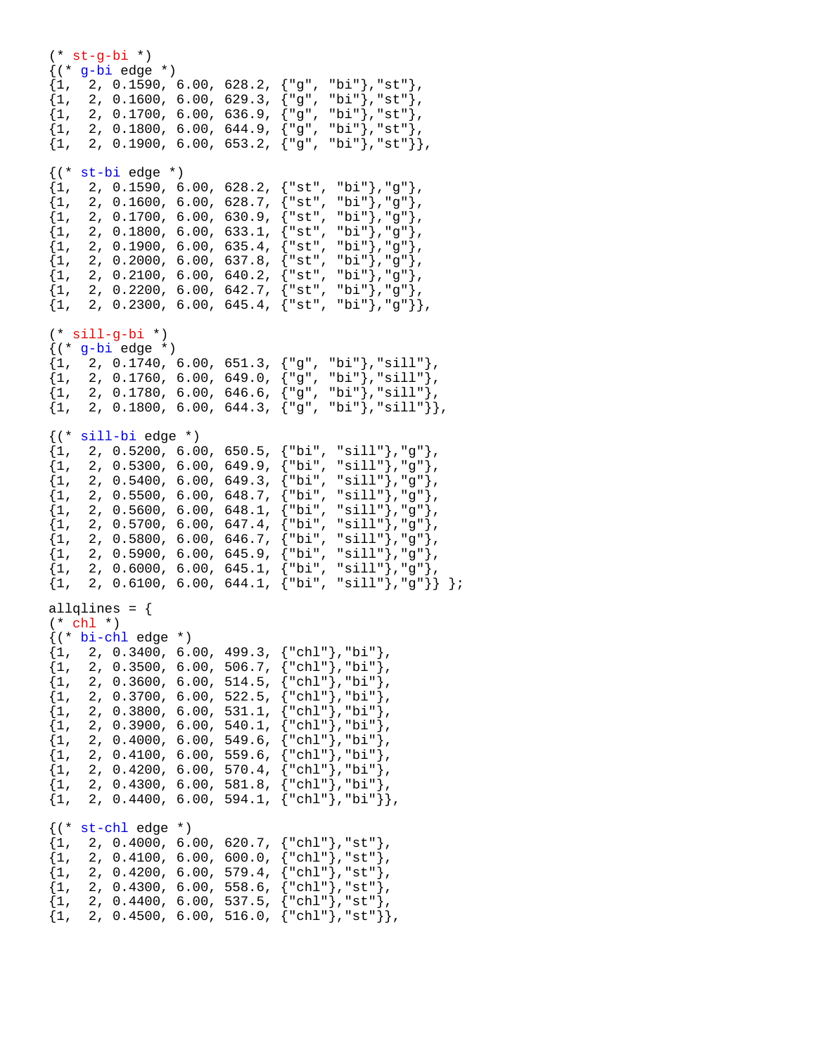```
(* st-g-bi *)
{(* g-bi edge *)
{1,  2, 0.1590, 6.00, 628.2, {"g", "bi"},"st"},
{1,  2, 0.1600, 6.00, 629.3, {"g", "bi"},"st"},
{1,  2, 0.1700, 6.00, 636.9, {"g", "bi"},"st"},
{1,  2, 0.1800, 6.00, 644.9, {"g", "bi"},"st"},
{1,  2, 0.1900, 6.00, 653.2, {"g", "bi"},"st"}},

{(* st-bi edge *)
{1,  2, 0.1590, 6.00, 628.2, {"st", "bi"},"g"},
{1,  2, 0.1600, 6.00, 628.7, {"st", "bi"},"g"},
{1,  2, 0.1700, 6.00, 630.9, {"st", "bi"},"g"},
{1,  2, 0.1800, 6.00, 633.1, {"st", "bi"},"g"},
{1,  2, 0.1900, 6.00, 635.4, {"st", "bi"},"g"},
{1,  2, 0.2000, 6.00, 637.8, {"st", "bi"},"g"},
{1,  2, 0.2100, 6.00, 640.2, {"st", "bi"},"g"},
{1,  2, 0.2200, 6.00, 642.7, {"st", "bi"},"g"},
{1,  2, 0.2300, 6.00, 645.4, {"st", "bi"},"g"}},

(* sill-g-bi *)
{(* g-bi edge *)
{1,  2, 0.1740, 6.00, 651.3, {"g", "bi"},"sill"},
{1,  2, 0.1760, 6.00, 649.0, {"g", "bi"},"sill"},
{1,  2, 0.1780, 6.00, 646.6, {"g", "bi"},"sill"},
{1,  2, 0.1800, 6.00, 644.3, {"g", "bi"},"sill"}},

{(* sill-bi edge *)
{1,  2, 0.5200, 6.00, 650.5, {"bi", "sill"},"g"},
{1,  2, 0.5300, 6.00, 649.9, {"bi", "sill"},"g"},
{1,  2, 0.5400, 6.00, 649.3, {"bi", "sill"},"g"},
{1,  2, 0.5500, 6.00, 648.7, {"bi", "sill"},"g"},
{1,  2, 0.5600, 6.00, 648.1, {"bi", "sill"},"g"},
{1,  2, 0.5700, 6.00, 647.4, {"bi", "sill"},"g"},
{1,  2, 0.5800, 6.00, 646.7, {"bi", "sill"},"g"},
{1,  2, 0.5900, 6.00, 645.9, {"bi", "sill"},"g"},
{1,  2, 0.6000, 6.00, 645.1, {"bi", "sill"},"g"},
{1,  2, 0.6100, 6.00, 644.1, {"bi", "sill"},"g"}} };

allqlines = {
(* chl *)
{(* bi-chl edge *)
{1,  2, 0.3400, 6.00, 499.3, {"chl"},"bi"},
{1,  2, 0.3500, 6.00, 506.7, {"chl"},"bi"},
{1,  2, 0.3600, 6.00, 514.5, {"chl"},"bi"},
{1,  2, 0.3700, 6.00, 522.5, {"chl"},"bi"},
{1,  2, 0.3800, 6.00, 531.1, {"chl"},"bi"},
{1,  2, 0.3900, 6.00, 540.1, {"chl"},"bi"},
{1,  2, 0.4000, 6.00, 549.6, {"chl"},"bi"},
{1,  2, 0.4100, 6.00, 559.6, {"chl"},"bi"},
{1,  2, 0.4200, 6.00, 570.4, {"chl"},"bi"},
{1,  2, 0.4300, 6.00, 581.8, {"chl"},"bi"},
{1,  2, 0.4400, 6.00, 594.1, {"chl"},"bi"}},

{(* st-chl edge *)
{1,  2, 0.4000, 6.00, 620.7, {"chl"},"st"},
{1,  2, 0.4100, 6.00, 600.0, {"chl"},"st"},
{1,  2, 0.4200, 6.00, 579.4, {"chl"},"st"},
{1,  2, 0.4300, 6.00, 558.6, {"chl"},"st"},
{1,  2, 0.4400, 6.00, 537.5, {"chl"},"st"},
{1,  2, 0.4500, 6.00, 516.0, {"chl"},"st"}},
```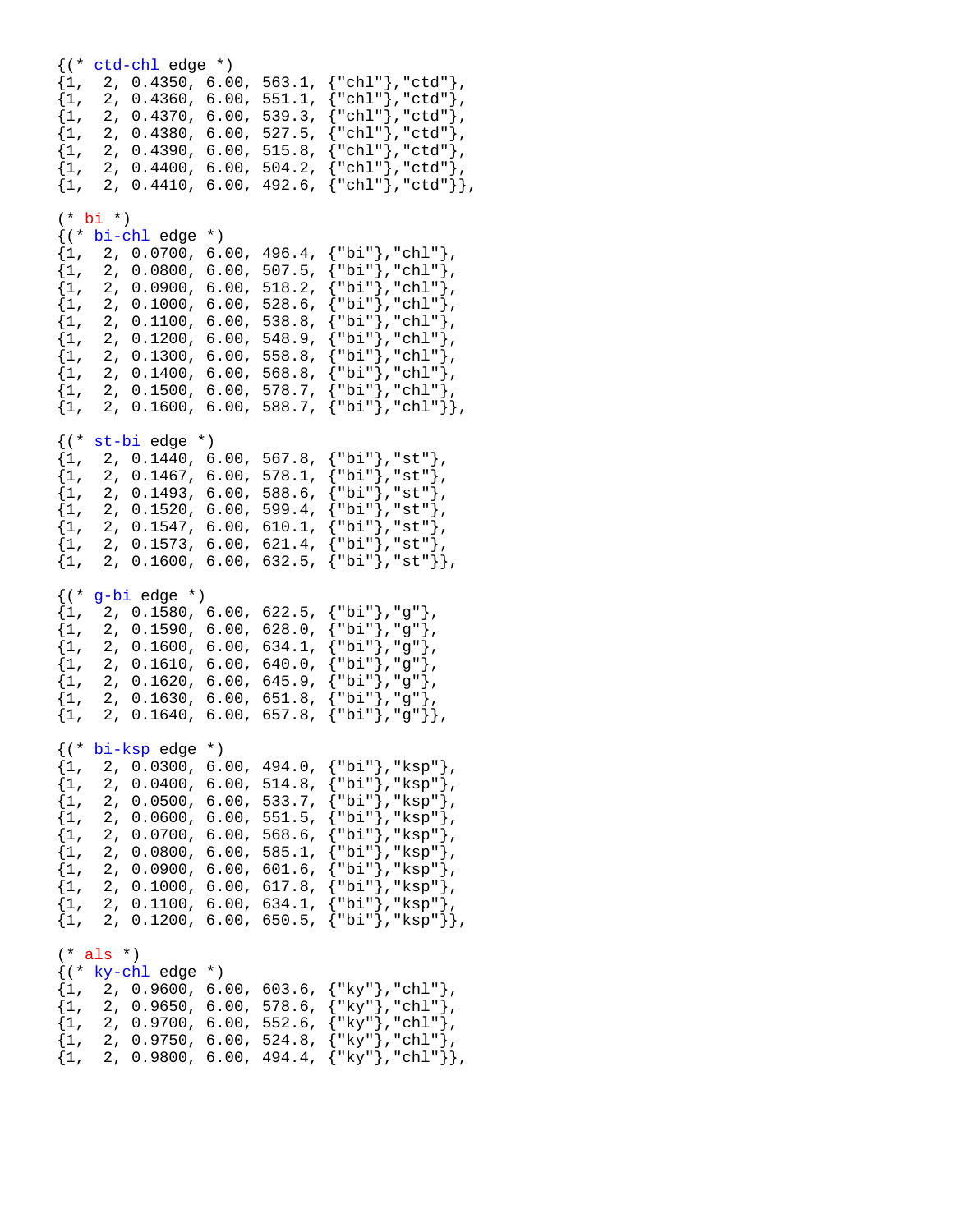```
{(* ctd-chl edge *)
{1,  2, 0.4350, 6.00, 563.1, {"chl"},"ctd"},
{1,  2, 0.4360, 6.00, 551.1, {"chl"},"ctd"},
{1,  2, 0.4370, 6.00, 539.3, {"chl"},"ctd"},
{1,  2, 0.4380, 6.00, 527.5, {"chl"},"ctd"},
{1,  2, 0.4390, 6.00, 515.8, {"chl"},"ctd"},
{1,  2, 0.4400, 6.00, 504.2, {"chl"},"ctd"},
{1,  2, 0.4410, 6.00, 492.6, {"chl"},"ctd"}},

(* bi *)
{(* bi-chl edge *)
{1,  2, 0.0700, 6.00, 496.4, {"bi"},"chl"},
{1,  2, 0.0800, 6.00, 507.5, {"bi"},"chl"},
{1,  2, 0.0900, 6.00, 518.2, {"bi"},"chl"},
{1,  2, 0.1000, 6.00, 528.6, {"bi"},"chl"},
{1,  2, 0.1100, 6.00, 538.8, {"bi"},"chl"},
{1,  2, 0.1200, 6.00, 548.9, {"bi"},"chl"},
{1,  2, 0.1300, 6.00, 558.8, {"bi"},"chl"},
{1,  2, 0.1400, 6.00, 568.8, {"bi"},"chl"},
{1,  2, 0.1500, 6.00, 578.7, {"bi"},"chl"},
{1,  2, 0.1600, 6.00, 588.7, {"bi"},"chl"}},

{(* st-bi edge *)
{1,  2, 0.1440, 6.00, 567.8, {"bi"},"st"},
{1,  2, 0.1467, 6.00, 578.1, {"bi"},"st"},
{1,  2, 0.1493, 6.00, 588.6, {"bi"},"st"},
{1,  2, 0.1520, 6.00, 599.4, {"bi"},"st"},
{1,  2, 0.1547, 6.00, 610.1, {"bi"},"st"},
{1,  2, 0.1573, 6.00, 621.4, {"bi"},"st"},
{1,  2, 0.1600, 6.00, 632.5, {"bi"},"st"}},

{(* g-bi edge *)
{1,  2, 0.1580, 6.00, 622.5, {"bi"},"g"},
{1,  2, 0.1590, 6.00, 628.0, {"bi"},"g"},
{1,  2, 0.1600, 6.00, 634.1, {"bi"},"g"},
{1,  2, 0.1610, 6.00, 640.0, {"bi"},"g"},
{1,  2, 0.1620, 6.00, 645.9, {"bi"},"g"},
{1,  2, 0.1630, 6.00, 651.8, {"bi"},"g"},
{1,  2, 0.1640, 6.00, 657.8, {"bi"},"g"}},

{(* bi-ksp edge *)
{1,  2, 0.0300, 6.00, 494.0, {"bi"},"ksp"},
{1,  2, 0.0400, 6.00, 514.8, {"bi"},"ksp"},
{1,  2, 0.0500, 6.00, 533.7, {"bi"},"ksp"},
{1,  2, 0.0600, 6.00, 551.5, {"bi"},"ksp"},
{1,  2, 0.0700, 6.00, 568.6, {"bi"},"ksp"},
{1,  2, 0.0800, 6.00, 585.1, {"bi"},"ksp"},
{1,  2, 0.0900, 6.00, 601.6, {"bi"},"ksp"},
{1,  2, 0.1000, 6.00, 617.8, {"bi"},"ksp"},
{1,  2, 0.1100, 6.00, 634.1, {"bi"},"ksp"},
{1,  2, 0.1200, 6.00, 650.5, {"bi"},"ksp"}},

(* als *)
{(* ky-chl edge *)
{1,  2, 0.9600, 6.00, 603.6, {"ky"},"chl"},
{1,  2, 0.9650, 6.00, 578.6, {"ky"},"chl"},
{1,  2, 0.9700, 6.00, 552.6, {"ky"},"chl"},
{1,  2, 0.9750, 6.00, 524.8, {"ky"},"chl"},
{1,  2, 0.9800, 6.00, 494.4, {"ky"},"chl"}},
```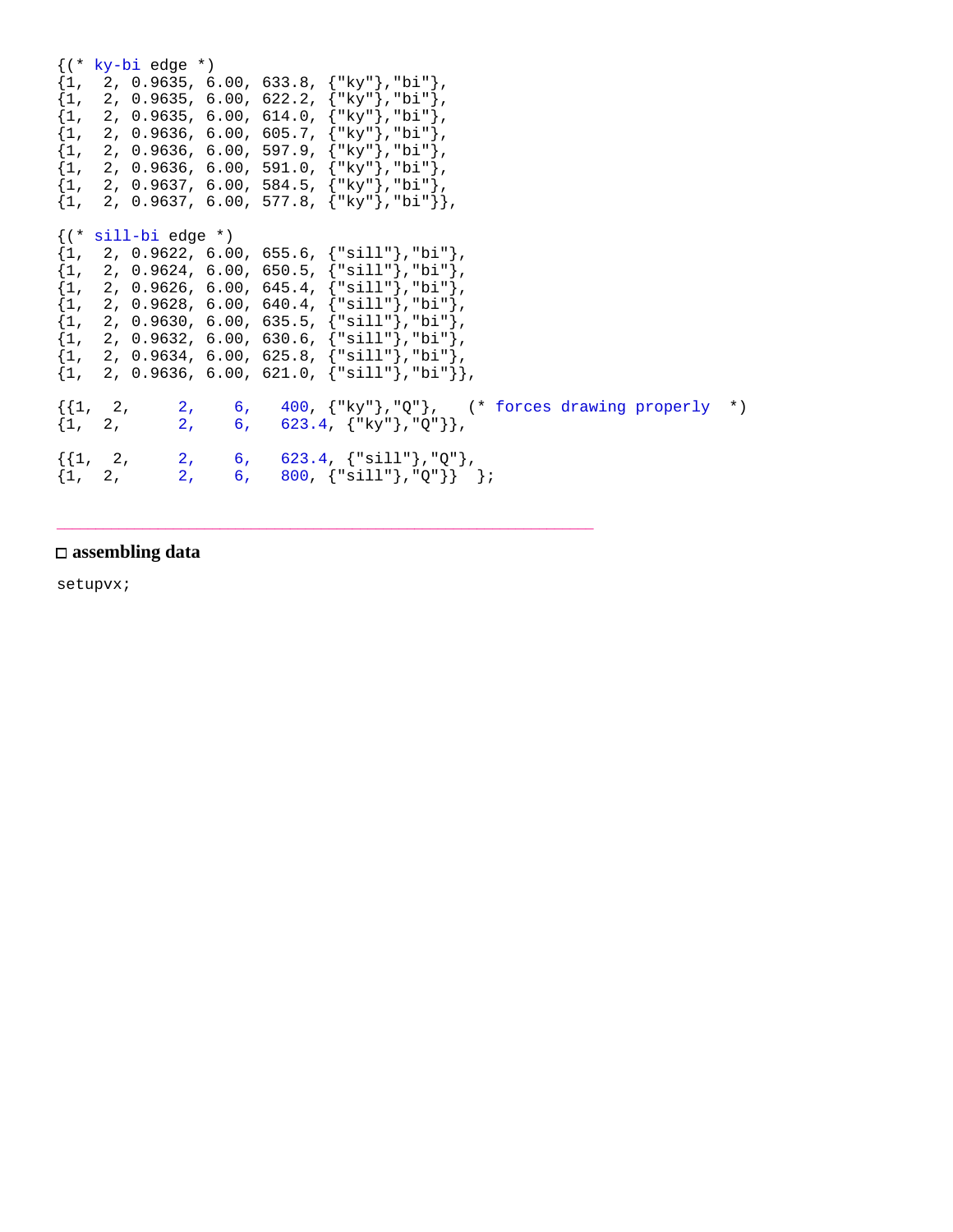```
{(* ky-bi edge *)
{1,  2, 0.9635, 6.00, 633.8, {"ky"},"bi"},
{1,  2, 0.9635, 6.00, 622.2, {"ky"},"bi"},
{1,  2, 0.9635, 6.00, 614.0, {"ky"},"bi"},
{1,  2, 0.9636, 6.00, 605.7, {"ky"},"bi"},
{1,  2, 0.9636, 6.00, 597.9, {"ky"},"bi"},
{1,  2, 0.9636, 6.00, 591.0, {"ky"},"bi"},
{1,  2, 0.9637, 6.00, 584.5, {"ky"},"bi"},
{1,  2, 0.9637, 6.00, 577.8, {"ky"},"bi"}},

{(* sill-bi edge *)
{1,  2, 0.9622, 6.00, 655.6, {"sill"},"bi"},
{1,  2, 0.9624, 6.00, 650.5, {"sill"},"bi"},
{1,  2, 0.9626, 6.00, 645.4, {"sill"},"bi"},
{1,  2, 0.9628, 6.00, 640.4, {"sill"},"bi"},
{1,  2, 0.9630, 6.00, 635.5, {"sill"},"bi"},
{1,  2, 0.9632, 6.00, 630.6, {"sill"},"bi"},
{1,  2, 0.9634, 6.00, 625.8, {"sill"},"bi"},
{1,  2, 0.9636, 6.00, 621.0, {"sill"},"bi"}},

{{1,  2,      2,    6,   400, {"ky"},"Q"},   (* forces drawing properly  *)
{1,  2,      2,    6,   623.4, {"ky"},"Q"}},

{{1,  2,      2,    6,   623.4, {"sill"},"Q"},
{1,  2,      2,    6,   800, {"sill"},"Q"}}  };
```

---

### assembling data

```
setupvx;
```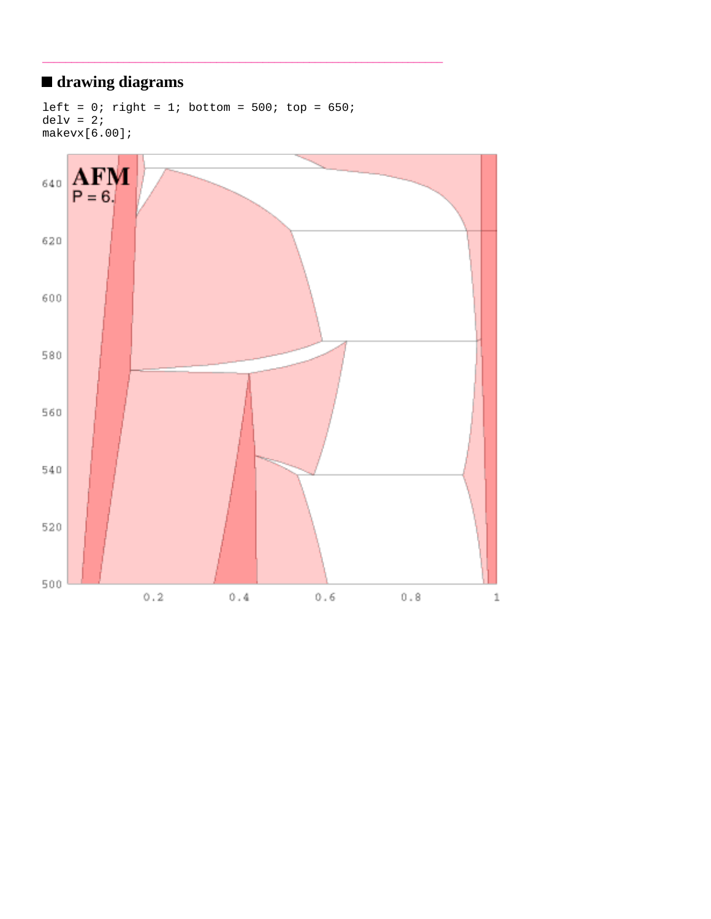## ■ drawing diagrams

```
left = 0; right = 1; bottom = 500; top = 650;
delv = 2;
makevx[6.00];
```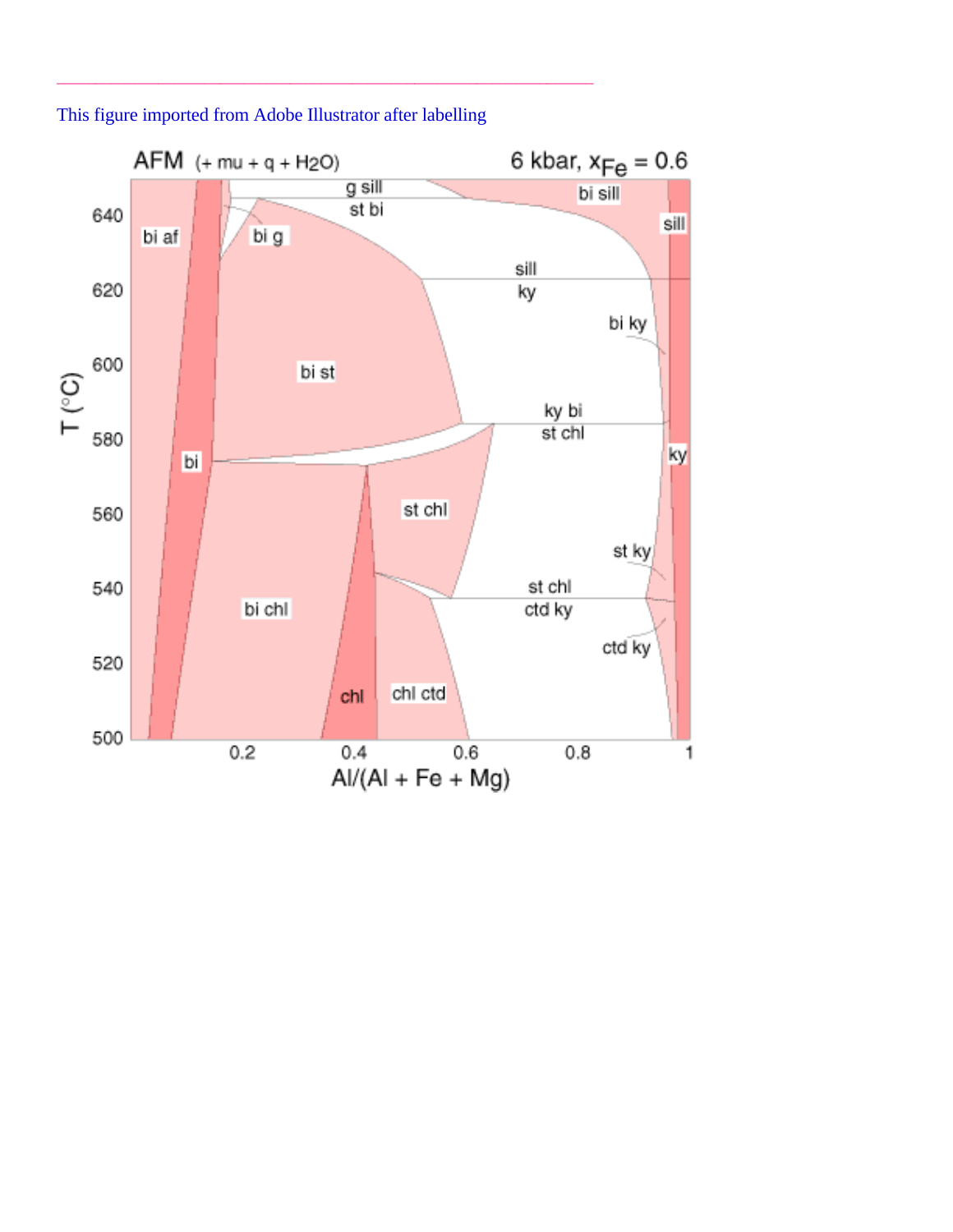---

This figure imported from Adobe Illustrator after labelling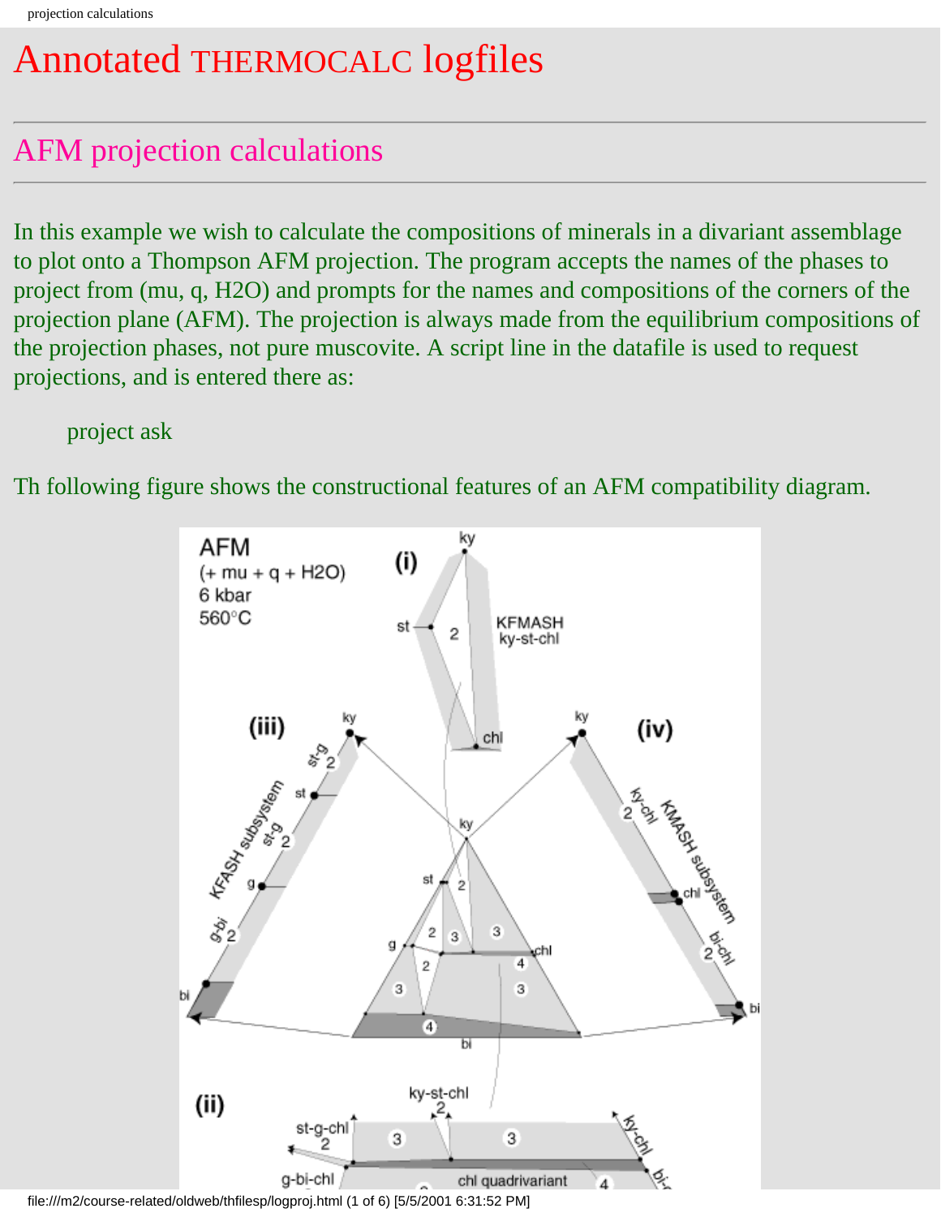# Annotated THERMOCALC logfiles

## AFM projection calculations

In this example we wish to calculate the compositions of minerals in a divariant assemblage to plot onto a Thompson AFM projection. The program accepts the names of the phases to project from (mu, q, H2O) and prompts for the names and compositions of the corners of the projection plane (AFM). The projection is always made from the equilibrium compositions of the projection phases, not pure muscovite. A script line in the datafile is used to request projections, and is entered there as:

> project ask

Th following figure shows the constructional features of an AFM compatibility diagram.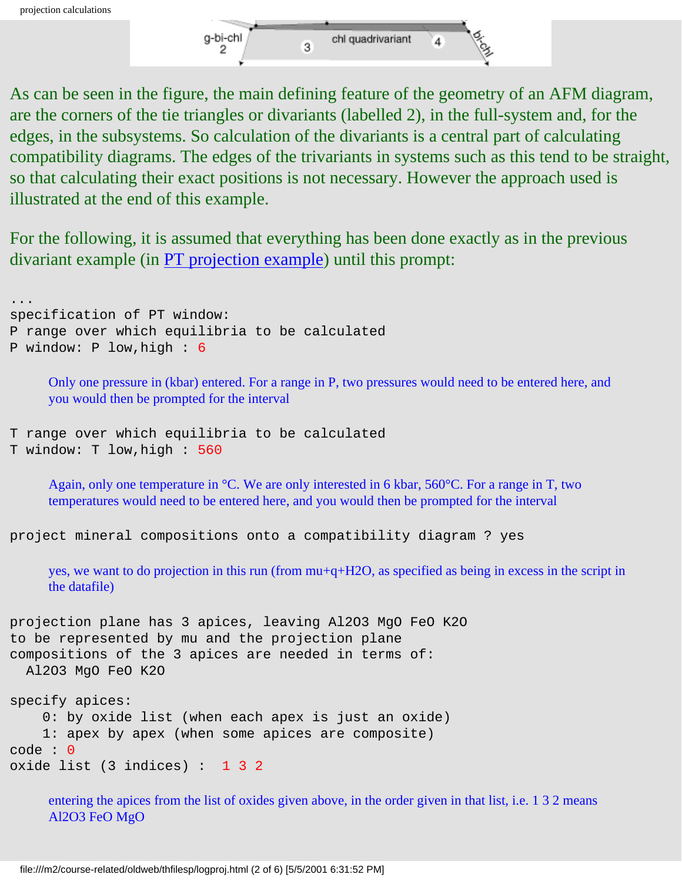g-bi-chl 2    3    chl quadrivariant    4    bi-chl

As can be seen in the figure, the main defining feature of the geometry of an AFM diagram, are the corners of the tie triangles or divariants (labelled 2), in the full-system and, for the edges, in the subsystems. So calculation of the divariants is a central part of calculating compatibility diagrams. The edges of the trivariants in systems such as this tend to be straight, so that calculating their exact positions is not necessary. However the approach used is illustrated at the end of this example.

For the following, it is assumed that everything has been done exactly as in the previous divariant example (in PT projection example) until this prompt:

```
...
specification of PT window:
P range over which equilibria to be calculated
P window: P low,high : 6
```

Only one pressure in (kbar) entered. For a range in P, two pressures would need to be entered here, and you would then be prompted for the interval

```
T range over which equilibria to be calculated
T window: T low,high : 560
```

Again, only one temperature in °C. We are only interested in 6 kbar, 560°C. For a range in T, two temperatures would need to be entered here, and you would then be prompted for the interval

```
project mineral compositions onto a compatibility diagram ? yes
```

yes, we want to do projection in this run (from mu+q+H2O, as specified as being in excess in the script in the datafile)

```
projection plane has 3 apices, leaving Al2O3 MgO FeO K2O
to be represented by mu and the projection plane
compositions of the 3 apices are needed in terms of:
  Al2O3 MgO FeO K2O

specify apices:
    0: by oxide list (when each apex is just an oxide)
    1: apex by apex (when some apices are composite)
code : 0
oxide list (3 indices) :  1 3 2
```

entering the apices from the list of oxides given above, in the order given in that list, i.e. 1 3 2 means Al2O3 FeO MgO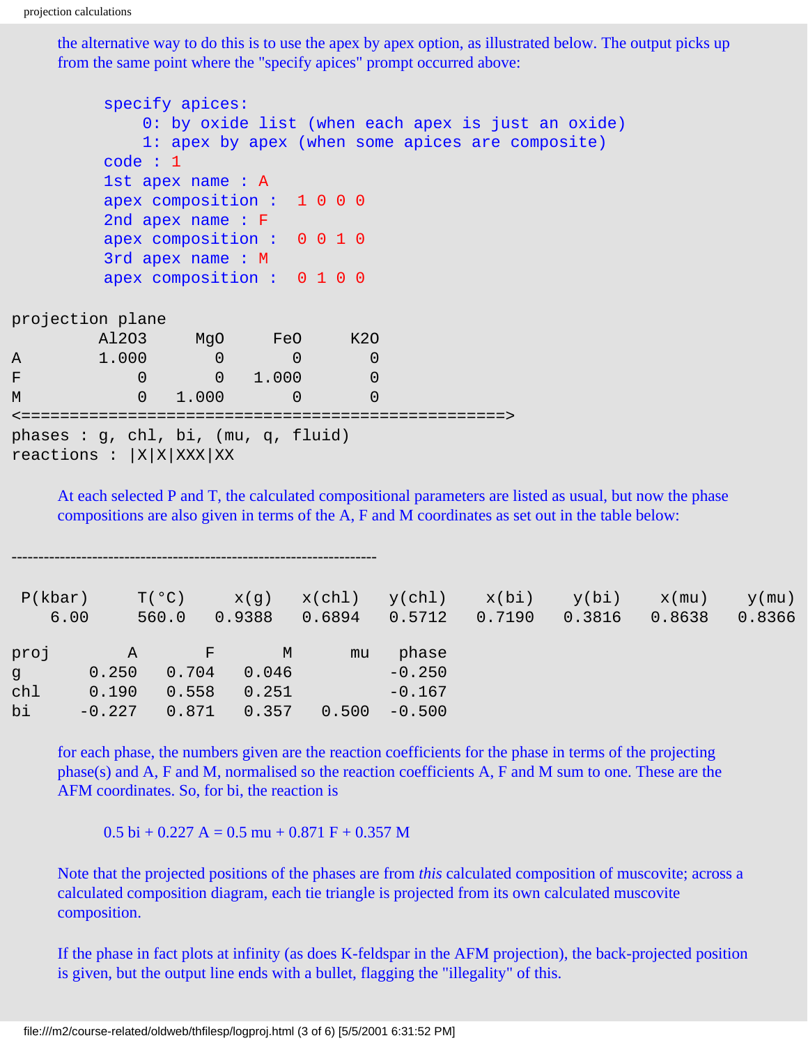the alternative way to do this is to use the apex by apex option, as illustrated below. The output picks up from the same point where the "specify apices" prompt occurred above:

```
specify apices:
    0: by oxide list (when each apex is just an oxide)
    1: apex by apex (when some apices are composite)
code : 1
1st apex name : A
apex composition :  1 0 0 0
2nd apex name : F
apex composition :  0 0 1 0
3rd apex name : M
apex composition :  0 1 0 0
```

```
projection plane
         Al2O3     MgO     FeO     K2O
A        1.000       0       0       0
F            0       0   1.000       0
M            0   1.000       0       0
<==================================================>
phases : g, chl, bi, (mu, q, fluid)
reactions : |X|X|XXX|XX
```

At each selected P and T, the calculated compositional parameters are listed as usual, but now the phase compositions are also given in terms of the A, F and M coordinates as set out in the table below:

```
-------------------------------------------------------------------

 P(kbar)     T(°C)     x(g)   x(chl)   y(chl)    x(bi)    y(bi)    x(mu)    y(mu)
    6.00     560.0   0.9388   0.6894   0.5712   0.7190   0.3816   0.8638   0.8366

proj        A       F       M      mu    phase
g       0.250   0.704   0.046          -0.250
chl     0.190   0.558   0.251          -0.167
bi     -0.227   0.871   0.357   0.500  -0.500
```

for each phase, the numbers given are the reaction coefficients for the phase in terms of the projecting phase(s) and A, F and M, normalised so the reaction coefficients A, F and M sum to one. These are the AFM coordinates. So, for bi, the reaction is

0.5 bi + 0.227 A = 0.5 mu + 0.871 F + 0.357 M

Note that the projected positions of the phases are from *this* calculated composition of muscovite; across a calculated composition diagram, each tie triangle is projected from its own calculated muscovite composition.

If the phase in fact plots at infinity (as does K-feldspar in the AFM projection), the back-projected position is given, but the output line ends with a bullet, flagging the "illegality" of this.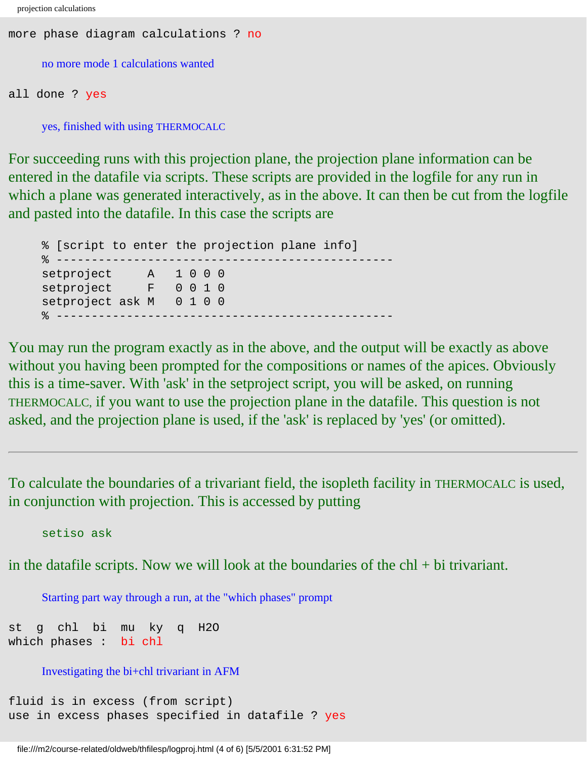```
more phase diagram calculations ? no
```

no more mode 1 calculations wanted

```
all done ? yes
```

yes, finished with using THERMOCALC

For succeeding runs with this projection plane, the projection plane information can be entered in the datafile via scripts. These scripts are provided in the logfile for any run in which a plane was generated interactively, as in the above. It can then be cut from the logfile and pasted into the datafile. In this case the scripts are

```
% [script to enter the projection plane info]
% -----------------------------------------------
setproject     A   1 0 0 0
setproject     F   0 0 1 0
setproject ask M   0 1 0 0
% -----------------------------------------------
```

You may run the program exactly as in the above, and the output will be exactly as above without you having been prompted for the compositions or names of the apices. Obviously this is a time-saver. With 'ask' in the setproject script, you will be asked, on running THERMOCALC, if you want to use the projection plane in the datafile. This question is not asked, and the projection plane is used, if the 'ask' is replaced by 'yes' (or omitted).

---

To calculate the boundaries of a trivariant field, the isopleth facility in THERMOCALC is used, in conjunction with projection. This is accessed by putting

```
setiso ask
```

in the datafile scripts. Now we will look at the boundaries of the chl + bi trivariant.

Starting part way through a run, at the "which phases" prompt

```
st  g  chl  bi  mu  ky  q  H2O
which phases : bi chl
```

Investigating the bi+chl trivariant in AFM

```
fluid is in excess (from script)
use in excess phases specified in datafile ? yes
```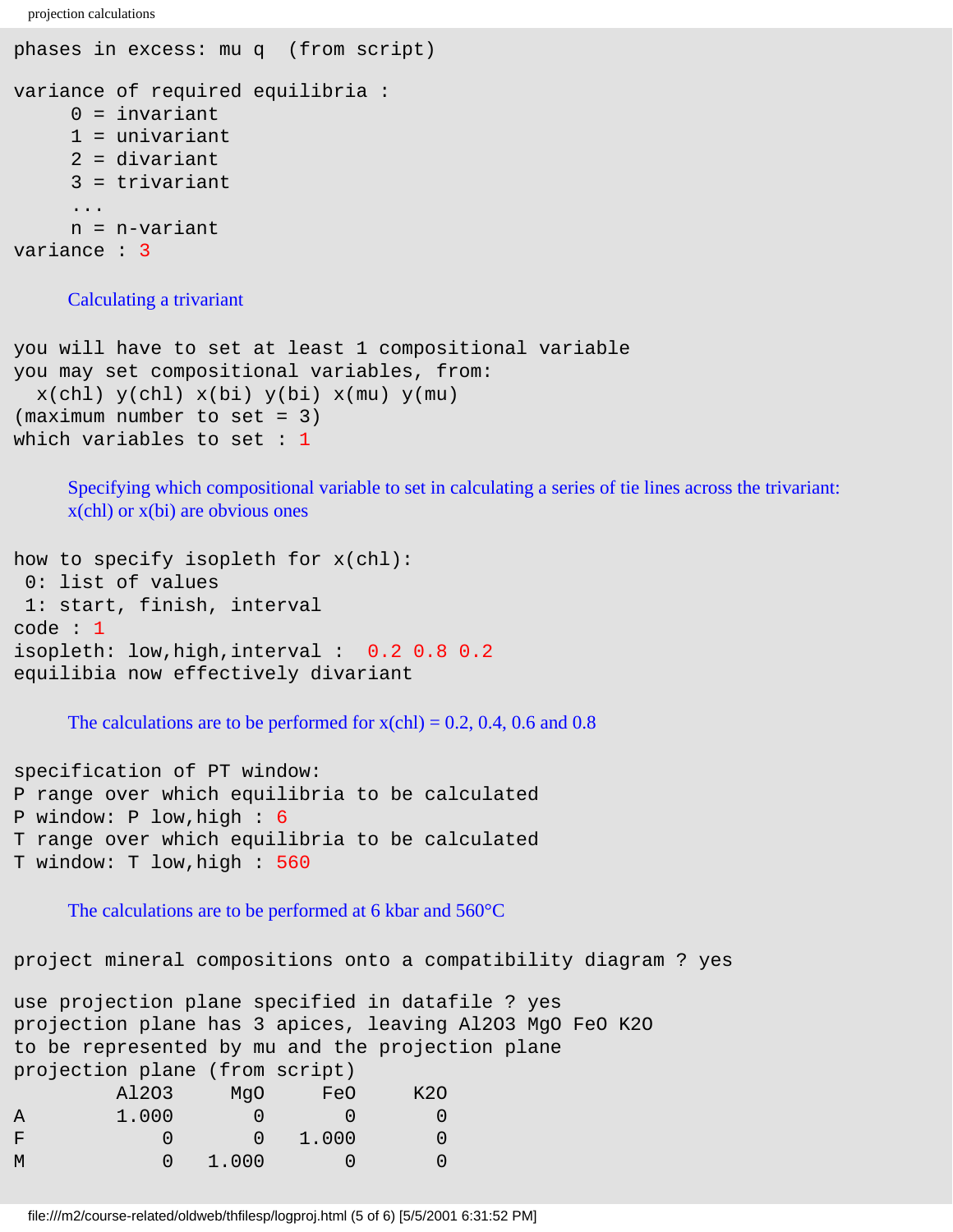```
phases in excess: mu q  (from script)

variance of required equilibria :
     0 = invariant
     1 = univariant
     2 = divariant
     3 = trivariant
     ...
     n = n-variant
variance : 3
```

Calculating a trivariant

```
you will have to set at least 1 compositional variable
you may set compositional variables, from:
  x(chl) y(chl) x(bi) y(bi) x(mu) y(mu)
(maximum number to set = 3)
which variables to set : 1
```

Specifying which compositional variable to set in calculating a series of tie lines across the trivariant: x(chl) or x(bi) are obvious ones

```
how to specify isopleth for x(chl):
 0: list of values
 1: start, finish, interval
code : 1
isopleth: low,high,interval :  0.2 0.8 0.2
equilibia now effectively divariant
```

The calculations are to be performed for x(chl) = 0.2, 0.4, 0.6 and 0.8

```
specification of PT window:
P range over which equilibria to be calculated
P window: P low,high : 6
T range over which equilibria to be calculated
T window: T low,high : 560
```

The calculations are to be performed at 6 kbar and 560°C

```
project mineral compositions onto a compatibility diagram ? yes

use projection plane specified in datafile ? yes
projection plane has 3 apices, leaving Al2O3 MgO FeO K2O
to be represented by mu and the projection plane
projection plane (from script)
         Al2O3     MgO     FeO     K2O
A        1.000       0       0       0
F            0       0   1.000       0
M            0   1.000       0       0
```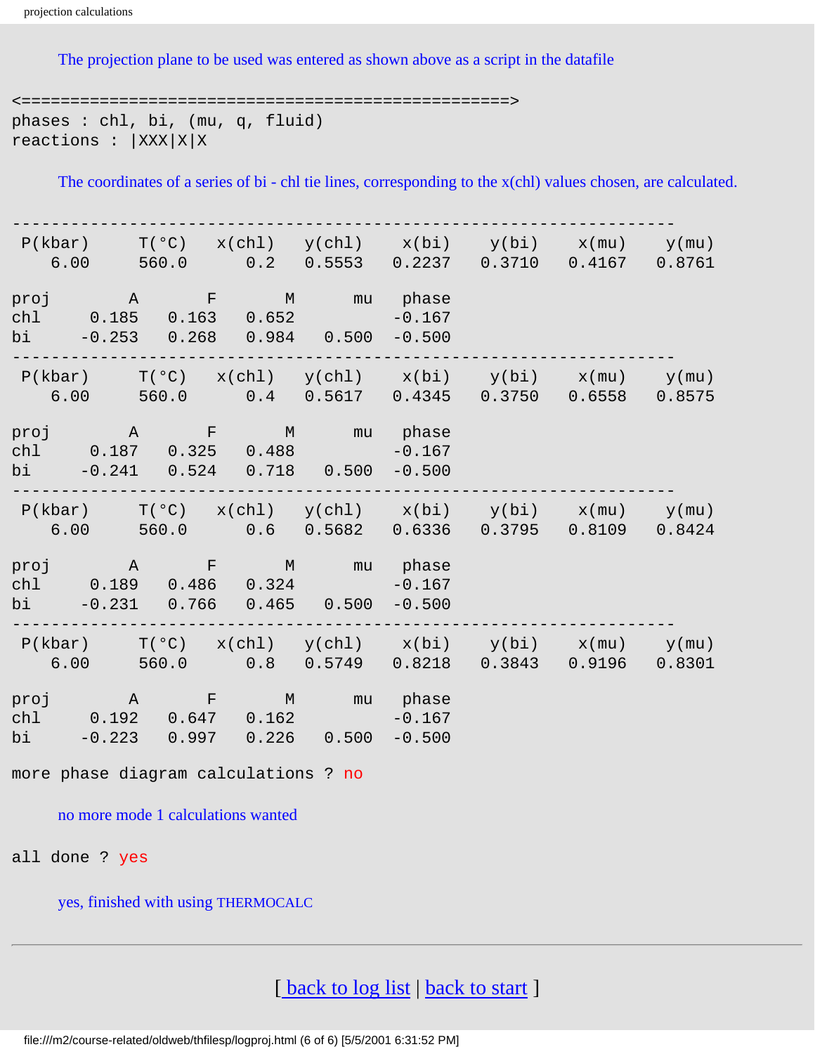The projection plane to be used was entered as shown above as a script in the datafile

```
<==================================================>
phases : chl, bi, (mu, q, fluid)
reactions : |XXX|X|X
```

The coordinates of a series of bi - chl tie lines, corresponding to the x(chl) values chosen, are calculated.

```
--------------------------------------------------------------------
 P(kbar)     T(°C)   x(chl)   y(chl)    x(bi)    y(bi)    x(mu)    y(mu)
    6.00     560.0      0.2   0.5553   0.2237   0.3710   0.4167   0.8761

proj        A       F       M      mu    phase
chl     0.185   0.163   0.652           -0.167
bi     -0.253   0.268   0.984   0.500   -0.500
--------------------------------------------------------------------
 P(kbar)     T(°C)   x(chl)   y(chl)    x(bi)    y(bi)    x(mu)    y(mu)
    6.00     560.0      0.4   0.5617   0.4345   0.3750   0.6558   0.8575

proj        A       F       M      mu    phase
chl     0.187   0.325   0.488           -0.167
bi     -0.241   0.524   0.718   0.500   -0.500
--------------------------------------------------------------------
 P(kbar)     T(°C)   x(chl)   y(chl)    x(bi)    y(bi)    x(mu)    y(mu)
    6.00     560.0      0.6   0.5682   0.6336   0.3795   0.8109   0.8424

proj        A       F       M      mu    phase
chl     0.189   0.486   0.324           -0.167
bi     -0.231   0.766   0.465   0.500   -0.500
--------------------------------------------------------------------
 P(kbar)     T(°C)   x(chl)   y(chl)    x(bi)    y(bi)    x(mu)    y(mu)
    6.00     560.0      0.8   0.5749   0.8218   0.3843   0.9196   0.8301

proj        A       F       M      mu    phase
chl     0.192   0.647   0.162           -0.167
bi     -0.223   0.997   0.226   0.500   -0.500

more phase diagram calculations ? no
```

no more mode 1 calculations wanted

```
all done ? yes
```

yes, finished with using THERMOCALC

---

[ back to log list | back to start ]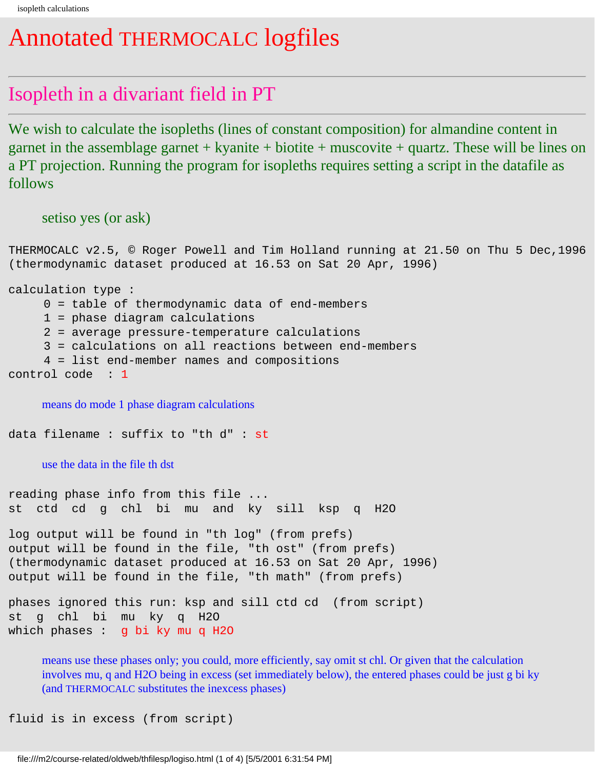# Annotated THERMOCALC logfiles

## Isopleth in a divariant field in PT

We wish to calculate the isopleths (lines of constant composition) for almandine content in garnet in the assemblage garnet + kyanite + biotite + muscovite + quartz. These will be lines on a PT projection. Running the program for isopleths requires setting a script in the datafile as follows

> setiso yes (or ask)

```
THERMOCALC v2.5, © Roger Powell and Tim Holland running at 21.50 on Thu 5 Dec,1996
(thermodynamic dataset produced at 16.53 on Sat 20 Apr, 1996)

calculation type :
     0 = table of thermodynamic data of end-members
     1 = phase diagram calculations
     2 = average pressure-temperature calculations
     3 = calculations on all reactions between end-members
     4 = list end-member names and compositions
control code  : 1
```

> means do mode 1 phase diagram calculations

```
data filename : suffix to "th d" : st
```

> use the data in the file th dst

```
reading phase info from this file ...
st  ctd  cd  g  chl  bi  mu  and  ky  sill  ksp  q  H2O

log output will be found in "th log" (from prefs)
output will be found in the file, "th ost" (from prefs)
(thermodynamic dataset produced at 16.53 on Sat 20 Apr, 1996)
output will be found in the file, "th math" (from prefs)

phases ignored this run: ksp and sill ctd cd  (from script)
st  g  chl  bi  mu  ky  q  H2O
which phases :  g bi ky mu q H2O
```

> means use these phases only; you could, more efficiently, say omit st chl. Or given that the calculation involves mu, q and H2O being in excess (set immediately below), the entered phases could be just g bi ky (and THERMOCALC substitutes the inexcess phases)

```
fluid is in excess (from script)
```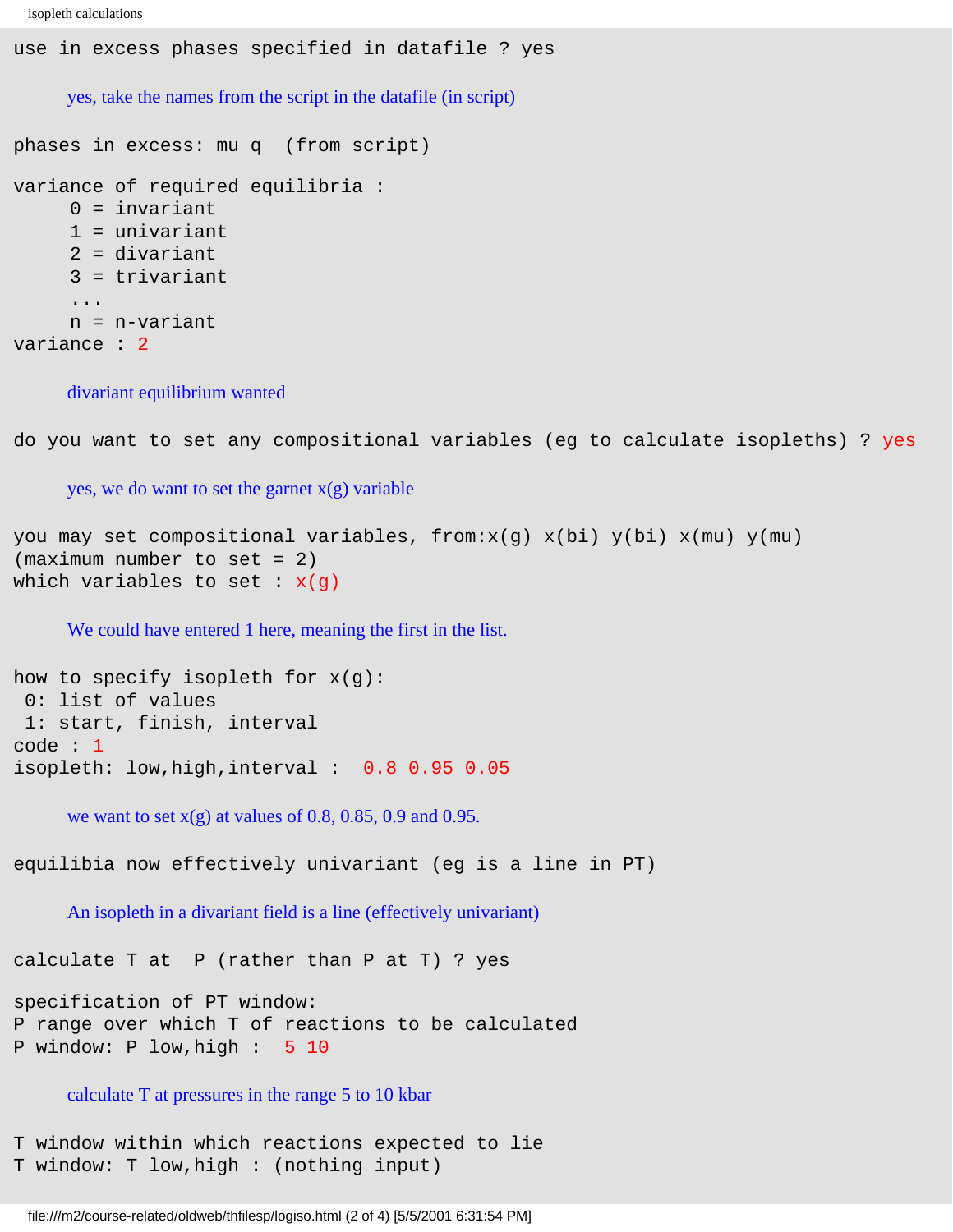```
use in excess phases specified in datafile ? yes
```

yes, take the names from the script in the datafile (in script)

```
phases in excess: mu q  (from script)

variance of required equilibria :
     0 = invariant
     1 = univariant
     2 = divariant
     3 = trivariant
     ...
     n = n-variant
variance : 2
```

divariant equilibrium wanted

```
do you want to set any compositional variables (eg to calculate isopleths) ? yes
```

yes, we do want to set the garnet x(g) variable

```
you may set compositional variables, from:x(g) x(bi) y(bi) x(mu) y(mu)
(maximum number to set = 2)
which variables to set : x(g)
```

We could have entered 1 here, meaning the first in the list.

```
how to specify isopleth for x(g):
 0: list of values
 1: start, finish, interval
code : 1
isopleth: low,high,interval :  0.8 0.95 0.05
```

we want to set x(g) at values of 0.8, 0.85, 0.9 and 0.95.

```
equilibia now effectively univariant (eg is a line in PT)
```

An isopleth in a divariant field is a line (effectively univariant)

```
calculate T at  P (rather than P at T) ? yes

specification of PT window:
P range over which T of reactions to be calculated
P window: P low,high :  5 10
```

calculate T at pressures in the range 5 to 10 kbar

```
T window within which reactions expected to lie
T window: T low,high : (nothing input)
```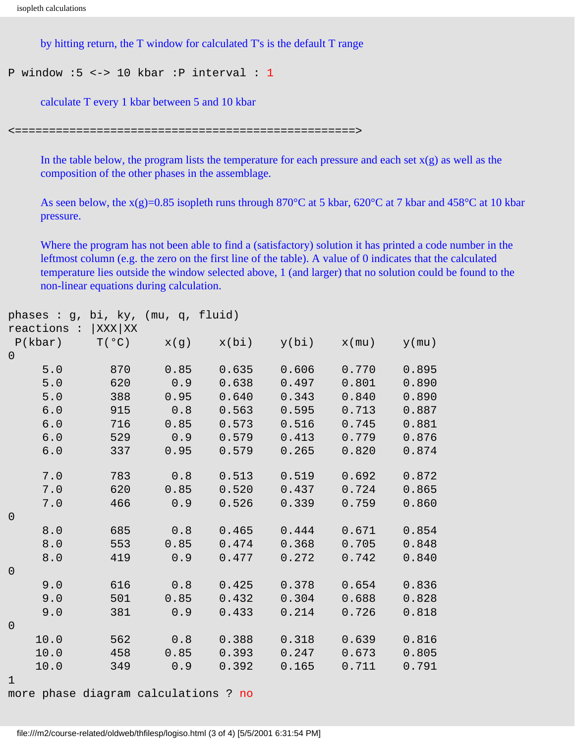by hitting return, the T window for calculated T's is the default T range

```
P window :5 <-> 10 kbar :P interval : 1
```

calculate T every 1 kbar between 5 and 10 kbar

```
<==================================================>
```

In the table below, the program lists the temperature for each pressure and each set x(g) as well as the composition of the other phases in the assemblage.

As seen below, the x(g)=0.85 isopleth runs through 870°C at 5 kbar, 620°C at 7 kbar and 458°C at 10 kbar pressure.

Where the program has not been able to find a (satisfactory) solution it has printed a code number in the leftmost column (e.g. the zero on the first line of the table). A value of 0 indicates that the calculated temperature lies outside the window selected above, 1 (and larger) that no solution could be found to the non-linear equations during calculation.

```
phases : g, bi, ky, (mu, q, fluid)
reactions : |XXX|XX
 P(kbar)     T(°C)     x(g)     x(bi)    y(bi)    x(mu)    y(mu)
0
     5.0       870     0.85     0.635    0.606    0.770    0.895
     5.0       620      0.9     0.638    0.497    0.801    0.890
     5.0       388     0.95     0.640    0.343    0.840    0.890
     6.0       915      0.8     0.563    0.595    0.713    0.887
     6.0       716     0.85     0.573    0.516    0.745    0.881
     6.0       529      0.9     0.579    0.413    0.779    0.876
     6.0       337     0.95     0.579    0.265    0.820    0.874

     7.0       783      0.8     0.513    0.519    0.692    0.872
     7.0       620     0.85     0.520    0.437    0.724    0.865
     7.0       466      0.9     0.526    0.339    0.759    0.860
0
     8.0       685      0.8     0.465    0.444    0.671    0.854
     8.0       553     0.85     0.474    0.368    0.705    0.848
     8.0       419      0.9     0.477    0.272    0.742    0.840
0
     9.0       616      0.8     0.425    0.378    0.654    0.836
     9.0       501     0.85     0.432    0.304    0.688    0.828
     9.0       381      0.9     0.433    0.214    0.726    0.818
0
    10.0       562      0.8     0.388    0.318    0.639    0.816
    10.0       458     0.85     0.393    0.247    0.673    0.805
    10.0       349      0.9     0.392    0.165    0.711    0.791
1
more phase diagram calculations ? no
```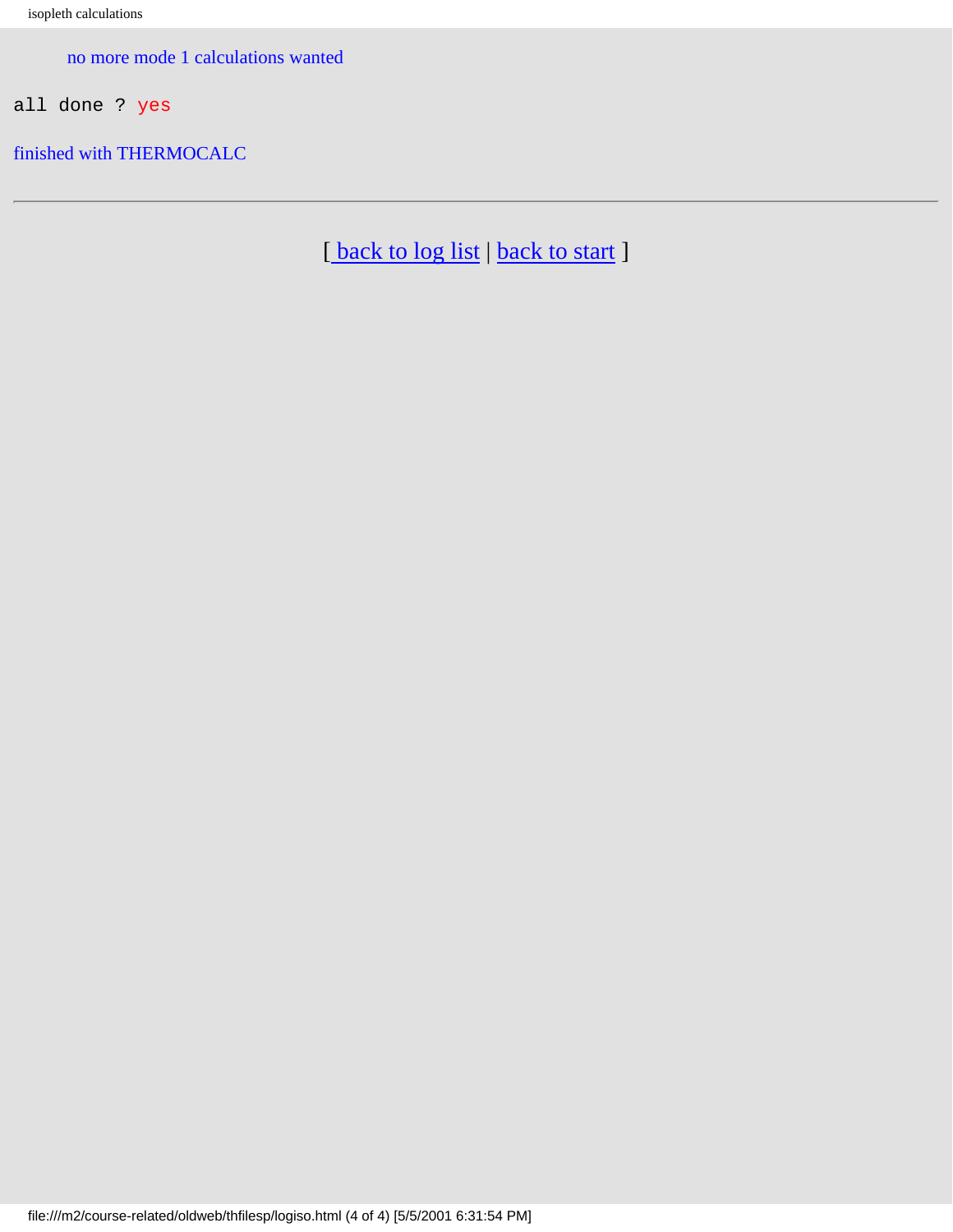no more mode 1 calculations wanted

```
all done ? yes
```

finished with THERMOCALC

---

[ back to log list | back to start ]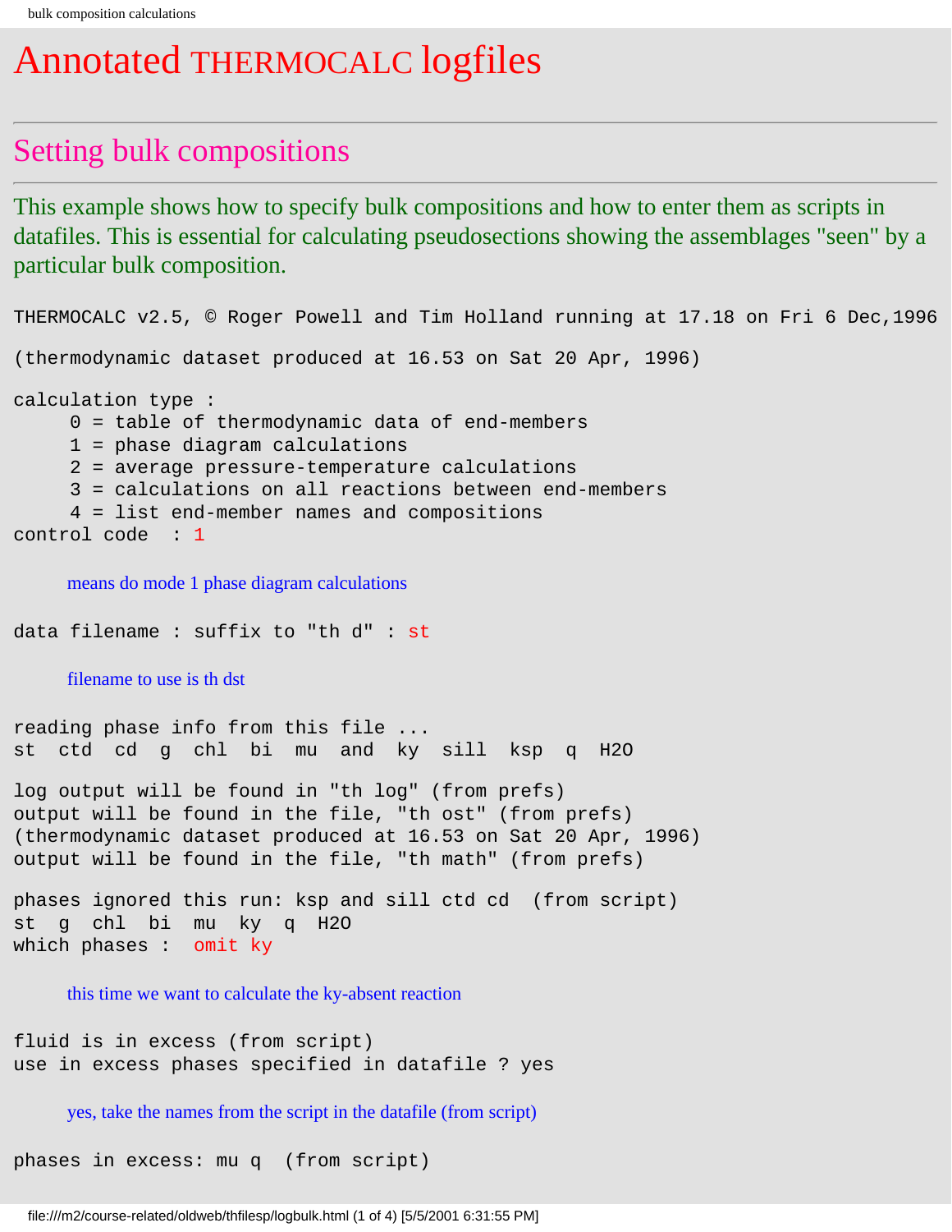# Annotated THERMOCALC logfiles

## Setting bulk compositions

This example shows how to specify bulk compositions and how to enter them as scripts in datafiles. This is essential for calculating pseudosections showing the assemblages "seen" by a particular bulk composition.

```
THERMOCALC v2.5, © Roger Powell and Tim Holland running at 17.18 on Fri 6 Dec,1996

(thermodynamic dataset produced at 16.53 on Sat 20 Apr, 1996)

calculation type :
     0 = table of thermodynamic data of end-members
     1 = phase diagram calculations
     2 = average pressure-temperature calculations
     3 = calculations on all reactions between end-members
     4 = list end-member names and compositions
control code  : 1
```

means do mode 1 phase diagram calculations

```
data filename : suffix to "th d" : st
```

filename to use is th dst

```
reading phase info from this file ...
st   ctd   cd   g   chl   bi   mu   and   ky   sill   ksp   q   H2O

log output will be found in "th log" (from prefs)
output will be found in the file, "th ost" (from prefs)
(thermodynamic dataset produced at 16.53 on Sat 20 Apr, 1996)
output will be found in the file, "th math" (from prefs)

phases ignored this run: ksp and sill ctd cd  (from script)
st   g   chl   bi   mu   ky   q   H2O
which phases :  omit ky
```

this time we want to calculate the ky-absent reaction

```
fluid is in excess (from script)
use in excess phases specified in datafile ? yes
```

yes, take the names from the script in the datafile (from script)

```
phases in excess: mu q  (from script)
```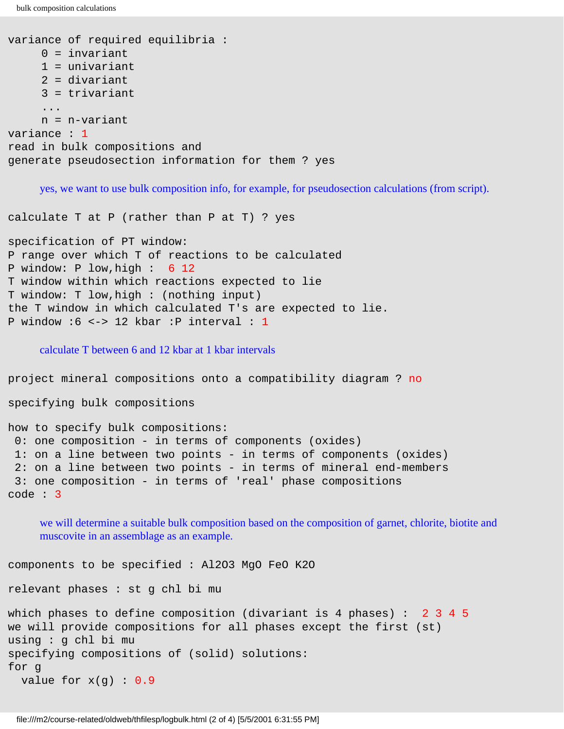```
variance of required equilibria :
     0 = invariant
     1 = univariant
     2 = divariant
     3 = trivariant
     ...
     n = n-variant
variance : 1
read in bulk compositions and
generate pseudosection information for them ? yes
```

yes, we want to use bulk composition info, for example, for pseudosection calculations (from script).

```
calculate T at P (rather than P at T) ? yes

specification of PT window:
P range over which T of reactions to be calculated
P window: P low,high :  6 12
T window within which reactions expected to lie
T window: T low,high : (nothing input)
the T window in which calculated T's are expected to lie.
P window :6 <-> 12 kbar :P interval : 1
```

calculate T between 6 and 12 kbar at 1 kbar intervals

```
project mineral compositions onto a compatibility diagram ? no

specifying bulk compositions

how to specify bulk compositions:
 0: one composition - in terms of components (oxides)
 1: on a line between two points - in terms of components (oxides)
 2: on a line between two points - in terms of mineral end-members
 3: one composition - in terms of 'real' phase compositions
code : 3
```

we will determine a suitable bulk composition based on the composition of garnet, chlorite, biotite and muscovite in an assemblage as an example.

```
components to be specified : Al2O3 MgO FeO K2O

relevant phases : st g chl bi mu

which phases to define composition (divariant is 4 phases) :  2 3 4 5
we will provide compositions for all phases except the first (st)
using : g chl bi mu
specifying compositions of (solid) solutions:
for g
  value for x(g) : 0.9
```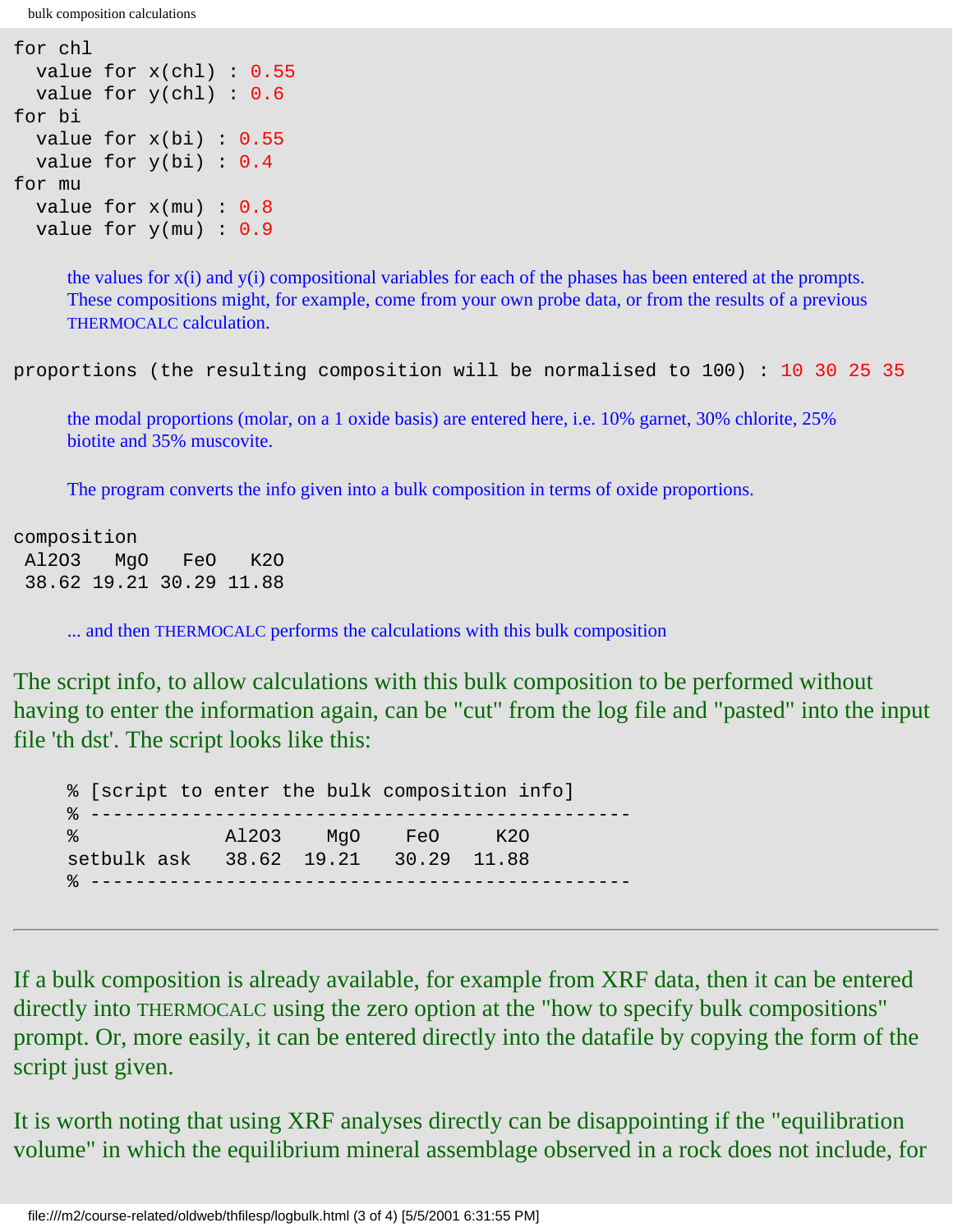```
for chl
  value for x(chl) : 0.55
  value for y(chl) : 0.6
for bi
  value for x(bi) : 0.55
  value for y(bi) : 0.4
for mu
  value for x(mu) : 0.8
  value for y(mu) : 0.9
```

the values for x(i) and y(i) compositional variables for each of the phases has been entered at the prompts. These compositions might, for example, come from your own probe data, or from the results of a previous THERMOCALC calculation.

```
proportions (the resulting composition will be normalised to 100) : 10 30 25 35
```

the modal proportions (molar, on a 1 oxide basis) are entered here, i.e. 10% garnet, 30% chlorite, 25% biotite and 35% muscovite.

The program converts the info given into a bulk composition in terms of oxide proportions.

```
composition
 Al2O3   MgO   FeO   K2O
 38.62 19.21 30.29 11.88
```

... and then THERMOCALC performs the calculations with this bulk composition

The script info, to allow calculations with this bulk composition to be performed without having to enter the information again, can be "cut" from the log file and "pasted" into the input file 'th dst'. The script looks like this:

```
% [script to enter the bulk composition info]
% ------------------------------------------------
%             Al2O3    MgO    FeO     K2O
setbulk ask   38.62  19.21   30.29  11.88
% ------------------------------------------------
```

---

If a bulk composition is already available, for example from XRF data, then it can be entered directly into THERMOCALC using the zero option at the "how to specify bulk compositions" prompt. Or, more easily, it can be entered directly into the datafile by copying the form of the script just given.

It is worth noting that using XRF analyses directly can be disappointing if the "equilibration volume" in which the equilibrium mineral assemblage observed in a rock does not include, for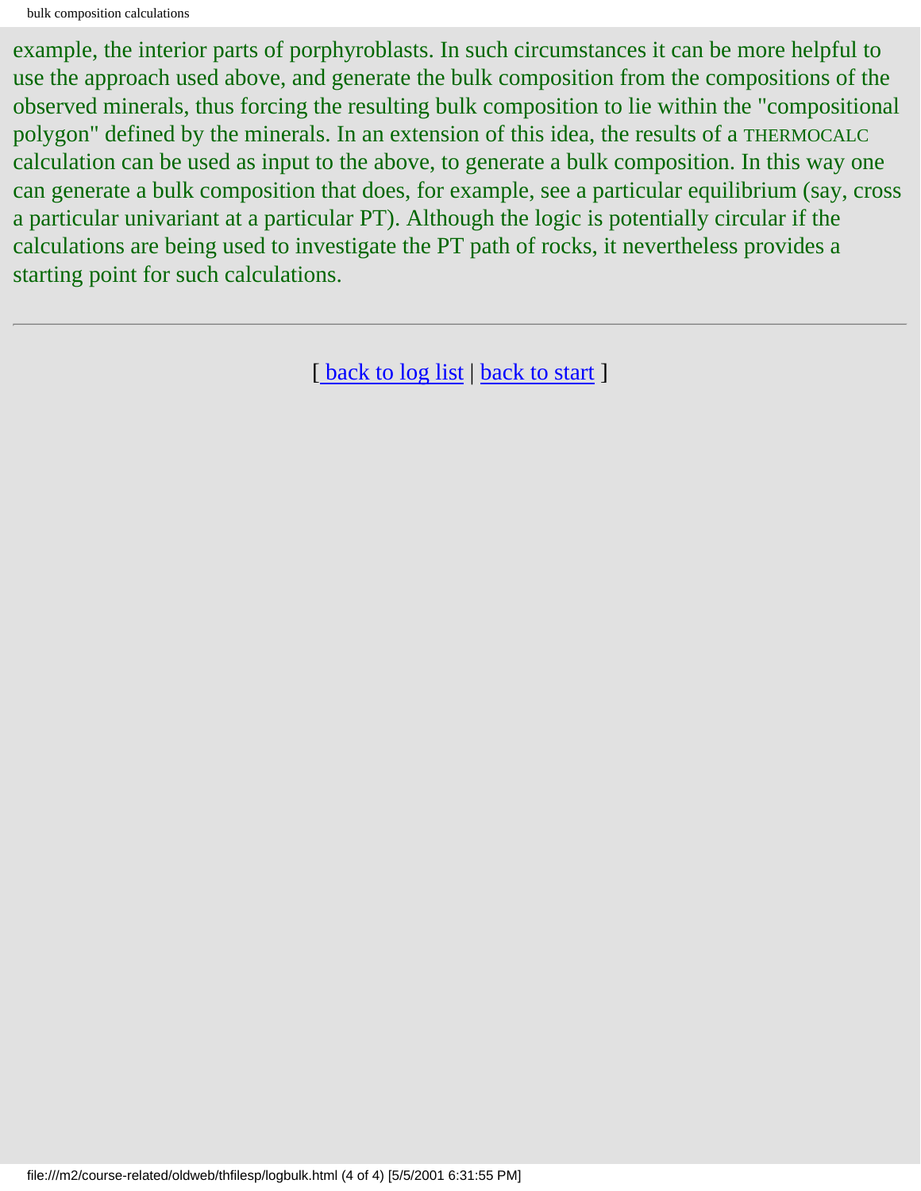example, the interior parts of porphyroblasts. In such circumstances it can be more helpful to use the approach used above, and generate the bulk composition from the compositions of the observed minerals, thus forcing the resulting bulk composition to lie within the "compositional polygon" defined by the minerals. In an extension of this idea, the results of a THERMOCALC calculation can be used as input to the above, to generate a bulk composition. In this way one can generate a bulk composition that does, for example, see a particular equilibrium (say, cross a particular univariant at a particular PT). Although the logic is potentially circular if the calculations are being used to investigate the PT path of rocks, it nevertheless provides a starting point for such calculations.

---

[ back to log list | back to start ]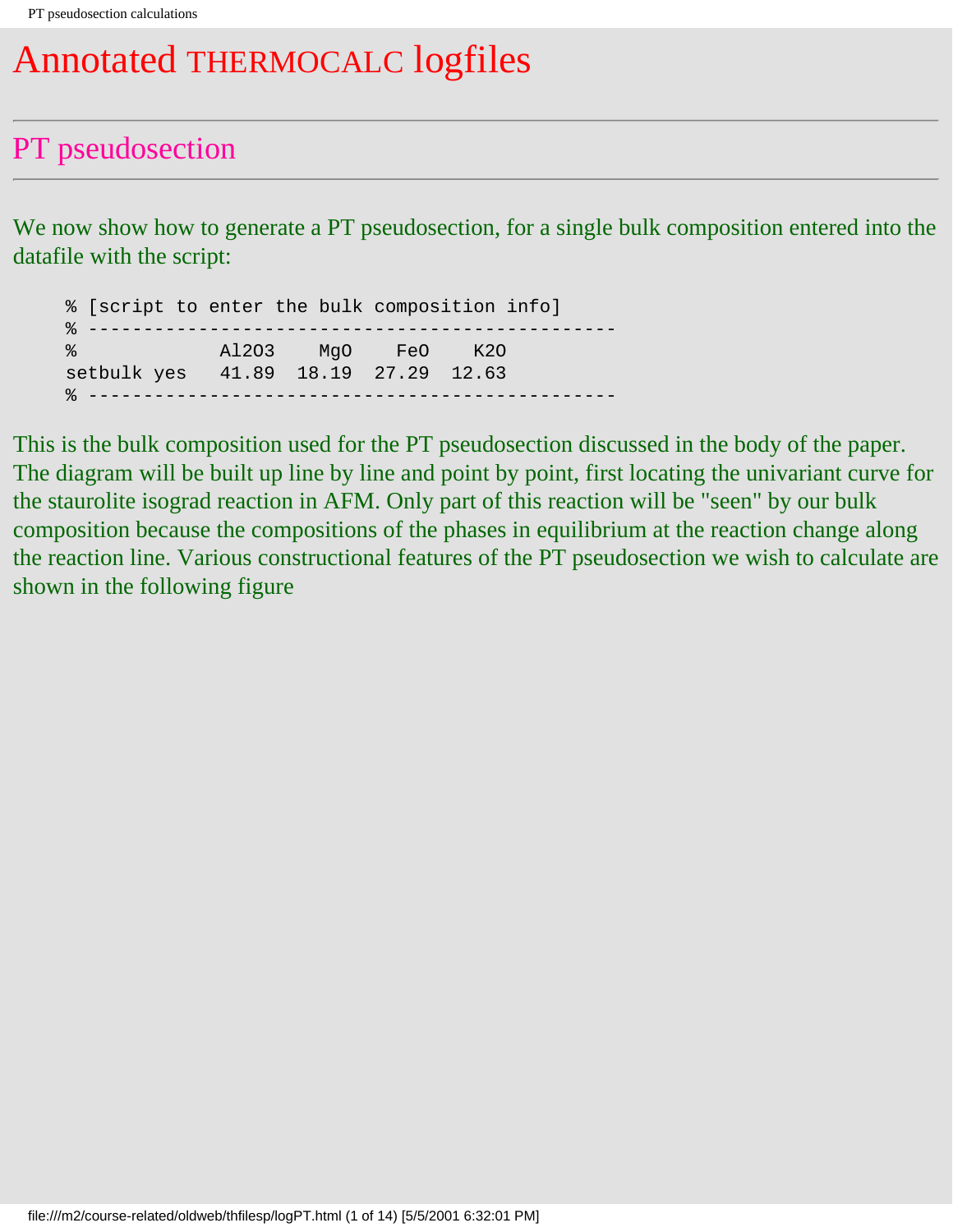# Annotated THERMOCALC logfiles

## PT pseudosection

We now show how to generate a PT pseudosection, for a single bulk composition entered into the datafile with the script:

```
% [script to enter the bulk composition info]
% ---------------------------------------------
%             Al2O3    MgO    FeO    K2O
setbulk yes   41.89  18.19  27.29  12.63
% ---------------------------------------------
```

This is the bulk composition used for the PT pseudosection discussed in the body of the paper. The diagram will be built up line by line and point by point, first locating the univariant curve for the staurolite isograd reaction in AFM. Only part of this reaction will be "seen" by our bulk composition because the compositions of the phases in equilibrium at the reaction change along the reaction line. Various constructional features of the PT pseudosection we wish to calculate are shown in the following figure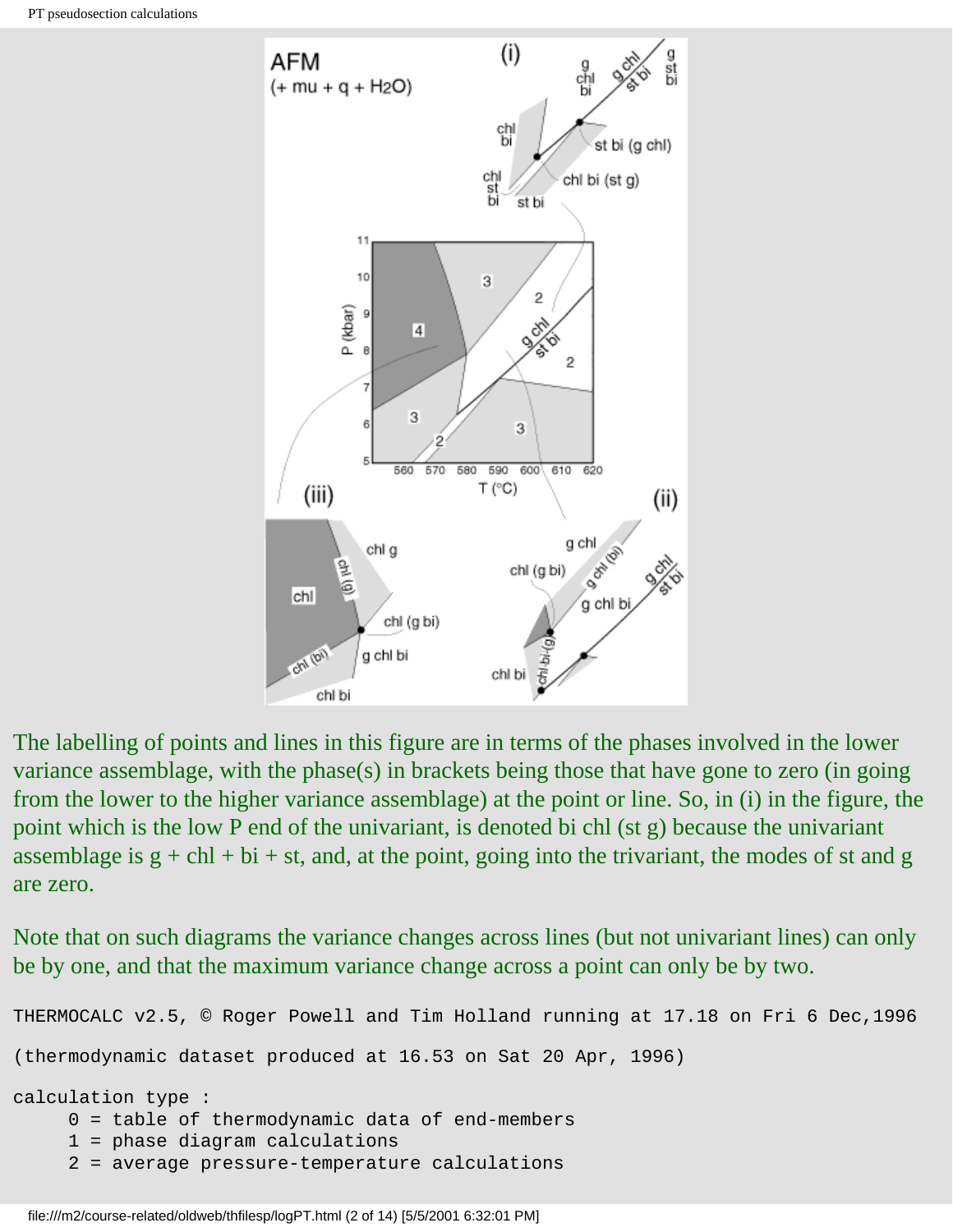The labelling of points and lines in this figure are in terms of the phases involved in the lower variance assemblage, with the phase(s) in brackets being those that have gone to zero (in going from the lower to the higher variance assemblage) at the point or line. So, in (i) in the figure, the point which is the low P end of the univariant, is denoted bi chl (st g) because the univariant assemblage is g + chl + bi + st, and, at the point, going into the trivariant, the modes of st and g are zero.

Note that on such diagrams the variance changes across lines (but not univariant lines) can only be by one, and that the maximum variance change across a point can only be by two.

```
THERMOCALC v2.5, © Roger Powell and Tim Holland running at 17.18 on Fri 6 Dec,1996

(thermodynamic dataset produced at 16.53 on Sat 20 Apr, 1996)

calculation type :
     0 = table of thermodynamic data of end-members
     1 = phase diagram calculations
     2 = average pressure-temperature calculations
```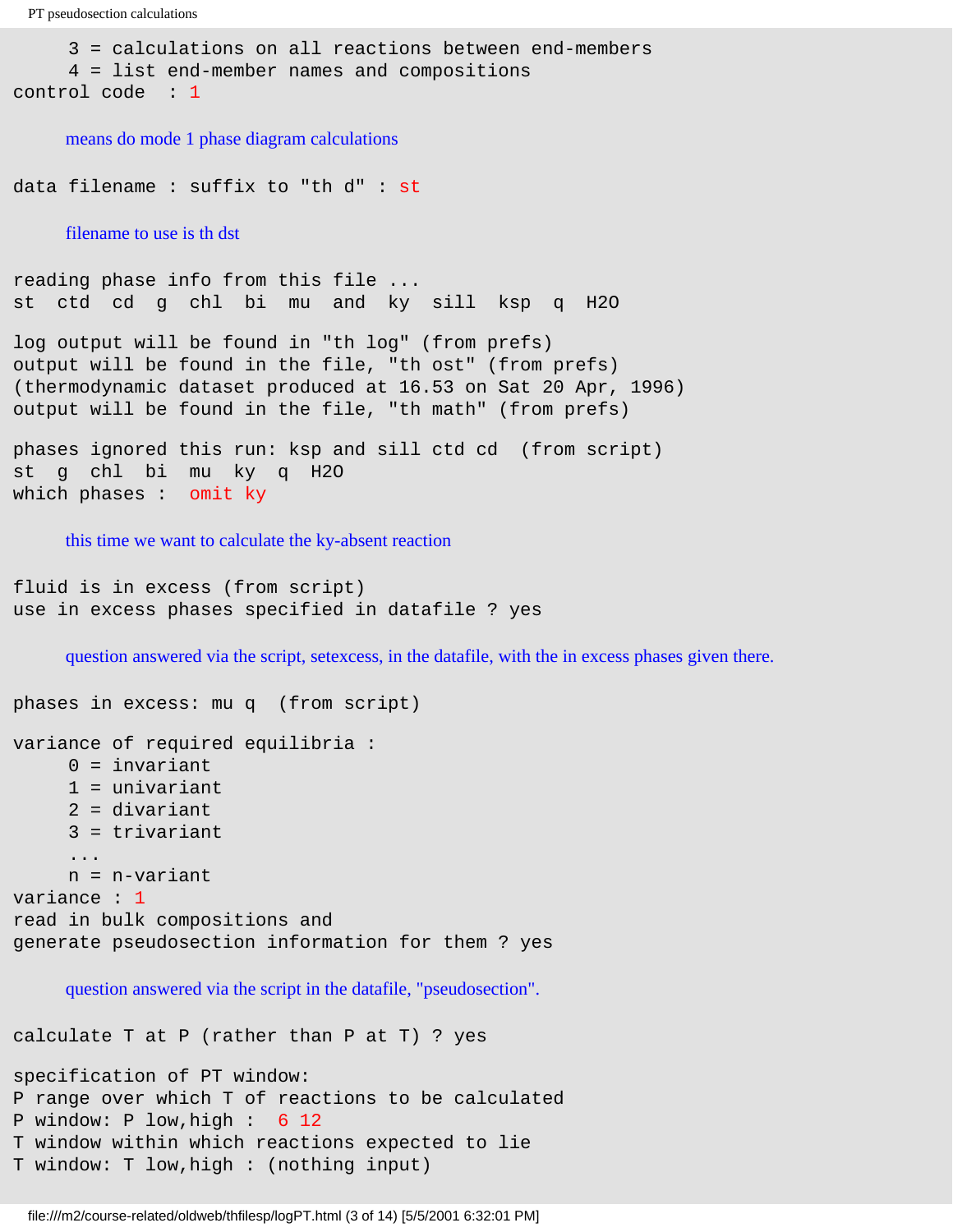```
     3 = calculations on all reactions between end-members
     4 = list end-member names and compositions
control code  : 1
```

means do mode 1 phase diagram calculations

```
data filename : suffix to "th d" : st
```

filename to use is th dst

```
reading phase info from this file ...
st  ctd  cd  g  chl  bi  mu  and  ky  sill  ksp  q  H2O

log output will be found in "th log" (from prefs)
output will be found in the file, "th ost" (from prefs)
(thermodynamic dataset produced at 16.53 on Sat 20 Apr, 1996)
output will be found in the file, "th math" (from prefs)

phases ignored this run: ksp and sill ctd cd  (from script)
st  g  chl  bi  mu  ky  q  H2O
which phases :  omit ky
```

this time we want to calculate the ky-absent reaction

```
fluid is in excess (from script)
use in excess phases specified in datafile ? yes
```

question answered via the script, setexcess, in the datafile, with the in excess phases given there.

```
phases in excess: mu q  (from script)

variance of required equilibria :
     0 = invariant
     1 = univariant
     2 = divariant
     3 = trivariant
     ...
     n = n-variant
variance : 1
read in bulk compositions and
generate pseudosection information for them ? yes
```

question answered via the script in the datafile, "pseudosection".

```
calculate T at P (rather than P at T) ? yes

specification of PT window:
P range over which T of reactions to be calculated
P window: P low,high :  6 12
T window within which reactions expected to lie
T window: T low,high : (nothing input)
```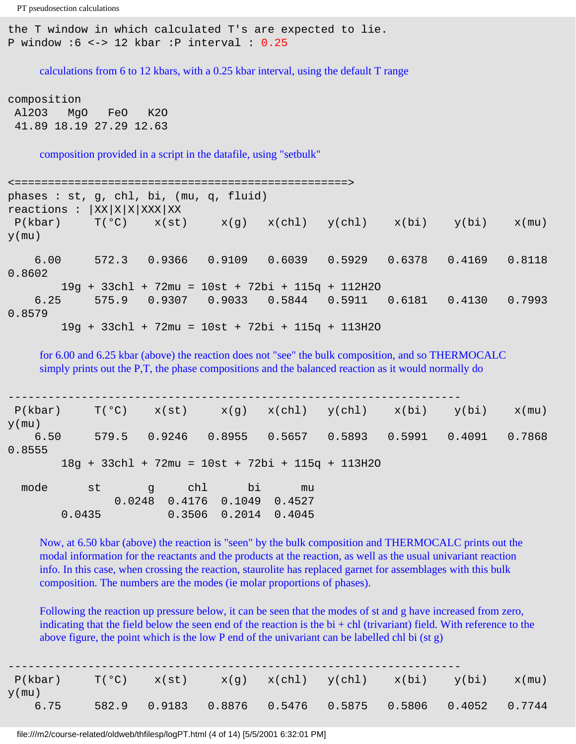```
the T window in which calculated T's are expected to lie.
P window :6 <-> 12 kbar :P interval : 0.25
```

calculations from 6 to 12 kbars, with a 0.25 kbar interval, using the default T range

```
composition
 Al2O3   MgO   FeO   K2O
 41.89 18.19 27.29 12.63
```

composition provided in a script in the datafile, using "setbulk"

```
<==================================================>
phases : st, g, chl, bi, (mu, q, fluid)
reactions : |XX|X|X|XXX|XX
 P(kbar)     T(°C)    x(st)     x(g)   x(chl)   y(chl)    x(bi)    y(bi)    x(mu)
y(mu)

    6.00     572.3   0.9366   0.9109   0.6039   0.5929   0.6378   0.4169   0.8118
0.8602
        19g + 33chl + 72mu = 10st + 72bi + 115q + 112H2O
    6.25     575.9   0.9307   0.9033   0.5844   0.5911   0.6181   0.4130   0.7993
0.8579
        19g + 33chl + 72mu = 10st + 72bi + 115q + 113H2O
```

for 6.00 and 6.25 kbar (above) the reaction does not "see" the bulk composition, and so THERMOCALC simply prints out the P,T, the phase compositions and the balanced reaction as it would normally do

```
--------------------------------------------------------------------
 P(kbar)     T(°C)    x(st)     x(g)   x(chl)   y(chl)    x(bi)    y(bi)    x(mu)
y(mu)
    6.50     579.5   0.9246   0.8955   0.5657   0.5893   0.5991   0.4091   0.7868
0.8555
        18g + 33chl + 72mu = 10st + 72bi + 115q + 113H2O

  mode       st        g      chl       bi       mu
                 0.0248   0.4176   0.1049   0.4527
         0.0435           0.3506   0.2014   0.4045
```

Now, at 6.50 kbar (above) the reaction is "seen" by the bulk composition and THERMOCALC prints out the modal information for the reactants and the products at the reaction, as well as the usual univariant reaction info. In this case, when crossing the reaction, staurolite has replaced garnet for assemblages with this bulk composition. The numbers are the modes (ie molar proportions of phases).

Following the reaction up pressure below, it can be seen that the modes of st and g have increased from zero, indicating that the field below the seen end of the reaction is the bi + chl (trivariant) field. With reference to the above figure, the point which is the low P end of the univariant can be labelled chl bi (st g)

```
--------------------------------------------------------------------
 P(kbar)     T(°C)    x(st)     x(g)   x(chl)   y(chl)    x(bi)    y(bi)    x(mu)
y(mu)
    6.75     582.9   0.9183   0.8876   0.5476   0.5875   0.5806   0.4052   0.7744
```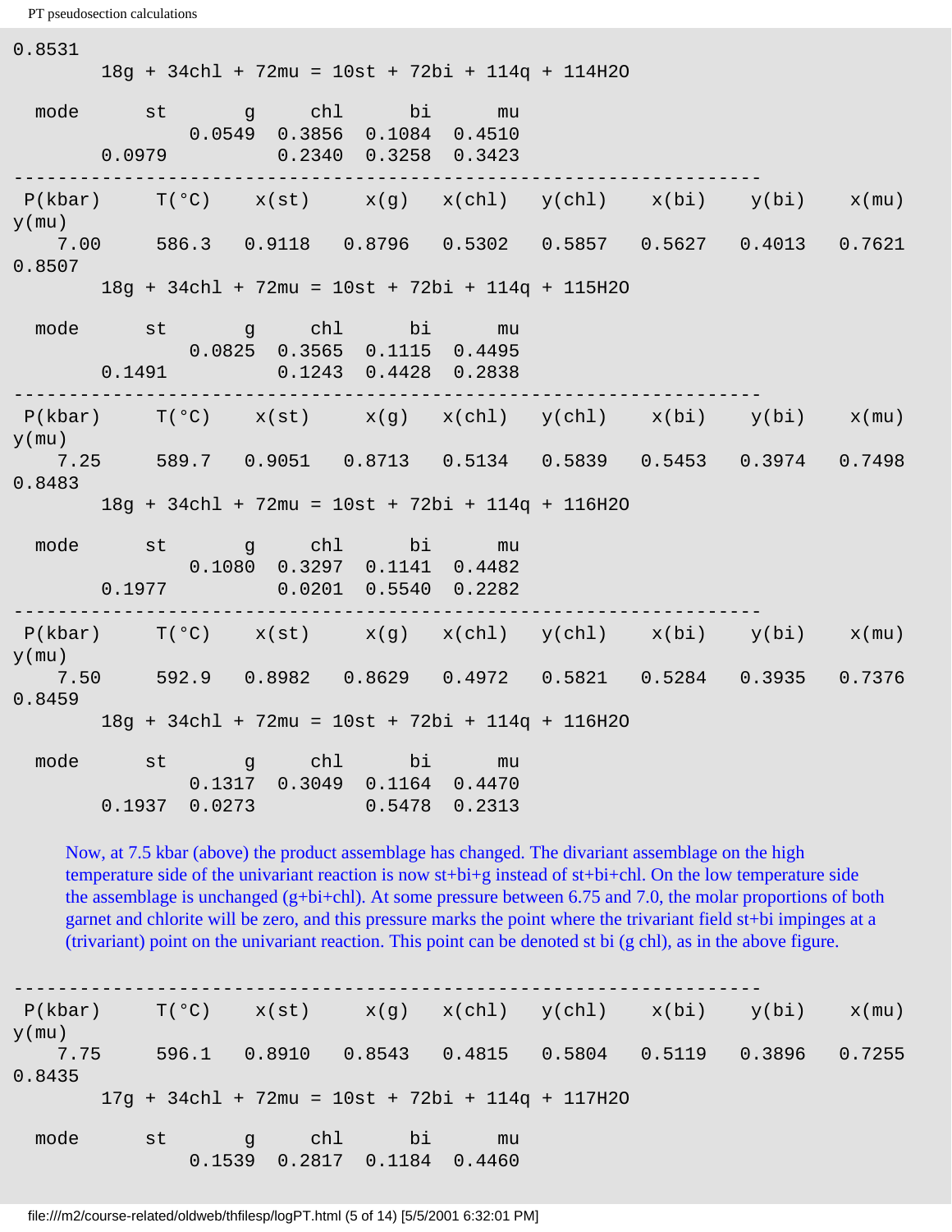```
0.8531
       18g + 34chl + 72mu = 10st + 72bi + 114q + 114H2O

  mode      st       g     chl      bi      mu
                0.0549  0.3856  0.1084  0.4510
       0.0979           0.2340  0.3258  0.3423
--------------------------------------------------------------------
 P(kbar)     T(°C)    x(st)     x(g)   x(chl)   y(chl)    x(bi)    y(bi)    x(mu)
y(mu)
    7.00     586.3   0.9118   0.8796   0.5302   0.5857   0.5627   0.4013   0.7621
0.8507
       18g + 34chl + 72mu = 10st + 72bi + 114q + 115H2O

  mode      st       g     chl      bi      mu
                0.0825  0.3565  0.1115  0.4495
       0.1491           0.1243  0.4428  0.2838
--------------------------------------------------------------------
 P(kbar)     T(°C)    x(st)     x(g)   x(chl)   y(chl)    x(bi)    y(bi)    x(mu)
y(mu)
    7.25     589.7   0.9051   0.8713   0.5134   0.5839   0.5453   0.3974   0.7498
0.8483
       18g + 34chl + 72mu = 10st + 72bi + 114q + 116H2O

  mode      st       g     chl      bi      mu
                0.1080  0.3297  0.1141  0.4482
       0.1977           0.0201  0.5540  0.2282
--------------------------------------------------------------------
 P(kbar)     T(°C)    x(st)     x(g)   x(chl)   y(chl)    x(bi)    y(bi)    x(mu)
y(mu)
    7.50     592.9   0.8982   0.8629   0.4972   0.5821   0.5284   0.3935   0.7376
0.8459
       18g + 34chl + 72mu = 10st + 72bi + 114q + 116H2O

  mode      st       g     chl      bi      mu
                0.1317  0.3049  0.1164  0.4470
       0.1937  0.0273           0.5478  0.2313
```

Now, at 7.5 kbar (above) the product assemblage has changed. The divariant assemblage on the high temperature side of the univariant reaction is now st+bi+g instead of st+bi+chl. On the low temperature side the assemblage is unchanged (g+bi+chl). At some pressure between 6.75 and 7.0, the molar proportions of both garnet and chlorite will be zero, and this pressure marks the point where the trivariant field st+bi impinges at a (trivariant) point on the univariant reaction. This point can be denoted st bi (g chl), as in the above figure.

```
--------------------------------------------------------------------
 P(kbar)     T(°C)    x(st)     x(g)   x(chl)   y(chl)    x(bi)    y(bi)    x(mu)
y(mu)
    7.75     596.1   0.8910   0.8543   0.4815   0.5804   0.5119   0.3896   0.7255
0.8435
       17g + 34chl + 72mu = 10st + 72bi + 114q + 117H2O

  mode      st       g     chl      bi      mu
                0.1539  0.2817  0.1184  0.4460
```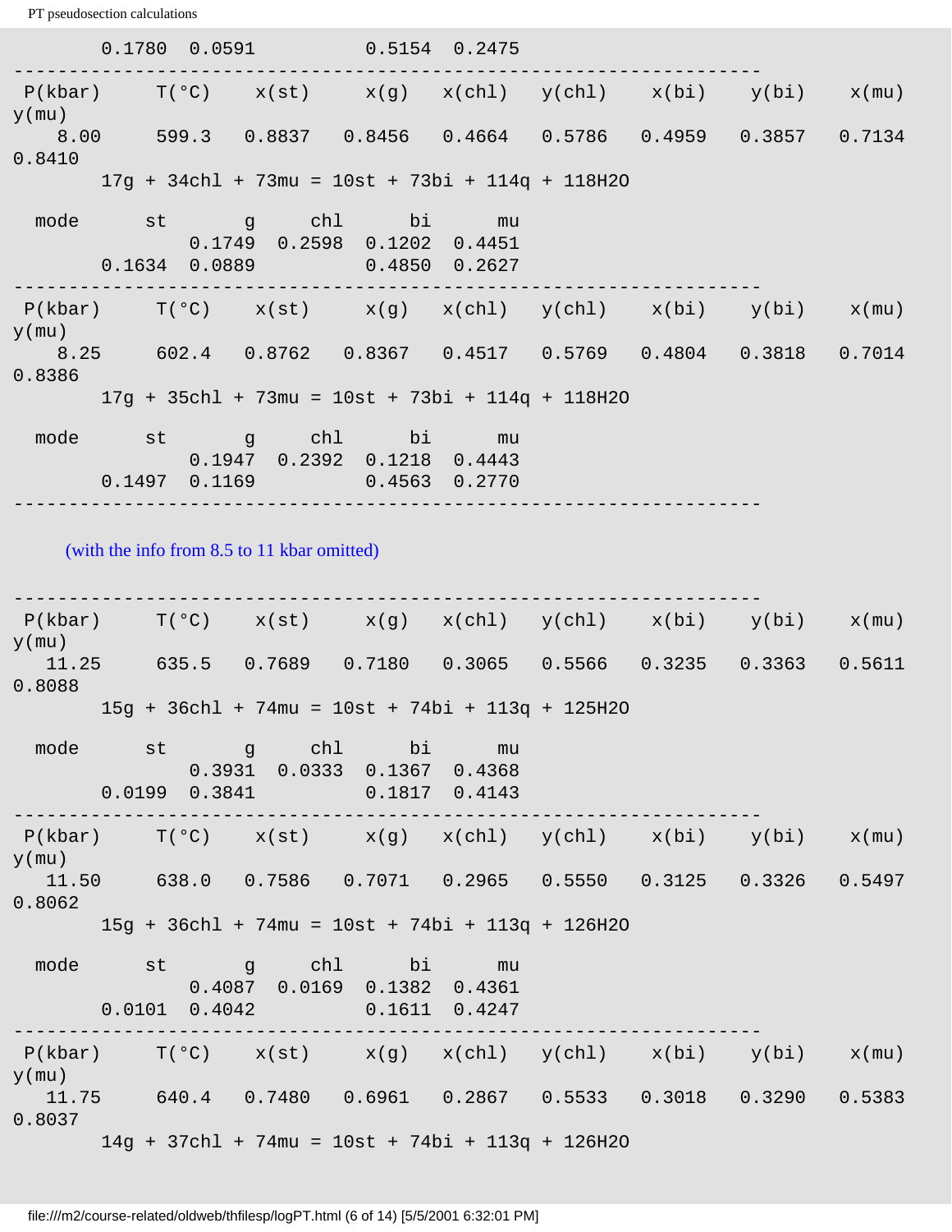```
        0.1780  0.0591          0.5154  0.2475
--------------------------------------------------------------------
 P(kbar)     T(°C)    x(st)     x(g)   x(chl)   y(chl)    x(bi)    y(bi)    x(mu)
y(mu)
    8.00     599.3   0.8837   0.8456   0.4664   0.5786   0.4959   0.3857   0.7134
0.8410
        17g + 34chl + 73mu = 10st + 73bi + 114q + 118H2O

  mode      st       g     chl      bi      mu
                0.1749  0.2598  0.1202  0.4451
        0.1634  0.0889          0.4850  0.2627
--------------------------------------------------------------------
 P(kbar)     T(°C)    x(st)     x(g)   x(chl)   y(chl)    x(bi)    y(bi)    x(mu)
y(mu)
    8.25     602.4   0.8762   0.8367   0.4517   0.5769   0.4804   0.3818   0.7014
0.8386
        17g + 35chl + 73mu = 10st + 73bi + 114q + 118H2O

  mode      st       g     chl      bi      mu
                0.1947  0.2392  0.1218  0.4443
        0.1497  0.1169          0.4563  0.2770
--------------------------------------------------------------------
```

(with the info from 8.5 to 11 kbar omitted)

```
--------------------------------------------------------------------
 P(kbar)     T(°C)    x(st)     x(g)   x(chl)   y(chl)    x(bi)    y(bi)    x(mu)
y(mu)
   11.25     635.5   0.7689   0.7180   0.3065   0.5566   0.3235   0.3363   0.5611
0.8088
        15g + 36chl + 74mu = 10st + 74bi + 113q + 125H2O

  mode      st       g     chl      bi      mu
                0.3931  0.0333  0.1367  0.4368
        0.0199  0.3841          0.1817  0.4143
--------------------------------------------------------------------
 P(kbar)     T(°C)    x(st)     x(g)   x(chl)   y(chl)    x(bi)    y(bi)    x(mu)
y(mu)
   11.50     638.0   0.7586   0.7071   0.2965   0.5550   0.3125   0.3326   0.5497
0.8062
        15g + 36chl + 74mu = 10st + 74bi + 113q + 126H2O

  mode      st       g     chl      bi      mu
                0.4087  0.0169  0.1382  0.4361
        0.0101  0.4042          0.1611  0.4247
--------------------------------------------------------------------
 P(kbar)     T(°C)    x(st)     x(g)   x(chl)   y(chl)    x(bi)    y(bi)    x(mu)
y(mu)
   11.75     640.4   0.7480   0.6961   0.2867   0.5533   0.3018   0.3290   0.5383
0.8037
        14g + 37chl + 74mu = 10st + 74bi + 113q + 126H2O
```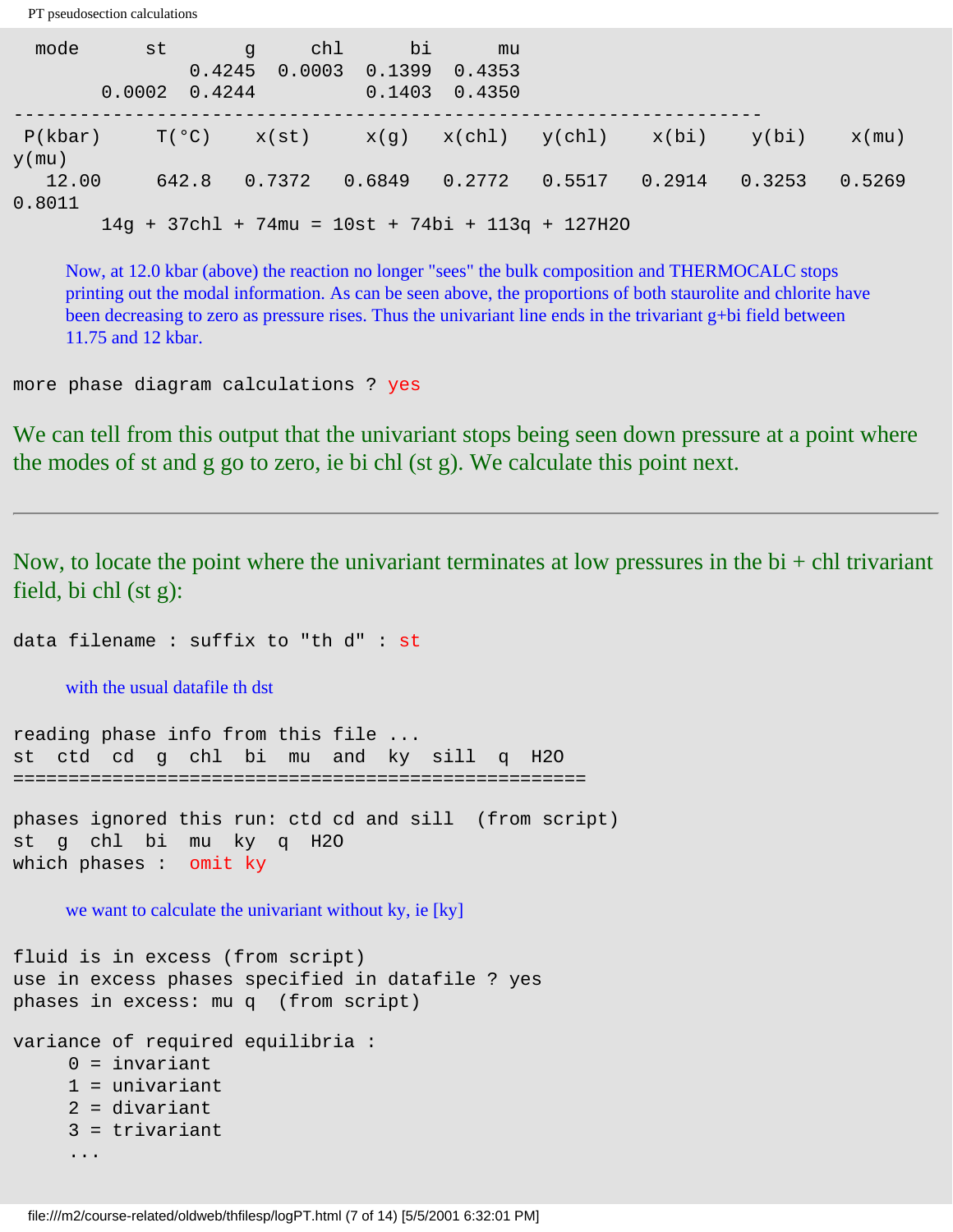```
  mode      st       g     chl      bi      mu
                0.4245  0.0003  0.1399  0.4353
         0.0002  0.4244          0.1403  0.4350
--------------------------------------------------------------------
 P(kbar)    T(°C)    x(st)     x(g)   x(chl)   y(chl)    x(bi)    y(bi)    x(mu)
y(mu)
   12.00    642.8   0.7372   0.6849   0.2772   0.5517   0.2914   0.3253   0.5269
0.8011
        14g + 37chl + 74mu = 10st + 74bi + 113q + 127H2O
```

Now, at 12.0 kbar (above) the reaction no longer "sees" the bulk composition and THERMOCALC stops printing out the modal information. As can be seen above, the proportions of both staurolite and chlorite have been decreasing to zero as pressure rises. Thus the univariant line ends in the trivariant g+bi field between 11.75 and 12 kbar.

```
more phase diagram calculations ? yes
```

We can tell from this output that the univariant stops being seen down pressure at a point where the modes of st and g go to zero, ie bi chl (st g). We calculate this point next.

---

Now, to locate the point where the univariant terminates at low pressures in the bi + chl trivariant field, bi chl (st g):

```
data filename : suffix to "th d" : st
```

with the usual datafile th dst

```
reading phase info from this file ...
st  ctd  cd  g  chl  bi  mu  and  ky  sill  q  H2O
===================================================

phases ignored this run: ctd cd and sill  (from script)
st  g  chl  bi  mu  ky  q  H2O
which phases :  omit ky
```

we want to calculate the univariant without ky, ie [ky]

```
fluid is in excess (from script)
use in excess phases specified in datafile ? yes
phases in excess: mu q  (from script)

variance of required equilibria :
     0 = invariant
     1 = univariant
     2 = divariant
     3 = trivariant
     ...
```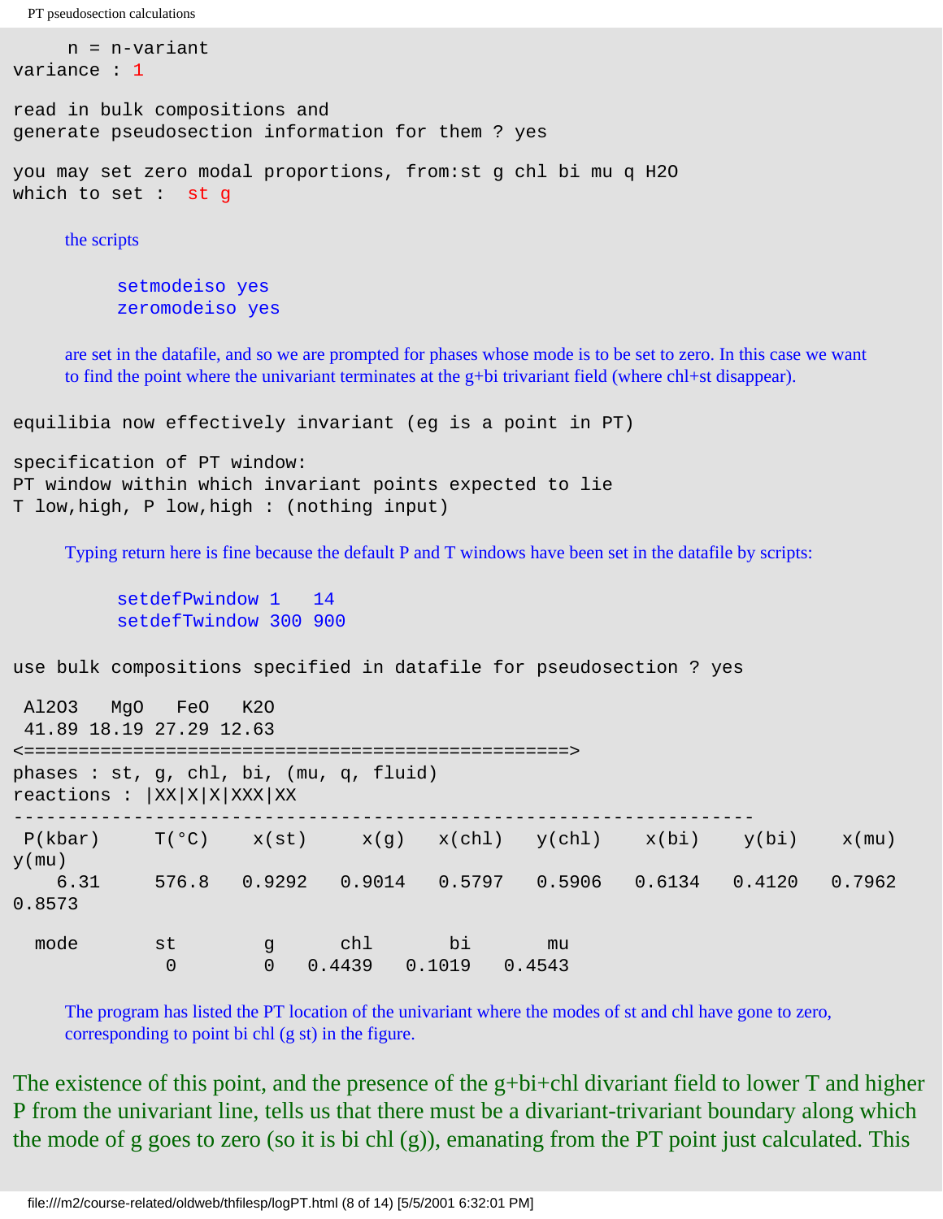```
     n = n-variant
variance : 1

read in bulk compositions and
generate pseudosection information for them ? yes

you may set zero modal proportions, from:st g chl bi mu q H2O
which to set :  st g
```

the scripts

```
setmodeiso yes
zeromodeiso yes
```

are set in the datafile, and so we are prompted for phases whose mode is to be set to zero. In this case we want to find the point where the univariant terminates at the g+bi trivariant field (where chl+st disappear).

```
equilibia now effectively invariant (eg is a point in PT)

specification of PT window:
PT window within which invariant points expected to lie
T low,high, P low,high : (nothing input)
```

Typing return here is fine because the default P and T windows have been set in the datafile by scripts:

```
setdefPwindow 1   14
setdefTwindow 300 900
```

```
use bulk compositions specified in datafile for pseudosection ? yes

 Al2O3   MgO   FeO   K2O
 41.89 18.19 27.29 12.63
<==================================================>
phases : st, g, chl, bi, (mu, q, fluid)
reactions : |XX|X|X|XXX|XX
--------------------------------------------------------------------
 P(kbar)     T(°C)    x(st)     x(g)    x(chl)   y(chl)    x(bi)    y(bi)    x(mu)
y(mu)
    6.31     576.8   0.9292   0.9014   0.5797   0.5906   0.6134   0.4120   0.7962
0.8573

  mode       st        g      chl       bi       mu
              0        0   0.4439   0.1019   0.4543
```

The program has listed the PT location of the univariant where the modes of st and chl have gone to zero, corresponding to point bi chl (g st) in the figure.

The existence of this point, and the presence of the g+bi+chl divariant field to lower T and higher P from the univariant line, tells us that there must be a divariant-trivariant boundary along which the mode of g goes to zero (so it is bi chl (g)), emanating from the PT point just calculated. This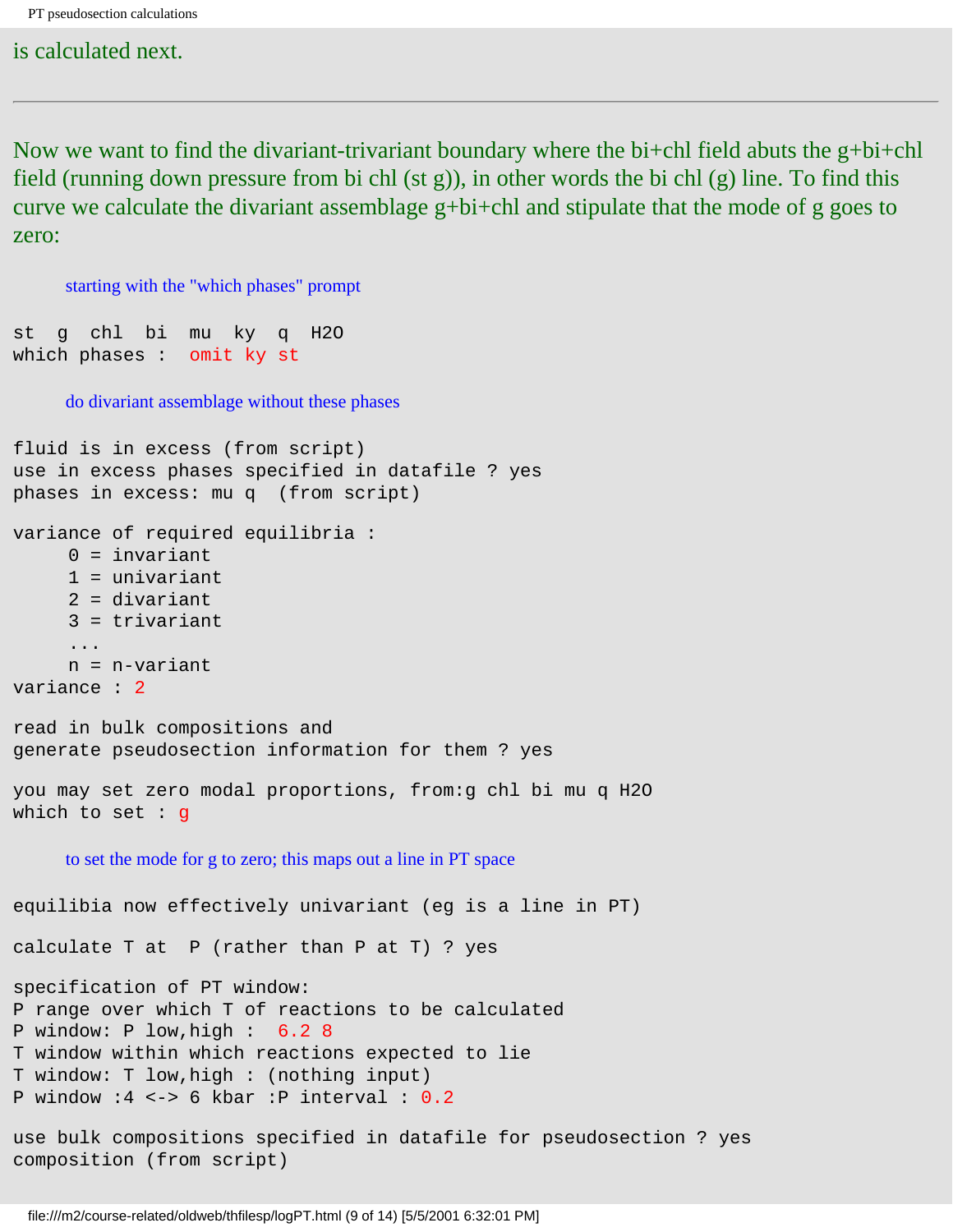is calculated next.

---

Now we want to find the divariant-trivariant boundary where the bi+chl field abuts the g+bi+chl field (running down pressure from bi chl (st g)), in other words the bi chl (g) line. To find this curve we calculate the divariant assemblage g+bi+chl and stipulate that the mode of g goes to zero:

starting with the "which phases" prompt

```
st  g  chl  bi  mu  ky  q  H2O
which phases :  omit ky st
```

do divariant assemblage without these phases

```
fluid is in excess (from script)
use in excess phases specified in datafile ? yes
phases in excess: mu q  (from script)

variance of required equilibria :
     0 = invariant
     1 = univariant
     2 = divariant
     3 = trivariant
     ...
     n = n-variant
variance : 2

read in bulk compositions and
generate pseudosection information for them ? yes

you may set zero modal proportions, from:g chl bi mu q H2O
which to set : g
```

to set the mode for g to zero; this maps out a line in PT space

```
equilibia now effectively univariant (eg is a line in PT)

calculate T at  P (rather than P at T) ? yes

specification of PT window:
P range over which T of reactions to be calculated
P window: P low,high :  6.2 8
T window within which reactions expected to lie
T window: T low,high : (nothing input)
P window :4 <-> 6 kbar :P interval : 0.2

use bulk compositions specified in datafile for pseudosection ? yes
composition (from script)
```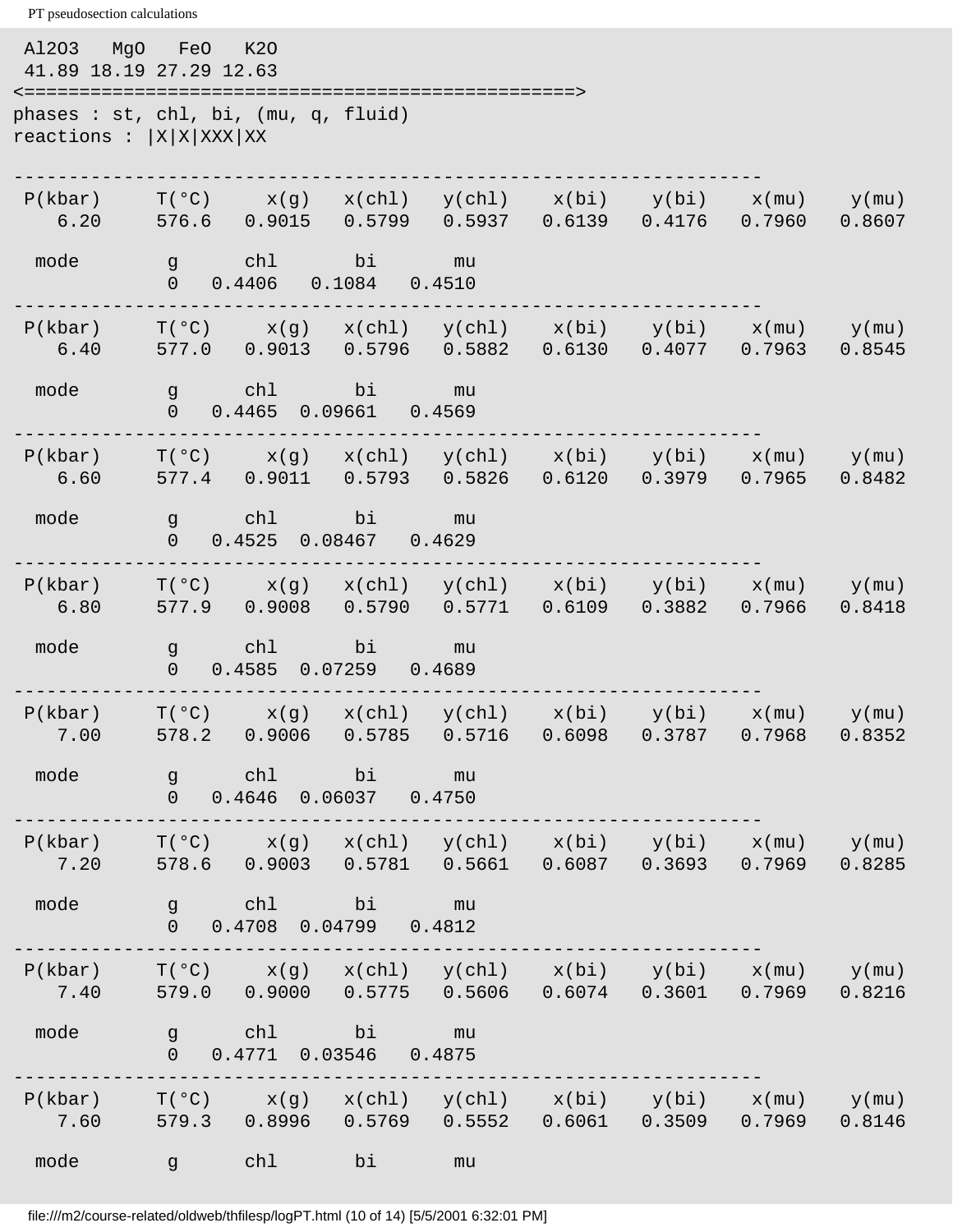```
 Al2O3   MgO   FeO   K2O
 41.89 18.19 27.29 12.63
<==================================================>
phases : st, chl, bi, (mu, q, fluid)
reactions : |X|X|XXX|XX

--------------------------------------------------------------------
 P(kbar)     T(°C)     x(g)   x(chl)   y(chl)    x(bi)    y(bi)    x(mu)    y(mu)
    6.20     576.6   0.9015   0.5799   0.5937   0.6139   0.4176   0.7960   0.8607

  mode        g      chl       bi       mu
              0   0.4406   0.1084   0.4510
--------------------------------------------------------------------
 P(kbar)     T(°C)     x(g)   x(chl)   y(chl)    x(bi)    y(bi)    x(mu)    y(mu)
    6.40     577.0   0.9013   0.5796   0.5882   0.6130   0.4077   0.7963   0.8545

  mode        g      chl       bi       mu
              0   0.4465  0.09661   0.4569
--------------------------------------------------------------------
 P(kbar)     T(°C)     x(g)   x(chl)   y(chl)    x(bi)    y(bi)    x(mu)    y(mu)
    6.60     577.4   0.9011   0.5793   0.5826   0.6120   0.3979   0.7965   0.8482

  mode        g      chl       bi       mu
              0   0.4525  0.08467   0.4629
--------------------------------------------------------------------
 P(kbar)     T(°C)     x(g)   x(chl)   y(chl)    x(bi)    y(bi)    x(mu)    y(mu)
    6.80     577.9   0.9008   0.5790   0.5771   0.6109   0.3882   0.7966   0.8418

  mode        g      chl       bi       mu
              0   0.4585  0.07259   0.4689
--------------------------------------------------------------------
 P(kbar)     T(°C)     x(g)   x(chl)   y(chl)    x(bi)    y(bi)    x(mu)    y(mu)
    7.00     578.2   0.9006   0.5785   0.5716   0.6098   0.3787   0.7968   0.8352

  mode        g      chl       bi       mu
              0   0.4646  0.06037   0.4750
--------------------------------------------------------------------
 P(kbar)     T(°C)     x(g)   x(chl)   y(chl)    x(bi)    y(bi)    x(mu)    y(mu)
    7.20     578.6   0.9003   0.5781   0.5661   0.6087   0.3693   0.7969   0.8285

  mode        g      chl       bi       mu
              0   0.4708  0.04799   0.4812
--------------------------------------------------------------------
 P(kbar)     T(°C)     x(g)   x(chl)   y(chl)    x(bi)    y(bi)    x(mu)    y(mu)
    7.40     579.0   0.9000   0.5775   0.5606   0.6074   0.3601   0.7969   0.8216

  mode        g      chl       bi       mu
              0   0.4771  0.03546   0.4875
--------------------------------------------------------------------
 P(kbar)     T(°C)     x(g)   x(chl)   y(chl)    x(bi)    y(bi)    x(mu)    y(mu)
    7.60     579.3   0.8996   0.5769   0.5552   0.6061   0.3509   0.7969   0.8146

  mode        g      chl       bi       mu
```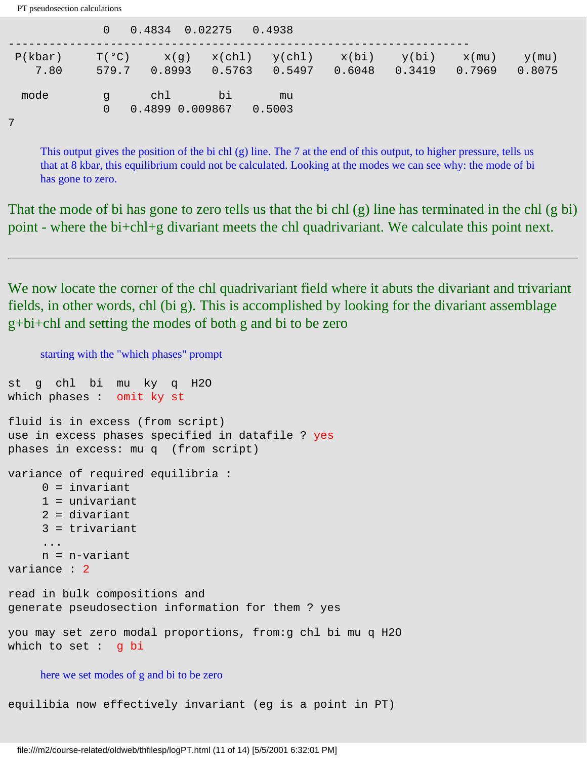```
              0   0.4834  0.02275   0.4938
--------------------------------------------------------------------
 P(kbar)     T(°C)     x(g)   x(chl)   y(chl)    x(bi)    y(bi)    x(mu)    y(mu)
    7.80     579.7   0.8993   0.5763   0.5497   0.6048   0.3419   0.7969   0.8075

  mode        g      chl       bi       mu
              0   0.4899 0.009867   0.5003
7
```

This output gives the position of the bi chl (g) line. The 7 at the end of this output, to higher pressure, tells us that at 8 kbar, this equilibrium could not be calculated. Looking at the modes we can see why: the mode of bi has gone to zero.

That the mode of bi has gone to zero tells us that the bi chl (g) line has terminated in the chl (g bi) point - where the bi+chl+g divariant meets the chl quadrivariant. We calculate this point next.

---

We now locate the corner of the chl quadrivariant field where it abuts the divariant and trivariant fields, in other words, chl (bi g). This is accomplished by looking for the divariant assemblage g+bi+chl and setting the modes of both g and bi to be zero

starting with the "which phases" prompt

```
st  g  chl  bi  mu  ky  q  H2O
which phases :  omit ky st

fluid is in excess (from script)
use in excess phases specified in datafile ? yes
phases in excess: mu q  (from script)

variance of required equilibria :
     0 = invariant
     1 = univariant
     2 = divariant
     3 = trivariant
     ...
     n = n-variant
variance : 2

read in bulk compositions and
generate pseudosection information for them ? yes

you may set zero modal proportions, from:g chl bi mu q H2O
which to set :  g bi
```

here we set modes of g and bi to be zero

```
equilibia now effectively invariant (eg is a point in PT)
```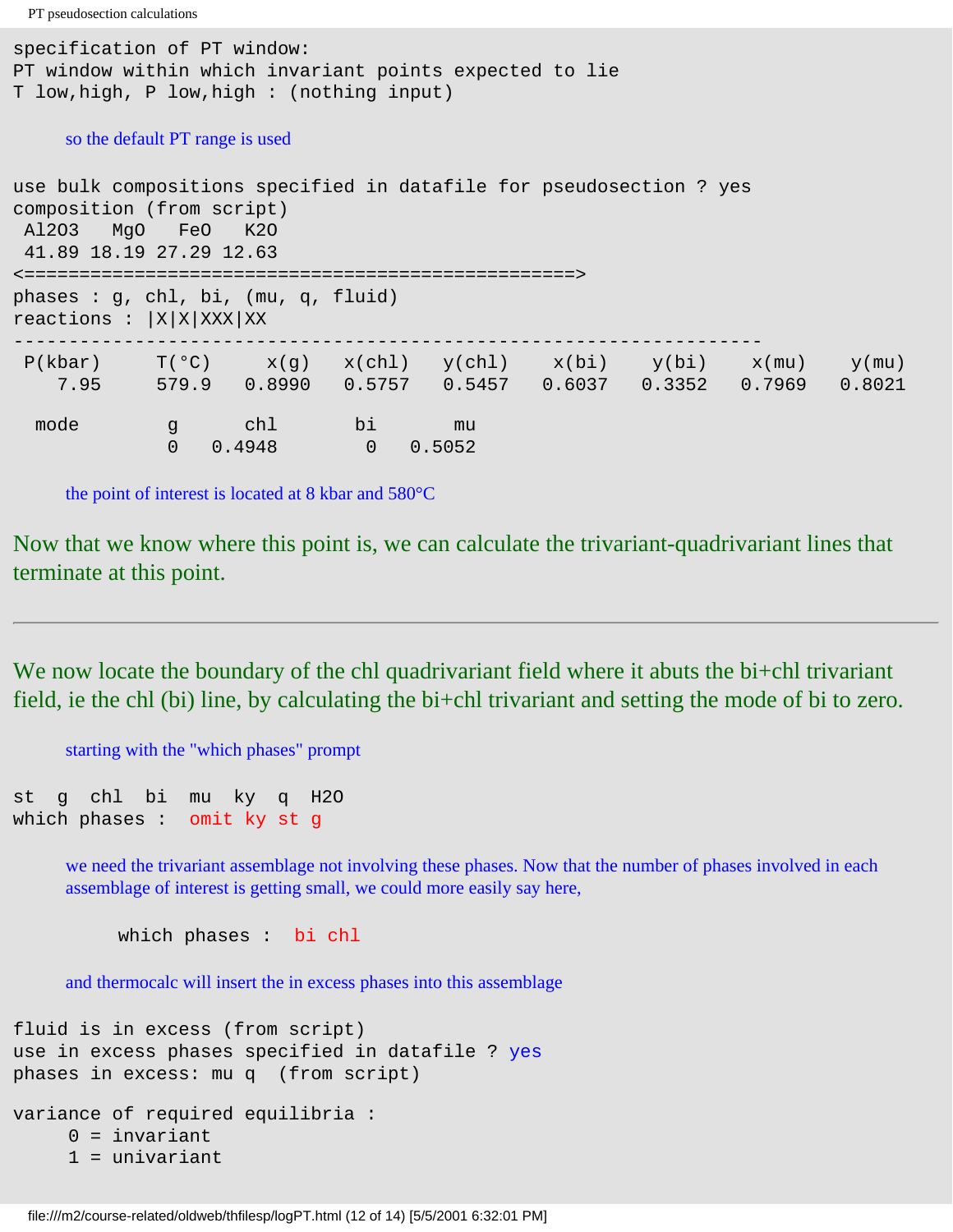```
specification of PT window:
PT window within which invariant points expected to lie
T low,high, P low,high : (nothing input)
```

so the default PT range is used

```
use bulk compositions specified in datafile for pseudosection ? yes
composition (from script)
 Al2O3   MgO   FeO   K2O
 41.89 18.19 27.29 12.63
<==================================================>
phases : g, chl, bi, (mu, q, fluid)
reactions : |X|X|XXX|XX
-------------------------------------------------------------------
 P(kbar)     T(°C)     x(g)    x(chl)   y(chl)    x(bi)    y(bi)    x(mu)    y(mu)
    7.95     579.9   0.8990   0.5757   0.5457   0.6037   0.3352   0.7969   0.8021

  mode        g      chl       bi       mu
              0   0.4948        0   0.5052
```

the point of interest is located at 8 kbar and 580°C

Now that we know where this point is, we can calculate the trivariant-quadrivariant lines that terminate at this point.

---

We now locate the boundary of the chl quadrivariant field where it abuts the bi+chl trivariant field, ie the chl (bi) line, by calculating the bi+chl trivariant and setting the mode of bi to zero.

starting with the "which phases" prompt

```
st   g  chl  bi  mu  ky  q  H2O
which phases :  omit ky st g
```

we need the trivariant assemblage not involving these phases. Now that the number of phases involved in each assemblage of interest is getting small, we could more easily say here,

```
which phases :  bi chl
```

and thermocalc will insert the in excess phases into this assemblage

```
fluid is in excess (from script)
use in excess phases specified in datafile ? yes
phases in excess: mu q  (from script)

variance of required equilibria :
     0 = invariant
     1 = univariant
```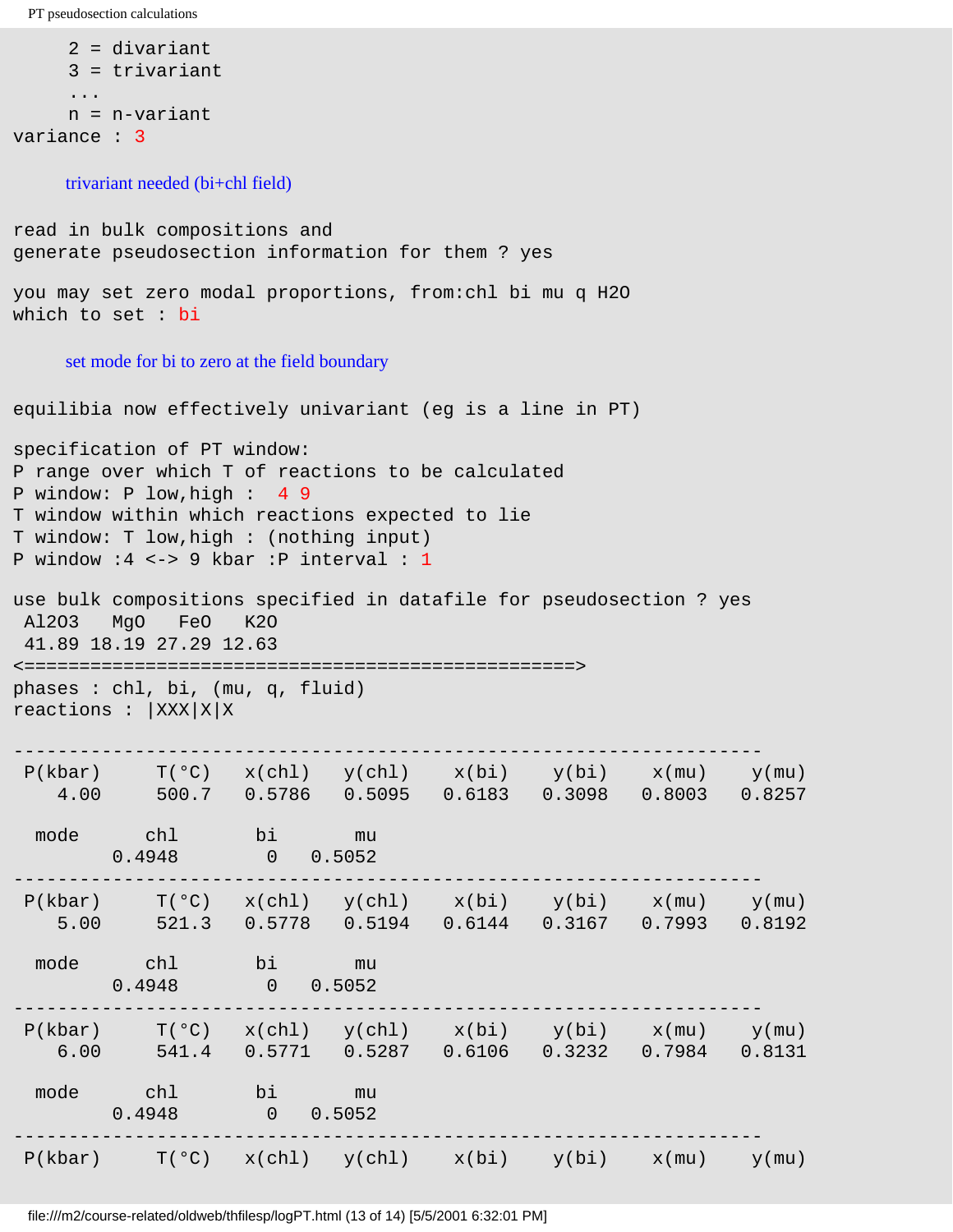```
     2 = divariant
     3 = trivariant
     ...
     n = n-variant
variance : 3
```

trivariant needed (bi+chl field)

```
read in bulk compositions and
generate pseudosection information for them ? yes

you may set zero modal proportions, from:chl bi mu q H2O
which to set : bi
```

set mode for bi to zero at the field boundary

```
equilibia now effectively univariant (eg is a line in PT)

specification of PT window:
P range over which T of reactions to be calculated
P window: P low,high :  4 9
T window within which reactions expected to lie
T window: T low,high : (nothing input)
P window :4 <-> 9 kbar :P interval : 1

use bulk compositions specified in datafile for pseudosection ? yes
 Al2O3   MgO   FeO   K2O
 41.89 18.19 27.29 12.63
<==================================================>
phases : chl, bi, (mu, q, fluid)
reactions : |XXX|X|X

-------------------------------------------------------------------
 P(kbar)     T(°C)   x(chl)   y(chl)    x(bi)    y(bi)    x(mu)    y(mu)
    4.00     500.7   0.5786   0.5095   0.6183   0.3098   0.8003   0.8257

  mode      chl       bi       mu
         0.4948        0   0.5052
-------------------------------------------------------------------
 P(kbar)     T(°C)   x(chl)   y(chl)    x(bi)    y(bi)    x(mu)    y(mu)
    5.00     521.3   0.5778   0.5194   0.6144   0.3167   0.7993   0.8192

  mode      chl       bi       mu
         0.4948        0   0.5052
-------------------------------------------------------------------
 P(kbar)     T(°C)   x(chl)   y(chl)    x(bi)    y(bi)    x(mu)    y(mu)
    6.00     541.4   0.5771   0.5287   0.6106   0.3232   0.7984   0.8131

  mode      chl       bi       mu
         0.4948        0   0.5052
-------------------------------------------------------------------
 P(kbar)     T(°C)   x(chl)   y(chl)    x(bi)    y(bi)    x(mu)    y(mu)
```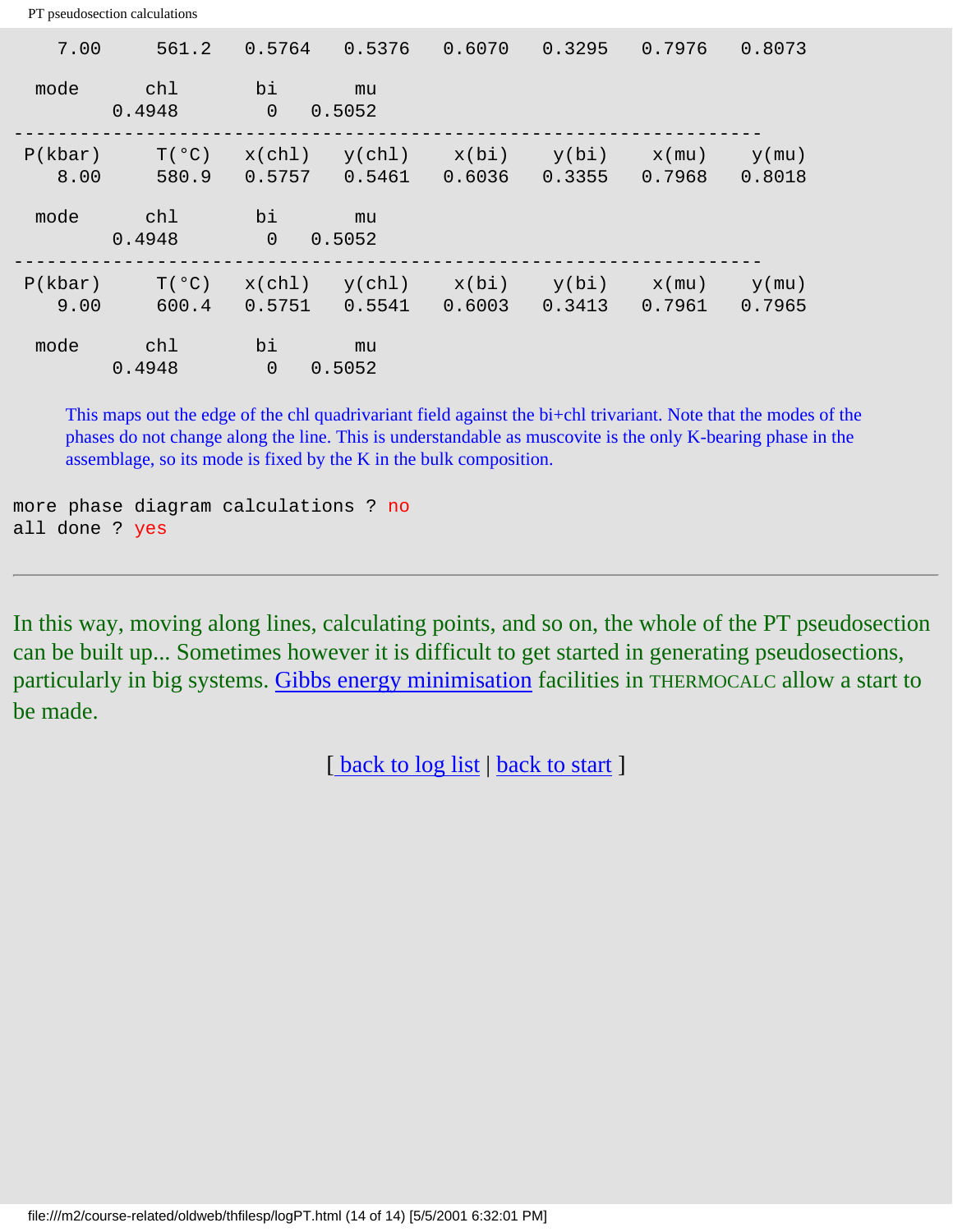```
    7.00     561.2   0.5764   0.5376   0.6070   0.3295   0.7976   0.8073

  mode       chl       bi       mu
         0.4948        0   0.5052
--------------------------------------------------------------------
 P(kbar)     T(°C)   x(chl)   y(chl)    x(bi)    y(bi)    x(mu)    y(mu)
    8.00     580.9   0.5757   0.5461   0.6036   0.3355   0.7968   0.8018

  mode       chl       bi       mu
         0.4948        0   0.5052
--------------------------------------------------------------------
 P(kbar)     T(°C)   x(chl)   y(chl)    x(bi)    y(bi)    x(mu)    y(mu)
    9.00     600.4   0.5751   0.5541   0.6003   0.3413   0.7961   0.7965

  mode       chl       bi       mu
         0.4948        0   0.5052
```

This maps out the edge of the chl quadrivariant field against the bi+chl trivariant. Note that the modes of the phases do not change along the line. This is understandable as muscovite is the only K-bearing phase in the assemblage, so its mode is fixed by the K in the bulk composition.

```
more phase diagram calculations ? no
all done ? yes
```

---

In this way, moving along lines, calculating points, and so on, the whole of the PT pseudosection can be built up... Sometimes however it is difficult to get started in generating pseudosections, particularly in big systems. Gibbs energy minimisation facilities in THERMOCALC allow a start to be made.

[ back to log list | back to start ]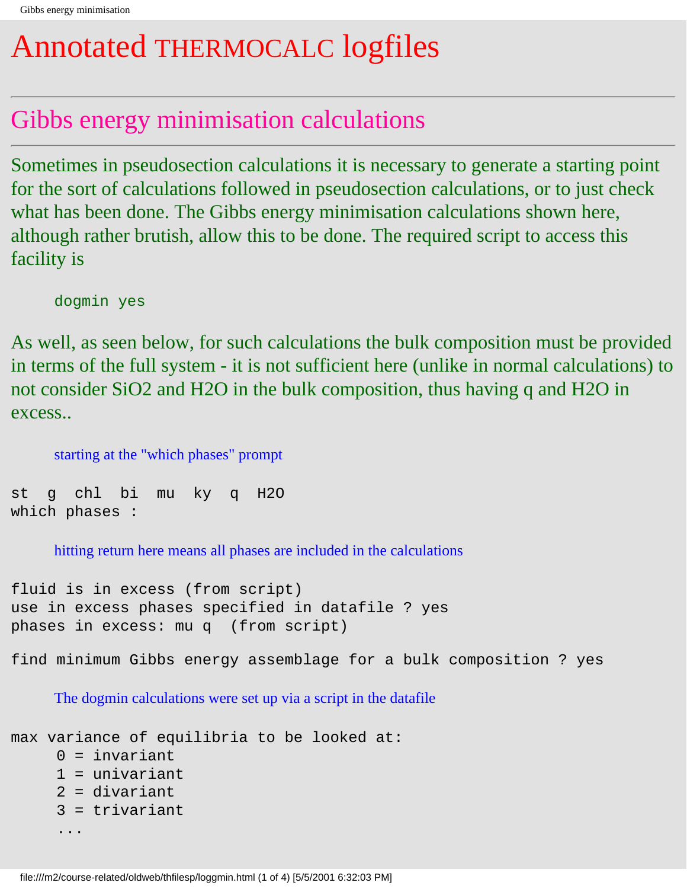# Annotated THERMOCALC logfiles

## Gibbs energy minimisation calculations

Sometimes in pseudosection calculations it is necessary to generate a starting point for the sort of calculations followed in pseudosection calculations, or to just check what has been done. The Gibbs energy minimisation calculations shown here, although rather brutish, allow this to be done. The required script to access this facility is

```
dogmin yes
```

As well, as seen below, for such calculations the bulk composition must be provided in terms of the full system - it is not sufficient here (unlike in normal calculations) to not consider SiO2 and H2O in the bulk composition, thus having q and H2O in excess..

starting at the "which phases" prompt

```
st  g  chl  bi  mu  ky  q  H2O
which phases :
```

hitting return here means all phases are included in the calculations

```
fluid is in excess (from script)
use in excess phases specified in datafile ? yes
phases in excess: mu q  (from script)

find minimum Gibbs energy assemblage for a bulk composition ? yes
```

The dogmin calculations were set up via a script in the datafile

```
max variance of equilibria to be looked at:
     0 = invariant
     1 = univariant
     2 = divariant
     3 = trivariant
     ...
```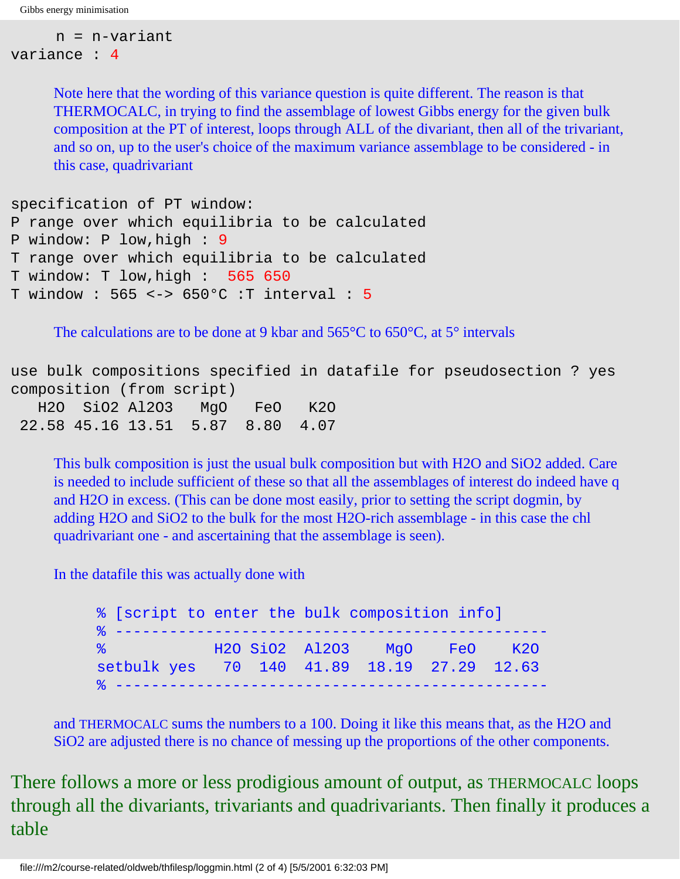```
     n = n-variant
variance : 4
```

Note here that the wording of this variance question is quite different. The reason is that THERMOCALC, in trying to find the assemblage of lowest Gibbs energy for the given bulk composition at the PT of interest, loops through ALL of the divariant, then all of the trivariant, and so on, up to the user's choice of the maximum variance assemblage to be considered - in this case, quadrivariant

```
specification of PT window:
P range over which equilibria to be calculated
P window: P low,high : 9
T range over which equilibria to be calculated
T window: T low,high :  565 650
T window : 565 <-> 650°C :T interval : 5
```

The calculations are to be done at 9 kbar and 565°C to 650°C, at 5° intervals

```
use bulk compositions specified in datafile for pseudosection ? yes
composition (from script)
   H2O  SiO2 Al2O3   MgO   FeO   K2O
 22.58 45.16 13.51  5.87  8.80  4.07
```

This bulk composition is just the usual bulk composition but with H2O and SiO2 added. Care is needed to include sufficient of these so that all the assemblages of interest do indeed have q and H2O in excess. (This can be done most easily, prior to setting the script dogmin, by adding H2O and SiO2 to the bulk for the most H2O-rich assemblage - in this case the chl quadrivariant one - and ascertaining that the assemblage is seen).

In the datafile this was actually done with

```
% [script to enter the bulk composition info]
% ---------------------------------------------
%             H2O SiO2  Al2O3    MgO    FeO    K2O
setbulk yes    70  140  41.89  18.19  27.29  12.63
% ---------------------------------------------
```

and THERMOCALC sums the numbers to a 100. Doing it like this means that, as the H2O and SiO2 are adjusted there is no chance of messing up the proportions of the other components.

There follows a more or less prodigious amount of output, as THERMOCALC loops through all the divariants, trivariants and quadrivariants. Then finally it produces a table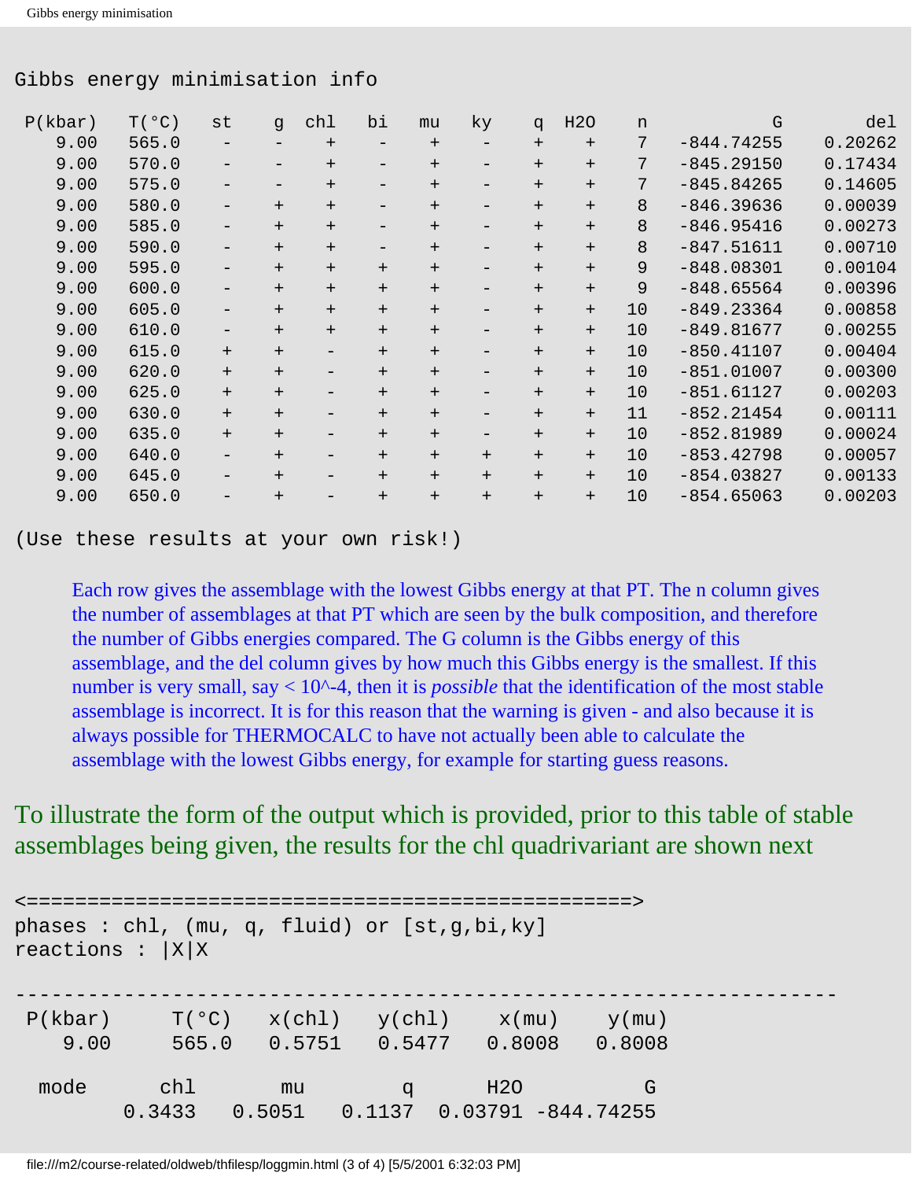```
Gibbs energy minimisation info

 P(kbar)   T(°C)   st    g  chl   bi   mu   ky    q  H2O    n           G        del
    9.00   565.0    -    -    +    -    +    -    +    +    7  -844.74255    0.20262
    9.00   570.0    -    -    +    -    +    -    +    +    7  -845.29150    0.17434
    9.00   575.0    -    -    +    -    +    -    +    +    7  -845.84265    0.14605
    9.00   580.0    -    +    +    -    +    -    +    +    8  -846.39636    0.00039
    9.00   585.0    -    +    +    -    +    -    +    +    8  -846.95416    0.00273
    9.00   590.0    -    +    +    -    +    -    +    +    8  -847.51611    0.00710
    9.00   595.0    -    +    +    +    +    -    +    +    9  -848.08301    0.00104
    9.00   600.0    -    +    +    +    +    -    +    +    9  -848.65564    0.00396
    9.00   605.0    -    +    +    +    +    -    +    +   10  -849.23364    0.00858
    9.00   610.0    -    +    +    +    +    -    +    +   10  -849.81677    0.00255
    9.00   615.0    +    +    -    +    +    -    +    +   10  -850.41107    0.00404
    9.00   620.0    +    +    -    +    +    -    +    +   10  -851.01007    0.00300
    9.00   625.0    +    +    -    +    +    -    +    +   10  -851.61127    0.00203
    9.00   630.0    +    +    -    +    +    -    +    +   11  -852.21454    0.00111
    9.00   635.0    +    +    -    +    +    -    +    +   10  -852.81989    0.00024
    9.00   640.0    -    +    -    +    +    +    +    +   10  -853.42798    0.00057
    9.00   645.0    -    +    -    +    +    +    +    +   10  -854.03827    0.00133
    9.00   650.0    -    +    -    +    +    +    +    +   10  -854.65063    0.00203

(Use these results at your own risk!)
```

Each row gives the assemblage with the lowest Gibbs energy at that PT. The n column gives the number of assemblages at that PT which are seen by the bulk composition, and therefore the number of Gibbs energies compared. The G column is the Gibbs energy of this assemblage, and the del column gives by how much this Gibbs energy is the smallest. If this number is very small, say < 10^-4, then it is *possible* that the identification of the most stable assemblage is incorrect. It is for this reason that the warning is given - and also because it is always possible for THERMOCALC to have not actually been able to calculate the assemblage with the lowest Gibbs energy, for example for starting guess reasons.

To illustrate the form of the output which is provided, prior to this table of stable assemblages being given, the results for the chl quadrivariant are shown next

```
<==================================================>
phases : chl, (mu, q, fluid) or [st,g,bi,ky]
reactions : |X|X

-----------------------------------------------------------------
 P(kbar)     T(°C)    x(chl)    y(chl)     x(mu)     y(mu)
    9.00     565.0    0.5751    0.5477    0.8008    0.8008

  mode       chl        mu         q       H2O          G
          0.3433    0.5051    0.1137   0.03791 -844.74255
```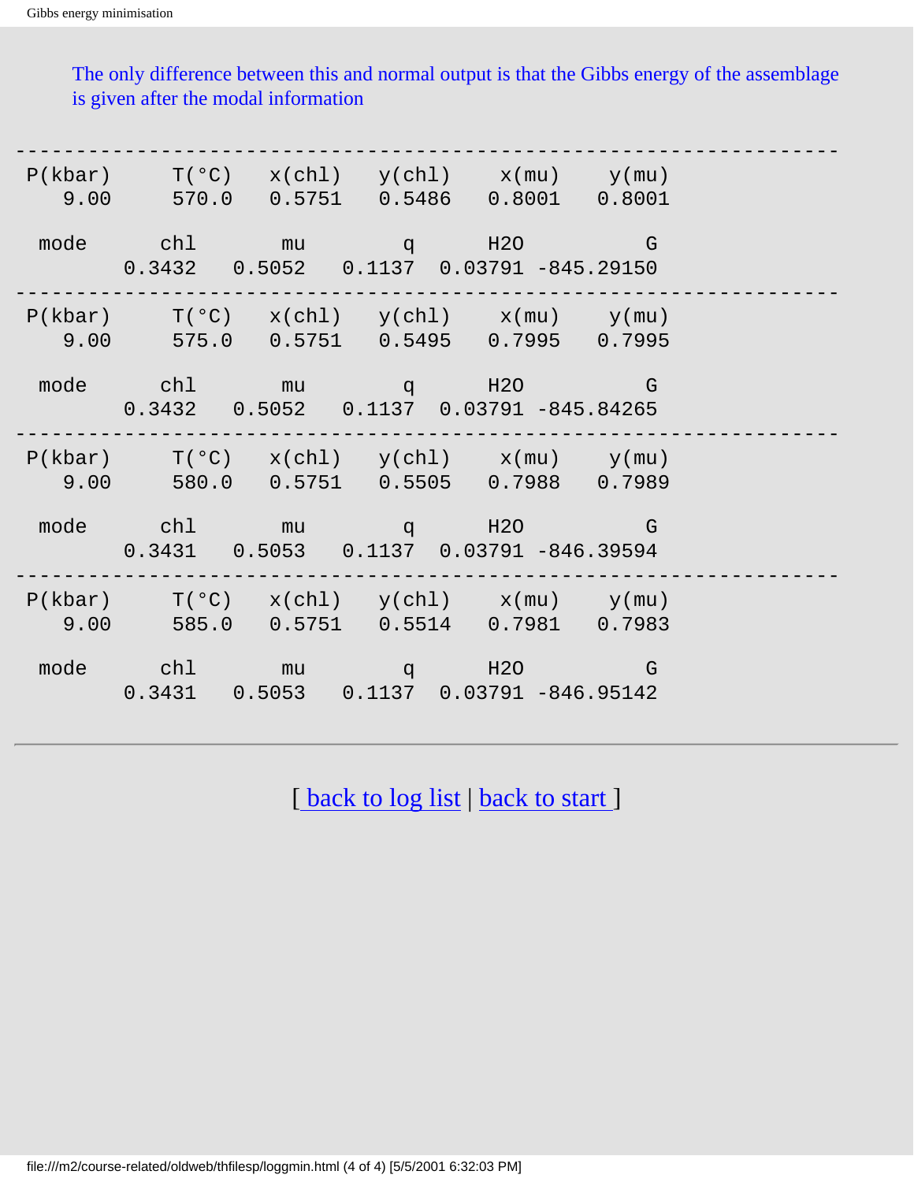The only difference between this and normal output is that the Gibbs energy of the assemblage is given after the modal information

```
-------------------------------------------------------------------
 P(kbar)     T(°C)    x(chl)    y(chl)    x(mu)    y(mu)
   9.00      570.0    0.5751    0.5486    0.8001    0.8001

  mode       chl       mu        q       H2O         G
           0.3432   0.5052   0.1137   0.03791 -845.29150
-------------------------------------------------------------------
 P(kbar)     T(°C)    x(chl)    y(chl)    x(mu)    y(mu)
   9.00      575.0    0.5751    0.5495    0.7995    0.7995

  mode       chl       mu        q       H2O         G
           0.3432   0.5052   0.1137   0.03791 -845.84265
-------------------------------------------------------------------
 P(kbar)     T(°C)    x(chl)    y(chl)    x(mu)    y(mu)
   9.00      580.0    0.5751    0.5505    0.7988    0.7989

  mode       chl       mu        q       H2O         G
           0.3431   0.5053   0.1137   0.03791 -846.39594
-------------------------------------------------------------------
 P(kbar)     T(°C)    x(chl)    y(chl)    x(mu)    y(mu)
   9.00      585.0    0.5751    0.5514    0.7981    0.7983

  mode       chl       mu        q       H2O         G
           0.3431   0.5053   0.1137   0.03791 -846.95142
```

---

[ back to log list | back to start ]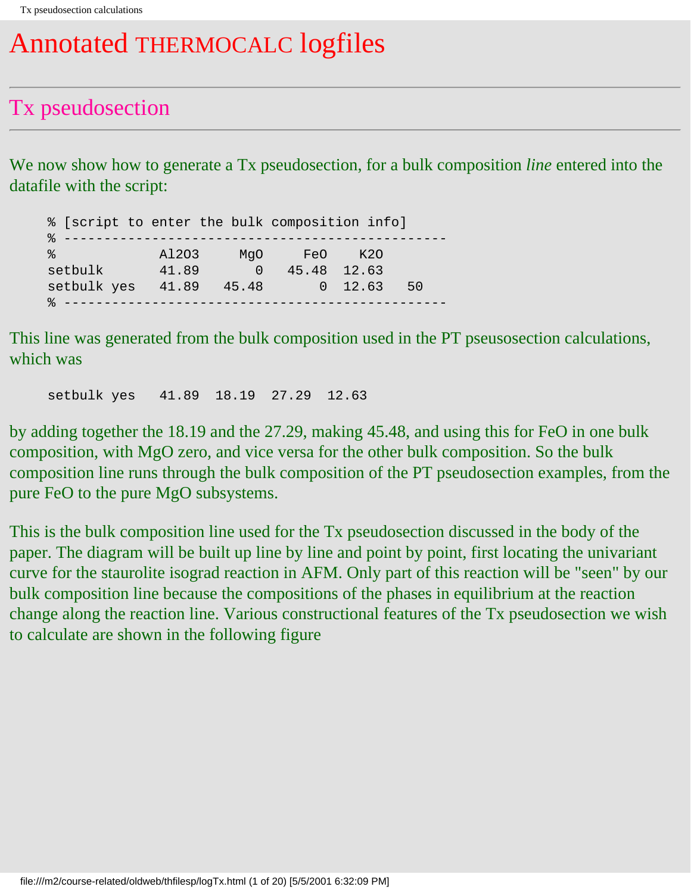# Annotated THERMOCALC logfiles

---

## Tx pseudosection

---

We now show how to generate a Tx pseudosection, for a bulk composition *line* entered into the datafile with the script:

```
% [script to enter the bulk composition info]
% ------------------------------------------------
%             Al2O3     MgO     FeO    K2O
setbulk       41.89       0   45.48  12.63
setbulk yes   41.89   45.48       0  12.63   50
% ------------------------------------------------
```

This line was generated from the bulk composition used in the PT pseusosection calculations, which was

```
setbulk yes   41.89  18.19  27.29  12.63
```

by adding together the 18.19 and the 27.29, making 45.48, and using this for FeO in one bulk composition, with MgO zero, and vice versa for the other bulk composition. So the bulk composition line runs through the bulk composition of the PT pseudosection examples, from the pure FeO to the pure MgO subsystems.

This is the bulk composition line used for the Tx pseudosection discussed in the body of the paper. The diagram will be built up line by line and point by point, first locating the univariant curve for the staurolite isograd reaction in AFM. Only part of this reaction will be "seen" by our bulk composition line because the compositions of the phases in equilibrium at the reaction change along the reaction line. Various constructional features of the Tx pseudosection we wish to calculate are shown in the following figure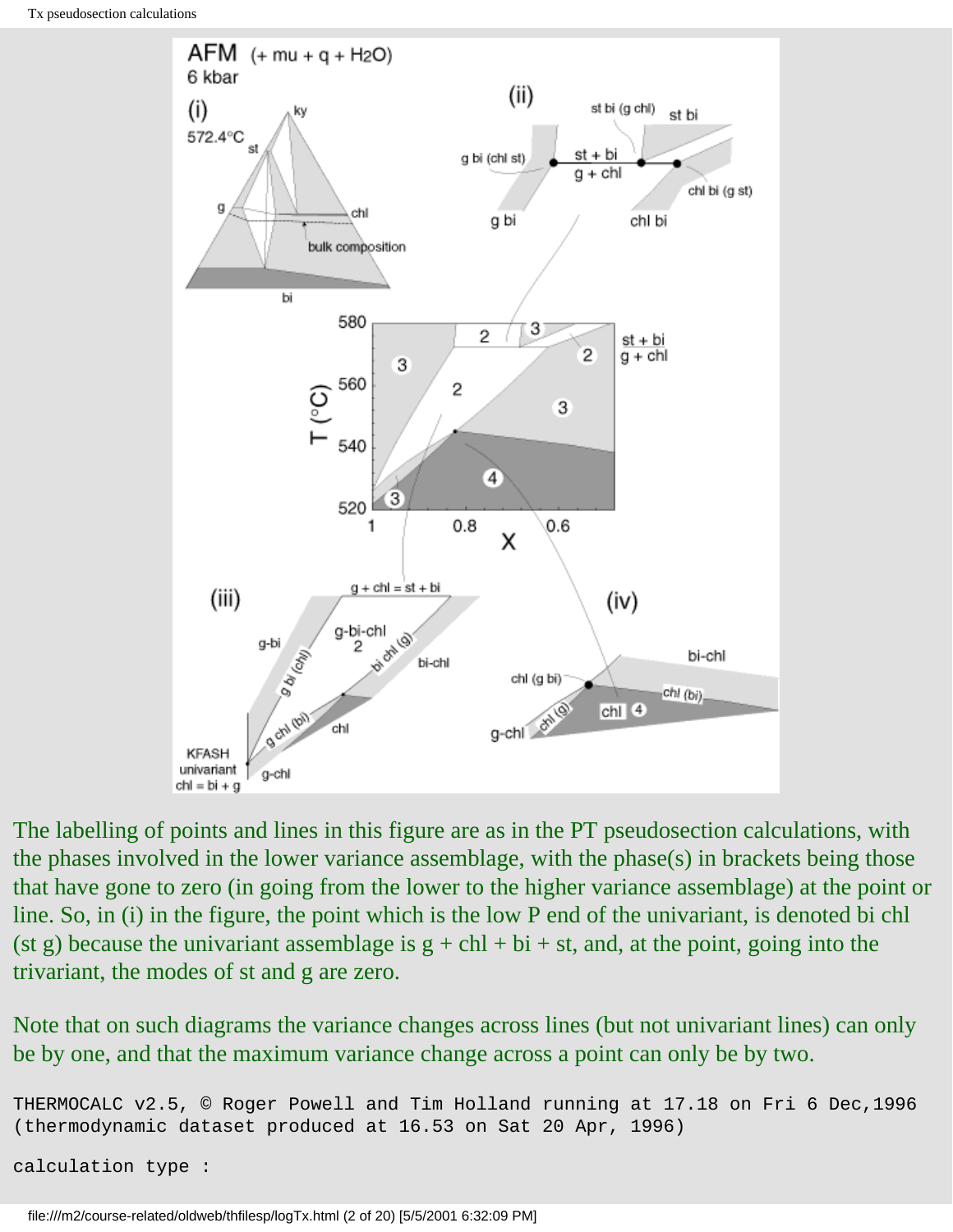The labelling of points and lines in this figure are as in the PT pseudosection calculations, with the phases involved in the lower variance assemblage, with the phase(s) in brackets being those that have gone to zero (in going from the lower to the higher variance assemblage) at the point or line. So, in (i) in the figure, the point which is the low P end of the univariant, is denoted bi chl (st g) because the univariant assemblage is g + chl + bi + st, and, at the point, going into the trivariant, the modes of st and g are zero.

Note that on such diagrams the variance changes across lines (but not univariant lines) can only be by one, and that the maximum variance change across a point can only be by two.

```
THERMOCALC v2.5, © Roger Powell and Tim Holland running at 17.18 on Fri 6 Dec,1996
(thermodynamic dataset produced at 16.53 on Sat 20 Apr, 1996)

calculation type :
```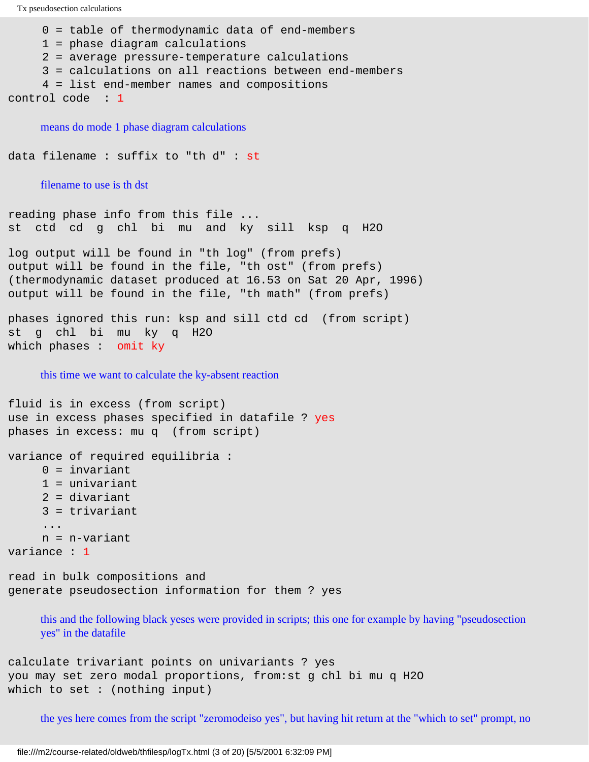```
     0 = table of thermodynamic data of end-members
     1 = phase diagram calculations
     2 = average pressure-temperature calculations
     3 = calculations on all reactions between end-members
     4 = list end-member names and compositions
control code  : 1
```

means do mode 1 phase diagram calculations

```
data filename : suffix to "th d" : st
```

filename to use is th dst

```
reading phase info from this file ...
st  ctd  cd  g  chl  bi  mu  and  ky  sill  ksp  q  H2O

log output will be found in "th log" (from prefs)
output will be found in the file, "th ost" (from prefs)
(thermodynamic dataset produced at 16.53 on Sat 20 Apr, 1996)
output will be found in the file, "th math" (from prefs)

phases ignored this run: ksp and sill ctd cd  (from script)
st  g  chl  bi  mu  ky  q  H2O
which phases :  omit ky
```

this time we want to calculate the ky-absent reaction

```
fluid is in excess (from script)
use in excess phases specified in datafile ? yes
phases in excess: mu q  (from script)

variance of required equilibria :
     0 = invariant
     1 = univariant
     2 = divariant
     3 = trivariant
     ...
     n = n-variant
variance : 1

read in bulk compositions and
generate pseudosection information for them ? yes
```

this and the following black yeses were provided in scripts; this one for example by having "pseudosection yes" in the datafile

```
calculate trivariant points on univariants ? yes
you may set zero modal proportions, from:st g chl bi mu q H2O
which to set : (nothing input)
```

the yes here comes from the script "zeromodeiso yes", but having hit return at the "which to set" prompt, no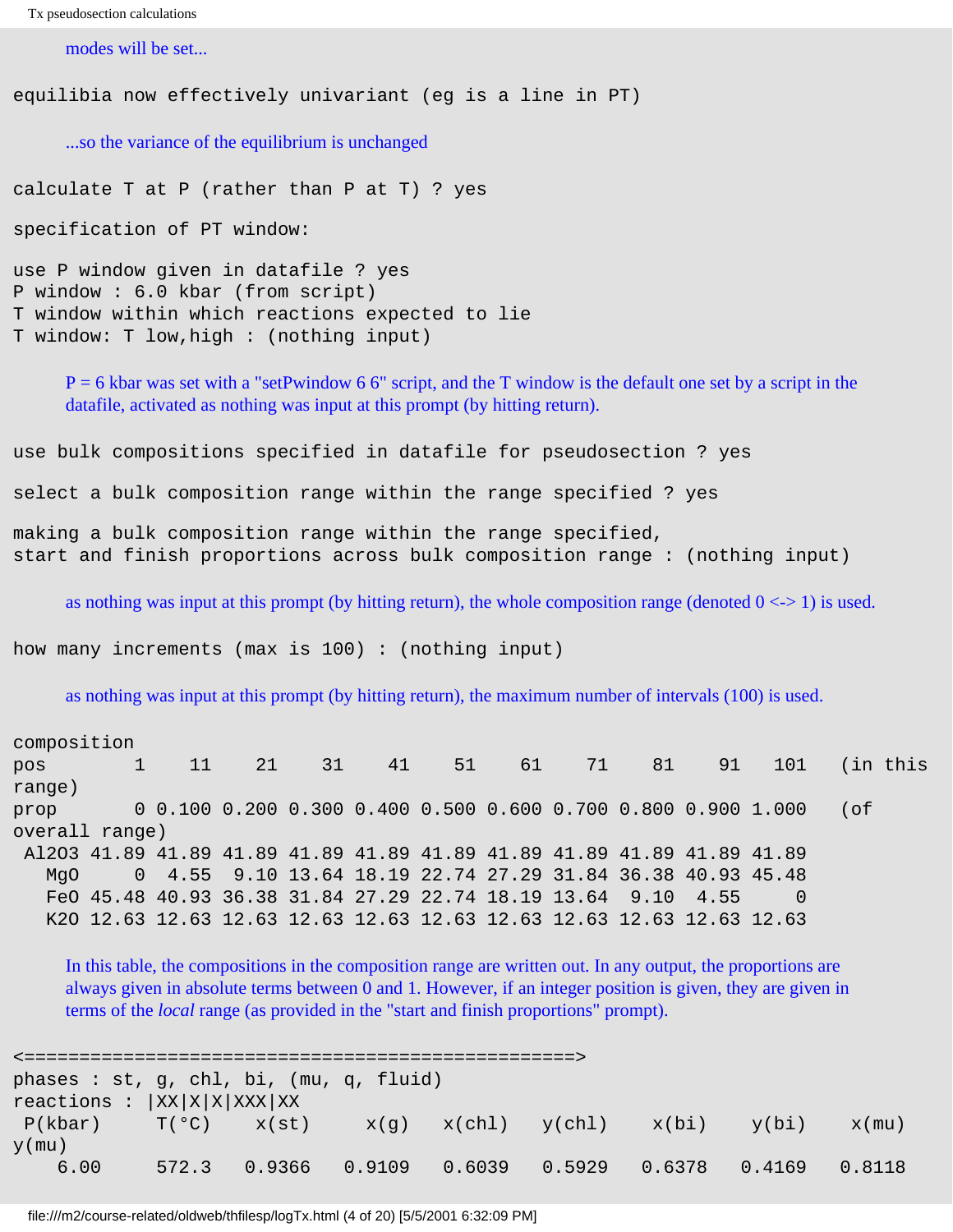modes will be set...

```
equilibia now effectively univariant (eg is a line in PT)
```

...so the variance of the equilibrium is unchanged

```
calculate T at P (rather than P at T) ? yes

specification of PT window:

use P window given in datafile ? yes
P window : 6.0 kbar (from script)
T window within which reactions expected to lie
T window: T low,high : (nothing input)
```

P = 6 kbar was set with a "setPwindow 6 6" script, and the T window is the default one set by a script in the datafile, activated as nothing was input at this prompt (by hitting return).

```
use bulk compositions specified in datafile for pseudosection ? yes

select a bulk composition range within the range specified ? yes

making a bulk composition range within the range specified,
start and finish proportions across bulk composition range : (nothing input)
```

as nothing was input at this prompt (by hitting return), the whole composition range (denoted 0 <-> 1) is used.

```
how many increments (max is 100) : (nothing input)
```

as nothing was input at this prompt (by hitting return), the maximum number of intervals (100) is used.

```
composition
pos        1    11    21    31    41    51    61    71    81    91   101   (in this range)
prop       0 0.100 0.200 0.300 0.400 0.500 0.600 0.700 0.800 0.900 1.000   (of overall range)
 Al2O3 41.89 41.89 41.89 41.89 41.89 41.89 41.89 41.89 41.89 41.89 41.89
   MgO     0  4.55  9.10 13.64 18.19 22.74 27.29 31.84 36.38 40.93 45.48
   FeO 45.48 40.93 36.38 31.84 27.29 22.74 18.19 13.64  9.10  4.55     0
   K2O 12.63 12.63 12.63 12.63 12.63 12.63 12.63 12.63 12.63 12.63 12.63
```

In this table, the compositions in the composition range are written out. In any output, the proportions are always given in absolute terms between 0 and 1. However, if an integer position is given, they are given in terms of the *local* range (as provided in the "start and finish proportions" prompt).

```
<==================================================>
phases : st, g, chl, bi, (mu, q, fluid)
reactions : |XX|X|X|XXX|XX
 P(kbar)     T(°C)     x(st)     x(g)   x(chl)    y(chl)    x(bi)    y(bi)    x(mu)    y(mu)
    6.00     572.3    0.9366   0.9109   0.6039    0.5929   0.6378   0.4169   0.8118
```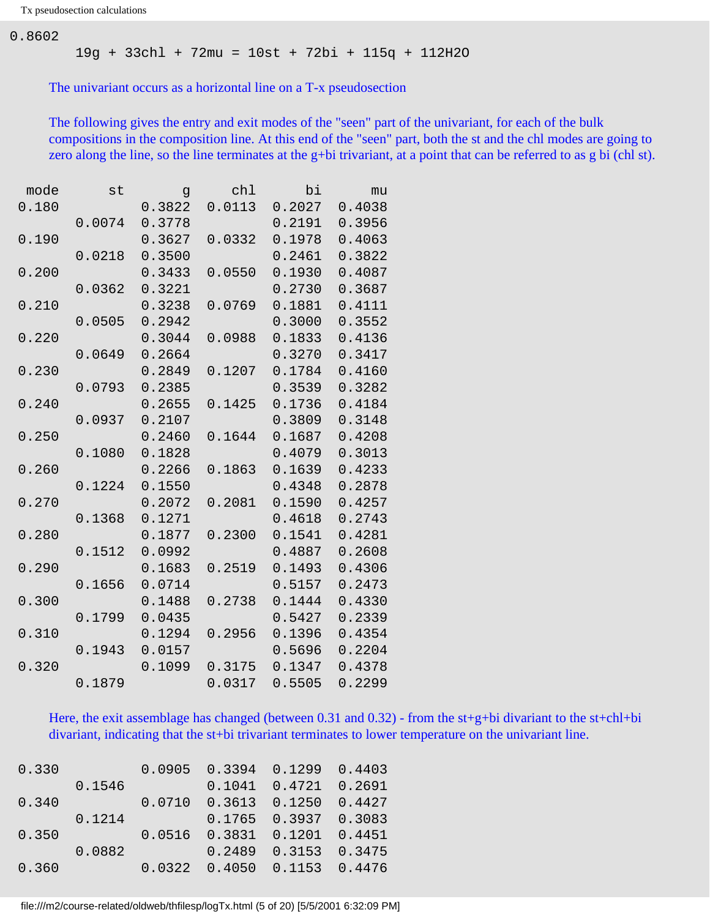0.8602

$$19g + 33chl + 72mu = 10st + 72bi + 115q + 112H_2O$$

The univariant occurs as a horizontal line on a T-x pseudosection

The following gives the entry and exit modes of the "seen" part of the univariant, for each of the bulk compositions in the composition line. At this end of the "seen" part, both the st and the chl modes are going to zero along the line, so the line terminates at the g+bi trivariant, at a point that can be referred to as g bi (chl st).

| mode | st | g | chl | bi | mu |
|---|---|---|---|---|---|
| 0.180 | | 0.3822 | 0.0113 | 0.2027 | 0.4038 |
| | 0.0074 | 0.3778 | | 0.2191 | 0.3956 |
| 0.190 | | 0.3627 | 0.0332 | 0.1978 | 0.4063 |
| | 0.0218 | 0.3500 | | 0.2461 | 0.3822 |
| 0.200 | | 0.3433 | 0.0550 | 0.1930 | 0.4087 |
| | 0.0362 | 0.3221 | | 0.2730 | 0.3687 |
| 0.210 | | 0.3238 | 0.0769 | 0.1881 | 0.4111 |
| | 0.0505 | 0.2942 | | 0.3000 | 0.3552 |
| 0.220 | | 0.3044 | 0.0988 | 0.1833 | 0.4136 |
| | 0.0649 | 0.2664 | | 0.3270 | 0.3417 |
| 0.230 | | 0.2849 | 0.1207 | 0.1784 | 0.4160 |
| | 0.0793 | 0.2385 | | 0.3539 | 0.3282 |
| 0.240 | | 0.2655 | 0.1425 | 0.1736 | 0.4184 |
| | 0.0937 | 0.2107 | | 0.3809 | 0.3148 |
| 0.250 | | 0.2460 | 0.1644 | 0.1687 | 0.4208 |
| | 0.1080 | 0.1828 | | 0.4079 | 0.3013 |
| 0.260 | | 0.2266 | 0.1863 | 0.1639 | 0.4233 |
| | 0.1224 | 0.1550 | | 0.4348 | 0.2878 |
| 0.270 | | 0.2072 | 0.2081 | 0.1590 | 0.4257 |
| | 0.1368 | 0.1271 | | 0.4618 | 0.2743 |
| 0.280 | | 0.1877 | 0.2300 | 0.1541 | 0.4281 |
| | 0.1512 | 0.0992 | | 0.4887 | 0.2608 |
| 0.290 | | 0.1683 | 0.2519 | 0.1493 | 0.4306 |
| | 0.1656 | 0.0714 | | 0.5157 | 0.2473 |
| 0.300 | | 0.1488 | 0.2738 | 0.1444 | 0.4330 |
| | 0.1799 | 0.0435 | | 0.5427 | 0.2339 |
| 0.310 | | 0.1294 | 0.2956 | 0.1396 | 0.4354 |
| | 0.1943 | 0.0157 | | 0.5696 | 0.2204 |
| 0.320 | | 0.1099 | 0.3175 | 0.1347 | 0.4378 |
| | 0.1879 | | 0.0317 | 0.5505 | 0.2299 |

Here, the exit assemblage has changed (between 0.31 and 0.32) - from the st+g+bi divariant to the st+chl+bi divariant, indicating that the st+bi trivariant terminates to lower temperature on the univariant line.

| mode | st | g | chl | bi | mu |
|---|---|---|---|---|---|
| 0.330 | | 0.0905 | 0.3394 | 0.1299 | 0.4403 |
| | 0.1546 | | 0.1041 | 0.4721 | 0.2691 |
| 0.340 | | 0.0710 | 0.3613 | 0.1250 | 0.4427 |
| | 0.1214 | | 0.1765 | 0.3937 | 0.3083 |
| 0.350 | | 0.0516 | 0.3831 | 0.1201 | 0.4451 |
| | 0.0882 | | 0.2489 | 0.3153 | 0.3475 |
| 0.360 | | 0.0322 | 0.4050 | 0.1153 | 0.4476 |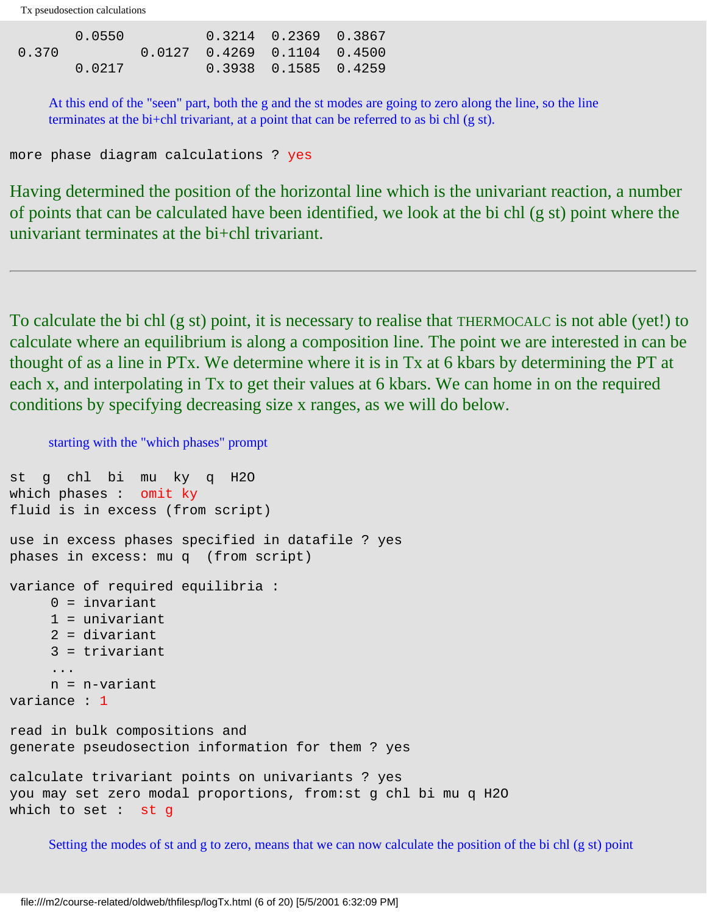```
        0.0550          0.3214  0.2369  0.3867
 0.370          0.0127  0.4269  0.1104  0.4500
        0.0217          0.3938  0.1585  0.4259
```

At this end of the "seen" part, both the g and the st modes are going to zero along the line, so the line terminates at the bi+chl trivariant, at a point that can be referred to as bi chl (g st).

```
more phase diagram calculations ? yes
```

Having determined the position of the horizontal line which is the univariant reaction, a number of points that can be calculated have been identified, we look at the bi chl (g st) point where the univariant terminates at the bi+chl trivariant.

---

To calculate the bi chl (g st) point, it is necessary to realise that THERMOCALC is not able (yet!) to calculate where an equilibrium is along a composition line. The point we are interested in can be thought of as a line in PTx. We determine where it is in Tx at 6 kbars by determining the PT at each x, and interpolating in Tx to get their values at 6 kbars. We can home in on the required conditions by specifying decreasing size x ranges, as we will do below.

starting with the "which phases" prompt

```
st  g  chl  bi  mu  ky  q  H2O
which phases :  omit ky
fluid is in excess (from script)

use in excess phases specified in datafile ? yes
phases in excess: mu q  (from script)

variance of required equilibria :
     0 = invariant
     1 = univariant
     2 = divariant
     3 = trivariant
     ...
     n = n-variant
variance : 1

read in bulk compositions and
generate pseudosection information for them ? yes

calculate trivariant points on univariants ? yes
you may set zero modal proportions, from:st g chl bi mu q H2O
which to set :  st g
```

Setting the modes of st and g to zero, means that we can now calculate the position of the bi chl (g st) point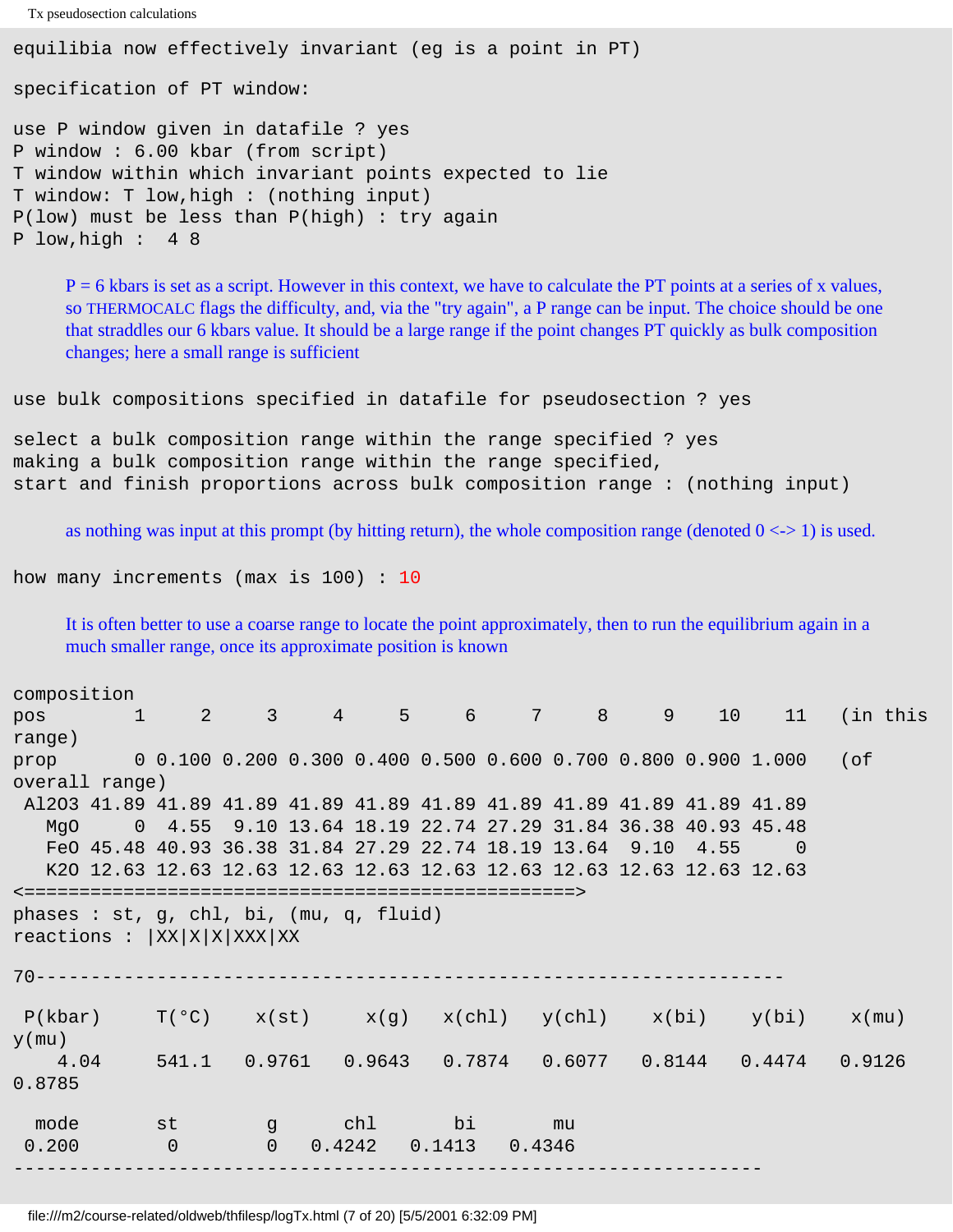```
equilibia now effectively invariant (eg is a point in PT)

specification of PT window:

use P window given in datafile ? yes
P window : 6.00 kbar (from script)
T window within which invariant points expected to lie
T window: T low,high : (nothing input)
P(low) must be less than P(high) : try again
P low,high :  4 8
```

P = 6 kbars is set as a script. However in this context, we have to calculate the PT points at a series of x values, so THERMOCALC flags the difficulty, and, via the "try again", a P range can be input. The choice should be one that straddles our 6 kbars value. It should be a large range if the point changes PT quickly as bulk composition changes; here a small range is sufficient

```
use bulk compositions specified in datafile for pseudosection ? yes

select a bulk composition range within the range specified ? yes
making a bulk composition range within the range specified,
start and finish proportions across bulk composition range : (nothing input)
```

as nothing was input at this prompt (by hitting return), the whole composition range (denoted 0 <-> 1) is used.

```
how many increments (max is 100) : 10
```

It is often better to use a coarse range to locate the point approximately, then to run the equilibrium again in a much smaller range, once its approximate position is known

```
composition
pos        1     2     3     4     5     6     7     8     9    10    11   (in this range)
prop       0 0.100 0.200 0.300 0.400 0.500 0.600 0.700 0.800 0.900 1.000   (of overall range)
 Al2O3 41.89 41.89 41.89 41.89 41.89 41.89 41.89 41.89 41.89 41.89 41.89
   MgO     0  4.55  9.10 13.64 18.19 22.74 27.29 31.84 36.38 40.93 45.48
   FeO 45.48 40.93 36.38 31.84 27.29 22.74 18.19 13.64  9.10  4.55     0
   K2O 12.63 12.63 12.63 12.63 12.63 12.63 12.63 12.63 12.63 12.63 12.63
<==================================================>
phases : st, g, chl, bi, (mu, q, fluid)
reactions : |XX|X|X|XXX|XX

70-----------------------------------------------------------------

 P(kbar)     T(°C)    x(st)     x(g)   x(chl)   y(chl)    x(bi)    y(bi)    x(mu)    y(mu)
    4.04     541.1   0.9761   0.9643   0.7874   0.6077   0.8144   0.4474   0.9126   0.8785

  mode       st        g      chl       bi       mu
 0.200        0        0   0.4242   0.1413   0.4346
-----------------------------------------------------------------
```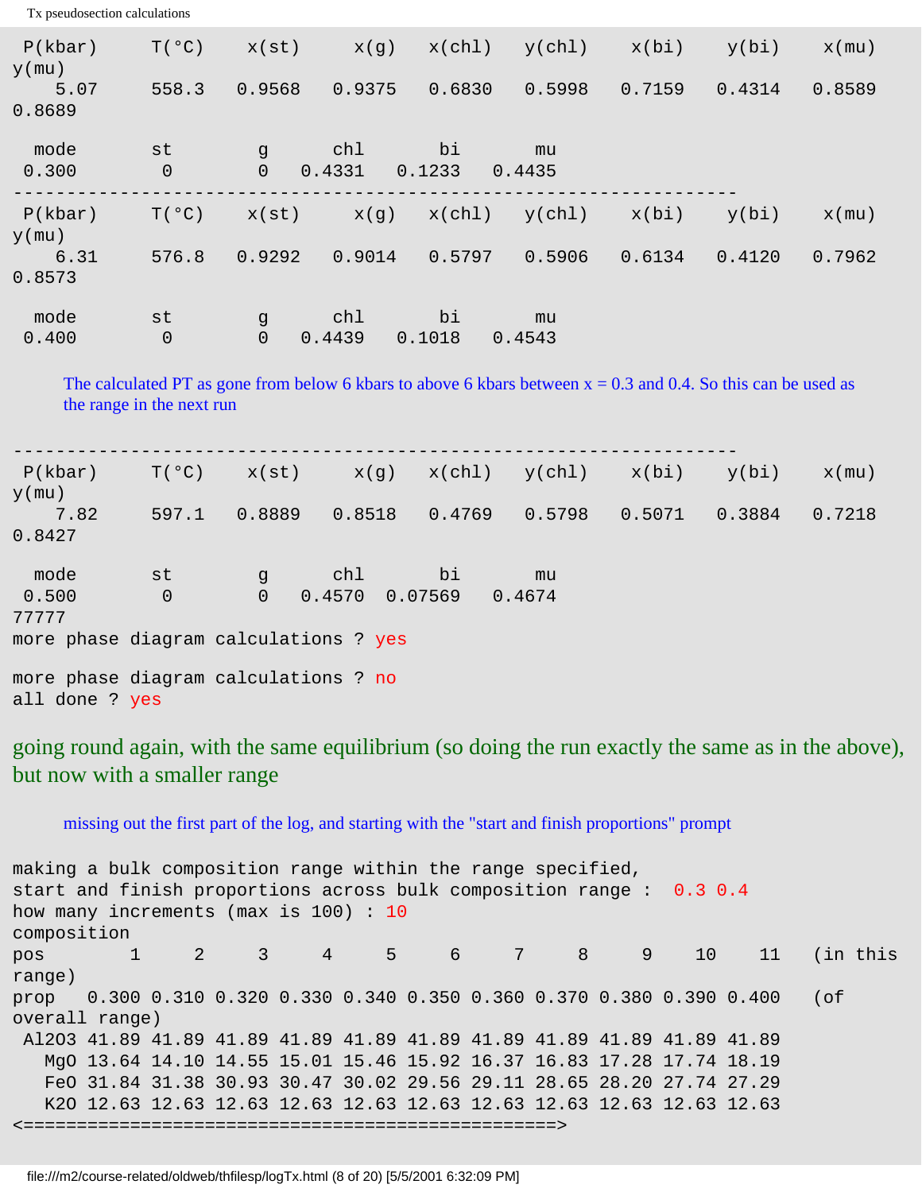```
 P(kbar)     T(°C)    x(st)     x(g)   x(chl)   y(chl)    x(bi)    y(bi)    x(mu)
y(mu)
    5.07     558.3   0.9568   0.9375   0.6830   0.5998   0.7159   0.4314   0.8589
0.8689

  mode       st        g      chl       bi       mu
 0.300        0        0   0.4331   0.1233   0.4435
-------------------------------------------------------------------
 P(kbar)     T(°C)    x(st)     x(g)   x(chl)   y(chl)    x(bi)    y(bi)    x(mu)
y(mu)
    6.31     576.8   0.9292   0.9014   0.5797   0.5906   0.6134   0.4120   0.7962
0.8573

  mode       st        g      chl       bi       mu
 0.400        0        0   0.4439   0.1018   0.4543
```

The calculated PT as gone from below 6 kbars to above 6 kbars between x = 0.3 and 0.4. So this can be used as the range in the next run

```
-------------------------------------------------------------------
 P(kbar)     T(°C)    x(st)     x(g)   x(chl)   y(chl)    x(bi)    y(bi)    x(mu)
y(mu)
    7.82     597.1   0.8889   0.8518   0.4769   0.5798   0.5071   0.3884   0.7218
0.8427

  mode       st        g      chl       bi       mu
 0.500        0        0   0.4570  0.07569   0.4674
77777
more phase diagram calculations ? yes

more phase diagram calculations ? no
all done ? yes
```

going round again, with the same equilibrium (so doing the run exactly the same as in the above), but now with a smaller range

missing out the first part of the log, and starting with the "start and finish proportions" prompt

```
making a bulk composition range within the range specified,
start and finish proportions across bulk composition range :  0.3 0.4
how many increments (max is 100) : 10
composition
pos        1     2     3     4     5     6     7     8     9    10    11   (in this
range)
prop   0.300 0.310 0.320 0.330 0.340 0.350 0.360 0.370 0.380 0.390 0.400   (of
overall range)
 Al2O3 41.89 41.89 41.89 41.89 41.89 41.89 41.89 41.89 41.89 41.89 41.89
   MgO 13.64 14.10 14.55 15.01 15.46 15.92 16.37 16.83 17.28 17.74 18.19
   FeO 31.84 31.38 30.93 30.47 30.02 29.56 29.11 28.65 28.20 27.74 27.29
   K2O 12.63 12.63 12.63 12.63 12.63 12.63 12.63 12.63 12.63 12.63 12.63
<==================================================>
```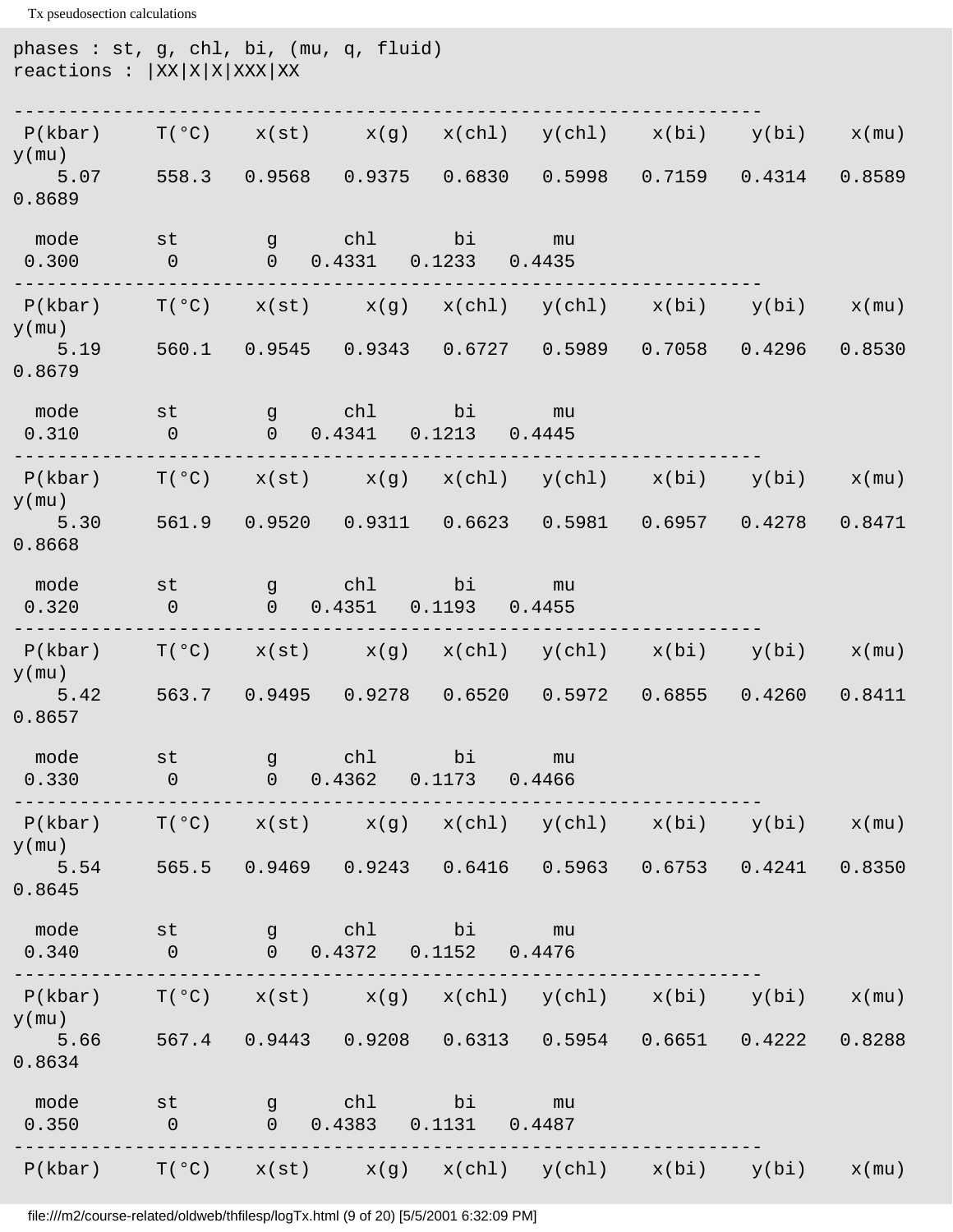```
phases : st, g, chl, bi, (mu, q, fluid)
reactions : |XX|X|X|XXX|XX

-----------------------------------------------------------------
 P(kbar)     T(°C)    x(st)     x(g)   x(chl)   y(chl)    x(bi)    y(bi)    x(mu)
y(mu)
    5.07     558.3   0.9568   0.9375   0.6830   0.5998   0.7159   0.4314   0.8589
0.8689

  mode       st        g      chl       bi       mu
 0.300        0        0   0.4331   0.1233   0.4435
-----------------------------------------------------------------
 P(kbar)     T(°C)    x(st)     x(g)   x(chl)   y(chl)    x(bi)    y(bi)    x(mu)
y(mu)
    5.19     560.1   0.9545   0.9343   0.6727   0.5989   0.7058   0.4296   0.8530
0.8679

  mode       st        g      chl       bi       mu
 0.310        0        0   0.4341   0.1213   0.4445
-----------------------------------------------------------------
 P(kbar)     T(°C)    x(st)     x(g)   x(chl)   y(chl)    x(bi)    y(bi)    x(mu)
y(mu)
    5.30     561.9   0.9520   0.9311   0.6623   0.5981   0.6957   0.4278   0.8471
0.8668

  mode       st        g      chl       bi       mu
 0.320        0        0   0.4351   0.1193   0.4455
-----------------------------------------------------------------
 P(kbar)     T(°C)    x(st)     x(g)   x(chl)   y(chl)    x(bi)    y(bi)    x(mu)
y(mu)
    5.42     563.7   0.9495   0.9278   0.6520   0.5972   0.6855   0.4260   0.8411
0.8657

  mode       st        g      chl       bi       mu
 0.330        0        0   0.4362   0.1173   0.4466
-----------------------------------------------------------------
 P(kbar)     T(°C)    x(st)     x(g)   x(chl)   y(chl)    x(bi)    y(bi)    x(mu)
y(mu)
    5.54     565.5   0.9469   0.9243   0.6416   0.5963   0.6753   0.4241   0.8350
0.8645

  mode       st        g      chl       bi       mu
 0.340        0        0   0.4372   0.1152   0.4476
-----------------------------------------------------------------
 P(kbar)     T(°C)    x(st)     x(g)   x(chl)   y(chl)    x(bi)    y(bi)    x(mu)
y(mu)
    5.66     567.4   0.9443   0.9208   0.6313   0.5954   0.6651   0.4222   0.8288
0.8634

  mode       st        g      chl       bi       mu
 0.350        0        0   0.4383   0.1131   0.4487
-----------------------------------------------------------------
 P(kbar)     T(°C)    x(st)     x(g)   x(chl)   y(chl)    x(bi)    y(bi)    x(mu)
```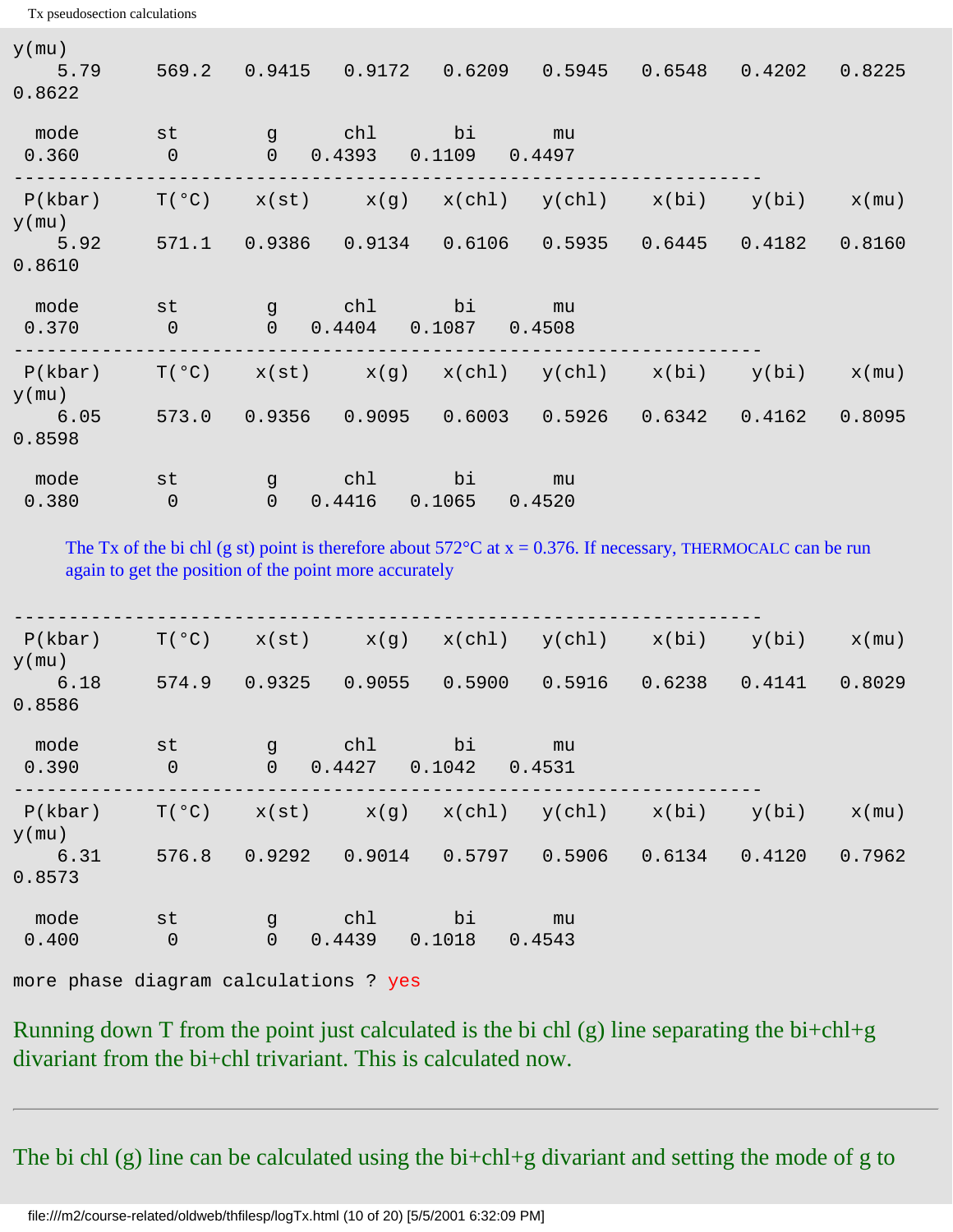```
y(mu)
    5.79      569.2   0.9415    0.9172    0.6209    0.5945    0.6548    0.4202    0.8225
0.8622

  mode        st         g       chl        bi        mu
 0.360         0         0    0.4393    0.1109    0.4497
--------------------------------------------------------------------
 P(kbar)     T(°C)    x(st)     x(g)    x(chl)    y(chl)    x(bi)     y(bi)     x(mu)
y(mu)
    5.92      571.1   0.9386    0.9134    0.6106    0.5935    0.6445    0.4182    0.8160
0.8610

  mode        st         g       chl        bi        mu
 0.370         0         0    0.4404    0.1087    0.4508
--------------------------------------------------------------------
 P(kbar)     T(°C)    x(st)     x(g)    x(chl)    y(chl)    x(bi)     y(bi)     x(mu)
y(mu)
    6.05      573.0   0.9356    0.9095    0.6003    0.5926    0.6342    0.4162    0.8095
0.8598

  mode        st         g       chl        bi        mu
 0.380         0         0    0.4416    0.1065    0.4520
```

The Tx of the bi chl (g st) point is therefore about 572°C at x = 0.376. If necessary, THERMOCALC can be run again to get the position of the point more accurately

```
--------------------------------------------------------------------
 P(kbar)     T(°C)    x(st)     x(g)    x(chl)    y(chl)    x(bi)     y(bi)     x(mu)
y(mu)
    6.18      574.9   0.9325    0.9055    0.5900    0.5916    0.6238    0.4141    0.8029
0.8586

  mode        st         g       chl        bi        mu
 0.390         0         0    0.4427    0.1042    0.4531
--------------------------------------------------------------------
 P(kbar)     T(°C)    x(st)     x(g)    x(chl)    y(chl)    x(bi)     y(bi)     x(mu)
y(mu)
    6.31      576.8   0.9292    0.9014    0.5797    0.5906    0.6134    0.4120    0.7962
0.8573

  mode        st         g       chl        bi        mu
 0.400         0         0    0.4439    0.1018    0.4543

more phase diagram calculations ? yes
```

Running down T from the point just calculated is the bi chl (g) line separating the bi+chl+g divariant from the bi+chl trivariant. This is calculated now.

---

The bi chl (g) line can be calculated using the bi+chl+g divariant and setting the mode of g to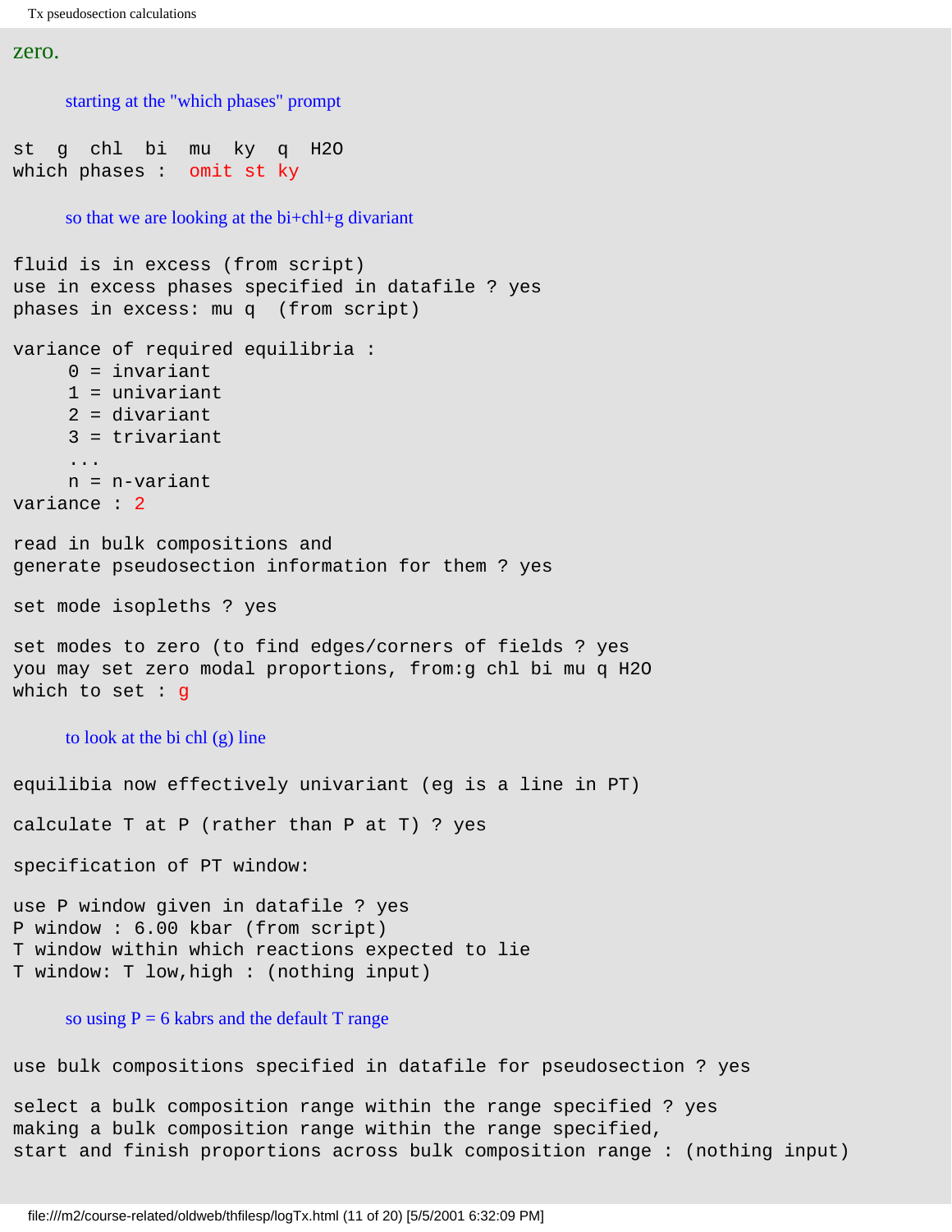zero.

starting at the "which phases" prompt

```
st  g  chl  bi  mu  ky  q  H2O
which phases :  omit st ky
```

so that we are looking at the bi+chl+g divariant

```
fluid is in excess (from script)
use in excess phases specified in datafile ? yes
phases in excess: mu q  (from script)

variance of required equilibria :
     0 = invariant
     1 = univariant
     2 = divariant
     3 = trivariant
     ...
     n = n-variant
variance : 2

read in bulk compositions and
generate pseudosection information for them ? yes

set mode isopleths ? yes

set modes to zero (to find edges/corners of fields ? yes
you may set zero modal proportions, from:g chl bi mu q H2O
which to set : g
```

to look at the bi chl (g) line

```
equilibia now effectively univariant (eg is a line in PT)

calculate T at P (rather than P at T) ? yes

specification of PT window:

use P window given in datafile ? yes
P window : 6.00 kbar (from script)
T window within which reactions expected to lie
T window: T low,high : (nothing input)
```

so using P = 6 kabrs and the default T range

```
use bulk compositions specified in datafile for pseudosection ? yes

select a bulk composition range within the range specified ? yes
making a bulk composition range within the range specified,
start and finish proportions across bulk composition range : (nothing input)
```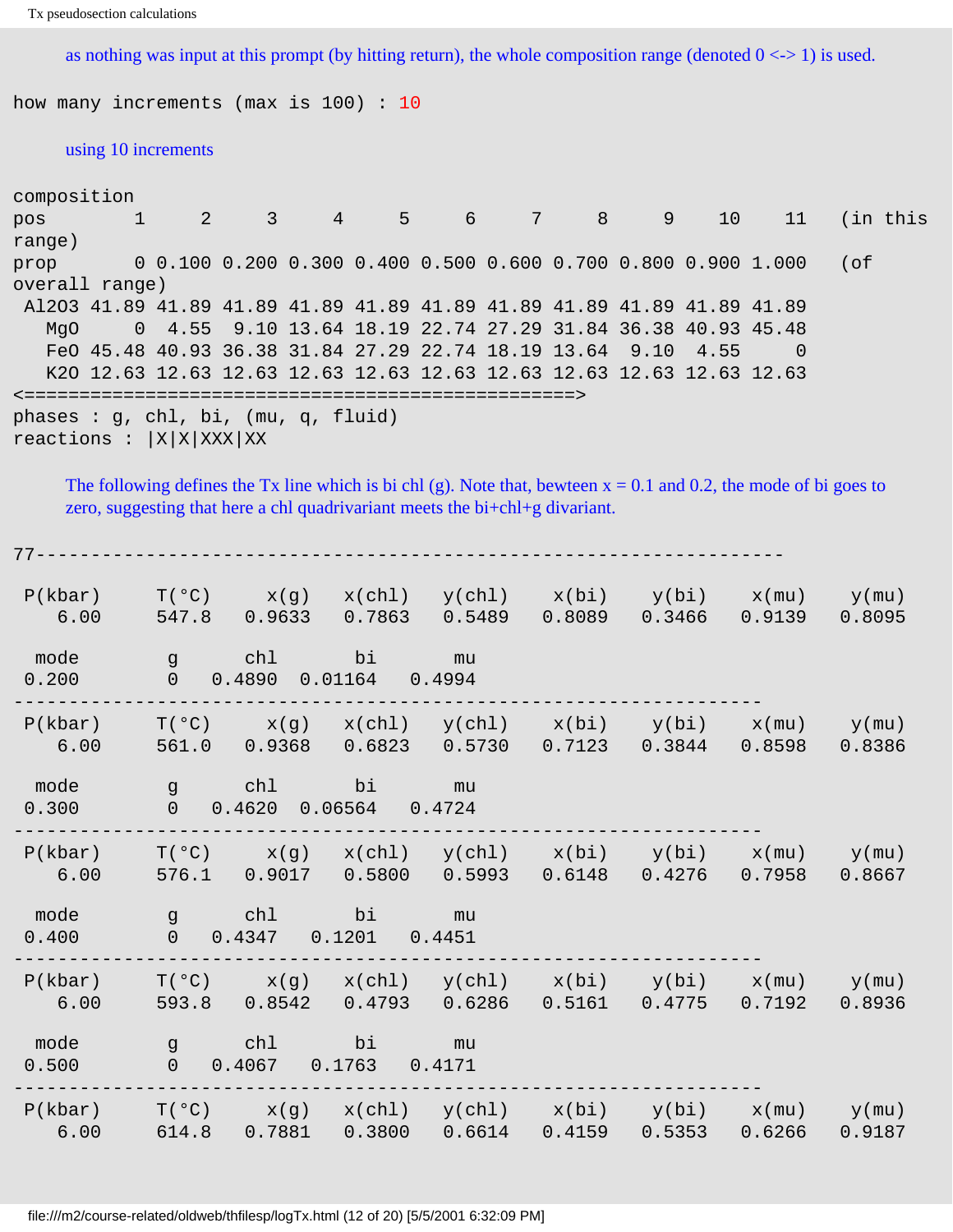as nothing was input at this prompt (by hitting return), the whole composition range (denoted 0 <-> 1) is used.

```
how many increments (max is 100) : 10
```

using 10 increments

```
composition
pos          1     2     3     4     5     6     7     8     9    10    11   (in this
range)
prop         0 0.100 0.200 0.300 0.400 0.500 0.600 0.700 0.800 0.900 1.000   (of
overall range)
 Al2O3 41.89 41.89 41.89 41.89 41.89 41.89 41.89 41.89 41.89 41.89 41.89
   MgO     0  4.55  9.10 13.64 18.19 22.74 27.29 31.84 36.38 40.93 45.48
   FeO 45.48 40.93 36.38 31.84 27.29 22.74 18.19 13.64  9.10  4.55     0
   K2O 12.63 12.63 12.63 12.63 12.63 12.63 12.63 12.63 12.63 12.63 12.63
<==================================================>
phases : g, chl, bi, (mu, q, fluid)
reactions : |X|X|XXX|XX
```

The following defines the Tx line which is bi chl (g). Note that, bewteen x = 0.1 and 0.2, the mode of bi goes to zero, suggesting that here a chl quadrivariant meets the bi+chl+g divariant.

```
77--------------------------------------------------------------------

 P(kbar)     T(°C)     x(g)   x(chl)   y(chl)    x(bi)    y(bi)    x(mu)    y(mu)
    6.00     547.8   0.9633   0.7863   0.5489   0.8089   0.3466   0.9139   0.8095

  mode          g      chl       bi       mu
 0.200          0   0.4890  0.01164   0.4994
--------------------------------------------------------------------
 P(kbar)     T(°C)     x(g)   x(chl)   y(chl)    x(bi)    y(bi)    x(mu)    y(mu)
    6.00     561.0   0.9368   0.6823   0.5730   0.7123   0.3844   0.8598   0.8386

  mode          g      chl       bi       mu
 0.300          0   0.4620  0.06564   0.4724
--------------------------------------------------------------------
 P(kbar)     T(°C)     x(g)   x(chl)   y(chl)    x(bi)    y(bi)    x(mu)    y(mu)
    6.00     576.1   0.9017   0.5800   0.5993   0.6148   0.4276   0.7958   0.8667

  mode          g      chl       bi       mu
 0.400          0   0.4347   0.1201   0.4451
--------------------------------------------------------------------
 P(kbar)     T(°C)     x(g)   x(chl)   y(chl)    x(bi)    y(bi)    x(mu)    y(mu)
    6.00     593.8   0.8542   0.4793   0.6286   0.5161   0.4775   0.7192   0.8936

  mode          g      chl       bi       mu
 0.500          0   0.4067   0.1763   0.4171
--------------------------------------------------------------------
 P(kbar)     T(°C)     x(g)   x(chl)   y(chl)    x(bi)    y(bi)    x(mu)    y(mu)
    6.00     614.8   0.7881   0.3800   0.6614   0.4159   0.5353   0.6266   0.9187
```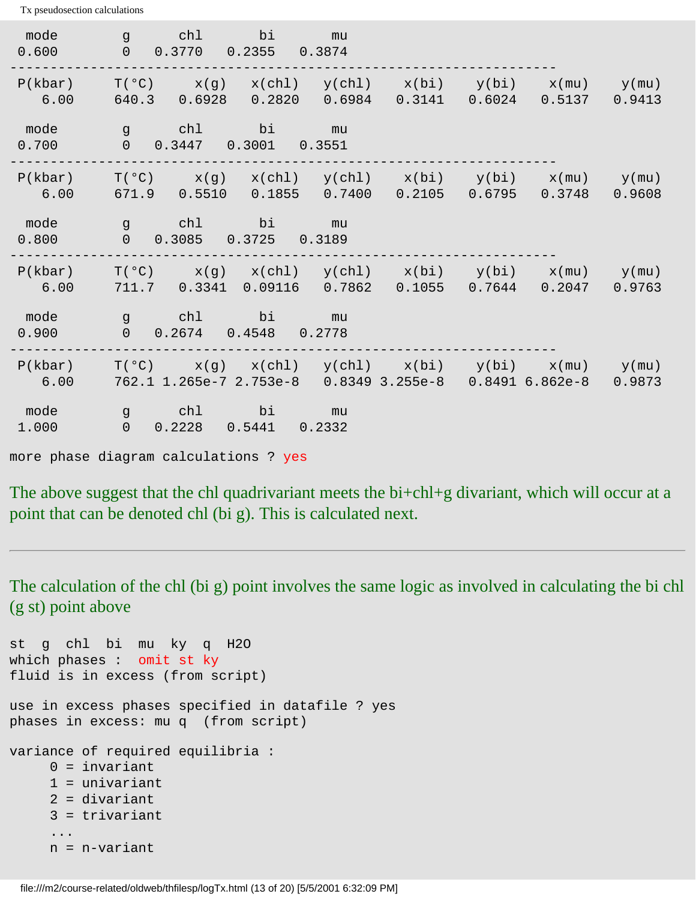```
 mode        g     chl      bi       mu
 0.600       0   0.3770   0.2355   0.3874
--------------------------------------------------------------------
 P(kbar)     T(°C)     x(g)    x(chl)   y(chl)    x(bi)    y(bi)    x(mu)    y(mu)
    6.00     640.3   0.6928   0.2820   0.6984   0.3141   0.6024   0.5137   0.9413

 mode        g     chl      bi       mu
 0.700       0   0.3447   0.3001   0.3551
--------------------------------------------------------------------
 P(kbar)     T(°C)     x(g)    x(chl)   y(chl)    x(bi)    y(bi)    x(mu)    y(mu)
    6.00     671.9   0.5510   0.1855   0.7400   0.2105   0.6795   0.3748   0.9608

 mode        g     chl      bi       mu
 0.800       0   0.3085   0.3725   0.3189
--------------------------------------------------------------------
 P(kbar)     T(°C)     x(g)    x(chl)   y(chl)    x(bi)    y(bi)    x(mu)    y(mu)
    6.00     711.7   0.3341  0.09116   0.7862   0.1055   0.7644   0.2047   0.9763

 mode        g     chl      bi       mu
 0.900       0   0.2674   0.4548   0.2778
--------------------------------------------------------------------
 P(kbar)     T(°C)     x(g)    x(chl)   y(chl)    x(bi)    y(bi)    x(mu)    y(mu)
    6.00     762.1 1.265e-7 2.753e-8   0.8349 3.255e-8   0.8491 6.862e-8   0.9873

 mode        g     chl      bi       mu
 1.000       0   0.2228   0.5441   0.2332

more phase diagram calculations ? yes
```

The above suggest that the chl quadrivariant meets the bi+chl+g divariant, which will occur at a point that can be denoted chl (bi g). This is calculated next.

---

The calculation of the chl (bi g) point involves the same logic as involved in calculating the bi chl (g st) point above

```
st  g  chl  bi  mu  ky  q  H2O
which phases :  omit st ky
fluid is in excess (from script)

use in excess phases specified in datafile ? yes
phases in excess: mu q  (from script)

variance of required equilibria :
     0 = invariant
     1 = univariant
     2 = divariant
     3 = trivariant
     ...
     n = n-variant
```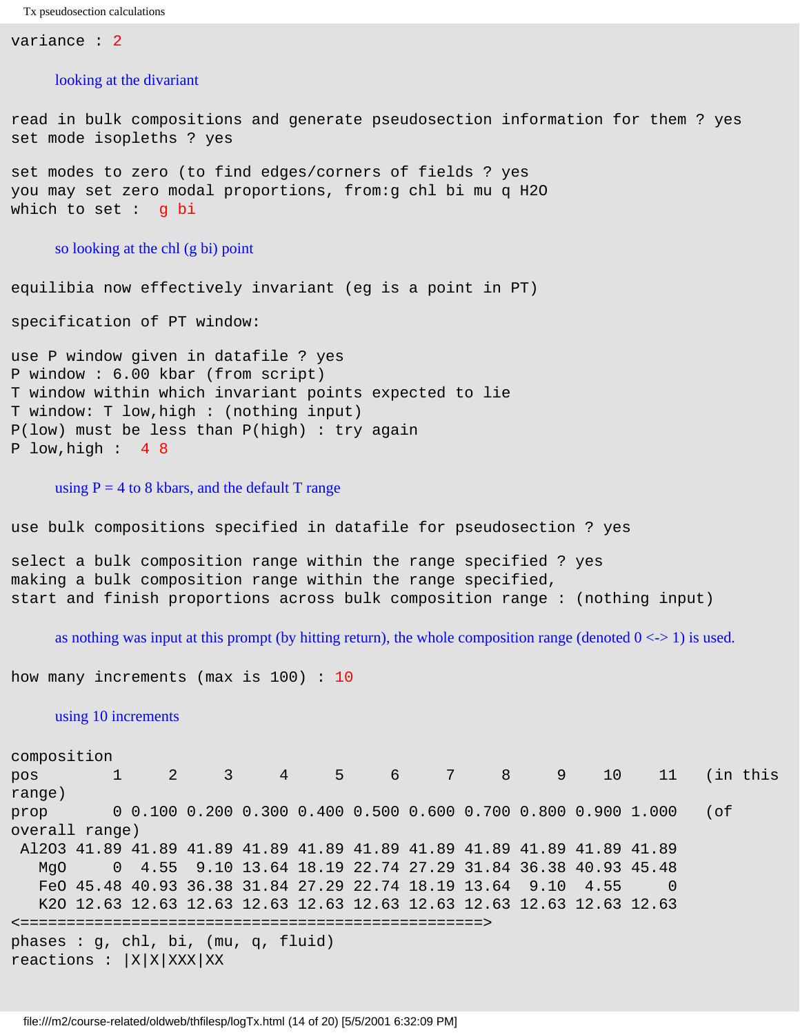```
variance : 2
```

looking at the divariant

```
read in bulk compositions and generate pseudosection information for them ? yes
set mode isopleths ? yes

set modes to zero (to find edges/corners of fields ? yes
you may set zero modal proportions, from:g chl bi mu q H2O
which to set :  g bi
```

so looking at the chl (g bi) point

```
equilibia now effectively invariant (eg is a point in PT)

specification of PT window:

use P window given in datafile ? yes
P window : 6.00 kbar (from script)
T window within which invariant points expected to lie
T window: T low,high : (nothing input)
P(low) must be less than P(high) : try again
P low,high :  4 8
```

using P = 4 to 8 kbars, and the default T range

```
use bulk compositions specified in datafile for pseudosection ? yes

select a bulk composition range within the range specified ? yes
making a bulk composition range within the range specified,
start and finish proportions across bulk composition range : (nothing input)
```

as nothing was input at this prompt (by hitting return), the whole composition range (denoted 0 <-> 1) is used.

```
how many increments (max is 100) : 10
```

using 10 increments

```
composition
pos        1     2     3     4     5     6     7     8     9    10    11   (in this range)
prop       0 0.100 0.200 0.300 0.400 0.500 0.600 0.700 0.800 0.900 1.000   (of overall range)
 Al2O3 41.89 41.89 41.89 41.89 41.89 41.89 41.89 41.89 41.89 41.89 41.89
   MgO     0  4.55  9.10 13.64 18.19 22.74 27.29 31.84 36.38 40.93 45.48
   FeO 45.48 40.93 36.38 31.84 27.29 22.74 18.19 13.64  9.10  4.55     0
   K2O 12.63 12.63 12.63 12.63 12.63 12.63 12.63 12.63 12.63 12.63 12.63
<=================================================>
phases : g, chl, bi, (mu, q, fluid)
reactions : |X|X|XXX|XX
```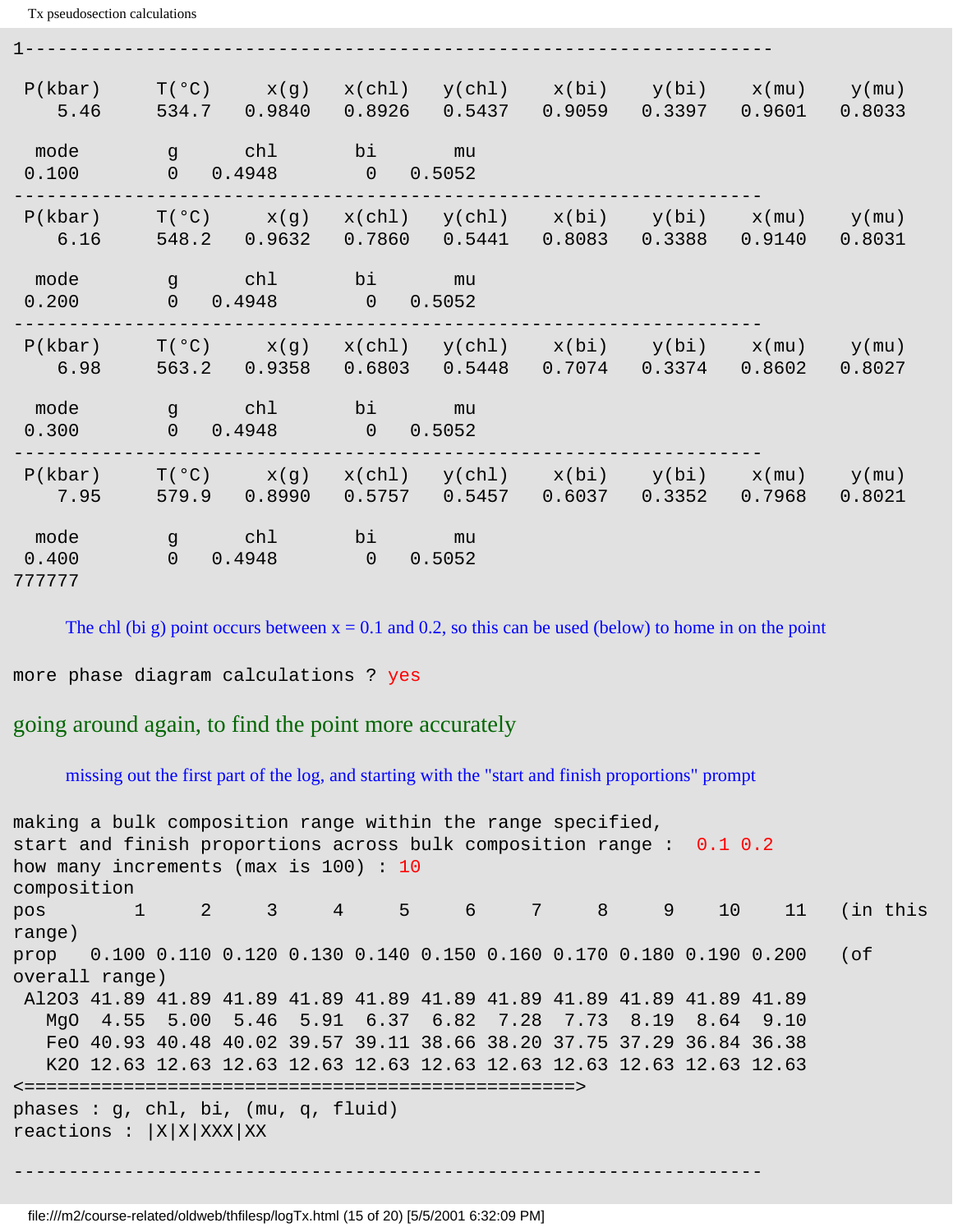```
1-------------------------------------------------------------------

 P(kbar)     T(°C)     x(g)   x(chl)   y(chl)    x(bi)    y(bi)    x(mu)    y(mu)
    5.46     534.7   0.9840   0.8926   0.5437   0.9059   0.3397   0.9601   0.8033

  mode         g      chl        bi       mu
 0.100         0   0.4948         0   0.5052
-------------------------------------------------------------------
 P(kbar)     T(°C)     x(g)   x(chl)   y(chl)    x(bi)    y(bi)    x(mu)    y(mu)
    6.16     548.2   0.9632   0.7860   0.5441   0.8083   0.3388   0.9140   0.8031

  mode         g      chl        bi       mu
 0.200         0   0.4948         0   0.5052
-------------------------------------------------------------------
 P(kbar)     T(°C)     x(g)   x(chl)   y(chl)    x(bi)    y(bi)    x(mu)    y(mu)
    6.98     563.2   0.9358   0.6803   0.5448   0.7074   0.3374   0.8602   0.8027

  mode         g      chl        bi       mu
 0.300         0   0.4948         0   0.5052
-------------------------------------------------------------------
 P(kbar)     T(°C)     x(g)   x(chl)   y(chl)    x(bi)    y(bi)    x(mu)    y(mu)
    7.95     579.9   0.8990   0.5757   0.5457   0.6037   0.3352   0.7968   0.8021

  mode         g      chl        bi       mu
 0.400         0   0.4948         0   0.5052
777777
```

The chl (bi g) point occurs between x = 0.1 and 0.2, so this can be used (below) to home in on the point

```
more phase diagram calculations ? yes
```

## going around again, to find the point more accurately

missing out the first part of the log, and starting with the "start and finish proportions" prompt

```
making a bulk composition range within the range specified,
start and finish proportions across bulk composition range :  0.1 0.2
how many increments (max is 100) : 10
composition
pos        1     2     3     4     5     6     7     8     9    10    11   (in this range)
prop   0.100 0.110 0.120 0.130 0.140 0.150 0.160 0.170 0.180 0.190 0.200   (of overall range)
 Al2O3 41.89 41.89 41.89 41.89 41.89 41.89 41.89 41.89 41.89 41.89 41.89
   MgO  4.55  5.00  5.46  5.91  6.37  6.82  7.28  7.73  8.19  8.64  9.10
   FeO 40.93 40.48 40.02 39.57 39.11 38.66 38.20 37.75 37.29 36.84 36.38
   K2O 12.63 12.63 12.63 12.63 12.63 12.63 12.63 12.63 12.63 12.63 12.63
<==============================================>
phases : g, chl, bi, (mu, q, fluid)
reactions : |X|X|XXX|XX

-------------------------------------------------------------------
```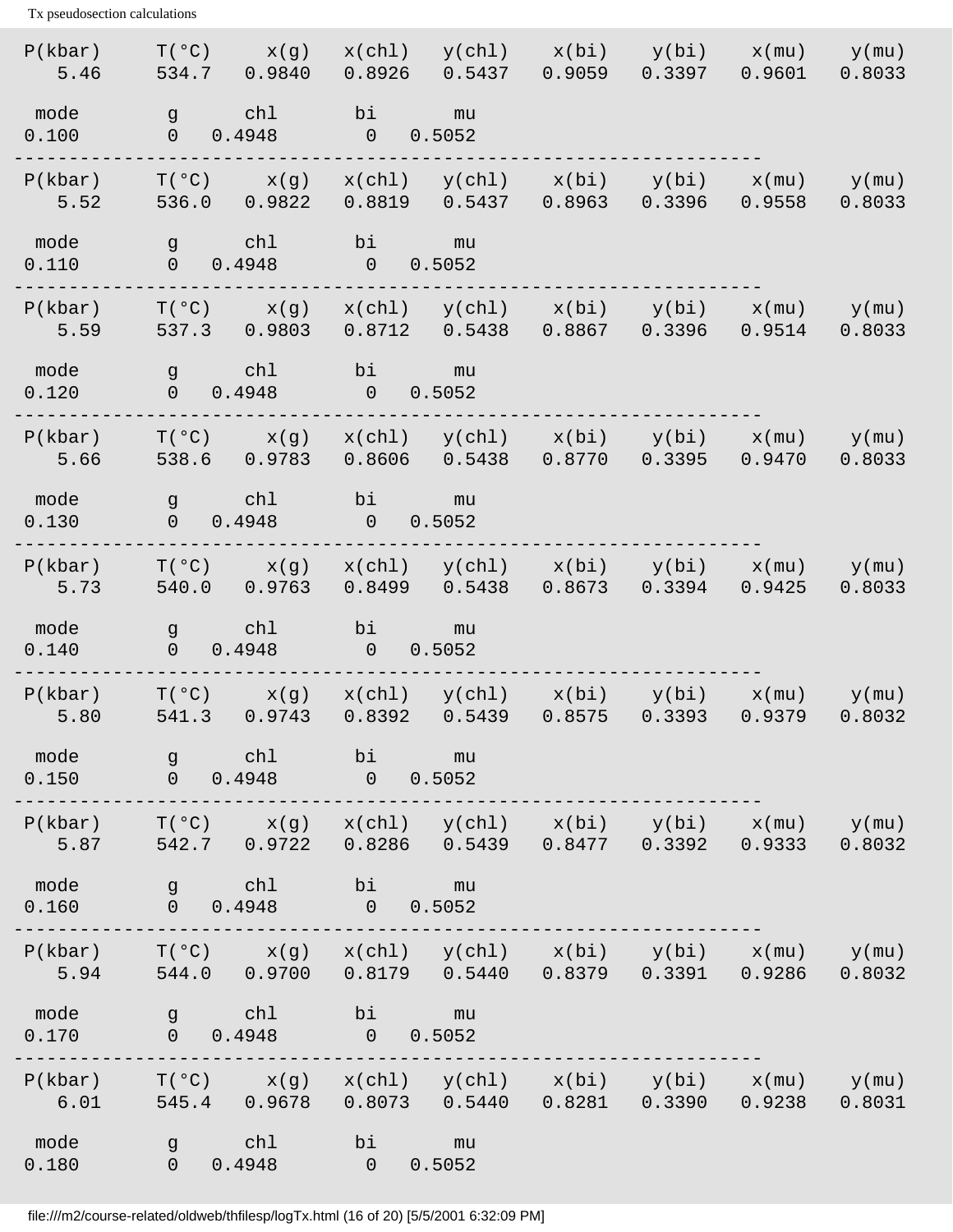```
 P(kbar)     T(°C)     x(g)   x(chl)   y(chl)   x(bi)    y(bi)    x(mu)    y(mu)
    5.46     534.7   0.9840   0.8926   0.5437   0.9059   0.3397   0.9601   0.8033

  mode        g      chl       bi       mu
 0.100        0   0.4948        0   0.5052
--------------------------------------------------------------------
 P(kbar)     T(°C)     x(g)   x(chl)   y(chl)   x(bi)    y(bi)    x(mu)    y(mu)
    5.52     536.0   0.9822   0.8819   0.5437   0.8963   0.3396   0.9558   0.8033

  mode        g      chl       bi       mu
 0.110        0   0.4948        0   0.5052
--------------------------------------------------------------------
 P(kbar)     T(°C)     x(g)   x(chl)   y(chl)   x(bi)    y(bi)    x(mu)    y(mu)
    5.59     537.3   0.9803   0.8712   0.5438   0.8867   0.3396   0.9514   0.8033

  mode        g      chl       bi       mu
 0.120        0   0.4948        0   0.5052
--------------------------------------------------------------------
 P(kbar)     T(°C)     x(g)   x(chl)   y(chl)   x(bi)    y(bi)    x(mu)    y(mu)
    5.66     538.6   0.9783   0.8606   0.5438   0.8770   0.3395   0.9470   0.8033

  mode        g      chl       bi       mu
 0.130        0   0.4948        0   0.5052
--------------------------------------------------------------------
 P(kbar)     T(°C)     x(g)   x(chl)   y(chl)   x(bi)    y(bi)    x(mu)    y(mu)
    5.73     540.0   0.9763   0.8499   0.5438   0.8673   0.3394   0.9425   0.8033

  mode        g      chl       bi       mu
 0.140        0   0.4948        0   0.5052
--------------------------------------------------------------------
 P(kbar)     T(°C)     x(g)   x(chl)   y(chl)   x(bi)    y(bi)    x(mu)    y(mu)
    5.80     541.3   0.9743   0.8392   0.5439   0.8575   0.3393   0.9379   0.8032

  mode        g      chl       bi       mu
 0.150        0   0.4948        0   0.5052
--------------------------------------------------------------------
 P(kbar)     T(°C)     x(g)   x(chl)   y(chl)   x(bi)    y(bi)    x(mu)    y(mu)
    5.87     542.7   0.9722   0.8286   0.5439   0.8477   0.3392   0.9333   0.8032

  mode        g      chl       bi       mu
 0.160        0   0.4948        0   0.5052
--------------------------------------------------------------------
 P(kbar)     T(°C)     x(g)   x(chl)   y(chl)   x(bi)    y(bi)    x(mu)    y(mu)
    5.94     544.0   0.9700   0.8179   0.5440   0.8379   0.3391   0.9286   0.8032

  mode        g      chl       bi       mu
 0.170        0   0.4948        0   0.5052
--------------------------------------------------------------------
 P(kbar)     T(°C)     x(g)   x(chl)   y(chl)   x(bi)    y(bi)    x(mu)    y(mu)
    6.01     545.4   0.9678   0.8073   0.5440   0.8281   0.3390   0.9238   0.8031

  mode        g      chl       bi       mu
 0.180        0   0.4948        0   0.5052
```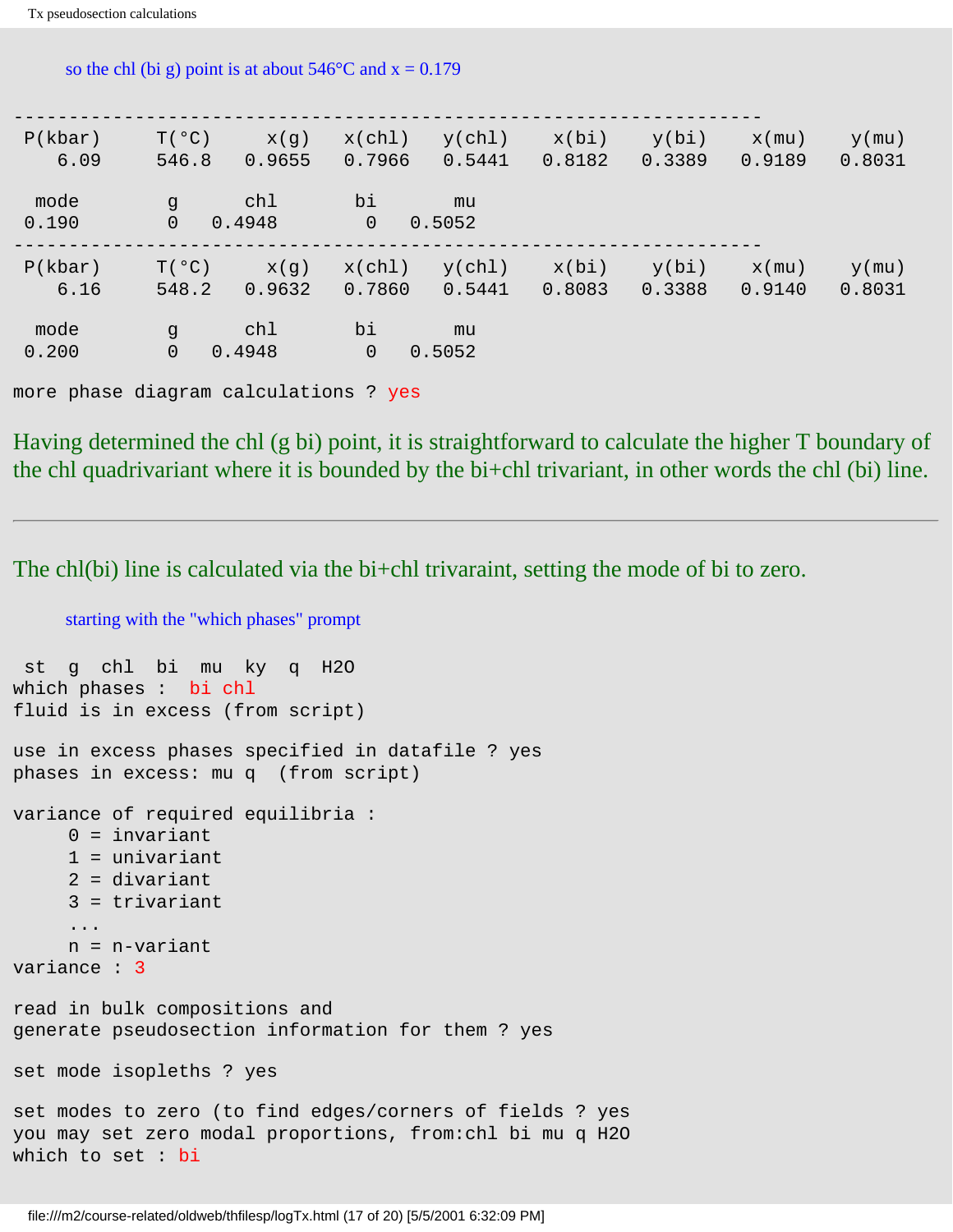so the chl (bi g) point is at about 546°C and x = 0.179

```
--------------------------------------------------------------------
 P(kbar)     T(°C)     x(g)   x(chl)   y(chl)    x(bi)    y(bi)    x(mu)    y(mu)
    6.09     546.8   0.9655   0.7966   0.5441   0.8182   0.3389   0.9189   0.8031

  mode         g      chl        bi       mu
 0.190         0   0.4948        0   0.5052
--------------------------------------------------------------------
 P(kbar)     T(°C)     x(g)   x(chl)   y(chl)    x(bi)    y(bi)    x(mu)    y(mu)
    6.16     548.2   0.9632   0.7860   0.5441   0.8083   0.3388   0.9140   0.8031

  mode         g      chl        bi       mu
 0.200         0   0.4948        0   0.5052

more phase diagram calculations ? yes
```

Having determined the chl (g bi) point, it is straightforward to calculate the higher T boundary of the chl quadrivariant where it is bounded by the bi+chl trivariant, in other words the chl (bi) line.

---

The chl(bi) line is calculated via the bi+chl trivaraint, setting the mode of bi to zero.

starting with the "which phases" prompt

```
 st  g  chl  bi  mu  ky  q  H2O
which phases :  bi chl
fluid is in excess (from script)

use in excess phases specified in datafile ? yes
phases in excess: mu q  (from script)

variance of required equilibria :
     0 = invariant
     1 = univariant
     2 = divariant
     3 = trivariant
     ...
     n = n-variant
variance : 3

read in bulk compositions and
generate pseudosection information for them ? yes

set mode isopleths ? yes

set modes to zero (to find edges/corners of fields ? yes
you may set zero modal proportions, from:chl bi mu q H2O
which to set : bi
```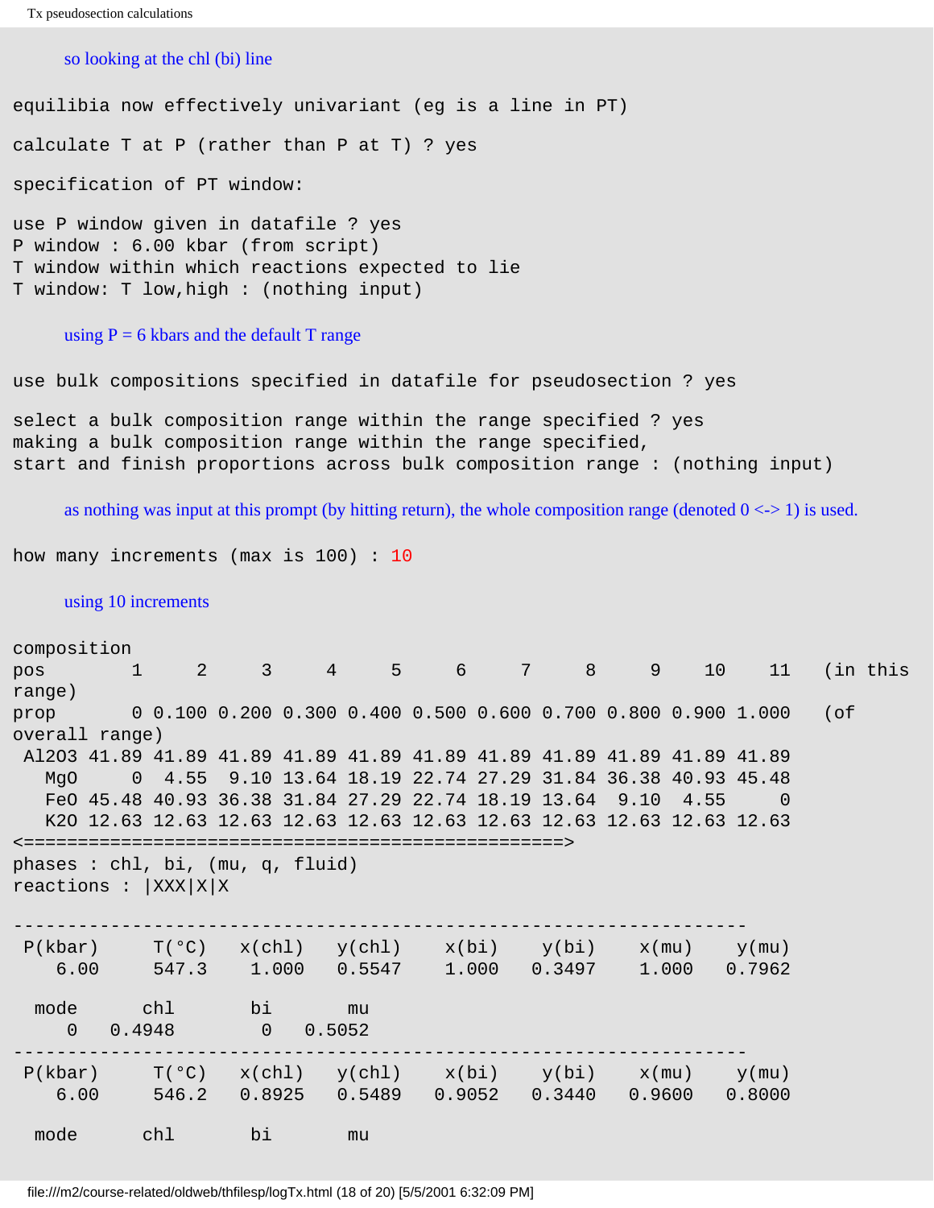so looking at the chl (bi) line

```
equilibia now effectively univariant (eg is a line in PT)

calculate T at P (rather than P at T) ? yes

specification of PT window:

use P window given in datafile ? yes
P window : 6.00 kbar (from script)
T window within which reactions expected to lie
T window: T low,high : (nothing input)
```

using P = 6 kbars and the default T range

```
use bulk compositions specified in datafile for pseudosection ? yes

select a bulk composition range within the range specified ? yes
making a bulk composition range within the range specified,
start and finish proportions across bulk composition range : (nothing input)
```

as nothing was input at this prompt (by hitting return), the whole composition range (denoted 0 <-> 1) is used.

```
how many increments (max is 100) : 10
```

using 10 increments

```
composition
pos        1     2     3     4     5     6     7     8     9    10    11   (in this range)
prop       0 0.100 0.200 0.300 0.400 0.500 0.600 0.700 0.800 0.900 1.000   (of overall range)
 Al2O3 41.89 41.89 41.89 41.89 41.89 41.89 41.89 41.89 41.89 41.89 41.89
   MgO     0  4.55  9.10 13.64 18.19 22.74 27.29 31.84 36.38 40.93 45.48
   FeO 45.48 40.93 36.38 31.84 27.29 22.74 18.19 13.64  9.10  4.55     0
   K2O 12.63 12.63 12.63 12.63 12.63 12.63 12.63 12.63 12.63 12.63 12.63
<==================================================>
phases : chl, bi, (mu, q, fluid)
reactions : |XXX|X|X

--------------------------------------------------------------------
 P(kbar)     T(°C)   x(chl)   y(chl)    x(bi)    y(bi)    x(mu)    y(mu)
    6.00     547.3    1.000   0.5547    1.000   0.3497    1.000   0.7962

  mode      chl       bi       mu
     0   0.4948        0   0.5052
--------------------------------------------------------------------
 P(kbar)     T(°C)   x(chl)   y(chl)    x(bi)    y(bi)    x(mu)    y(mu)
    6.00     546.2   0.8925   0.5489   0.9052   0.3440   0.9600   0.8000

  mode      chl       bi       mu
```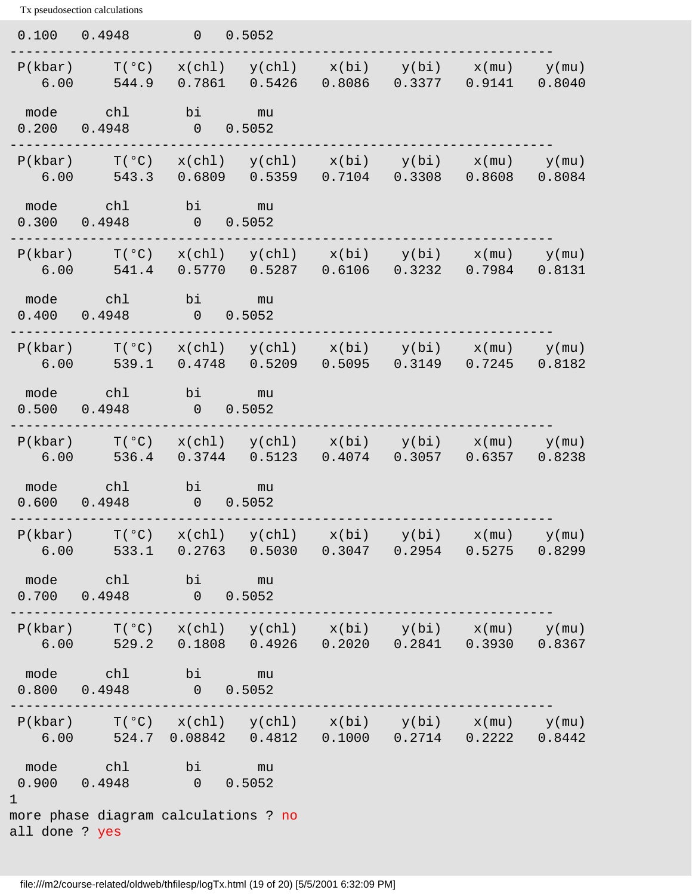```
 0.100   0.4948        0   0.5052
------------------------------------------------------------------
 P(kbar)     T(°C)   x(chl)   y(chl)    x(bi)    y(bi)    x(mu)    y(mu)
    6.00     544.9   0.7861   0.5426   0.8086   0.3377   0.9141   0.8040

  mode      chl       bi       mu
 0.200   0.4948        0   0.5052
------------------------------------------------------------------
 P(kbar)     T(°C)   x(chl)   y(chl)    x(bi)    y(bi)    x(mu)    y(mu)
    6.00     543.3   0.6809   0.5359   0.7104   0.3308   0.8608   0.8084

  mode      chl       bi       mu
 0.300   0.4948        0   0.5052
------------------------------------------------------------------
 P(kbar)     T(°C)   x(chl)   y(chl)    x(bi)    y(bi)    x(mu)    y(mu)
    6.00     541.4   0.5770   0.5287   0.6106   0.3232   0.7984   0.8131

  mode      chl       bi       mu
 0.400   0.4948        0   0.5052
------------------------------------------------------------------
 P(kbar)     T(°C)   x(chl)   y(chl)    x(bi)    y(bi)    x(mu)    y(mu)
    6.00     539.1   0.4748   0.5209   0.5095   0.3149   0.7245   0.8182

  mode      chl       bi       mu
 0.500   0.4948        0   0.5052
------------------------------------------------------------------
 P(kbar)     T(°C)   x(chl)   y(chl)    x(bi)    y(bi)    x(mu)    y(mu)
    6.00     536.4   0.3744   0.5123   0.4074   0.3057   0.6357   0.8238

  mode      chl       bi       mu
 0.600   0.4948        0   0.5052
------------------------------------------------------------------
 P(kbar)     T(°C)   x(chl)   y(chl)    x(bi)    y(bi)    x(mu)    y(mu)
    6.00     533.1   0.2763   0.5030   0.3047   0.2954   0.5275   0.8299

  mode      chl       bi       mu
 0.700   0.4948        0   0.5052
------------------------------------------------------------------
 P(kbar)     T(°C)   x(chl)   y(chl)    x(bi)    y(bi)    x(mu)    y(mu)
    6.00     529.2   0.1808   0.4926   0.2020   0.2841   0.3930   0.8367

  mode      chl       bi       mu
 0.800   0.4948        0   0.5052
------------------------------------------------------------------
 P(kbar)     T(°C)   x(chl)   y(chl)    x(bi)    y(bi)    x(mu)    y(mu)
    6.00     524.7  0.08842   0.4812   0.1000   0.2714   0.2222   0.8442

  mode      chl       bi       mu
 0.900   0.4948        0   0.5052
1
more phase diagram calculations ? no
all done ? yes
```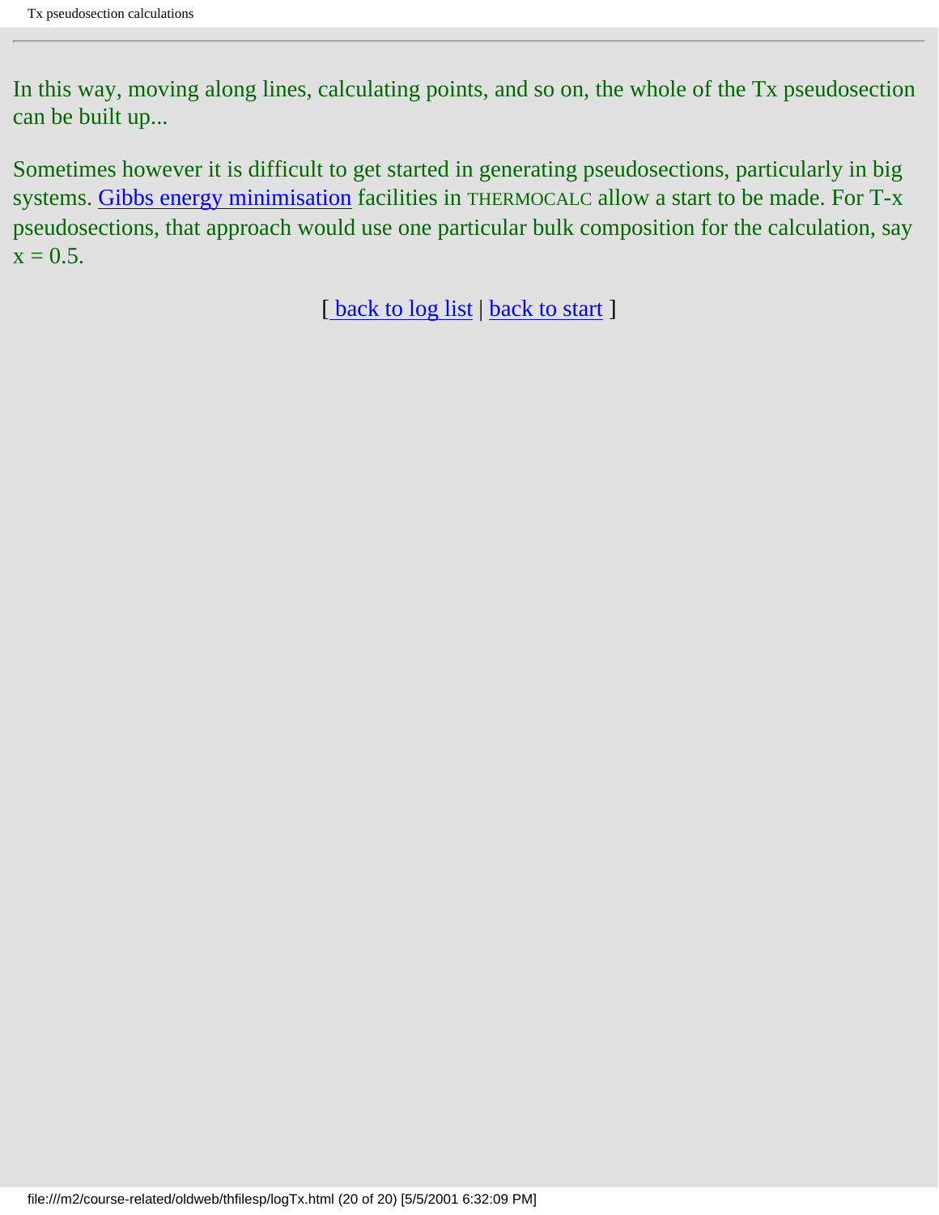In this way, moving along lines, calculating points, and so on, the whole of the Tx pseudosection can be built up...

Sometimes however it is difficult to get started in generating pseudosections, particularly in big systems. Gibbs energy minimisation facilities in THERMOCALC allow a start to be made. For T-x pseudosections, that approach would use one particular bulk composition for the calculation, say $x = 0.5$.

[ back to log list | back to start ]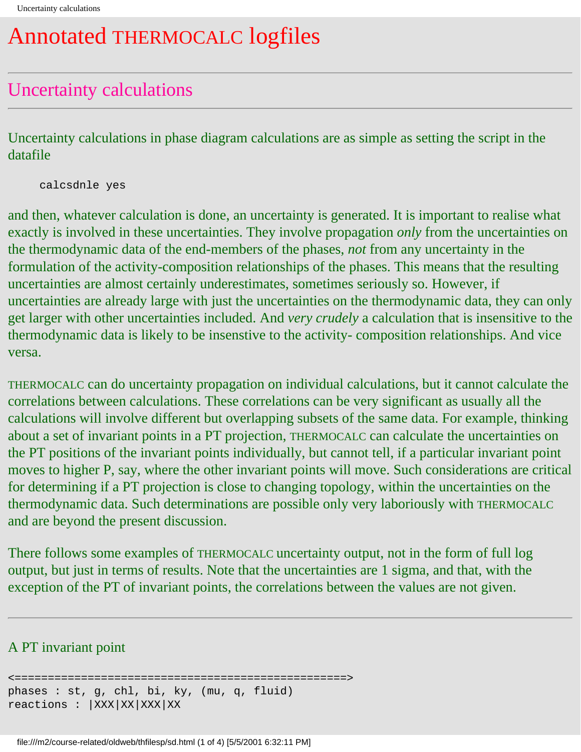# Annotated THERMOCALC logfiles

## Uncertainty calculations

Uncertainty calculations in phase diagram calculations are as simple as setting the script in the datafile

```
calcsdnle yes
```

and then, whatever calculation is done, an uncertainty is generated. It is important to realise what exactly is involved in these uncertainties. They involve propagation *only* from the uncertainties on the thermodynamic data of the end-members of the phases, *not* from any uncertainty in the formulation of the activity-composition relationships of the phases. This means that the resulting uncertainties are almost certainly underestimates, sometimes seriously so. However, if uncertainties are already large with just the uncertainties on the thermodynamic data, they can only get larger with other uncertainties included. And *very crudely* a calculation that is insensitive to the thermodynamic data is likely to be insenstive to the activity- composition relationships. And vice versa.

THERMOCALC can do uncertainty propagation on individual calculations, but it cannot calculate the correlations between calculations. These correlations can be very significant as usually all the calculations will involve different but overlapping subsets of the same data. For example, thinking about a set of invariant points in a PT projection, THERMOCALC can calculate the uncertainties on the PT positions of the invariant points individually, but cannot tell, if a particular invariant point moves to higher P, say, where the other invariant points will move. Such considerations are critical for determining if a PT projection is close to changing topology, within the uncertainties on the thermodynamic data. Such determinations are possible only very laboriously with THERMOCALC and are beyond the present discussion.

There follows some examples of THERMOCALC uncertainty output, not in the form of full log output, but just in terms of results. Note that the uncertainties are 1 sigma, and that, with the exception of the PT of invariant points, the correlations between the values are not given.

---

A PT invariant point

```
<==================================================>
phases : st, g, chl, bi, ky, (mu, q, fluid)
reactions : |XXX|XX|XXX|XX
```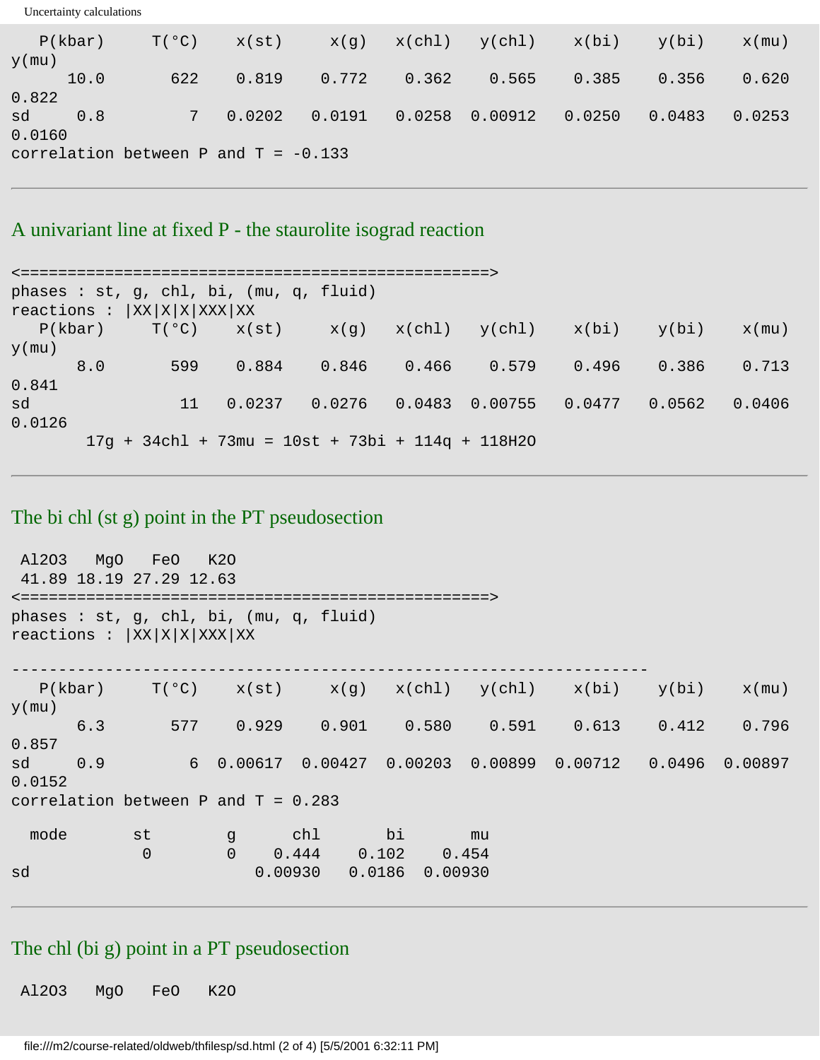```
   P(kbar)     T(°C)     x(st)      x(g)    x(chl)    y(chl)     x(bi)     y(bi)     x(mu)
y(mu)
      10.0       622     0.819     0.772     0.362     0.565     0.385     0.356     0.620
0.822
sd     0.8         7    0.0202    0.0191    0.0258   0.00912    0.0250    0.0483    0.0253
0.0160
correlation between P and T = -0.133
```

---

## A univariant line at fixed P - the staurolite isograd reaction

```
<==================================================>
phases : st, g, chl, bi, (mu, q, fluid)
reactions : |XX|X|X|XXX|XX
   P(kbar)     T(°C)     x(st)      x(g)    x(chl)    y(chl)     x(bi)     y(bi)     x(mu)
y(mu)
       8.0       599     0.884     0.846     0.466     0.579     0.496     0.386     0.713
0.841
sd                11    0.0237    0.0276    0.0483   0.00755    0.0477    0.0562    0.0406
0.0126
        17g + 34chl + 73mu = 10st + 73bi + 114q + 118H2O
```

---

## The bi chl (st g) point in the PT pseudosection

```
 Al2O3   MgO    FeO    K2O
 41.89 18.19 27.29 12.63
<==================================================>
phases : st, g, chl, bi, (mu, q, fluid)
reactions : |XX|X|X|XXX|XX

--------------------------------------------------------------------
   P(kbar)     T(°C)     x(st)      x(g)    x(chl)    y(chl)     x(bi)     y(bi)     x(mu)
y(mu)
       6.3       577     0.929     0.901     0.580     0.591     0.613     0.412     0.796
0.857
sd     0.9         6   0.00617   0.00427   0.00203   0.00899   0.00712    0.0496   0.00897
0.0152
correlation between P and T = 0.283

  mode       st        g      chl       bi       mu
              0        0    0.444    0.102    0.454
sd                        0.00930   0.0186  0.00930
```

---

## The chl (bi g) point in a PT pseudosection

```
 Al2O3   MgO    FeO    K2O
```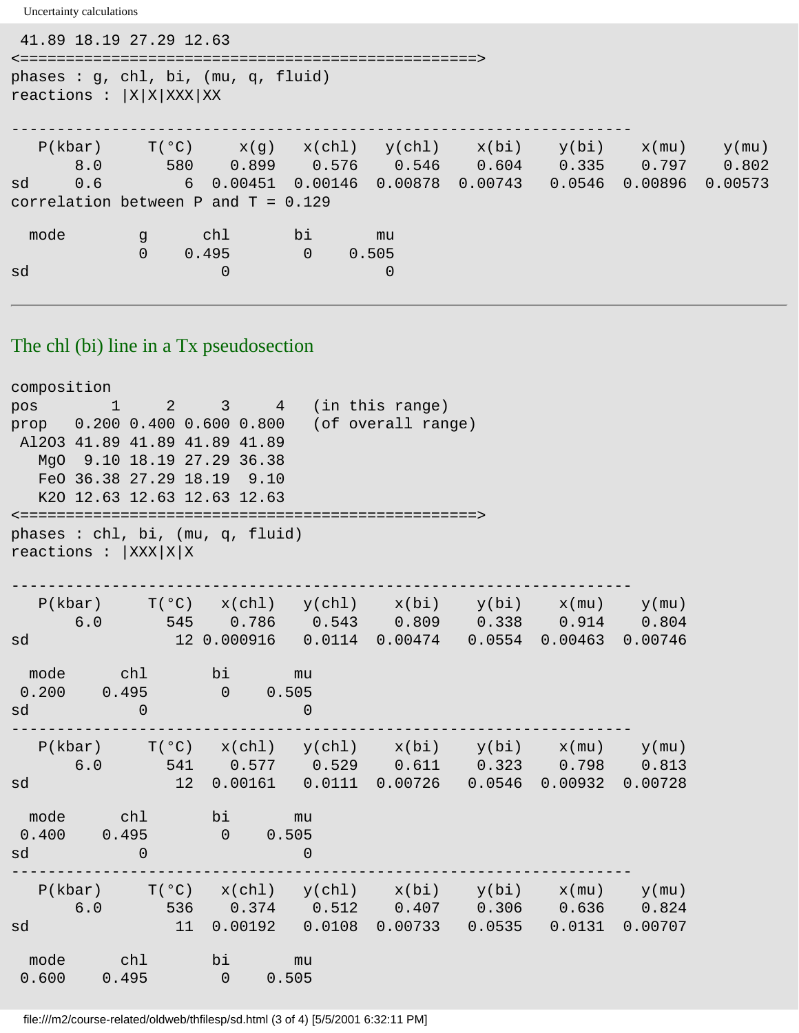```
 41.89 18.19 27.29 12.63
<==================================================>
phases : g, chl, bi, (mu, q, fluid)
reactions : |X|X|XXX|XX

-------------------------------------------------------------------
   P(kbar)     T(°C)     x(g)    x(chl)   y(chl)    x(bi)    y(bi)    x(mu)    y(mu)
       8.0       580    0.899    0.576    0.546    0.604    0.335    0.797    0.802
sd     0.6         6  0.00451  0.00146  0.00878  0.00743   0.0546  0.00896  0.00573
correlation between P and T = 0.129

  mode        g      chl       bi       mu
              0    0.495        0    0.505
sd                     0                 0
```

---

## The chl (bi) line in a Tx pseudosection

```
composition
pos        1     2     3     4   (in this range)
prop   0.200 0.400 0.600 0.800   (of overall range)
 Al2O3 41.89 41.89 41.89 41.89
   MgO  9.10 18.19 27.29 36.38
   FeO 36.38 27.29 18.19  9.10
   K2O 12.63 12.63 12.63 12.63
<==================================================>
phases : chl, bi, (mu, q, fluid)
reactions : |XXX|X|X

-------------------------------------------------------------------
   P(kbar)     T(°C)   x(chl)   y(chl)    x(bi)    y(bi)    x(mu)    y(mu)
       6.0       545    0.786    0.543    0.809    0.338    0.914    0.804
sd                12 0.000916   0.0114  0.00474   0.0554  0.00463  0.00746

  mode      chl       bi       mu
 0.200    0.495        0    0.505
sd            0                 0
-------------------------------------------------------------------
   P(kbar)     T(°C)   x(chl)   y(chl)    x(bi)    y(bi)    x(mu)    y(mu)
       6.0       541    0.577    0.529    0.611    0.323    0.798    0.813
sd                12  0.00161   0.0111  0.00726   0.0546  0.00932  0.00728

  mode      chl       bi       mu
 0.400    0.495        0    0.505
sd            0                 0
-------------------------------------------------------------------
   P(kbar)     T(°C)   x(chl)   y(chl)    x(bi)    y(bi)    x(mu)    y(mu)
       6.0       536    0.374    0.512    0.407    0.306    0.636    0.824
sd                11  0.00192   0.0108  0.00733   0.0535   0.0131  0.00707

  mode      chl       bi       mu
 0.600    0.495        0    0.505
```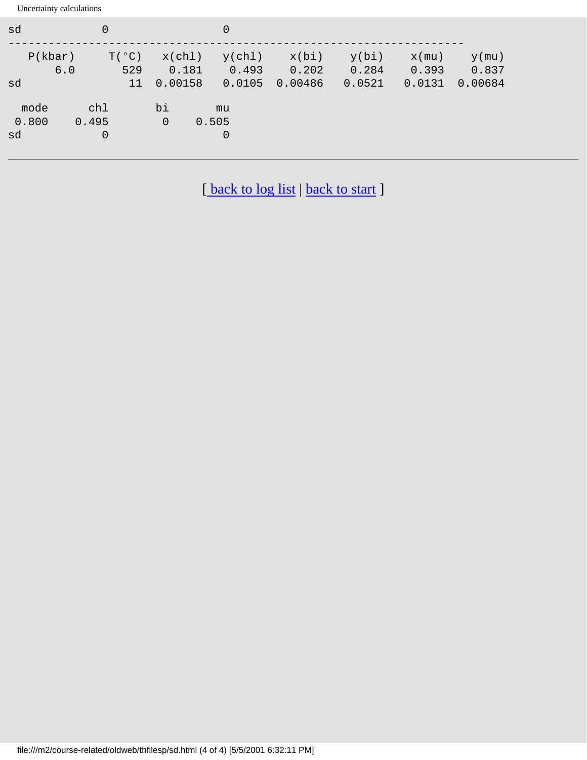```
sd            0                 0
--------------------------------------------------------------------
   P(kbar)     T(°C)   x(chl)   y(chl)    x(bi)    y(bi)    x(mu)    y(mu)
       6.0       529    0.181    0.493    0.202    0.284    0.393    0.837
sd                11  0.00158   0.0105  0.00486   0.0521   0.0131  0.00684

  mode      chl       bi       mu
 0.800    0.495        0    0.505
sd            0                 0
```

---

[ back to log list | back to start ]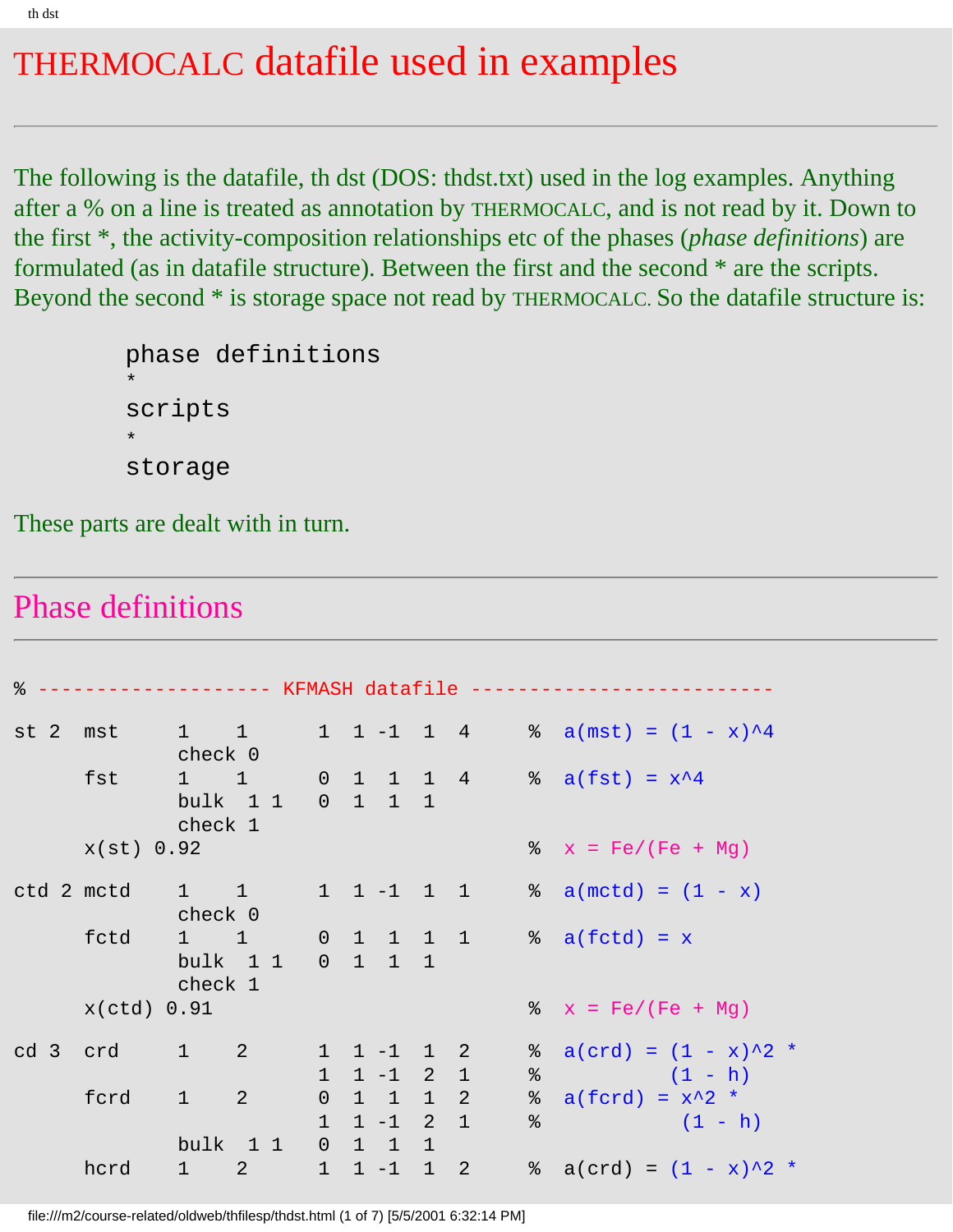# THERMOCALC datafile used in examples

---

The following is the datafile, th dst (DOS: thdst.txt) used in the log examples. Anything after a % on a line is treated as annotation by THERMOCALC, and is not read by it. Down to the first *, the activity-composition relationships etc of the phases (*phase definitions*) are formulated (as in datafile structure). Between the first and the second * are the scripts. Beyond the second * is storage space not read by THERMOCALC. So the datafile structure is:

```
phase definitions
*
scripts
*
storage
```

These parts are dealt with in turn.

---

## Phase definitions

---

```
% -------------------- KFMASH datafile -------------------------

st 2  mst      1    1      1  1 -1  1  4     %  a(mst) = (1 - x)^4
               check 0
      fst      1    1      0  1  1  1  4     %  a(fst) = x^4
               bulk  1 1   0  1  1  1
               check 1
      x(st) 0.92                             %  x = Fe/(Fe + Mg)

ctd 2 mctd     1    1      1  1 -1  1  1     %  a(mctd) = (1 - x)
               check 0
      fctd     1    1      0  1  1  1  1     %  a(fctd) = x
               bulk  1 1   0  1  1  1
               check 1
      x(ctd) 0.91                            %  x = Fe/(Fe + Mg)

cd 3  crd      1    2      1  1 -1  1  2     %  a(crd) = (1 - x)^2 *
                           1  1 -1  2  1     %           (1 - h)
      fcrd     1    2      0  1  1  1  2     %  a(fcrd) = x^2 *
                           1  1 -1  2  1     %            (1 - h)
               bulk  1 1   0  1  1  1
      hcrd     1    2      1  1 -1  1  2     %  a(crd) = (1 - x)^2 *
```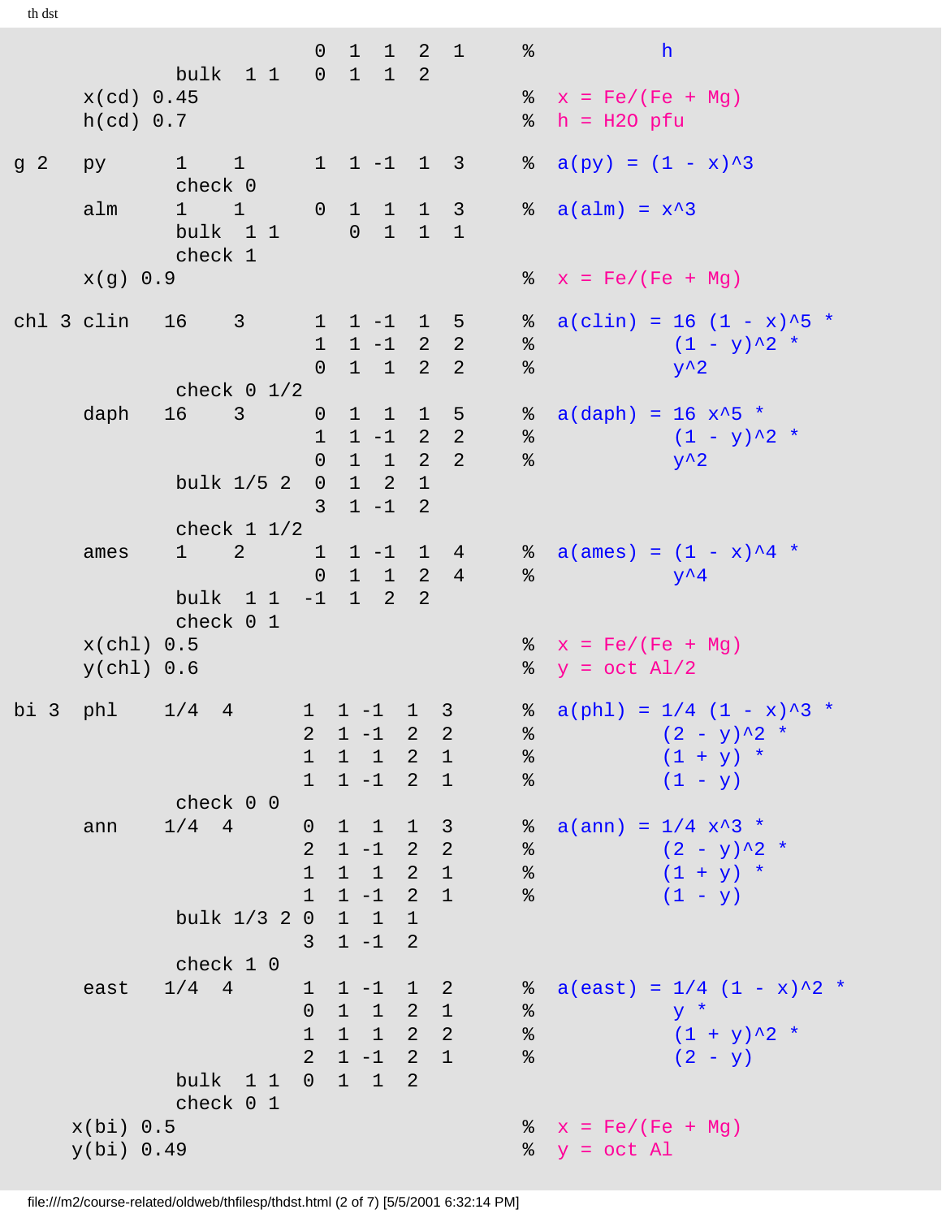```
                        0  1  1  2  1      %          h
            bulk  1 1   0  1  1  2
    x(cd) 0.45                             %  x = Fe/(Fe + Mg)
    h(cd) 0.7                              %  h = H2O pfu

g 2   py      1    1    1  1 -1  1  3      %  a(py) = (1 - x)^3
            check 0
      alm     1    1    0  1  1  1  3      %  a(alm) = x^3
            bulk  1 1      0  1  1  1
            check 1
      x(g) 0.9                             %  x = Fe/(Fe + Mg)

chl 3 clin   16    3    1  1 -1  1  5      %  a(clin) = 16 (1 - x)^5 *
                        1  1 -1  2  2      %            (1 - y)^2 *
                        0  1  1  2  2      %            y^2
            check 0 1/2
      daph   16    3    0  1  1  1  5      %  a(daph) = 16 x^5 *
                        1  1 -1  2  2      %            (1 - y)^2 *
                        0  1  1  2  2      %            y^2
            bulk 1/5 2  0  1  2  1
                        3  1 -1  2
            check 1 1/2
      ames    1    2    1  1 -1  1  4      %  a(ames) = (1 - x)^4 *
                        0  1  1  2  4      %            y^4
            bulk  1 1  -1  1  2  2
            check 0 1
      x(chl) 0.5                           %  x = Fe/(Fe + Mg)
      y(chl) 0.6                           %  y = oct Al/2

bi 3  phl    1/4  4    1  1 -1  1  3       %  a(phl) = 1/4 (1 - x)^3 *
                       2  1 -1  2  2       %           (2 - y)^2 *
                       1  1  1  2  1       %           (1 + y) *
                       1  1 -1  2  1       %           (1 - y)
            check 0 0
      ann    1/4  4    0  1  1  1  3       %  a(ann) = 1/4 x^3 *
                       2  1 -1  2  2       %           (2 - y)^2 *
                       1  1  1  2  1       %           (1 + y) *
                       1  1 -1  2  1       %           (1 - y)
            bulk 1/3 2 0  1  1  1
                       3  1 -1  2
            check 1 0
      east   1/4  4    1  1 -1  1  2       %  a(east) = 1/4 (1 - x)^2 *
                       0  1  1  2  1       %            y *
                       1  1  1  2  2       %            (1 + y)^2 *
                       2  1 -1  2  1       %            (2 - y)
            bulk  1 1  0  1  1  2
            check 0 1
     x(bi) 0.5                             %  x = Fe/(Fe + Mg)
     y(bi) 0.49                            %  y = oct Al
```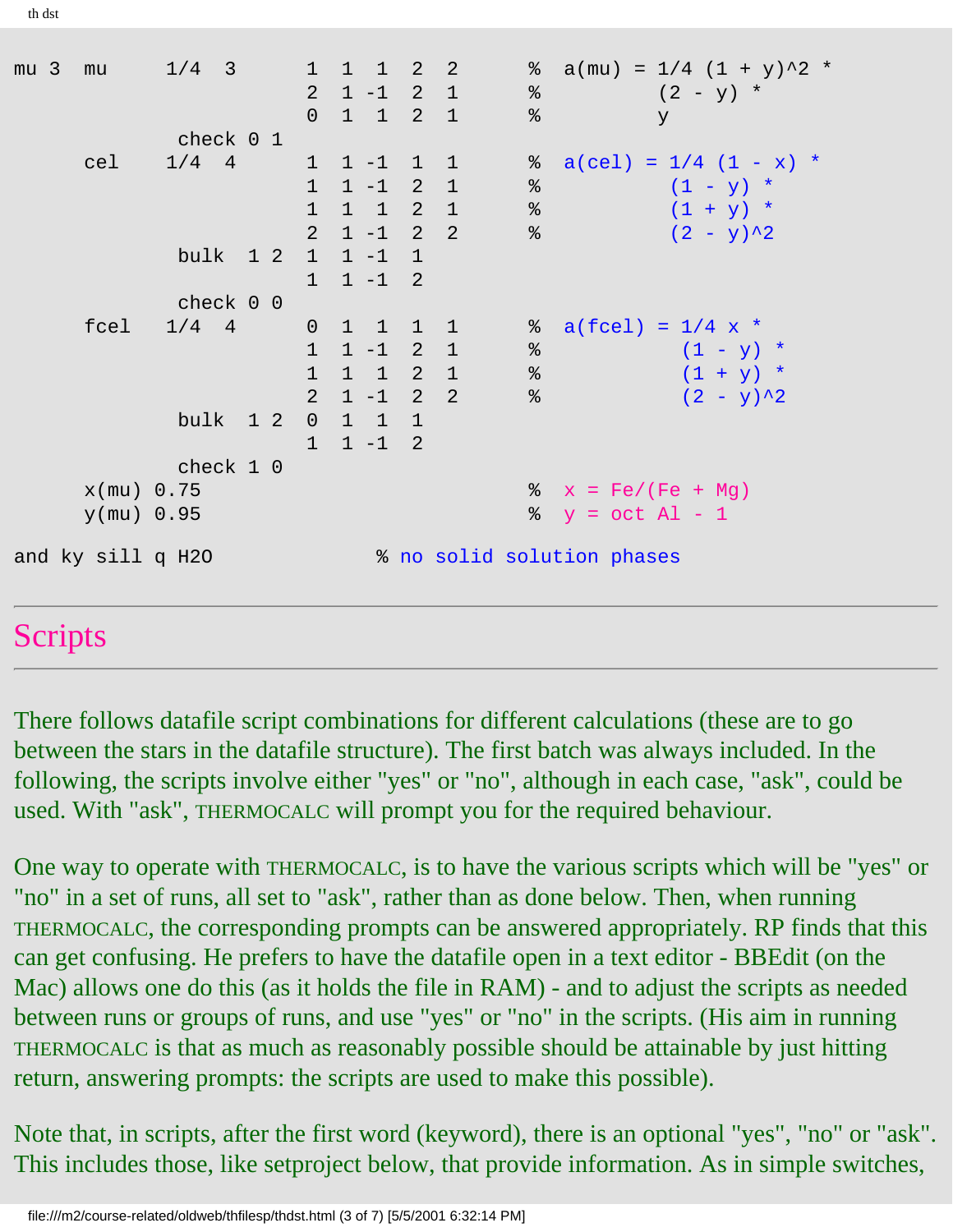```
mu 3  mu      1/4   3       1   1   1   2   2       %  a(mu) = 1/4 (1 + y)^2 *
                            2   1  -1   2   1       %          (2 - y) *
                            0   1   1   2   1       %          y
              check 0 1
      cel     1/4   4       1   1  -1   1   1       %  a(cel) = 1/4 (1 - x) *
                            1   1  -1   2   1       %           (1 - y) *
                            1   1   1   2   1       %           (1 + y) *
                            2   1  -1   2   2       %           (2 - y)^2
              bulk  1 2     1   1  -1   1
                            1   1  -1   2
              check 0 0
      fcel    1/4   4       0   1   1   1   1       %  a(fcel) = 1/4 x *
                            1   1  -1   2   1       %            (1 - y) *
                            1   1   1   2   1       %            (1 + y) *
                            2   1  -1   2   2       %            (2 - y)^2
              bulk  1 2     0   1   1   1
                            1   1  -1   2
              check 1 0
      x(mu) 0.75                                    %  x = Fe/(Fe + Mg)
      y(mu) 0.95                                    %  y = oct Al - 1

and ky sill q H2O               % no solid solution phases
```

## Scripts

There follows datafile script combinations for different calculations (these are to go between the stars in the datafile structure). The first batch was always included. In the following, the scripts involve either "yes" or "no", although in each case, "ask", could be used. With "ask", THERMOCALC will prompt you for the required behaviour.

One way to operate with THERMOCALC, is to have the various scripts which will be "yes" or "no" in a set of runs, all set to "ask", rather than as done below. Then, when running THERMOCALC, the corresponding prompts can be answered appropriately. RP finds that this can get confusing. He prefers to have the datafile open in a text editor - BBEdit (on the Mac) allows one do this (as it holds the file in RAM) - and to adjust the scripts as needed between runs or groups of runs, and use "yes" or "no" in the scripts. (His aim in running THERMOCALC is that as much as reasonably possible should be attainable by just hitting return, answering prompts: the scripts are used to make this possible).

Note that, in scripts, after the first word (keyword), there is an optional "yes", "no" or "ask". This includes those, like setproject below, that provide information. As in simple switches,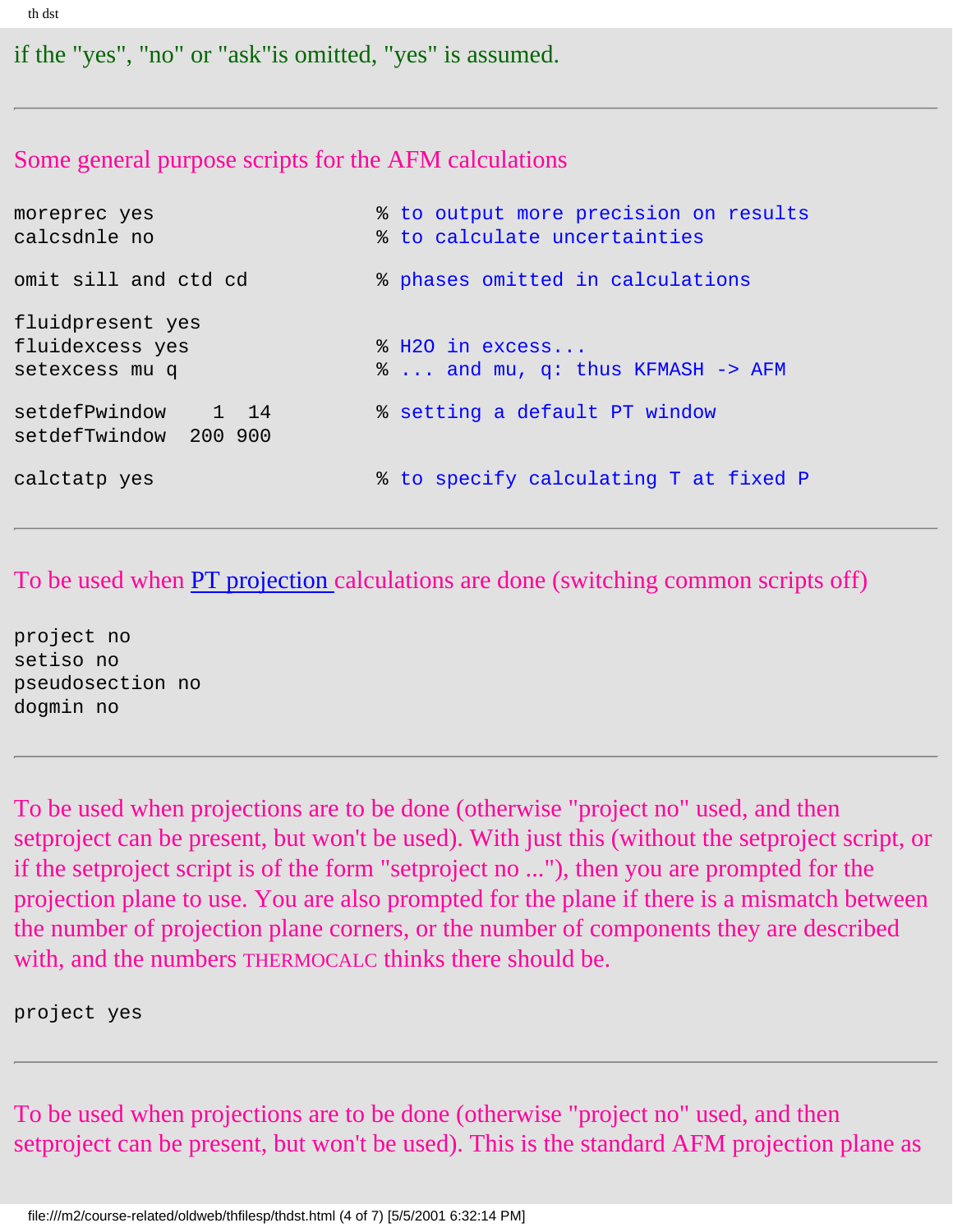if the "yes", "no" or "ask"is omitted, "yes" is assumed.

---

Some general purpose scripts for the AFM calculations

```
moreprec yes                  % to output more precision on results
calcsdnle no                  % to calculate uncertainties

omit sill and ctd cd          % phases omitted in calculations

fluidpresent yes
fluidexcess yes               % H2O in excess...
setexcess mu q                % ... and mu, q: thus KFMASH -> AFM

setdefPwindow    1  14        % setting a default PT window
setdefTwindow  200 900

calctatp yes                  % to specify calculating T at fixed P
```

---

To be used when PT projection calculations are done (switching common scripts off)

```
project no
setiso no
pseudosection no
dogmin no
```

---

To be used when projections are to be done (otherwise "project no" used, and then setproject can be present, but won't be used). With just this (without the setproject script, or if the setproject script is of the form "setproject no ..."), then you are prompted for the projection plane to use. You are also prompted for the plane if there is a mismatch between the number of projection plane corners, or the number of components they are described with, and the numbers THERMOCALC thinks there should be.

```
project yes
```

---

To be used when projections are to be done (otherwise "project no" used, and then setproject can be present, but won't be used). This is the standard AFM projection plane as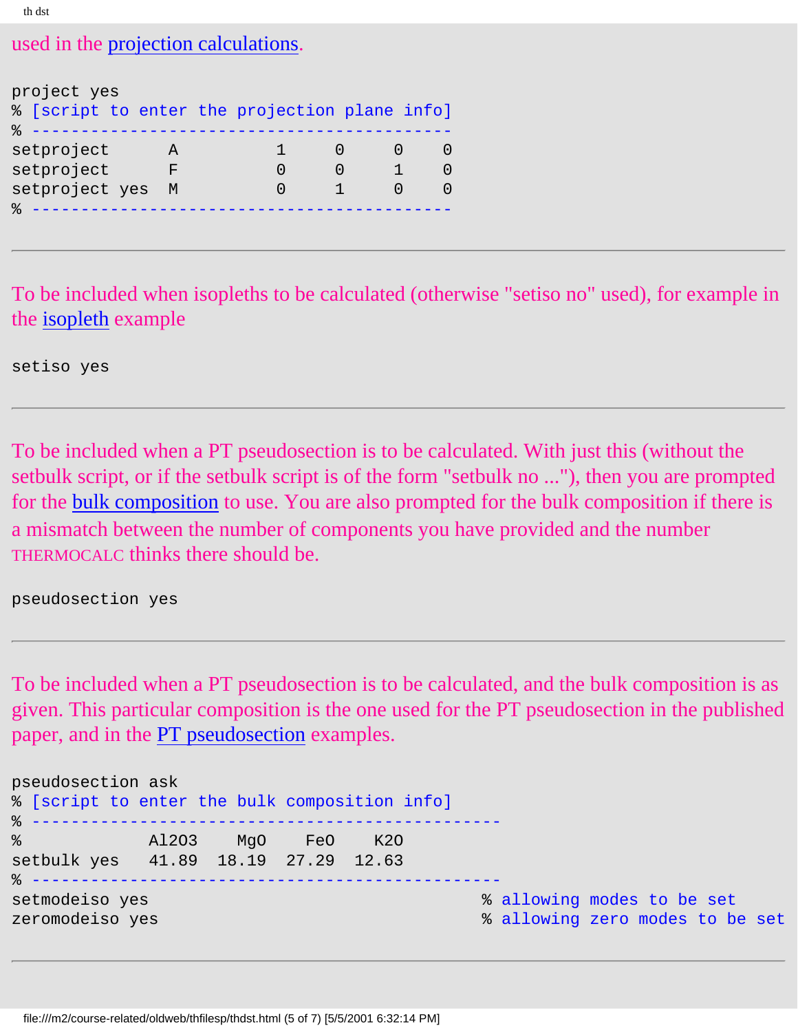used in the projection calculations.

```
project yes
% [script to enter the projection plane info]
% ------------------------------------------
setproject      A         1     0     0    0
setproject      F         0     0     1    0
setproject yes  M         0     1     0    0
% ------------------------------------------
```

---

To be included when isopleths to be calculated (otherwise "setiso no" used), for example in the isopleth example

```
setiso yes
```

---

To be included when a PT pseudosection is to be calculated. With just this (without the setbulk script, or if the setbulk script is of the form "setbulk no ..."), then you are prompted for the bulk composition to use. You are also prompted for the bulk composition if there is a mismatch between the number of components you have provided and the number THERMOCALC thinks there should be.

```
pseudosection yes
```

---

To be included when a PT pseudosection is to be calculated, and the bulk composition is as given. This particular composition is the one used for the PT pseudosection in the published paper, and in the PT pseudosection examples.

```
pseudosection ask
% [script to enter the bulk composition info]
% ---------------------------------------------------
%              Al2O3    MgO    FeO    K2O
setbulk yes    41.89  18.19  27.29  12.63
% ---------------------------------------------------
setmodeiso yes                                   % allowing modes to be set
zeromodeiso yes                                  % allowing zero modes to be set
```

---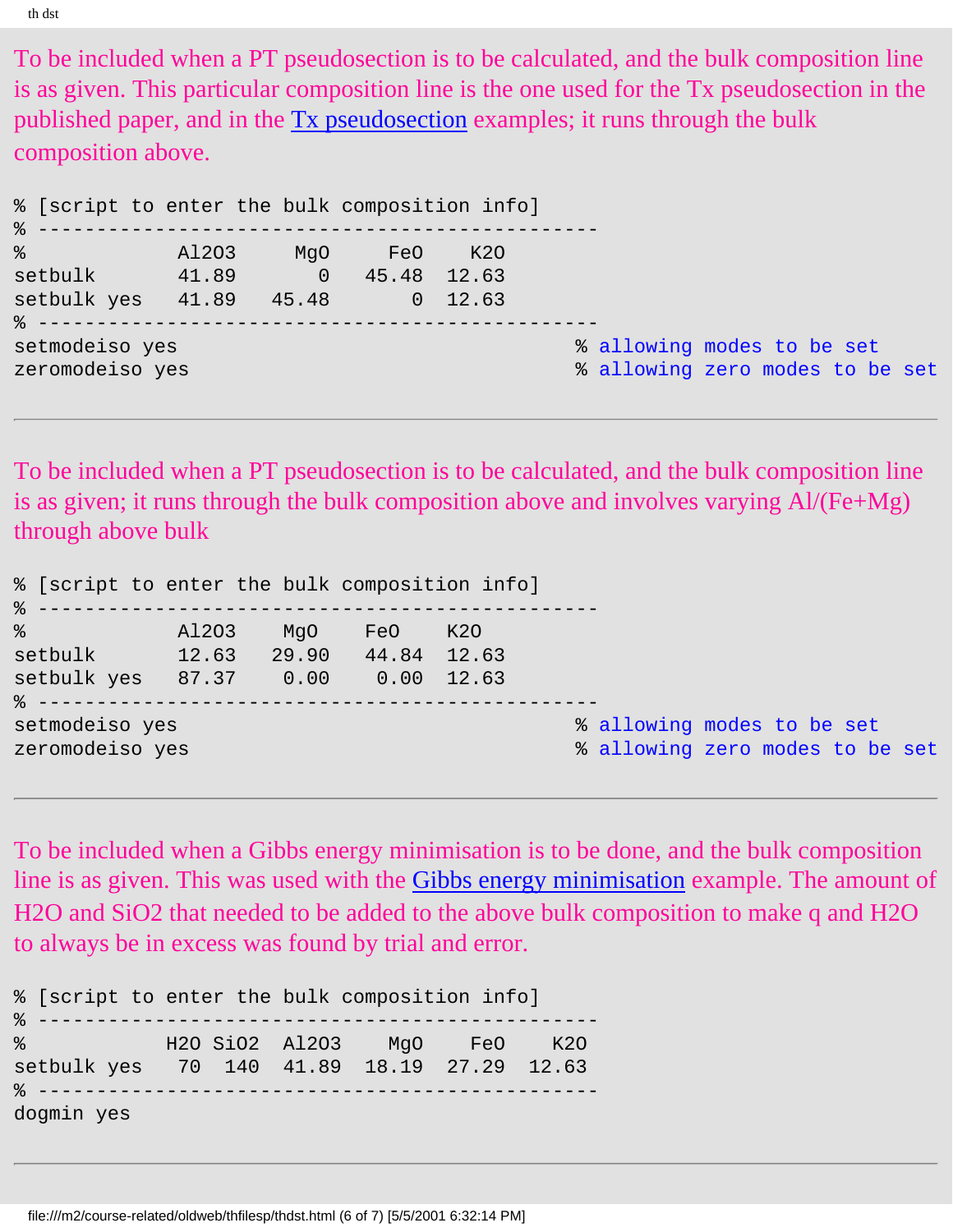To be included when a PT pseudosection is to be calculated, and the bulk composition line is as given. This particular composition line is the one used for the Tx pseudosection in the published paper, and in the Tx pseudosection examples; it runs through the bulk composition above.

```
% [script to enter the bulk composition info]
% -----------------------------------------------
%              Al2O3     MgO     FeO    K2O
setbulk        41.89       0   45.48  12.63
setbulk yes    41.89   45.48       0  12.63
% -----------------------------------------------
setmodeiso yes                                   % allowing modes to be set
zeromodeiso yes                                  % allowing zero modes to be set
```

---

To be included when a PT pseudosection is to be calculated, and the bulk composition line is as given; it runs through the bulk composition above and involves varying Al/(Fe+Mg) through above bulk

```
% [script to enter the bulk composition info]
% -----------------------------------------------
%              Al2O3    MgO    FeO    K2O
setbulk        12.63   29.90  44.84  12.63
setbulk yes    87.37    0.00   0.00  12.63
% -----------------------------------------------
setmodeiso yes                                   % allowing modes to be set
zeromodeiso yes                                  % allowing zero modes to be set
```

---

To be included when a Gibbs energy minimisation is to be done, and the bulk composition line is as given. This was used with the Gibbs energy minimisation example. The amount of H2O and SiO2 that needed to be added to the above bulk composition to make q and H2O to always be in excess was found by trial and error.

```
% [script to enter the bulk composition info]
% -----------------------------------------------
%             H2O SiO2  Al2O3    MgO    FeO    K2O
setbulk yes    70  140  41.89  18.19  27.29  12.63
% -----------------------------------------------
dogmin yes
```

---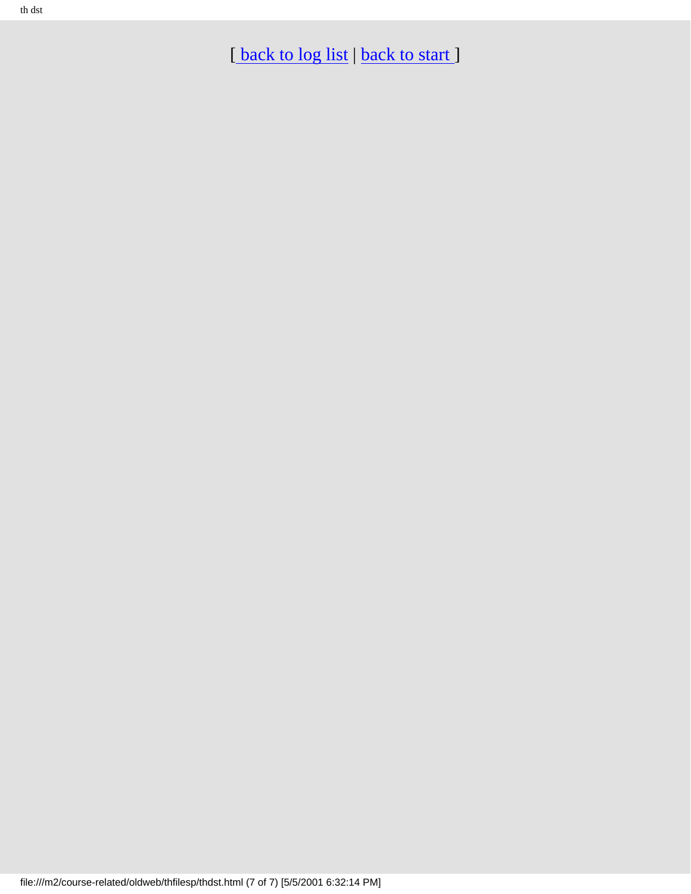[ back to log list | back to start ]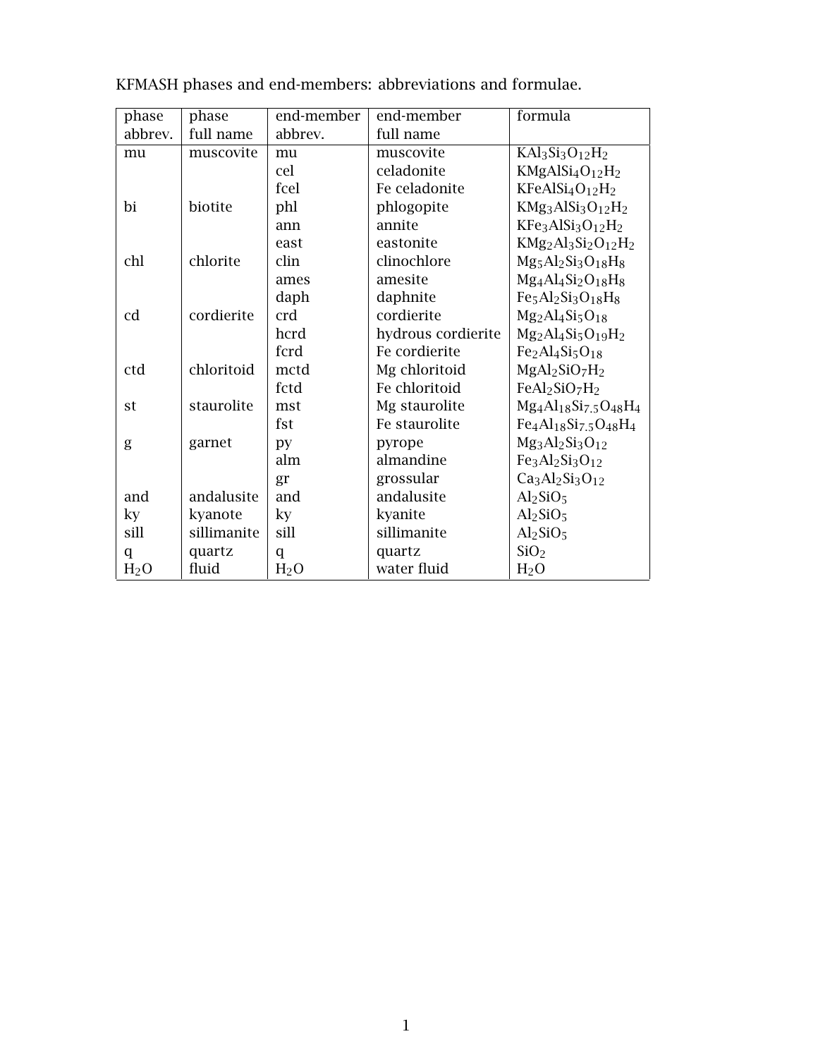KFMASH phases and end-members: abbreviations and formulae.

| phase abbrev. | phase full name | end-member abbrev. | end-member full name | formula |
|---|---|---|---|---|
| mu | muscovite | mu | muscovite | $KAl_3Si_3O_{12}H_2$ |
| | | cel | celadonite | $KMgAlSi_4O_{12}H_2$ |
| | | fcel | Fe celadonite | $KFeAlSi_4O_{12}H_2$ |
| bi | biotite | phl | phlogopite | $KMg_3AlSi_3O_{12}H_2$ |
| | | ann | annite | $KFe_3AlSi_3O_{12}H_2$ |
| | | east | eastonite | $KMg_2Al_3Si_2O_{12}H_2$ |
| chl | chlorite | clin | clinochlore | $Mg_5Al_2Si_3O_{18}H_8$ |
| | | ames | amesite | $Mg_4Al_4Si_2O_{18}H_8$ |
| | | daph | daphnite | $Fe_5Al_2Si_3O_{18}H_8$ |
| cd | cordierite | crd | cordierite | $Mg_2Al_4Si_5O_{18}$ |
| | | hcrd | hydrous cordierite | $Mg_2Al_4Si_5O_{19}H_2$ |
| | | fcrd | Fe cordierite | $Fe_2Al_4Si_5O_{18}$ |
| ctd | chloritoid | mctd | Mg chloritoid | $MgAl_2SiO_7H_2$ |
| | | fctd | Fe chloritoid | $FeAl_2SiO_7H_2$ |
| st | staurolite | mst | Mg staurolite | $Mg_4Al_{18}Si_{7.5}O_{48}H_4$ |
| | | fst | Fe staurolite | $Fe_4Al_{18}Si_{7.5}O_{48}H_4$ |
| g | garnet | py | pyrope | $Mg_3Al_2Si_3O_{12}$ |
| | | alm | almandine | $Fe_3Al_2Si_3O_{12}$ |
| | | gr | grossular | $Ca_3Al_2Si_3O_{12}$ |
| and | andalusite | and | andalusite | $Al_2SiO_5$ |
| ky | kyanote | ky | kyanite | $Al_2SiO_5$ |
| sill | sillimanite | sill | sillimanite | $Al_2SiO_5$ |
| q | quartz | q | quartz | $SiO_2$ |
| $H_2O$ | fluid | $H_2O$ | water fluid | $H_2O$ |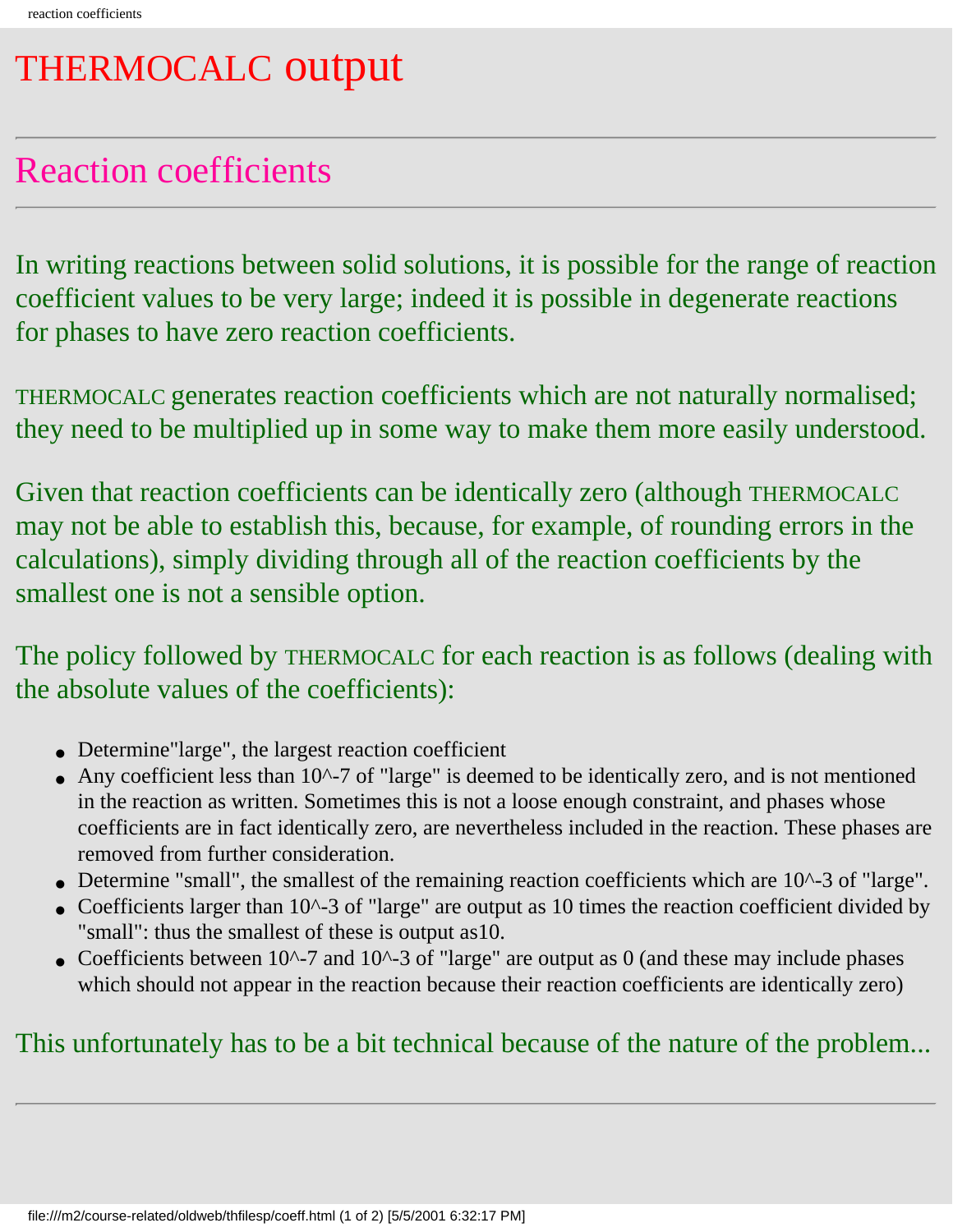# THERMOCALC output

## Reaction coefficients

In writing reactions between solid solutions, it is possible for the range of reaction coefficient values to be very large; indeed it is possible in degenerate reactions for phases to have zero reaction coefficients.

THERMOCALC generates reaction coefficients which are not naturally normalised; they need to be multiplied up in some way to make them more easily understood.

Given that reaction coefficients can be identically zero (although THERMOCALC may not be able to establish this, because, for example, of rounding errors in the calculations), simply dividing through all of the reaction coefficients by the smallest one is not a sensible option.

The policy followed by THERMOCALC for each reaction is as follows (dealing with the absolute values of the coefficients):

- Determine"large", the largest reaction coefficient
- Any coefficient less than 10^-7 of "large" is deemed to be identically zero, and is not mentioned in the reaction as written. Sometimes this is not a loose enough constraint, and phases whose coefficients are in fact identically zero, are nevertheless included in the reaction. These phases are removed from further consideration.
- Determine "small", the smallest of the remaining reaction coefficients which are 10^-3 of "large".
- Coefficients larger than 10^-3 of "large" are output as 10 times the reaction coefficient divided by "small": thus the smallest of these is output as10.
- Coefficients between 10^-7 and 10^-3 of "large" are output as 0 (and these may include phases which should not appear in the reaction because their reaction coefficients are identically zero)

This unfortunately has to be a bit technical because of the nature of the problem...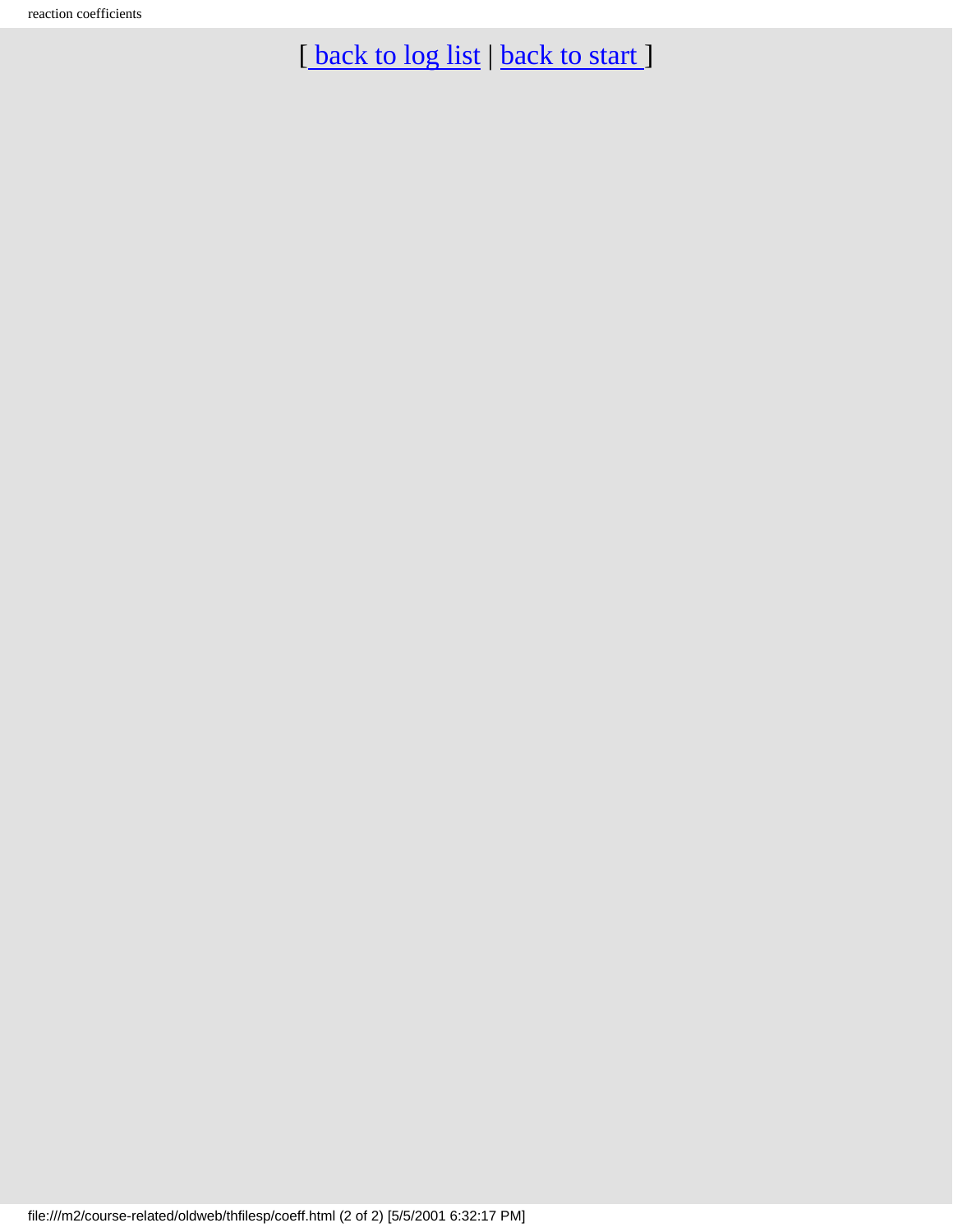[ back to log list | back to start ]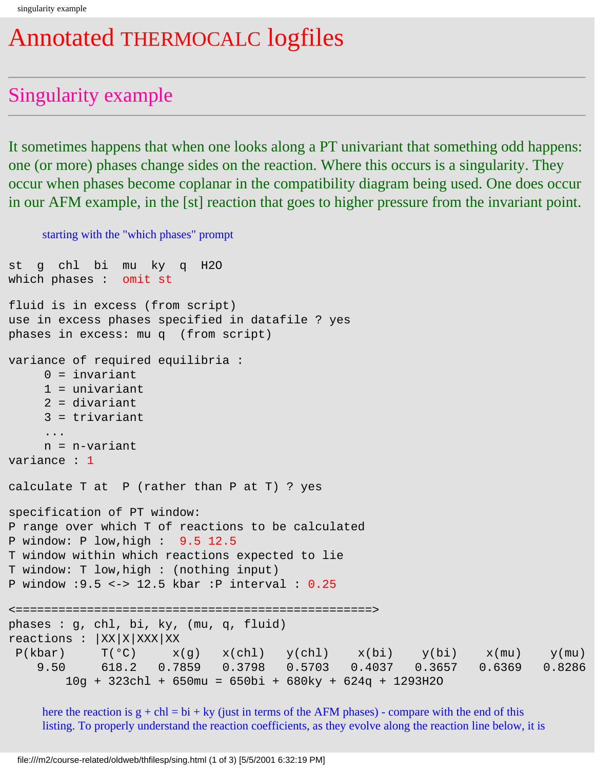# Annotated THERMOCALC logfiles

## Singularity example

It sometimes happens that when one looks along a PT univariant that something odd happens: one (or more) phases change sides on the reaction. Where this occurs is a singularity. They occur when phases become coplanar in the compatibility diagram being used. One does occur in our AFM example, in the [st] reaction that goes to higher pressure from the invariant point.

starting with the "which phases" prompt

```
st  g  chl  bi  mu  ky  q  H2O
which phases :  omit st

fluid is in excess (from script)
use in excess phases specified in datafile ? yes
phases in excess: mu q  (from script)

variance of required equilibria :
     0 = invariant
     1 = univariant
     2 = divariant
     3 = trivariant
     ...
     n = n-variant
variance : 1

calculate T at  P (rather than P at T) ? yes

specification of PT window:
P range over which T of reactions to be calculated
P window: P low,high :  9.5 12.5
T window within which reactions expected to lie
T window: T low,high : (nothing input)
P window :9.5 <-> 12.5 kbar :P interval : 0.25

<==================================================>
phases : g, chl, bi, ky, (mu, q, fluid)
reactions : |XX|X|XXX|XX
 P(kbar)     T(°C)     x(g)    x(chl)   y(chl)    x(bi)    y(bi)    x(mu)    y(mu)
    9.50     618.2   0.7859   0.3798   0.5703   0.4037   0.3657   0.6369   0.8286
        10g + 323chl + 650mu = 650bi + 680ky + 624q + 1293H2O
```

here the reaction is g + chl = bi + ky (just in terms of the AFM phases) - compare with the end of this listing. To properly understand the reaction coefficients, as they evolve along the reaction line below, it is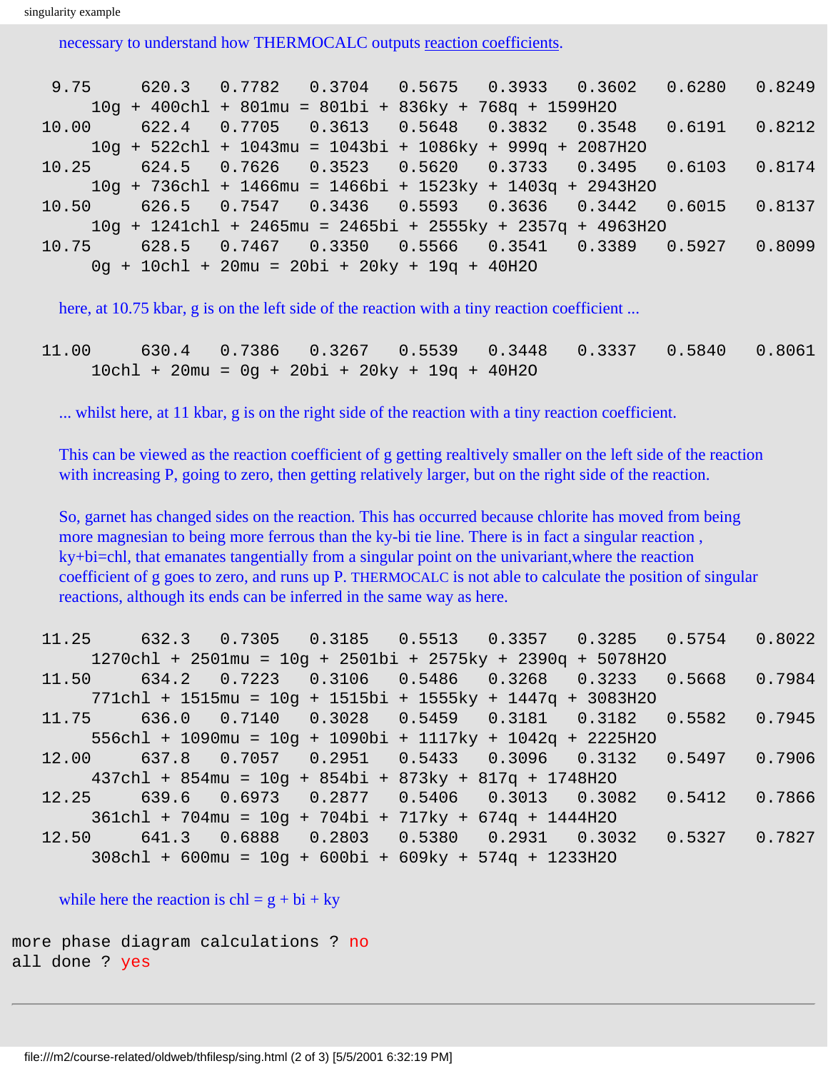necessary to understand how THERMOCALC outputs reaction coefficients.

```
  9.75     620.3   0.7782   0.3704   0.5675   0.3933   0.3602   0.6280   0.8249
      10g + 400chl + 801mu = 801bi + 836ky + 768q + 1599H2O
 10.00     622.4   0.7705   0.3613   0.5648   0.3832   0.3548   0.6191   0.8212
      10g + 522chl + 1043mu = 1043bi + 1086ky + 999q + 2087H2O
 10.25     624.5   0.7626   0.3523   0.5620   0.3733   0.3495   0.6103   0.8174
      10g + 736chl + 1466mu = 1466bi + 1523ky + 1403q + 2943H2O
 10.50     626.5   0.7547   0.3436   0.5593   0.3636   0.3442   0.6015   0.8137
      10g + 1241chl + 2465mu = 2465bi + 2555ky + 2357q + 4963H2O
 10.75     628.5   0.7467   0.3350   0.5566   0.3541   0.3389   0.5927   0.8099
      0g + 10chl + 20mu = 20bi + 20ky + 19q + 40H2O
```

here, at 10.75 kbar, g is on the left side of the reaction with a tiny reaction coefficient ...

```
 11.00     630.4   0.7386   0.3267   0.5539   0.3448   0.3337   0.5840   0.8061
      10chl + 20mu = 0g + 20bi + 20ky + 19q + 40H2O
```

... whilst here, at 11 kbar, g is on the right side of the reaction with a tiny reaction coefficient.

This can be viewed as the reaction coefficient of g getting realtively smaller on the left side of the reaction with increasing P, going to zero, then getting relatively larger, but on the right side of the reaction.

So, garnet has changed sides on the reaction. This has occurred because chlorite has moved from being more magnesian to being more ferrous than the ky-bi tie line. There is in fact a singular reaction , ky+bi=chl, that emanates tangentially from a singular point on the univariant,where the reaction coefficient of g goes to zero, and runs up P. THERMOCALC is not able to calculate the position of singular reactions, although its ends can be inferred in the same way as here.

```
 11.25     632.3   0.7305   0.3185   0.5513   0.3357   0.3285   0.5754   0.8022
      1270chl + 2501mu = 10g + 2501bi + 2575ky + 2390q + 5078H2O
 11.50     634.2   0.7223   0.3106   0.5486   0.3268   0.3233   0.5668   0.7984
      771chl + 1515mu = 10g + 1515bi + 1555ky + 1447q + 3083H2O
 11.75     636.0   0.7140   0.3028   0.5459   0.3181   0.3182   0.5582   0.7945
      556chl + 1090mu = 10g + 1090bi + 1117ky + 1042q + 2225H2O
 12.00     637.8   0.7057   0.2951   0.5433   0.3096   0.3132   0.5497   0.7906
      437chl + 854mu = 10g + 854bi + 873ky + 817q + 1748H2O
 12.25     639.6   0.6973   0.2877   0.5406   0.3013   0.3082   0.5412   0.7866
      361chl + 704mu = 10g + 704bi + 717ky + 674q + 1444H2O
 12.50     641.3   0.6888   0.2803   0.5380   0.2931   0.3032   0.5327   0.7827
      308chl + 600mu = 10g + 600bi + 609ky + 574q + 1233H2O
```

while here the reaction is chl = g + bi + ky

```
more phase diagram calculations ? no
all done ? yes
```

---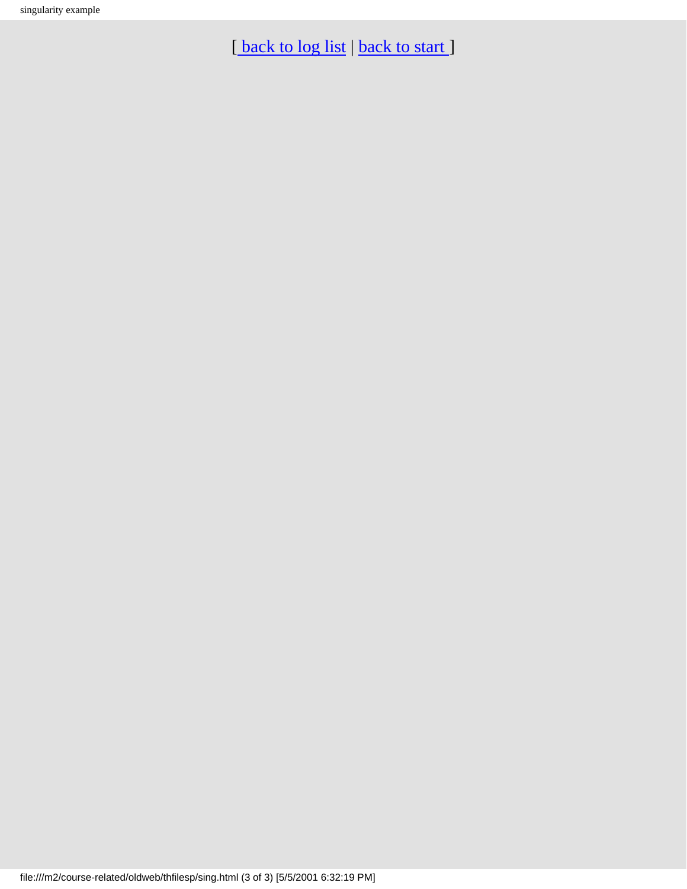[ back to log list | back to start ]